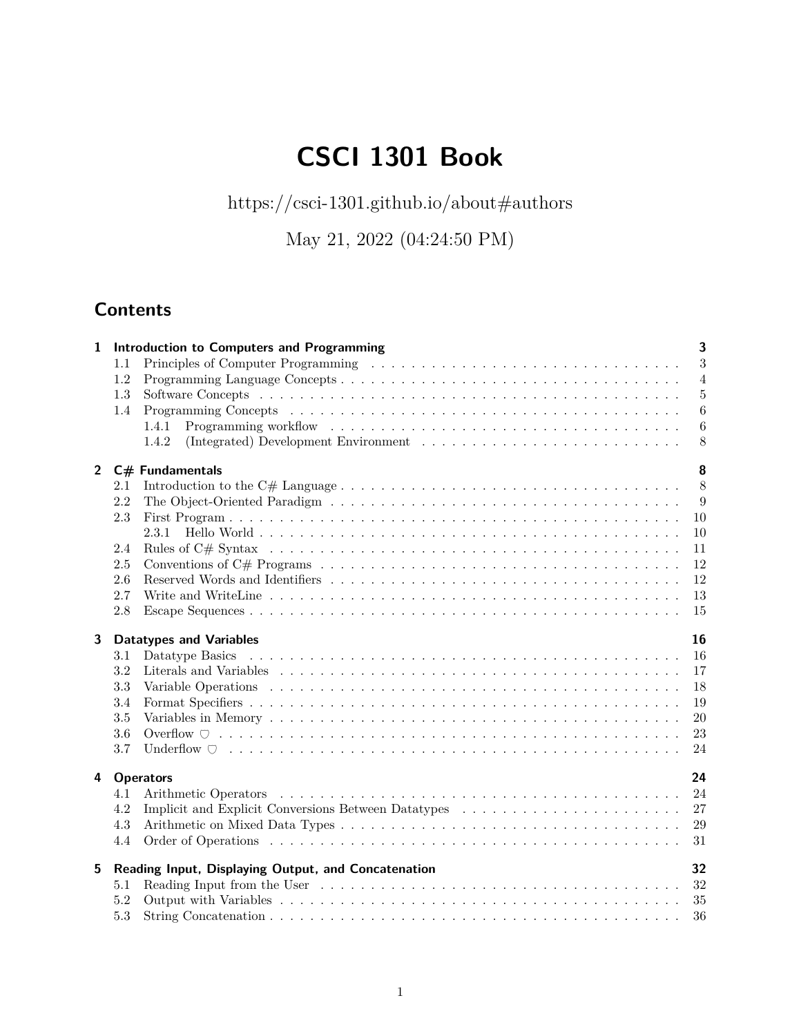# CSCI 1301 Book

https://csci-1301.github.io/about#authors

May 21, 2022 (04:24:50 PM)

## Contents

**1 Introduction to Computers and Programming** — **3**
- 1.1 Principles of Computer Programming — 3
- 1.2 Programming Language Concepts — 4
- 1.3 Software Concepts — 5
- 1.4 Programming Concepts — 6
  - 1.4.1 Programming workflow — 6
  - 1.4.2 (Integrated) Development Environment — 8

**2 C# Fundamentals** — **8**
- 2.1 Introduction to the C# Language — 8
- 2.2 The Object-Oriented Paradigm — 9
- 2.3 First Program — 10
  - 2.3.1 Hello World — 10
- 2.4 Rules of C# Syntax — 11
- 2.5 Conventions of C# Programs — 12
- 2.6 Reserved Words and Identifiers — 12
- 2.7 Write and WriteLine — 13
- 2.8 Escape Sequences — 15

**3 Datatypes and Variables** — **16**
- 3.1 Datatype Basics — 16
- 3.2 Literals and Variables — 17
- 3.3 Variable Operations — 18
- 3.4 Format Specifiers — 19
- 3.5 Variables in Memory — 20
- 3.6 Overflow ♡ — 23
- 3.7 Underflow ♡ — 24

**4 Operators** — **24**
- 4.1 Arithmetic Operators — 24
- 4.2 Implicit and Explicit Conversions Between Datatypes — 27
- 4.3 Arithmetic on Mixed Data Types — 29
- 4.4 Order of Operations — 31

**5 Reading Input, Displaying Output, and Concatenation** — **32**
- 5.1 Reading Input from the User — 32
- 5.2 Output with Variables — 35
- 5.3 String Concatenation — 36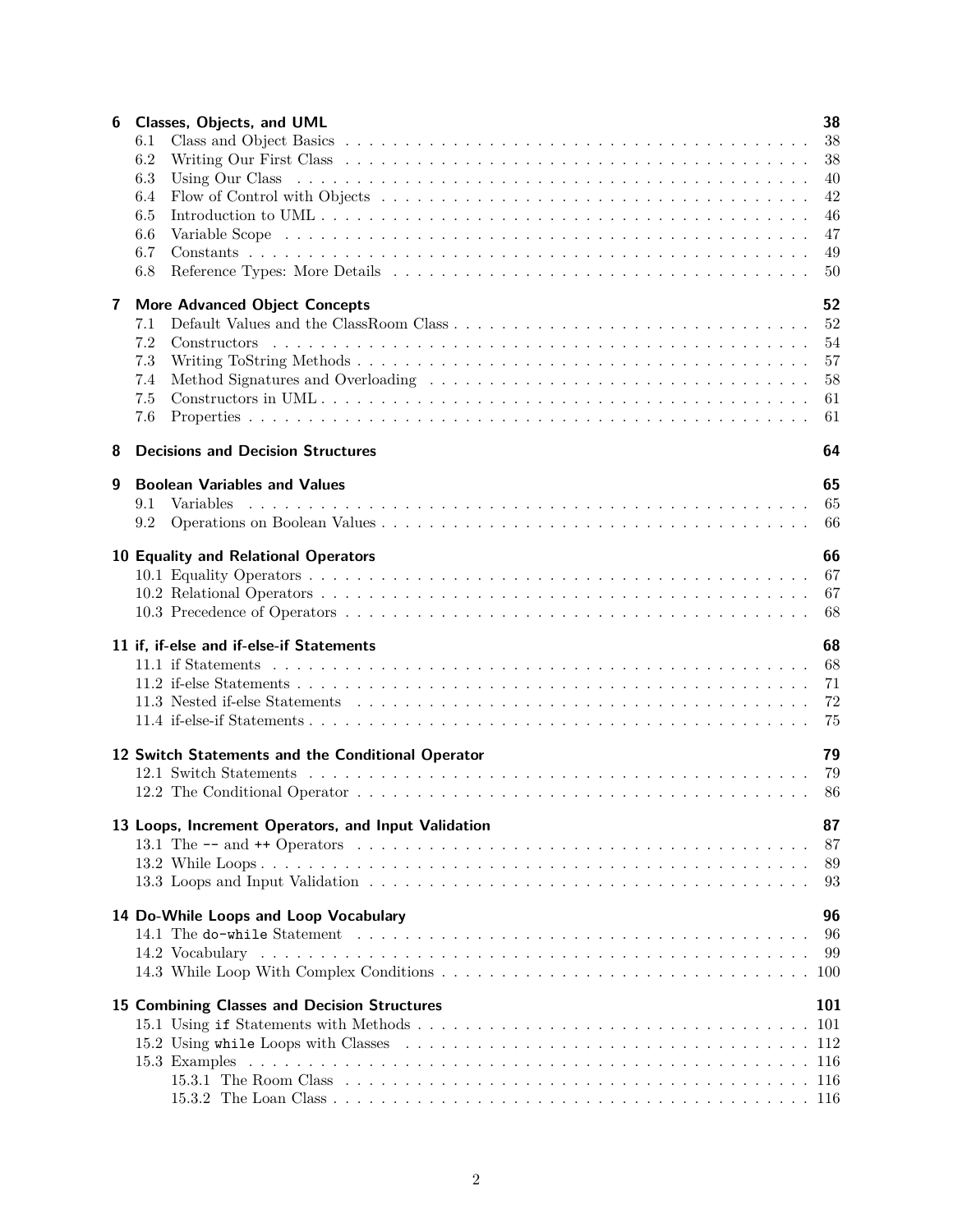**6 Classes, Objects, and UML** 38
- 6.1 Class and Object Basics 38
- 6.2 Writing Our First Class 38
- 6.3 Using Our Class 40
- 6.4 Flow of Control with Objects 42
- 6.5 Introduction to UML 46
- 6.6 Variable Scope 47
- 6.7 Constants 49
- 6.8 Reference Types: More Details 50

**7 More Advanced Object Concepts** 52
- 7.1 Default Values and the ClassRoom Class 52
- 7.2 Constructors 54
- 7.3 Writing ToString Methods 57
- 7.4 Method Signatures and Overloading 58
- 7.5 Constructors in UML 61
- 7.6 Properties 61

**8 Decisions and Decision Structures** 64

**9 Boolean Variables and Values** 65
- 9.1 Variables 65
- 9.2 Operations on Boolean Values 66

**10 Equality and Relational Operators** 66
- 10.1 Equality Operators 67
- 10.2 Relational Operators 67
- 10.3 Precedence of Operators 68

**11 if, if-else and if-else-if Statements** 68
- 11.1 if Statements 68
- 11.2 if-else Statements 71
- 11.3 Nested if-else Statements 72
- 11.4 if-else-if Statements 75

**12 Switch Statements and the Conditional Operator** 79
- 12.1 Switch Statements 79
- 12.2 The Conditional Operator 86

**13 Loops, Increment Operators, and Input Validation** 87
- 13.1 The `--` and `++` Operators 87
- 13.2 While Loops 89
- 13.3 Loops and Input Validation 93

**14 Do-While Loops and Loop Vocabulary** 96
- 14.1 The `do-while` Statement 96
- 14.2 Vocabulary 99
- 14.3 While Loop With Complex Conditions 100

**15 Combining Classes and Decision Structures** 101
- 15.1 Using `if` Statements with Methods 101
- 15.2 Using `while` Loops with Classes 112
- 15.3 Examples 116
  - 15.3.1 The Room Class 116
  - 15.3.2 The Loan Class 116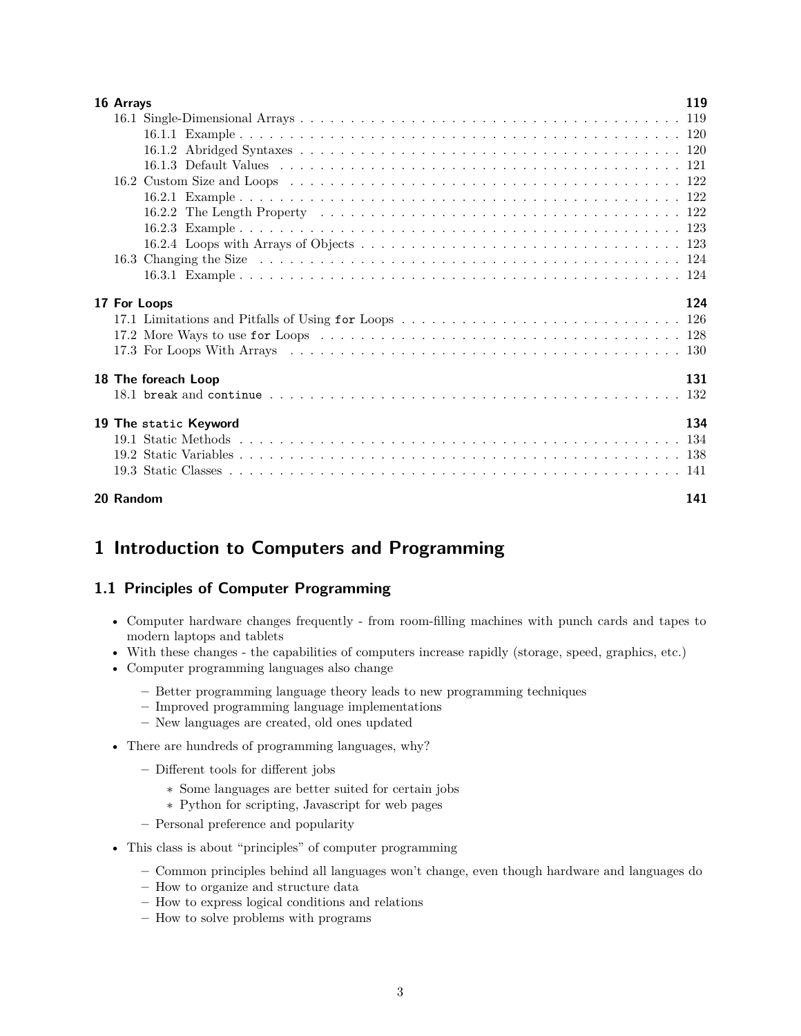**16 Arrays** ... 119

- 16.1 Single-Dimensional Arrays ... 119
  - 16.1.1 Example ... 120
  - 16.1.2 Abridged Syntaxes ... 120
  - 16.1.3 Default Values ... 121
- 16.2 Custom Size and Loops ... 122
  - 16.2.1 Example ... 122
  - 16.2.2 The Length Property ... 122
  - 16.2.3 Example ... 123
  - 16.2.4 Loops with Arrays of Objects ... 123
- 16.3 Changing the Size ... 124
  - 16.3.1 Example ... 124

**17 For Loops** ... 124

- 17.1 Limitations and Pitfalls of Using `for` Loops ... 126
- 17.2 More Ways to use `for` Loops ... 128
- 17.3 For Loops With Arrays ... 130

**18 The foreach Loop** ... 131

- 18.1 `break` and `continue` ... 132

**19 The `static` Keyword** ... 134

- 19.1 Static Methods ... 134
- 19.2 Static Variables ... 138
- 19.3 Static Classes ... 141

**20 Random** ... 141

# 1 Introduction to Computers and Programming

## 1.1 Principles of Computer Programming

- Computer hardware changes frequently - from room-filling machines with punch cards and tapes to modern laptops and tablets
- With these changes - the capabilities of computers increase rapidly (storage, speed, graphics, etc.)
- Computer programming languages also change
  - Better programming language theory leads to new programming techniques
  - Improved programming language implementations
  - New languages are created, old ones updated
- There are hundreds of programming languages, why?
  - Different tools for different jobs
    - Some languages are better suited for certain jobs
    - Python for scripting, Javascript for web pages
  - Personal preference and popularity
- This class is about "principles" of computer programming
  - Common principles behind all languages won't change, even though hardware and languages do
  - How to organize and structure data
  - How to express logical conditions and relations
  - How to solve problems with programs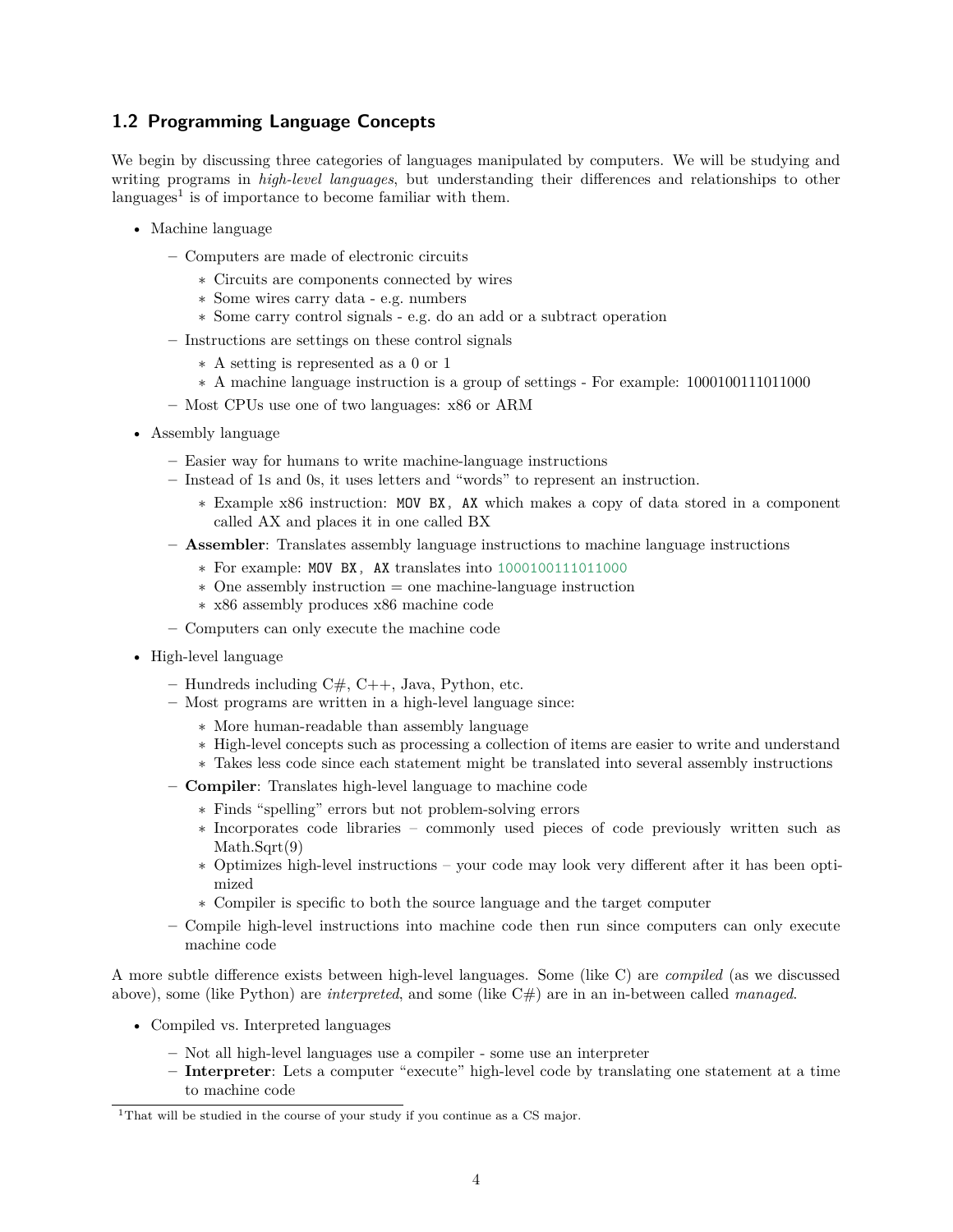## 1.2 Programming Language Concepts

We begin by discussing three categories of languages manipulated by computers. We will be studying and writing programs in *high-level languages*, but understanding their differences and relationships to other languages[1] is of importance to become familiar with them.

- Machine language
  - Computers are made of electronic circuits
    - Circuits are components connected by wires
    - Some wires carry data - e.g. numbers
    - Some carry control signals - e.g. do an add or a subtract operation
  - Instructions are settings on these control signals
    - A setting is represented as a 0 or 1
    - A machine language instruction is a group of settings - For example: 1000100111011000
  - Most CPUs use one of two languages: x86 or ARM
- Assembly language
  - Easier way for humans to write machine-language instructions
  - Instead of 1s and 0s, it uses letters and "words" to represent an instruction.
    - Example x86 instruction: `MOV BX, AX` which makes a copy of data stored in a component called AX and places it in one called BX
  - **Assembler**: Translates assembly language instructions to machine language instructions
    - For example: `MOV BX, AX` translates into `1000100111011000`
    - One assembly instruction = one machine-language instruction
    - x86 assembly produces x86 machine code
  - Computers can only execute the machine code
- High-level language
  - Hundreds including C#, C++, Java, Python, etc.
  - Most programs are written in a high-level language since:
    - More human-readable than assembly language
    - High-level concepts such as processing a collection of items are easier to write and understand
    - Takes less code since each statement might be translated into several assembly instructions
  - **Compiler**: Translates high-level language to machine code
    - Finds "spelling" errors but not problem-solving errors
    - Incorporates code libraries – commonly used pieces of code previously written such as Math.Sqrt(9)
    - Optimizes high-level instructions – your code may look very different after it has been optimized
    - Compiler is specific to both the source language and the target computer
  - Compile high-level instructions into machine code then run since computers can only execute machine code

A more subtle difference exists between high-level languages. Some (like C) are *compiled* (as we discussed above), some (like Python) are *interpreted*, and some (like C#) are in an in-between called *managed*.

- Compiled vs. Interpreted languages
  - Not all high-level languages use a compiler - some use an interpreter
  - **Interpreter**: Lets a computer "execute" high-level code by translating one statement at a time to machine code

---

[1] That will be studied in the course of your study if you continue as a CS major.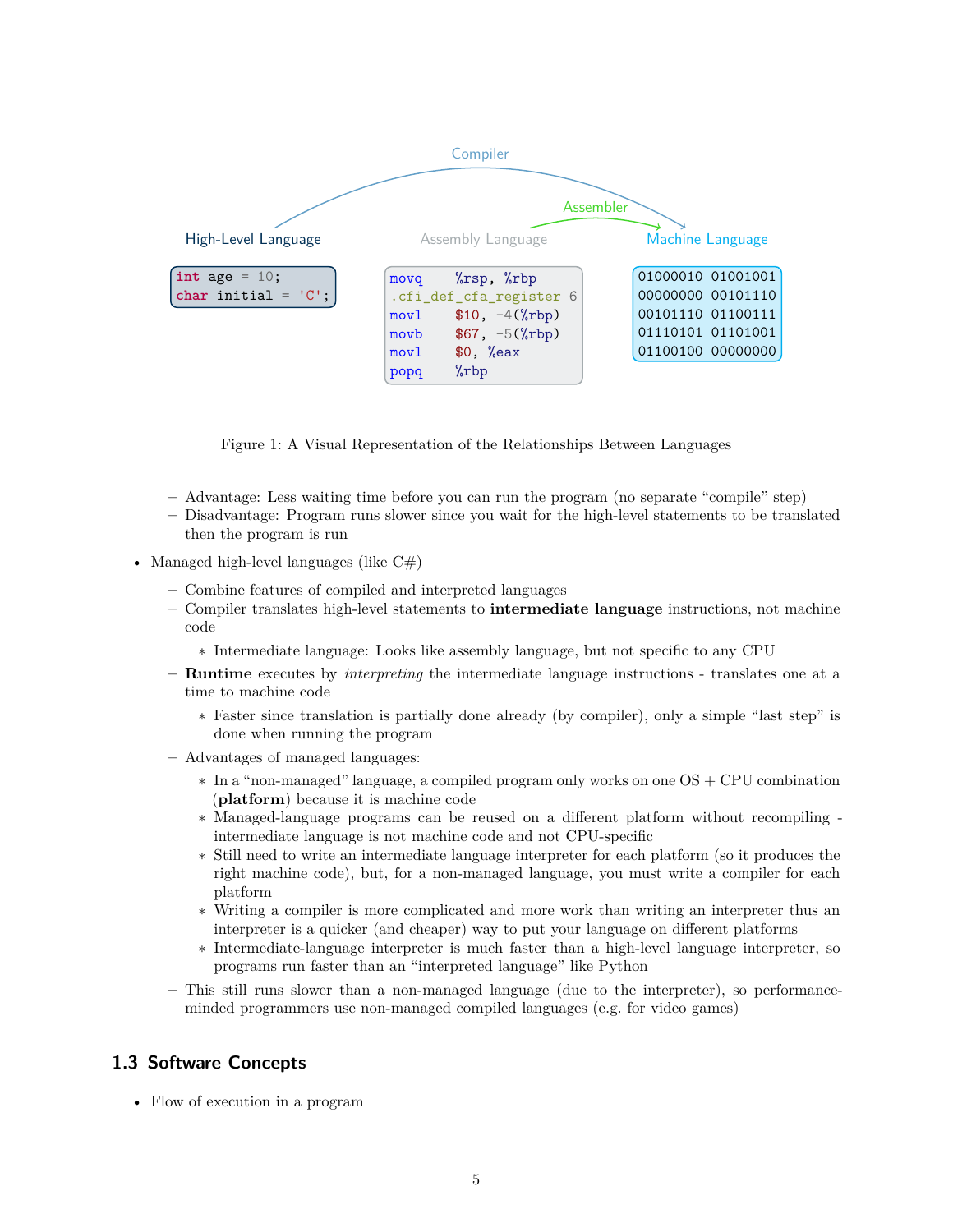Compiler

Assembler

High-Level Language

```
int age = 10;
char initial = 'C';
```

Assembly Language

```
movq    %rsp, %rbp
.cfi_def_cfa_register 6
movl    $10, -4(%rbp)
movb    $67, -5(%rbp)
movl    $0, %eax
popq    %rbp
```

Machine Language

```
01000010 01001001
00000000 00101110
00101110 01100111
01110101 01101001
01100100 00000000
```

Figure 1: A Visual Representation of the Relationships Between Languages

- Advantage: Less waiting time before you can run the program (no separate "compile" step)
- Disadvantage: Program runs slower since you wait for the high-level statements to be translated then the program is run

- Managed high-level languages (like C#)
  - Combine features of compiled and interpreted languages
  - Compiler translates high-level statements to **intermediate language** instructions, not machine code
    - Intermediate language: Looks like assembly language, but not specific to any CPU
  - **Runtime** executes by *interpreting* the intermediate language instructions - translates one at a time to machine code
    - Faster since translation is partially done already (by compiler), only a simple "last step" is done when running the program
  - Advantages of managed languages:
    - In a "non-managed" language, a compiled program only works on one OS + CPU combination (**platform**) because it is machine code
    - Managed-language programs can be reused on a different platform without recompiling - intermediate language is not machine code and not CPU-specific
    - Still need to write an intermediate language interpreter for each platform (so it produces the right machine code), but, for a non-managed language, you must write a compiler for each platform
    - Writing a compiler is more complicated and more work than writing an interpreter thus an interpreter is a quicker (and cheaper) way to put your language on different platforms
    - Intermediate-language interpreter is much faster than a high-level language interpreter, so programs run faster than an "interpreted language" like Python
  - This still runs slower than a non-managed language (due to the interpreter), so performance-minded programmers use non-managed compiled languages (e.g. for video games)

## 1.3 Software Concepts

- Flow of execution in a program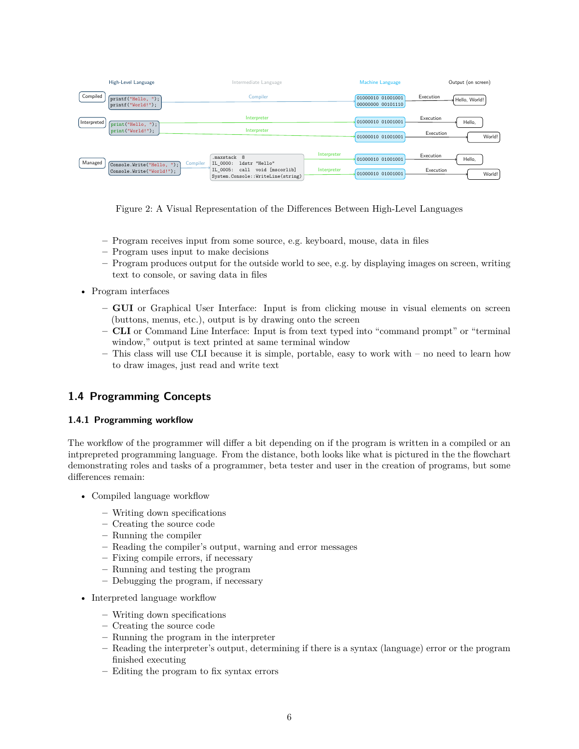Figure 2: A Visual Representation of the Differences Between High-Level Languages

  - Program receives input from some source, e.g. keyboard, mouse, data in files
  - Program uses input to make decisions
  - Program produces output for the outside world to see, e.g. by displaying images on screen, writing text to console, or saving data in files

- Program interfaces
  - **GUI** or Graphical User Interface: Input is from clicking mouse in visual elements on screen (buttons, menus, etc.), output is by drawing onto the screen
  - **CLI** or Command Line Interface: Input is from text typed into "command prompt" or "terminal window," output is text printed at same terminal window
  - This class will use CLI because it is simple, portable, easy to work with – no need to learn how to draw images, just read and write text

## 1.4 Programming Concepts

### 1.4.1 Programming workflow

The workflow of the programmer will differ a bit depending on if the program is written in a compiled or an intpprepreted programming language. From the distance, both looks like what is pictured in the the flowchart demonstrating roles and tasks of a programmer, beta tester and user in the creation of programs, but some differences remain:

- Compiled language workflow
  - Writing down specifications
  - Creating the source code
  - Running the compiler
  - Reading the compiler's output, warning and error messages
  - Fixing compile errors, if necessary
  - Running and testing the program
  - Debugging the program, if necessary

- Interpreted language workflow
  - Writing down specifications
  - Creating the source code
  - Running the program in the interpreter
  - Reading the interpreter's output, determining if there is a syntax (language) error or the program finished executing
  - Editing the program to fix syntax errors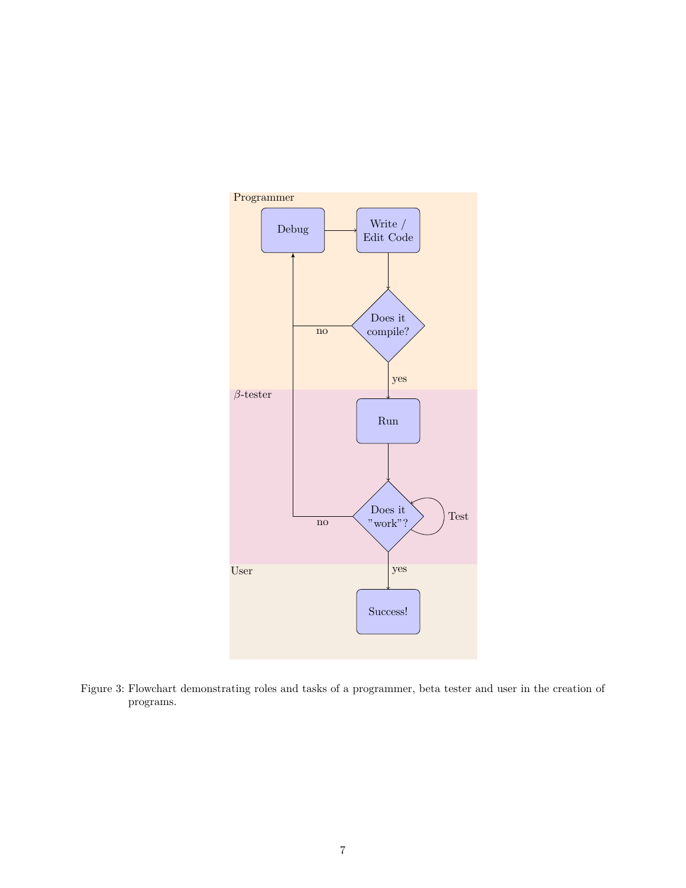Figure 3: Flowchart demonstrating roles and tasks of a programmer, beta tester and user in the creation of programs.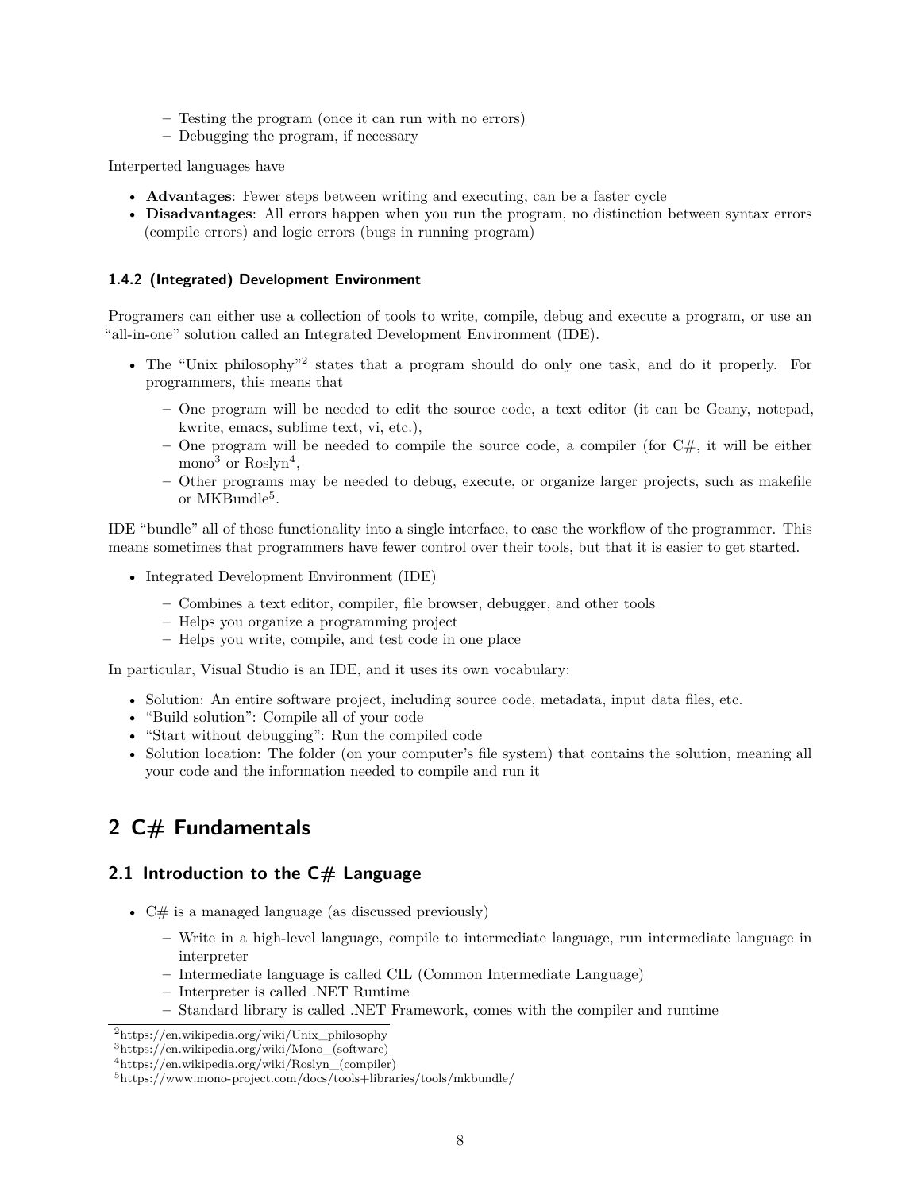- Testing the program (once it can run with no errors)
  - Debugging the program, if necessary

Interperted languages have

- **Advantages**: Fewer steps between writing and executing, can be a faster cycle
- **Disadvantages**: All errors happen when you run the program, no distinction between syntax errors (compile errors) and logic errors (bugs in running program)

#### 1.4.2 (Integrated) Development Environment

Programers can either use a collection of tools to write, compile, debug and execute a program, or use an "all-in-one" solution called an Integrated Development Environment (IDE).

- The "Unix philosophy"[2] states that a program should do only one task, and do it properly. For programmers, this means that
  - One program will be needed to edit the source code, a text editor (it can be Geany, notepad, kwrite, emacs, sublime text, vi, etc.),
  - One program will be needed to compile the source code, a compiler (for C#, it will be either mono[3] or Roslyn[4],
  - Other programs may be needed to debug, execute, or organize larger projects, such as makefile or MKBundle[5].

IDE "bundle" all of those functionality into a single interface, to ease the workflow of the programmer. This means sometimes that programmers have fewer control over their tools, but that it is easier to get started.

- Integrated Development Environment (IDE)
  - Combines a text editor, compiler, file browser, debugger, and other tools
  - Helps you organize a programming project
  - Helps you write, compile, and test code in one place

In particular, Visual Studio is an IDE, and it uses its own vocabulary:

- Solution: An entire software project, including source code, metadata, input data files, etc.
- "Build solution": Compile all of your code
- "Start without debugging": Run the compiled code
- Solution location: The folder (on your computer's file system) that contains the solution, meaning all your code and the information needed to compile and run it

# 2 C# Fundamentals

## 2.1 Introduction to the C# Language

- C# is a managed language (as discussed previously)
  - Write in a high-level language, compile to intermediate language, run intermediate language in interpreter
  - Intermediate language is called CIL (Common Intermediate Language)
  - Interpreter is called .NET Runtime
  - Standard library is called .NET Framework, comes with the compiler and runtime

[2] https://en.wikipedia.org/wiki/Unix_philosophy
[3] https://en.wikipedia.org/wiki/Mono_(software)
[4] https://en.wikipedia.org/wiki/Roslyn_(compiler)
[5] https://www.mono-project.com/docs/tools+libraries/tools/mkbundle/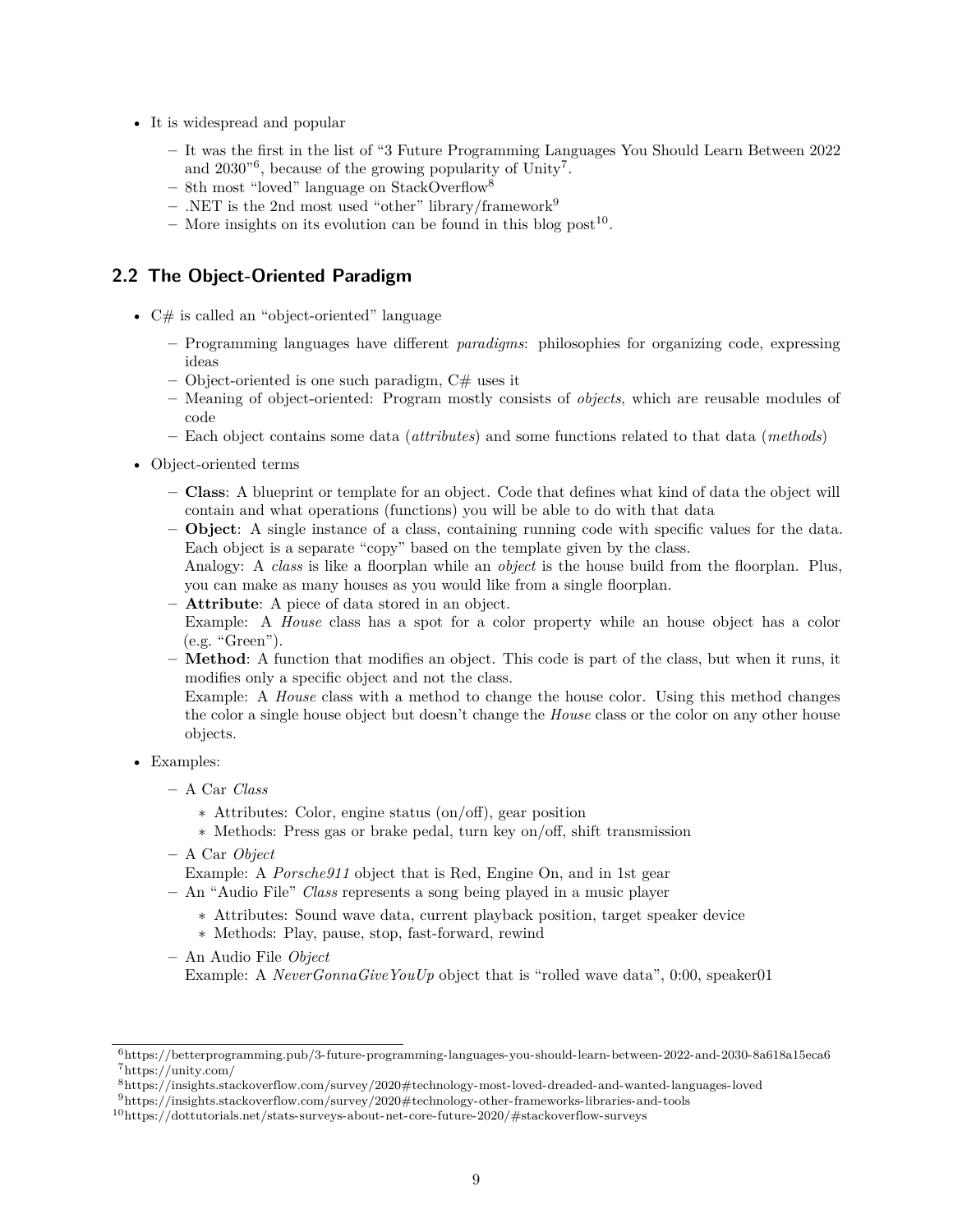- It is widespread and popular
  - It was the first in the list of "3 Future Programming Languages You Should Learn Between 2022 and 2030"[6], because of the growing popularity of Unity[7].
  - 8th most "loved" language on StackOverflow[8]
  - .NET is the 2nd most used "other" library/framework[9]
  - More insights on its evolution can be found in this blog post[10].

## 2.2 The Object-Oriented Paradigm

- C# is called an "object-oriented" language
  - Programming languages have different *paradigms*: philosophies for organizing code, expressing ideas
  - Object-oriented is one such paradigm, C# uses it
  - Meaning of object-oriented: Program mostly consists of *objects*, which are reusable modules of code
  - Each object contains some data (*attributes*) and some functions related to that data (*methods*)
- Object-oriented terms
  - **Class**: A blueprint or template for an object. Code that defines what kind of data the object will contain and what operations (functions) you will be able to do with that data
  - **Object**: A single instance of a class, containing running code with specific values for the data. Each object is a separate "copy" based on the template given by the class.
    Analogy: A *class* is like a floorplan while an *object* is the house build from the floorplan. Plus, you can make as many houses as you would like from a single floorplan.
  - **Attribute**: A piece of data stored in an object.
    Example: A *House* class has a spot for a color property while an house object has a color (e.g. "Green").
  - **Method**: A function that modifies an object. This code is part of the class, but when it runs, it modifies only a specific object and not the class.
    Example: A *House* class with a method to change the house color. Using this method changes the color a single house object but doesn't change the *House* class or the color on any other house objects.
- Examples:
  - A Car *Class*
    - Attributes: Color, engine status (on/off), gear position
    - Methods: Press gas or brake pedal, turn key on/off, shift transmission
  - A Car *Object*
    Example: A *Porsche911* object that is Red, Engine On, and in 1st gear
  - An "Audio File" *Class* represents a song being played in a music player
    - Attributes: Sound wave data, current playback position, target speaker device
    - Methods: Play, pause, stop, fast-forward, rewind
  - An Audio File *Object*
    Example: A *NeverGonnaGiveYouUp* object that is "rolled wave data", 0:00, speaker01

---

[6] https://betterprogramming.pub/3-future-programming-languages-you-should-learn-between-2022-and-2030-8a618a15eca6
[7] https://unity.com/
[8] https://insights.stackoverflow.com/survey/2020#technology-most-loved-dreaded-and-wanted-languages-loved
[9] https://insights.stackoverflow.com/survey/2020#technology-other-frameworks-libraries-and-tools
[10] https://dottutorials.net/stats-surveys-about-net-core-future-2020/#stackoverflow-surveys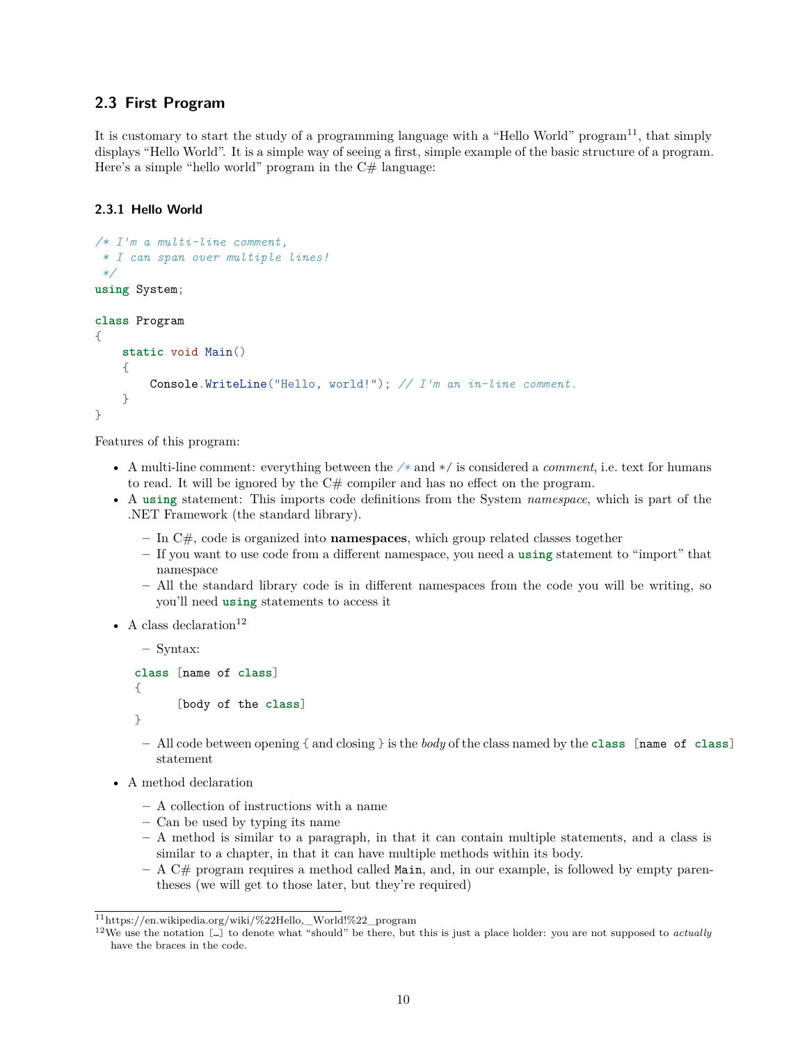## 2.3 First Program

It is customary to start the study of a programming language with a "Hello World" program[11], that simply displays "Hello World". It is a simple way of seeing a first, simple example of the basic structure of a program. Here's a simple "hello world" program in the C# language:

### 2.3.1 Hello World

```
/* I'm a multi-line comment,
 * I can span over multiple lines!
 */
using System;

class Program
{
    static void Main()
    {
        Console.WriteLine("Hello, world!"); // I'm an in-line comment.
    }
}
```

Features of this program:

- A multi-line comment: everything between the `/*` and `*/` is considered a *comment*, i.e. text for humans to read. It will be ignored by the C# compiler and has no effect on the program.
- A `using` statement: This imports code definitions from the System *namespace*, which is part of the .NET Framework (the standard library).
  - In C#, code is organized into **namespaces**, which group related classes together
  - If you want to use code from a different namespace, you need a `using` statement to "import" that namespace
  - All the standard library code is in different namespaces from the code you will be writing, so you'll need `using` statements to access it
- A class declaration[12]
  - Syntax:

  ```
  class [name of class]
  {
        [body of the class]
  }
  ```

  - All code between opening { and closing } is the *body* of the class named by the `class [name of class]` statement
- A method declaration
  - A collection of instructions with a name
  - Can be used by typing its name
  - A method is similar to a paragraph, in that it can contain multiple statements, and a class is similar to a chapter, in that it can have multiple methods within its body.
  - A C# program requires a method called `Main`, and, in our example, is followed by empty parentheses (we will get to those later, but they're required)

---

[11] https://en.wikipedia.org/wiki/%22Hello,_World!%22_program

[12] We use the notation [...] to denote what "should" be there, but this is just a place holder: you are not supposed to *actually* have the braces in the code.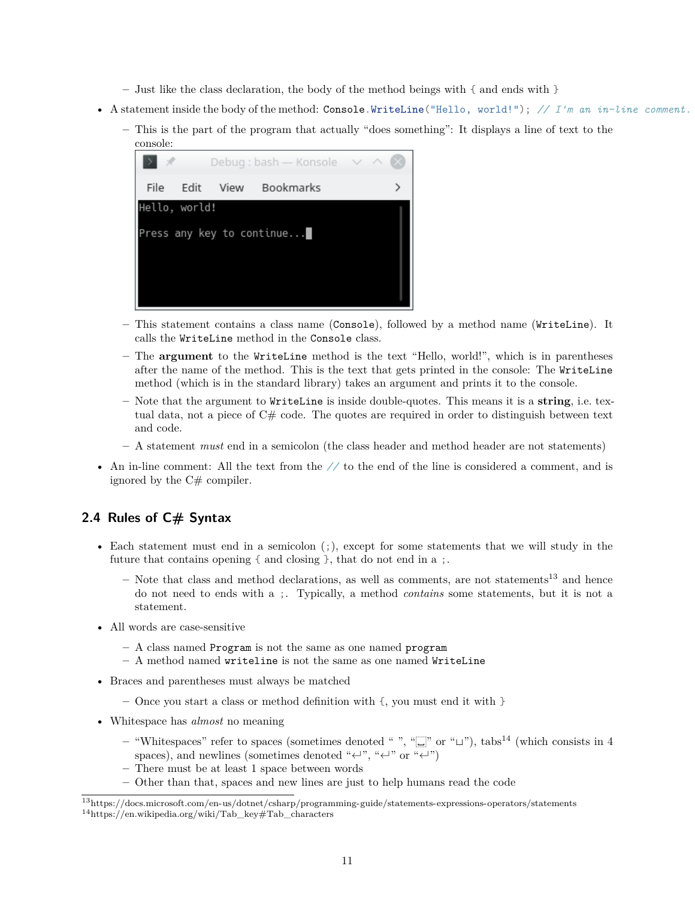- Just like the class declaration, the body of the method beings with { and ends with }
- A statement inside the body of the method: `Console.WriteLine("Hello, world!"); // I'm an in-line comment.`
  - This is the part of the program that actually "does something": It displays a line of text to the console:

```
Hello, world!

Press any key to continue...
```

  - This statement contains a class name (`Console`), followed by a method name (`WriteLine`). It calls the `WriteLine` method in the `Console` class.
  - The **argument** to the `WriteLine` method is the text "Hello, world!", which is in parentheses after the name of the method. This is the text that gets printed in the console: The `WriteLine` method (which is in the standard library) takes an argument and prints it to the console.
  - Note that the argument to `WriteLine` is inside double-quotes. This means it is a **string**, i.e. textual data, not a piece of C# code. The quotes are required in order to distinguish between text and code.
  - A statement *must* end in a semicolon (the class header and method header are not statements)
- An in-line comment: All the text from the // to the end of the line is considered a comment, and is ignored by the C# compiler.

## 2.4 Rules of C# Syntax

- Each statement must end in a semicolon (;), except for some statements that we will study in the future that contains opening { and closing }, that do not end in a ;.
  - Note that class and method declarations, as well as comments, are not statements[13] and hence do not need to ends with a ;. Typically, a method *contains* some statements, but it is not a statement.
- All words are case-sensitive
  - A class named `Program` is not the same as one named `program`
  - A method named `writeline` is not the same as one named `WriteLine`
- Braces and parentheses must always be matched
  - Once you start a class or method definition with {, you must end it with }
- Whitespace has *almost* no meaning
  - "Whitespaces" refer to spaces (sometimes denoted " ", "␣" or "⊔"), tabs[14] (which consists in 4 spaces), and newlines (sometimes denoted "↵", "↵" or "↵")
  - There must be at least 1 space between words
  - Other than that, spaces and new lines are just to help humans read the code

[13] https://docs.microsoft.com/en-us/dotnet/csharp/programming-guide/statements-expressions-operators/statements

[14] https://en.wikipedia.org/wiki/Tab_key#Tab_characters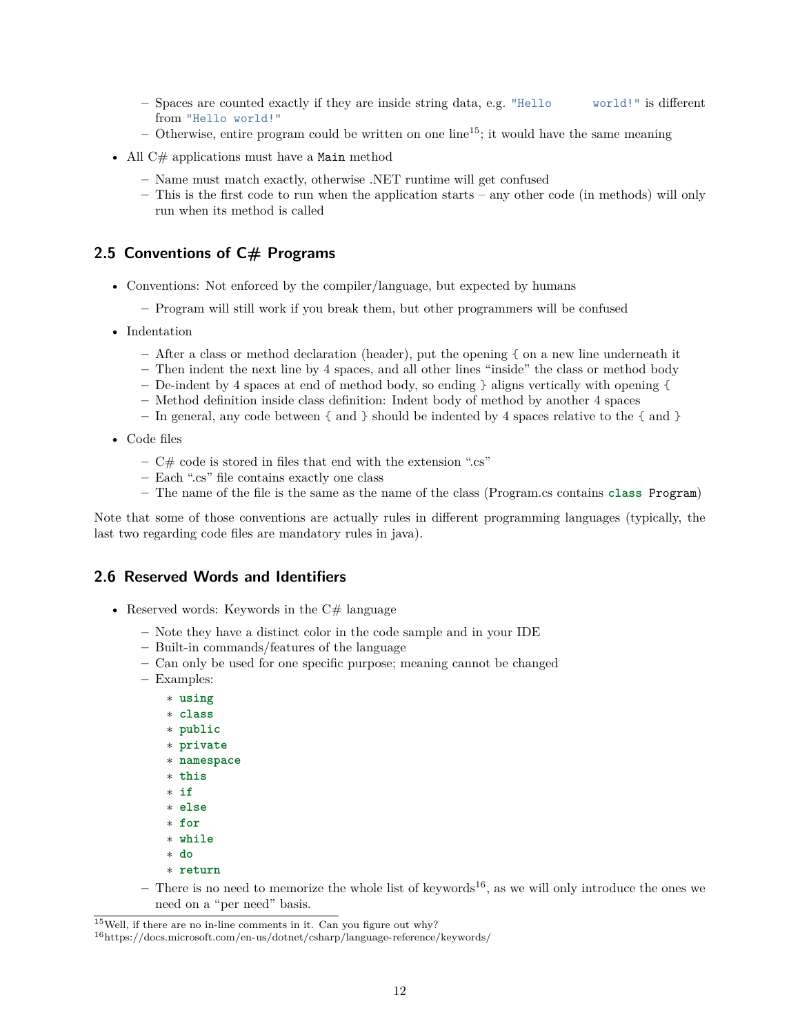- Spaces are counted exactly if they are inside string data, e.g. `"Hello        world!"` is different from `"Hello world!"`
  - Otherwise, entire program could be written on one line[15]; it would have the same meaning
- All C# applications must have a `Main` method
  - Name must match exactly, otherwise .NET runtime will get confused
  - This is the first code to run when the application starts – any other code (in methods) will only run when its method is called

## 2.5 Conventions of C# Programs

- Conventions: Not enforced by the compiler/language, but expected by humans
  - Program will still work if you break them, but other programmers will be confused
- Indentation
  - After a class or method declaration (header), put the opening `{` on a new line underneath it
  - Then indent the next line by 4 spaces, and all other lines "inside" the class or method body
  - De-indent by 4 spaces at end of method body, so ending `}` aligns vertically with opening `{`
  - Method definition inside class definition: Indent body of method by another 4 spaces
  - In general, any code between `{` and `}` should be indented by 4 spaces relative to the `{` and `}`
- Code files
  - C# code is stored in files that end with the extension ".cs"
  - Each ".cs" file contains exactly one class
  - The name of the file is the same as the name of the class (Program.cs contains `class Program`)

Note that some of those conventions are actually rules in different programming languages (typically, the last two regarding code files are mandatory rules in java).

## 2.6 Reserved Words and Identifiers

- Reserved words: Keywords in the C# language
  - Note they have a distinct color in the code sample and in your IDE
  - Built-in commands/features of the language
  - Can only be used for one specific purpose; meaning cannot be changed
  - Examples:
    * `using`
    * `class`
    * `public`
    * `private`
    * `namespace`
    * `this`
    * `if`
    * `else`
    * `for`
    * `while`
    * `do`
    * `return`
  - There is no need to memorize the whole list of keywords[16], as we will only introduce the ones we need on a "per need" basis.

[15] Well, if there are no in-line comments in it. Can you figure out why?

[16] https://docs.microsoft.com/en-us/dotnet/csharp/language-reference/keywords/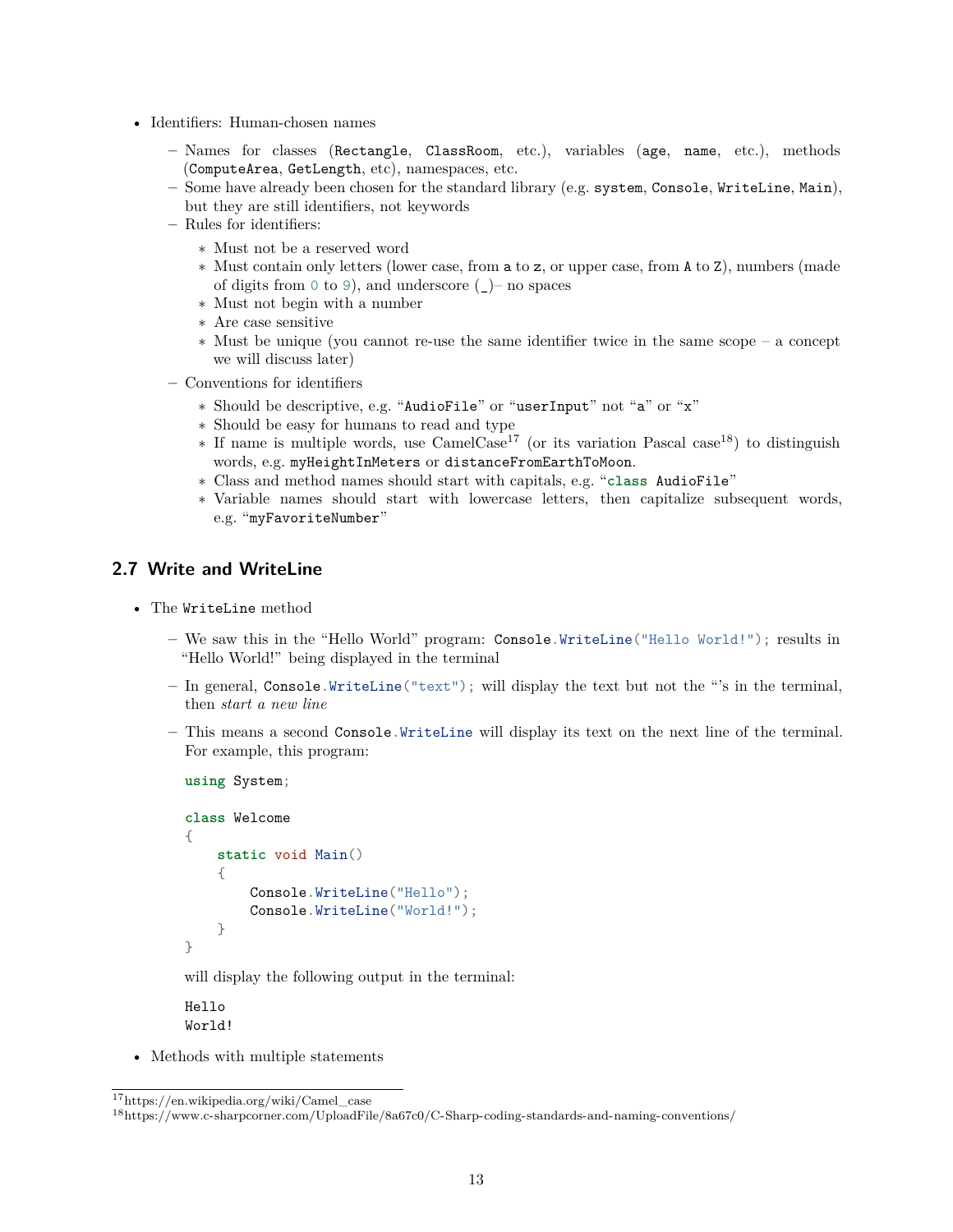- Identifiers: Human-chosen names
  - Names for classes (`Rectangle`, `ClassRoom`, etc.), variables (`age`, `name`, etc.), methods (`ComputeArea`, `GetLength`, etc), namespaces, etc.
  - Some have already been chosen for the standard library (e.g. `system`, `Console`, `WriteLine`, `Main`), but they are still identifiers, not keywords
  - Rules for identifiers:
    - Must not be a reserved word
    - Must contain only letters (lower case, from `a` to `z`, or upper case, from `A` to `Z`), numbers (made of digits from `0` to `9`), and underscore (`_`)– no spaces
    - Must not begin with a number
    - Are case sensitive
    - Must be unique (you cannot re-use the same identifier twice in the same scope – a concept we will discuss later)
  - Conventions for identifiers
    - Should be descriptive, e.g. "`AudioFile`" or "`userInput`" not "`a`" or "`x`"
    - Should be easy for humans to read and type
    - If name is multiple words, use CamelCase[17] (or its variation Pascal case[18]) to distinguish words, e.g. `myHeightInMeters` or `distanceFromEarthToMoon`.
    - Class and method names should start with capitals, e.g. "`class AudioFile`"
    - Variable names should start with lowercase letters, then capitalize subsequent words, e.g. "`myFavoriteNumber`"

## 2.7 Write and WriteLine

- The `WriteLine` method
  - We saw this in the "Hello World" program: `Console.WriteLine("Hello World!");` results in "Hello World!" being displayed in the terminal
  - In general, `Console.WriteLine("text");` will display the text but not the "'s in the terminal, then *start a new line*
  - This means a second `Console.WriteLine` will display its text on the next line of the terminal. For example, this program:

```
using System;

class Welcome
{
    static void Main()
    {
        Console.WriteLine("Hello");
        Console.WriteLine("World!");
    }
}
```

    will display the following output in the terminal:

```
Hello
World!
```

- Methods with multiple statements

[17] https://en.wikipedia.org/wiki/Camel_case

[18] https://www.c-sharpcorner.com/UploadFile/8a67c0/C-Sharp-coding-standards-and-naming-conventions/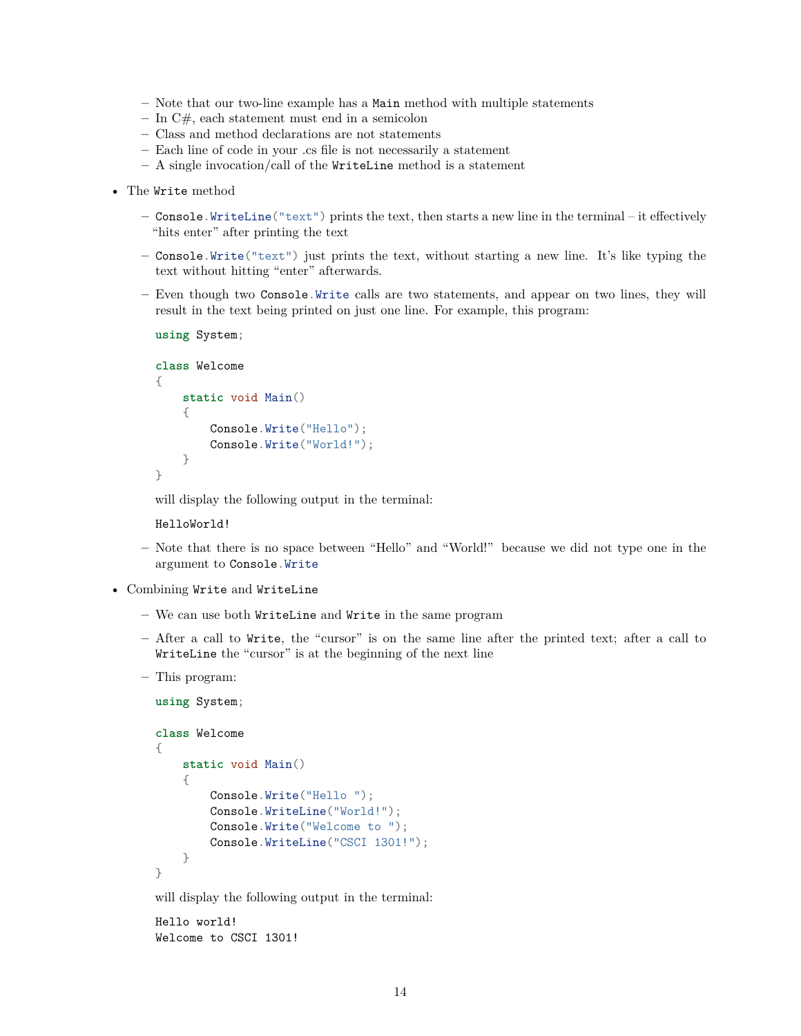- Note that our two-line example has a `Main` method with multiple statements
  - In C#, each statement must end in a semicolon
  - Class and method declarations are not statements
  - Each line of code in your .cs file is not necessarily a statement
  - A single invocation/call of the `WriteLine` method is a statement

- The `Write` method

  - `Console.WriteLine("text")` prints the text, then starts a new line in the terminal – it effectively "hits enter" after printing the text

  - `Console.Write("text")` just prints the text, without starting a new line. It's like typing the text without hitting "enter" afterwards.

  - Even though two `Console.Write` calls are two statements, and appear on two lines, they will result in the text being printed on just one line. For example, this program:

    ```
    using System;

    class Welcome
    {
        static void Main()
        {
            Console.Write("Hello");
            Console.Write("World!");
        }
    }
    ```

    will display the following output in the terminal:

    ```
    HelloWorld!
    ```

  - Note that there is no space between "Hello" and "World!" because we did not type one in the argument to `Console.Write`

- Combining `Write` and `WriteLine`

  - We can use both `WriteLine` and `Write` in the same program

  - After a call to `Write`, the "cursor" is on the same line after the printed text; after a call to `WriteLine` the "cursor" is at the beginning of the next line

  - This program:

    ```
    using System;

    class Welcome
    {
        static void Main()
        {
            Console.Write("Hello ");
            Console.WriteLine("World!");
            Console.Write("Welcome to ");
            Console.WriteLine("CSCI 1301!");
        }
    }
    ```

    will display the following output in the terminal:

    ```
    Hello world!
    Welcome to CSCI 1301!
    ```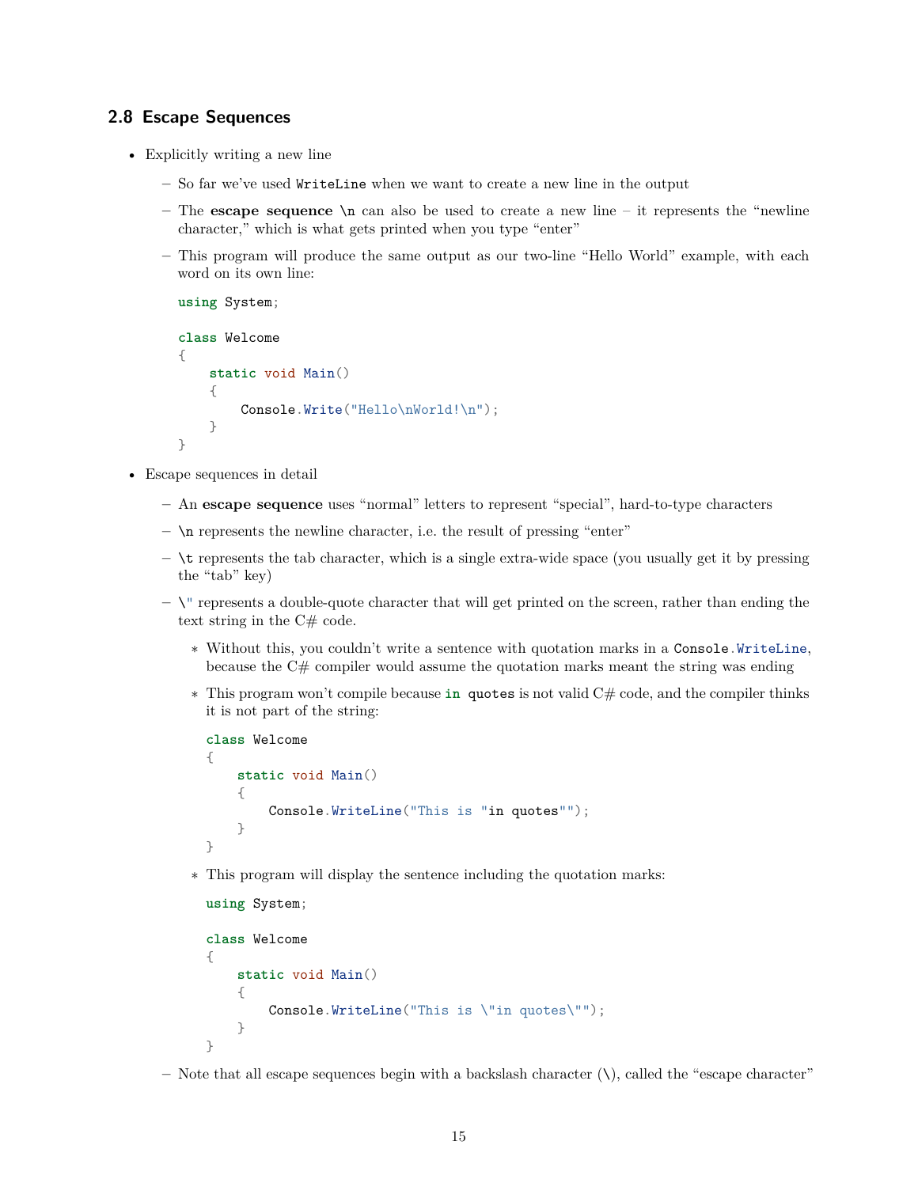## 2.8 Escape Sequences

- Explicitly writing a new line
  - So far we've used `WriteLine` when we want to create a new line in the output
  - The **escape sequence `\n`** can also be used to create a new line – it represents the "newline character," which is what gets printed when you type "enter"
  - This program will produce the same output as our two-line "Hello World" example, with each word on its own line:

    ```
    using System;

    class Welcome
    {
        static void Main()
        {
            Console.Write("Hello\nWorld!\n");
        }
    }
    ```

- Escape sequences in detail
  - An **escape sequence** uses "normal" letters to represent "special", hard-to-type characters
  - `\n` represents the newline character, i.e. the result of pressing "enter"
  - `\t` represents the tab character, which is a single extra-wide space (you usually get it by pressing the "tab" key)
  - `\"` represents a double-quote character that will get printed on the screen, rather than ending the text string in the C# code.
    * Without this, you couldn't write a sentence with quotation marks in a `Console.WriteLine`, because the C# compiler would assume the quotation marks meant the string was ending
    * This program won't compile because `in quotes` is not valid C# code, and the compiler thinks it is not part of the string:

      ```
      class Welcome
      {
          static void Main()
          {
              Console.WriteLine("This is "in quotes"");
          }
      }
      ```

    * This program will display the sentence including the quotation marks:

      ```
      using System;

      class Welcome
      {
          static void Main()
          {
              Console.WriteLine("This is \"in quotes\"");
          }
      }
      ```

  - Note that all escape sequences begin with a backslash character (\), called the "escape character"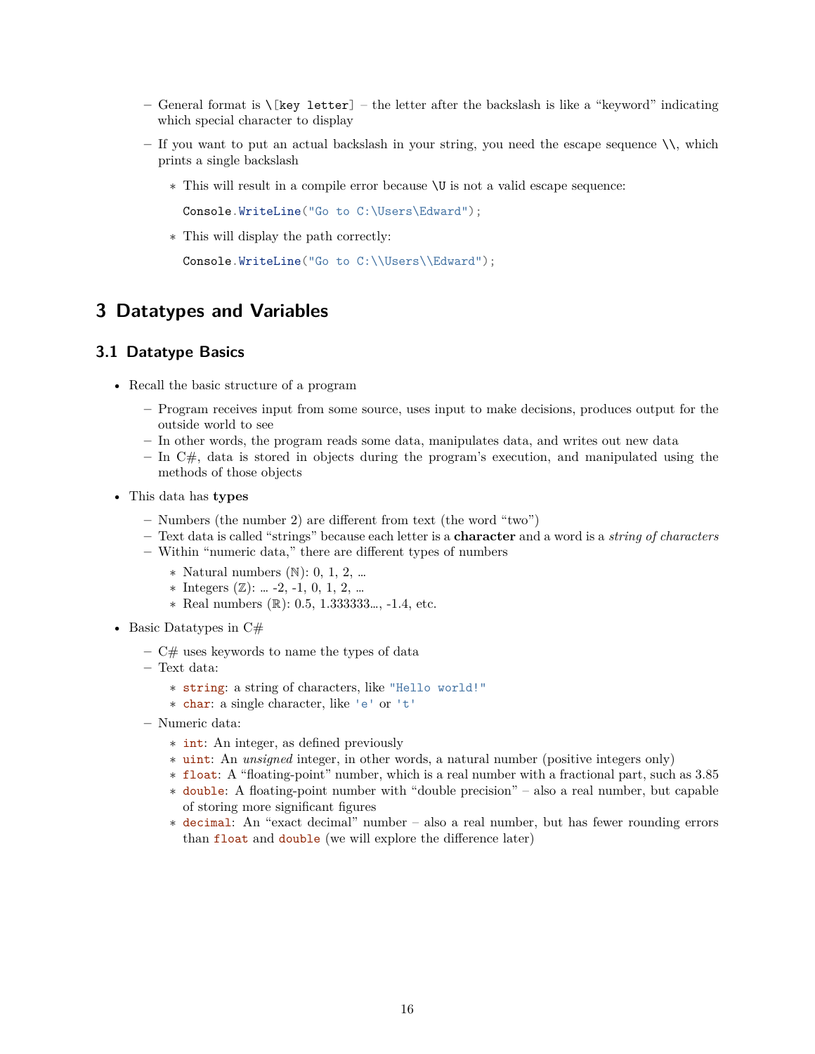- General format is `\[key letter]` – the letter after the backslash is like a "keyword" indicating which special character to display
  - If you want to put an actual backslash in your string, you need the escape sequence `\\`, which prints a single backslash
    * This will result in a compile error because `\U` is not a valid escape sequence:

      ```
      Console.WriteLine("Go to C:\Users\Edward");
      ```

    * This will display the path correctly:

      ```
      Console.WriteLine("Go to C:\\Users\\Edward");
      ```

# 3 Datatypes and Variables

## 3.1 Datatype Basics

- Recall the basic structure of a program
  - Program receives input from some source, uses input to make decisions, produces output for the outside world to see
  - In other words, the program reads some data, manipulates data, and writes out new data
  - In C#, data is stored in objects during the program's execution, and manipulated using the methods of those objects
- This data has **types**
  - Numbers (the number 2) are different from text (the word "two")
  - Text data is called "strings" because each letter is a **character** and a word is a *string of characters*
  - Within "numeric data," there are different types of numbers
    * Natural numbers ($\mathbb{N}$): 0, 1, 2, …
    * Integers ($\mathbb{Z}$): … -2, -1, 0, 1, 2, …
    * Real numbers ($\mathbb{R}$): 0.5, 1.333333…, -1.4, etc.
- Basic Datatypes in C#
  - C# uses keywords to name the types of data
  - Text data:
    * `string`: a string of characters, like `"Hello world!"`
    * `char`: a single character, like `'e'` or `'t'`
  - Numeric data:
    * `int`: An integer, as defined previously
    * `uint`: An *unsigned* integer, in other words, a natural number (positive integers only)
    * `float`: A "floating-point" number, which is a real number with a fractional part, such as 3.85
    * `double`: A floating-point number with "double precision" – also a real number, but capable of storing more significant figures
    * `decimal`: An "exact decimal" number – also a real number, but has fewer rounding errors than `float` and `double` (we will explore the difference later)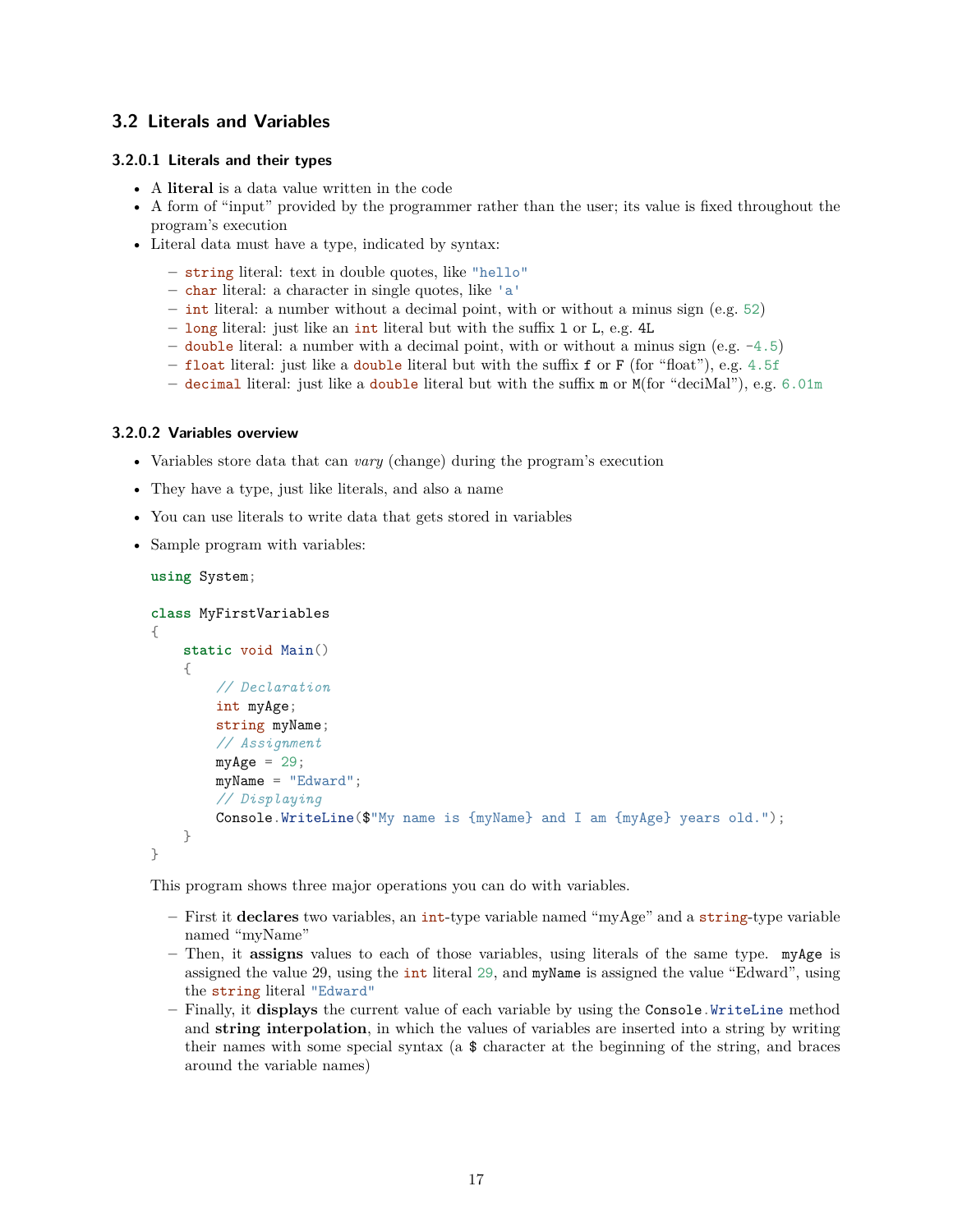## 3.2 Literals and Variables

#### 3.2.0.1 Literals and their types

- A **literal** is a data value written in the code
- A form of "input" provided by the programmer rather than the user; its value is fixed throughout the program's execution
- Literal data must have a type, indicated by syntax:
  - `string` literal: text in double quotes, like `"hello"`
  - `char` literal: a character in single quotes, like `'a'`
  - `int` literal: a number without a decimal point, with or without a minus sign (e.g. `52`)
  - `long` literal: just like an `int` literal but with the suffix `l` or `L`, e.g. `4L`
  - `double` literal: a number with a decimal point, with or without a minus sign (e.g. `-4.5`)
  - `float` literal: just like a `double` literal but with the suffix `f` or `F` (for "float"), e.g. `4.5f`
  - `decimal` literal: just like a `double` literal but with the suffix `m` or `M`(for "deciMal"), e.g. `6.01m`

#### 3.2.0.2 Variables overview

- Variables store data that can *vary* (change) during the program's execution
- They have a type, just like literals, and also a name
- You can use literals to write data that gets stored in variables
- Sample program with variables:

```
using System;

class MyFirstVariables
{
    static void Main()
    {
        // Declaration
        int myAge;
        string myName;
        // Assignment
        myAge = 29;
        myName = "Edward";
        // Displaying
        Console.WriteLine($"My name is {myName} and I am {myAge} years old.");
    }
}
```

  This program shows three major operations you can do with variables.

  - First it **declares** two variables, an `int`-type variable named "myAge" and a `string`-type variable named "myName"
  - Then, it **assigns** values to each of those variables, using literals of the same type. `myAge` is assigned the value 29, using the `int` literal `29`, and `myName` is assigned the value "Edward", using the `string` literal `"Edward"`
  - Finally, it **displays** the current value of each variable by using the `Console.WriteLine` method and **string interpolation**, in which the values of variables are inserted into a string by writing their names with some special syntax (a `$` character at the beginning of the string, and braces around the variable names)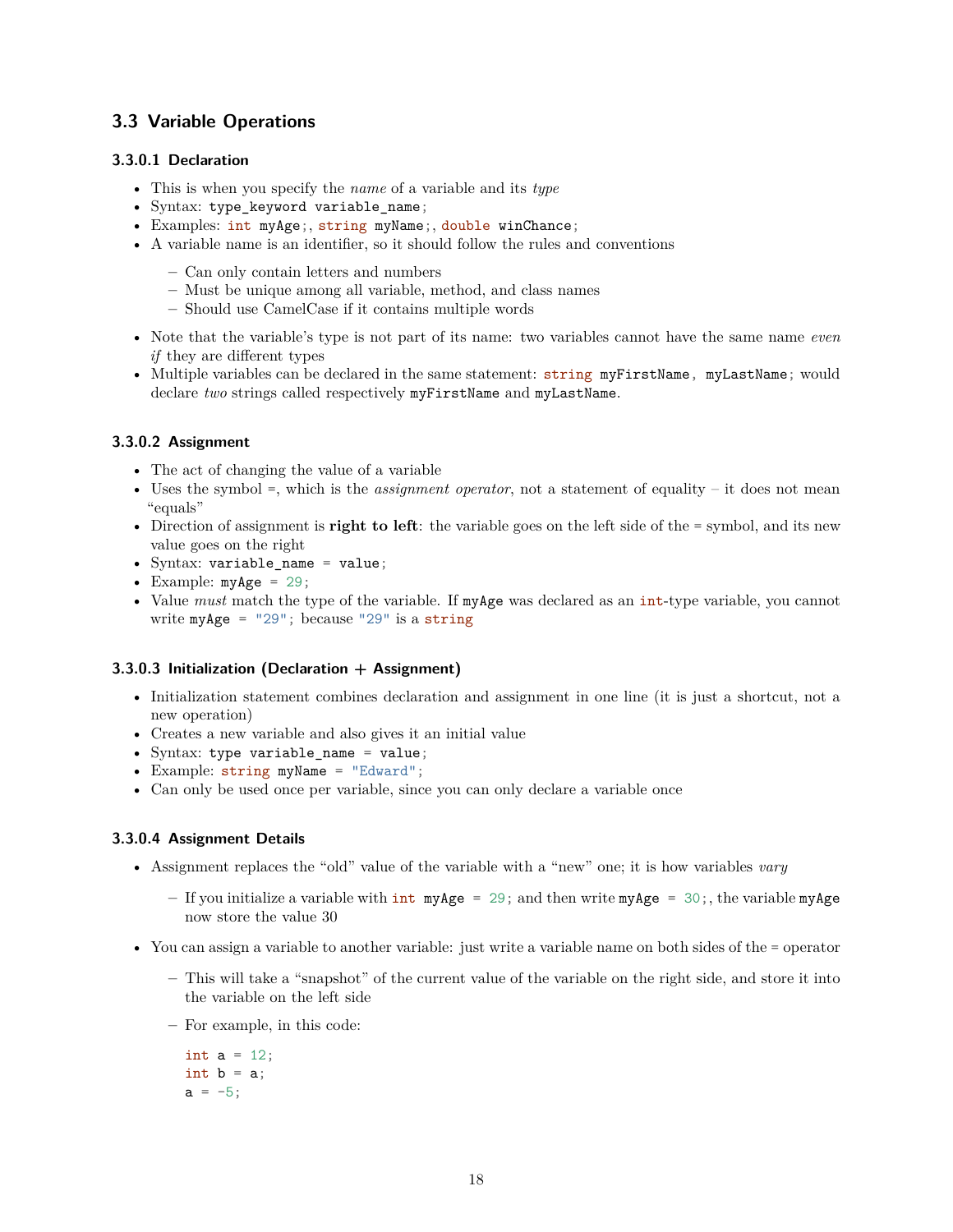## 3.3 Variable Operations

#### 3.3.0.1 Declaration

- This is when you specify the *name* of a variable and its *type*
- Syntax: `type_keyword variable_name;`
- Examples: `int myAge;`, `string myName;`, `double winChance;`
- A variable name is an identifier, so it should follow the rules and conventions
  - Can only contain letters and numbers
  - Must be unique among all variable, method, and class names
  - Should use CamelCase if it contains multiple words
- Note that the variable's type is not part of its name: two variables cannot have the same name *even if* they are different types
- Multiple variables can be declared in the same statement: `string myFirstName, myLastName;` would declare *two* strings called respectively `myFirstName` and `myLastName`.

#### 3.3.0.2 Assignment

- The act of changing the value of a variable
- Uses the symbol `=`, which is the *assignment operator*, not a statement of equality – it does not mean "equals"
- Direction of assignment is **right to left**: the variable goes on the left side of the `=` symbol, and its new value goes on the right
- Syntax: `variable_name = value;`
- Example: `myAge = 29;`
- Value *must* match the type of the variable. If `myAge` was declared as an `int`-type variable, you cannot write `myAge = "29";` because `"29"` is a `string`

#### 3.3.0.3 Initialization (Declaration + Assignment)

- Initialization statement combines declaration and assignment in one line (it is just a shortcut, not a new operation)
- Creates a new variable and also gives it an initial value
- Syntax: `type variable_name = value;`
- Example: `string myName = "Edward";`
- Can only be used once per variable, since you can only declare a variable once

#### 3.3.0.4 Assignment Details

- Assignment replaces the "old" value of the variable with a "new" one; it is how variables *vary*
  - If you initialize a variable with `int myAge = 29;` and then write `myAge = 30;`, the variable `myAge` now store the value 30
- You can assign a variable to another variable: just write a variable name on both sides of the `=` operator
  - This will take a "snapshot" of the current value of the variable on the right side, and store it into the variable on the left side
  - For example, in this code:

    ```
    int a = 12;
    int b = a;
    a = -5;
    ```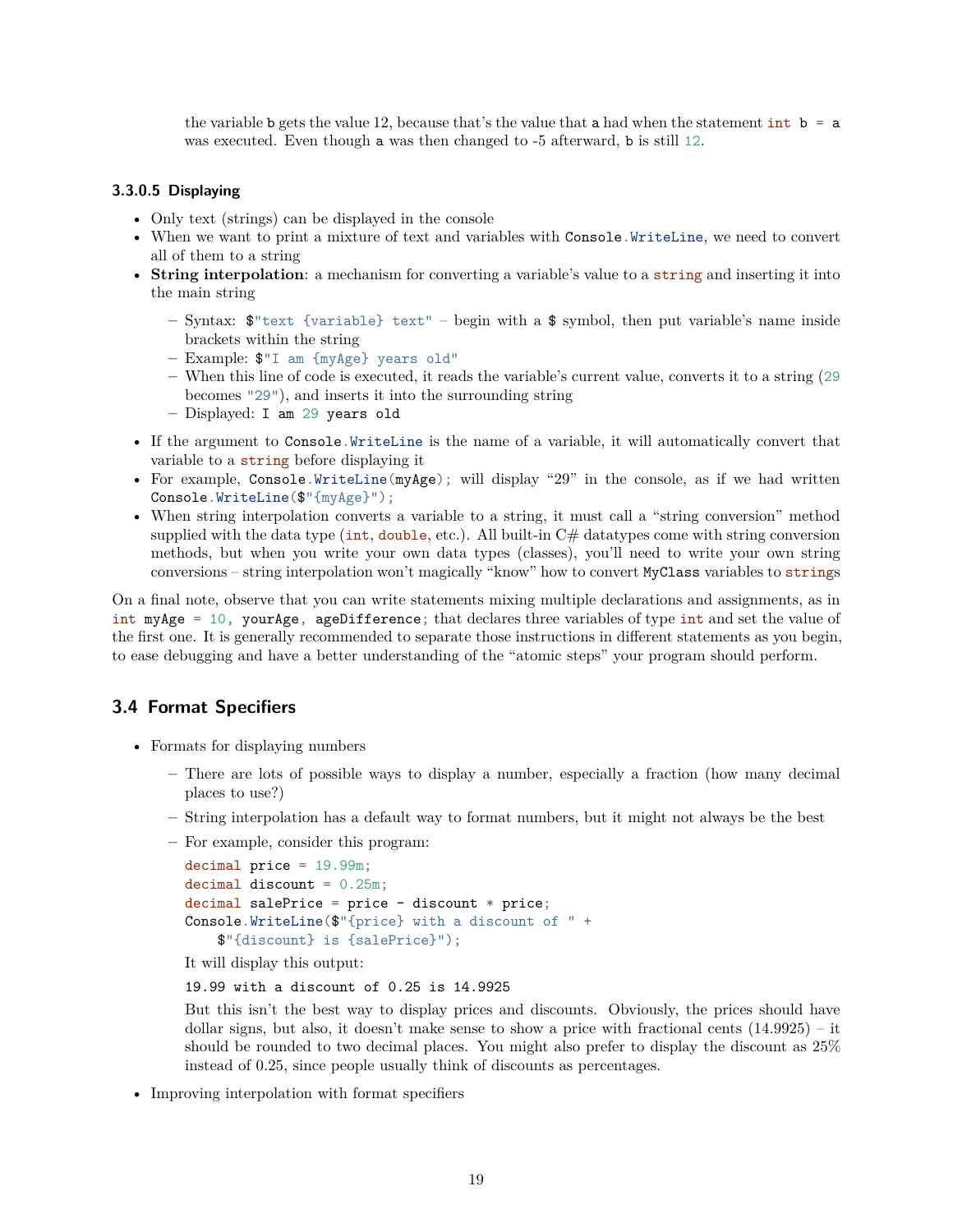the variable `b` gets the value 12, because that's the value that `a` had when the statement `int b = a` was executed. Even though `a` was then changed to -5 afterward, `b` is still `12`.

#### 3.3.0.5 Displaying

- Only text (strings) can be displayed in the console
- When we want to print a mixture of text and variables with `Console.WriteLine`, we need to convert all of them to a string
- **String interpolation**: a mechanism for converting a variable's value to a `string` and inserting it into the main string
  - Syntax: `$"text {variable} text"` – begin with a `$` symbol, then put variable's name inside brackets within the string
  - Example: `$"I am {myAge} years old"`
  - When this line of code is executed, it reads the variable's current value, converts it to a string (`29` becomes `"29"`), and inserts it into the surrounding string
  - Displayed: `I am 29 years old`
- If the argument to `Console.WriteLine` is the name of a variable, it will automatically convert that variable to a `string` before displaying it
- For example, `Console.WriteLine(myAge);` will display "29" in the console, as if we had written `Console.WriteLine($"{myAge}");`
- When string interpolation converts a variable to a string, it must call a "string conversion" method supplied with the data type (`int`, `double`, etc.). All built-in C# datatypes come with string conversion methods, but when you write your own data types (classes), you'll need to write your own string conversions – string interpolation won't magically "know" how to convert `MyClass` variables to `string`s

On a final note, observe that you can write statements mixing multiple declarations and assignments, as in `int myAge = 10, yourAge, ageDifference;` that declares three variables of type `int` and set the value of the first one. It is generally recommended to separate those instructions in different statements as you begin, to ease debugging and have a better understanding of the "atomic steps" your program should perform.

## 3.4 Format Specifiers

- Formats for displaying numbers
  - There are lots of possible ways to display a number, especially a fraction (how many decimal places to use?)
  - String interpolation has a default way to format numbers, but it might not always be the best
  - For example, consider this program:

    ```
    decimal price = 19.99m;
    decimal discount = 0.25m;
    decimal salePrice = price - discount * price;
    Console.WriteLine($"{price} with a discount of " +
        $"{discount} is {salePrice}");
    ```

    It will display this output:

    ```
    19.99 with a discount of 0.25 is 14.9925
    ```

    But this isn't the best way to display prices and discounts. Obviously, the prices should have dollar signs, but also, it doesn't make sense to show a price with fractional cents (14.9925) – it should be rounded to two decimal places. You might also prefer to display the discount as 25% instead of 0.25, since people usually think of discounts as percentages.

- Improving interpolation with format specifiers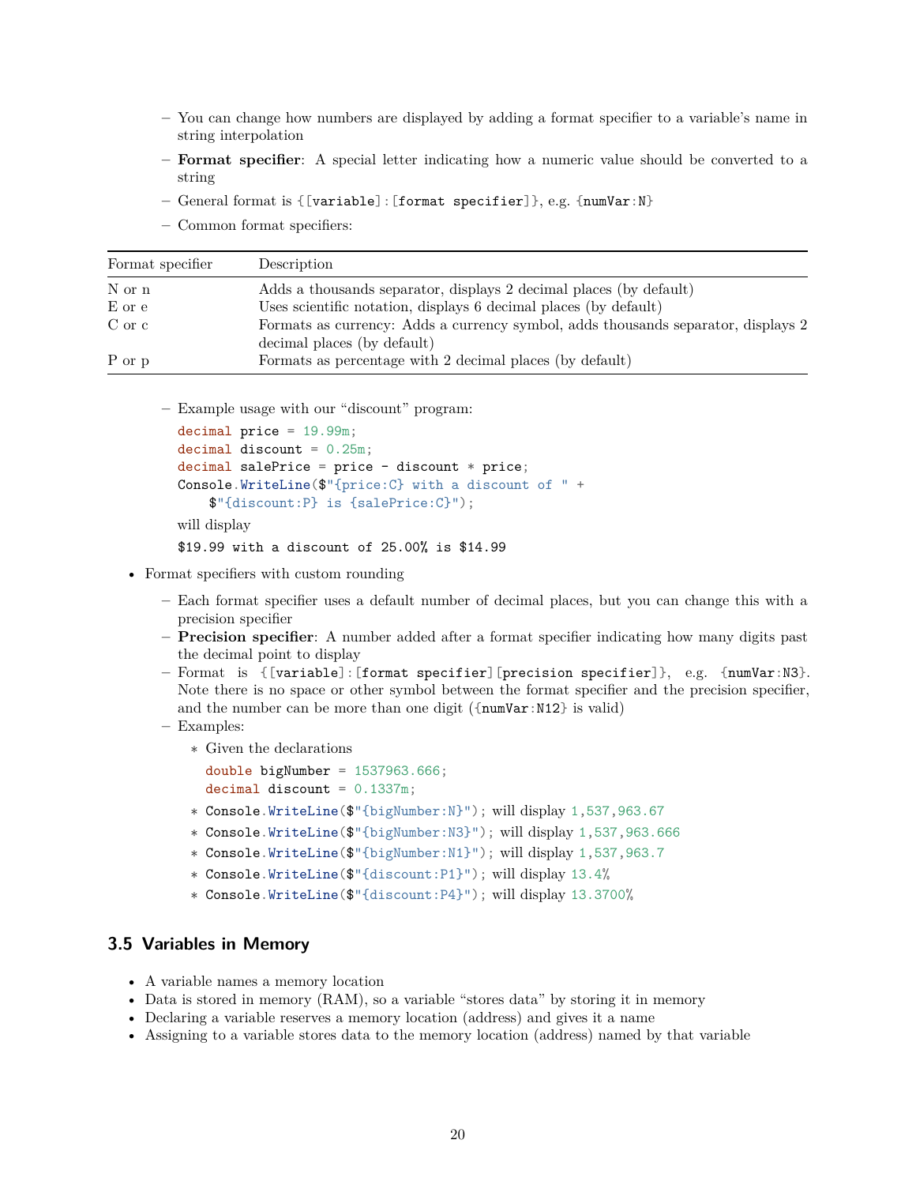- You can change how numbers are displayed by adding a format specifier to a variable's name in string interpolation
  - **Format specifier**: A special letter indicating how a numeric value should be converted to a string
  - General format is `{[variable]:[format specifier]}`, e.g. `{numVar:N}`
  - Common format specifiers:

| Format specifier | Description |
|---|---|
| N or n | Adds a thousands separator, displays 2 decimal places (by default) |
| E or e | Uses scientific notation, displays 6 decimal places (by default) |
| C or c | Formats as currency: Adds a currency symbol, adds thousands separator, displays 2 decimal places (by default) |
| P or p | Formats as percentage with 2 decimal places (by default) |

  - Example usage with our "discount" program:

    ```
    decimal price = 19.99m;
    decimal discount = 0.25m;
    decimal salePrice = price - discount * price;
    Console.WriteLine($"{price:C} with a discount of " +
        $"{discount:P} is {salePrice:C}");
    ```

    will display

    ```
    $19.99 with a discount of 25.00% is $14.99
    ```

- Format specifiers with custom rounding
  - Each format specifier uses a default number of decimal places, but you can change this with a precision specifier
  - **Precision specifier**: A number added after a format specifier indicating how many digits past the decimal point to display
  - Format is `{[variable]:[format specifier][precision specifier]}`, e.g. `{numVar:N3}`. Note there is no space or other symbol between the format specifier and the precision specifier, and the number can be more than one digit (`{numVar:N12}` is valid)
  - Examples:
    * Given the declarations

      ```
      double bigNumber = 1537963.666;
      decimal discount = 0.1337m;
      ```

    * `Console.WriteLine($"{bigNumber:N}");` will display `1,537,963.67`
    * `Console.WriteLine($"{bigNumber:N3}");` will display `1,537,963.666`
    * `Console.WriteLine($"{bigNumber:N1}");` will display `1,537,963.7`
    * `Console.WriteLine($"{discount:P1}");` will display `13.4%`
    * `Console.WriteLine($"{discount:P4}");` will display `13.3700%`

## 3.5 Variables in Memory

- A variable names a memory location
- Data is stored in memory (RAM), so a variable "stores data" by storing it in memory
- Declaring a variable reserves a memory location (address) and gives it a name
- Assigning to a variable stores data to the memory location (address) named by that variable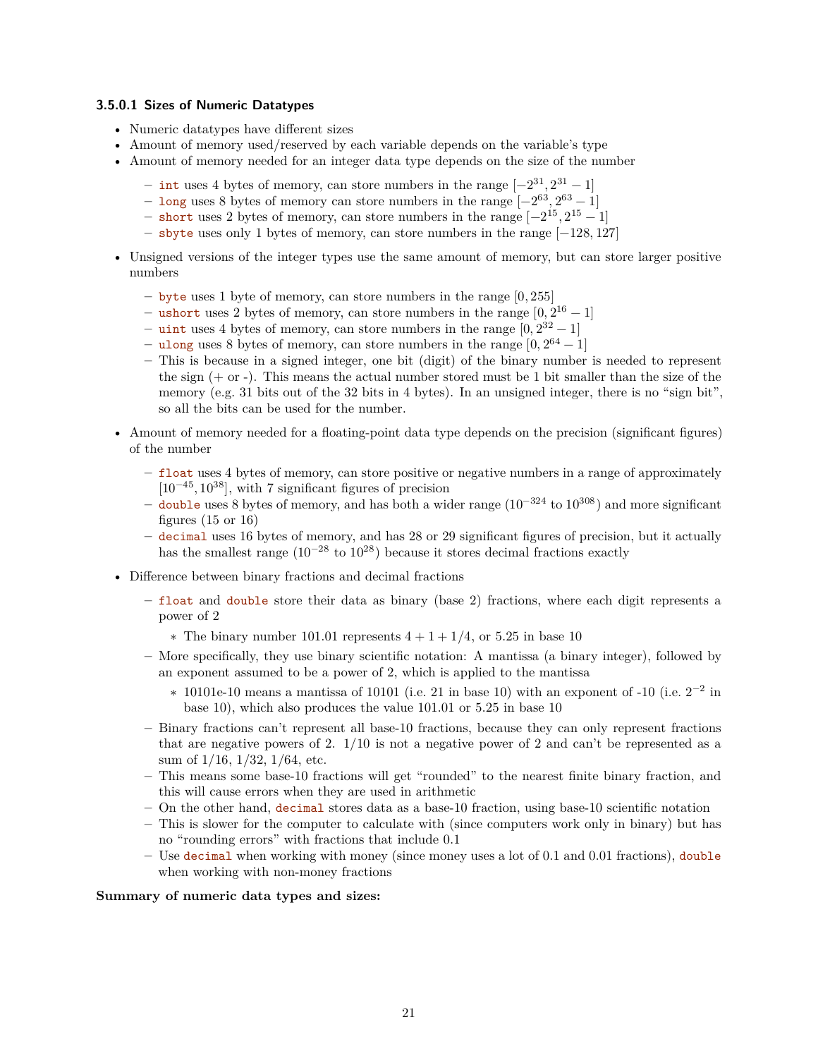#### 3.5.0.1 Sizes of Numeric Datatypes

- Numeric datatypes have different sizes
- Amount of memory used/reserved by each variable depends on the variable's type
- Amount of memory needed for an integer data type depends on the size of the number
  - `int` uses 4 bytes of memory, can store numbers in the range $[-2^{31}, 2^{31}-1]$
  - `long` uses 8 bytes of memory can store numbers in the range $[-2^{63}, 2^{63}-1]$
  - `short` uses 2 bytes of memory, can store numbers in the range $[-2^{15}, 2^{15}-1]$
  - `sbyte` uses only 1 bytes of memory, can store numbers in the range $[-128, 127]$
- Unsigned versions of the integer types use the same amount of memory, but can store larger positive numbers
  - `byte` uses 1 byte of memory, can store numbers in the range $[0, 255]$
  - `ushort` uses 2 bytes of memory, can store numbers in the range $[0, 2^{16}-1]$
  - `uint` uses 4 bytes of memory, can store numbers in the range $[0, 2^{32}-1]$
  - `ulong` uses 8 bytes of memory, can store numbers in the range $[0, 2^{64}-1]$
  - This is because in a signed integer, one bit (digit) of the binary number is needed to represent the sign (+ or -). This means the actual number stored must be 1 bit smaller than the size of the memory (e.g. 31 bits out of the 32 bits in 4 bytes). In an unsigned integer, there is no "sign bit", so all the bits can be used for the number.
- Amount of memory needed for a floating-point data type depends on the precision (significant figures) of the number
  - `float` uses 4 bytes of memory, can store positive or negative numbers in a range of approximately $[10^{-45}, 10^{38}]$, with 7 significant figures of precision
  - `double` uses 8 bytes of memory, and has both a wider range ($10^{-324}$ to $10^{308}$) and more significant figures (15 or 16)
  - `decimal` uses 16 bytes of memory, and has 28 or 29 significant figures of precision, but it actually has the smallest range ($10^{-28}$ to $10^{28}$) because it stores decimal fractions exactly
- Difference between binary fractions and decimal fractions
  - `float` and `double` store their data as binary (base 2) fractions, where each digit represents a power of 2
    - The binary number 101.01 represents $4 + 1 + 1/4$, or 5.25 in base 10
  - More specifically, they use binary scientific notation: A mantissa (a binary integer), followed by an exponent assumed to be a power of 2, which is applied to the mantissa
    - 10101e-10 means a mantissa of 10101 (i.e. 21 in base 10) with an exponent of -10 (i.e. $2^{-2}$ in base 10), which also produces the value 101.01 or 5.25 in base 10
  - Binary fractions can't represent all base-10 fractions, because they can only represent fractions that are negative powers of 2. 1/10 is not a negative power of 2 and can't be represented as a sum of 1/16, 1/32, 1/64, etc.
  - This means some base-10 fractions will get "rounded" to the nearest finite binary fraction, and this will cause errors when they are used in arithmetic
  - On the other hand, `decimal` stores data as a base-10 fraction, using base-10 scientific notation
  - This is slower for the computer to calculate with (since computers work only in binary) but has no "rounding errors" with fractions that include 0.1
  - Use `decimal` when working with money (since money uses a lot of 0.1 and 0.01 fractions), `double` when working with non-money fractions

**Summary of numeric data types and sizes:**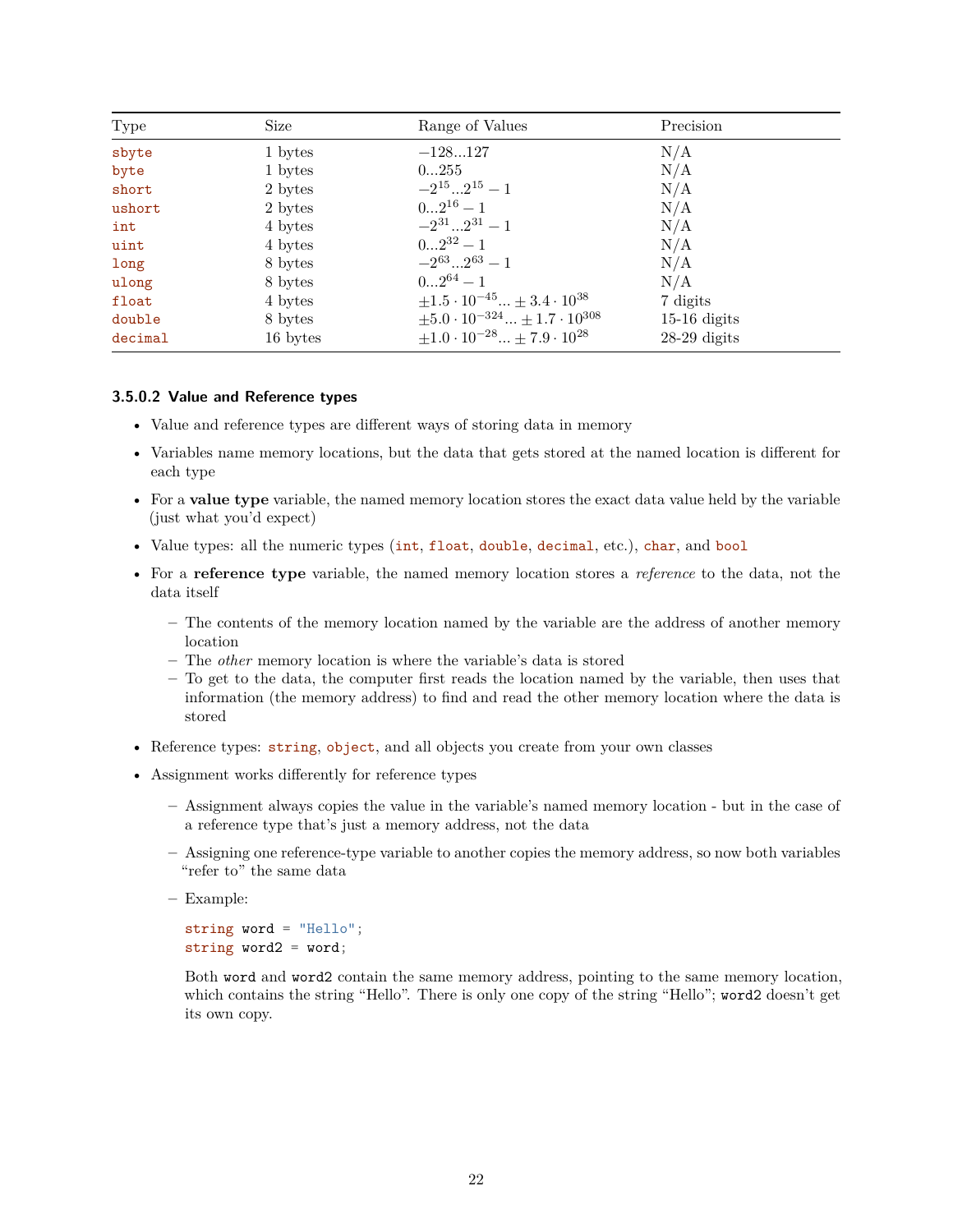| Type | Size | Range of Values | Precision |
| --- | --- | --- | --- |
| `sbyte` | 1 bytes | $-128...127$ | N/A |
| `byte` | 1 bytes | $0...255$ | N/A |
| `short` | 2 bytes | $-2^{15}...2^{15}-1$ | N/A |
| `ushort` | 2 bytes | $0...2^{16}-1$ | N/A |
| `int` | 4 bytes | $-2^{31}...2^{31}-1$ | N/A |
| `uint` | 4 bytes | $0...2^{32}-1$ | N/A |
| `long` | 8 bytes | $-2^{63}...2^{63}-1$ | N/A |
| `ulong` | 8 bytes | $0...2^{64}-1$ | N/A |
| `float` | 4 bytes | $\pm 1.5 \cdot 10^{-45}... \pm 3.4 \cdot 10^{38}$ | 7 digits |
| `double` | 8 bytes | $\pm 5.0 \cdot 10^{-324}... \pm 1.7 \cdot 10^{308}$ | 15-16 digits |
| `decimal` | 16 bytes | $\pm 1.0 \cdot 10^{-28}... \pm 7.9 \cdot 10^{28}$ | 28-29 digits |

#### 3.5.0.2 Value and Reference types

- Value and reference types are different ways of storing data in memory
- Variables name memory locations, but the data that gets stored at the named location is different for each type
- For a **value type** variable, the named memory location stores the exact data value held by the variable (just what you'd expect)
- Value types: all the numeric types (`int`, `float`, `double`, `decimal`, etc.), `char`, and `bool`
- For a **reference type** variable, the named memory location stores a *reference* to the data, not the data itself
  - The contents of the memory location named by the variable are the address of another memory location
  - The *other* memory location is where the variable's data is stored
  - To get to the data, the computer first reads the location named by the variable, then uses that information (the memory address) to find and read the other memory location where the data is stored
- Reference types: `string`, `object`, and all objects you create from your own classes
- Assignment works differently for reference types
  - Assignment always copies the value in the variable's named memory location - but in the case of a reference type that's just a memory address, not the data
  - Assigning one reference-type variable to another copies the memory address, so now both variables "refer to" the same data
  - Example:

    ```
    string word = "Hello";
    string word2 = word;
    ```

    Both `word` and `word2` contain the same memory address, pointing to the same memory location, which contains the string "Hello". There is only one copy of the string "Hello"; `word2` doesn't get its own copy.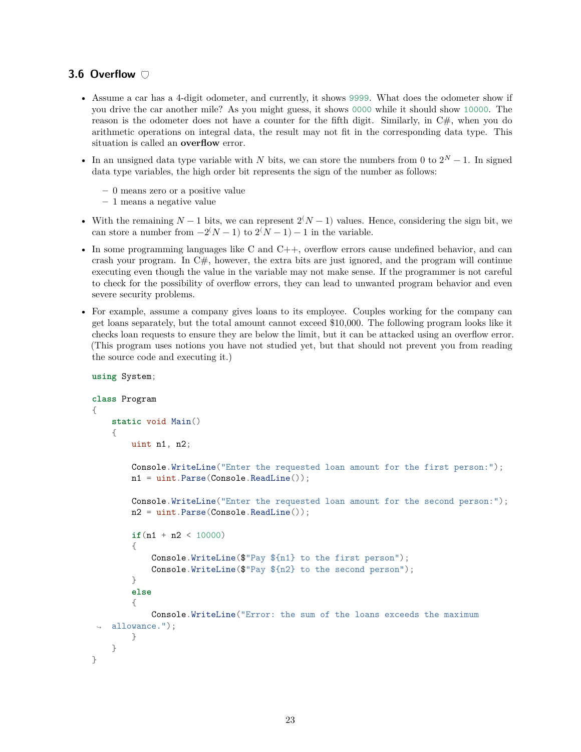### 3.6 Overflow

- Assume a car has a 4-digit odometer, and currently, it shows `9999`. What does the odometer show if you drive the car another mile? As you might guess, it shows `0000` while it should show `10000`. The reason is the odometer does not have a counter for the fifth digit. Similarly, in C#, when you do arithmetic operations on integral data, the result may not fit in the corresponding data type. This situation is called an **overflow** error.
- In an unsigned data type variable with $N$ bits, we can store the numbers from 0 to $2^N - 1$. In signed data type variables, the high order bit represents the sign of the number as follows:
  - 0 means zero or a positive value
  - 1 means a negative value
- With the remaining $N-1$ bits, we can represent $2^(N-1)$ values. Hence, considering the sign bit, we can store a number from $-2^(N-1)$ to $2^(N-1)-1$ in the variable.
- In some programming languages like C and C++, overflow errors cause undefined behavior, and can crash your program. In C#, however, the extra bits are just ignored, and the program will continue executing even though the value in the variable may not make sense. If the programmer is not careful to check for the possibility of overflow errors, they can lead to unwanted program behavior and even severe security problems.
- For example, assume a company gives loans to its employee. Couples working for the company can get loans separately, but the total amount cannot exceed $10,000. The following program looks like it checks loan requests to ensure they are below the limit, but it can be attacked using an overflow error. (This program uses notions you have not studied yet, but that should not prevent you from reading the source code and executing it.)

```csharp
using System;

class Program
{
    static void Main()
    {
        uint n1, n2;

        Console.WriteLine("Enter the requested loan amount for the first person:");
        n1 = uint.Parse(Console.ReadLine());

        Console.WriteLine("Enter the requested loan amount for the second person:");
        n2 = uint.Parse(Console.ReadLine());

        if(n1 + n2 < 10000)
        {
            Console.WriteLine($"Pay ${n1} to the first person");
            Console.WriteLine($"Pay ${n2} to the second person");
        }
        else
        {
            Console.WriteLine("Error: the sum of the loans exceeds the maximum
    allowance.");
        }
    }
}
```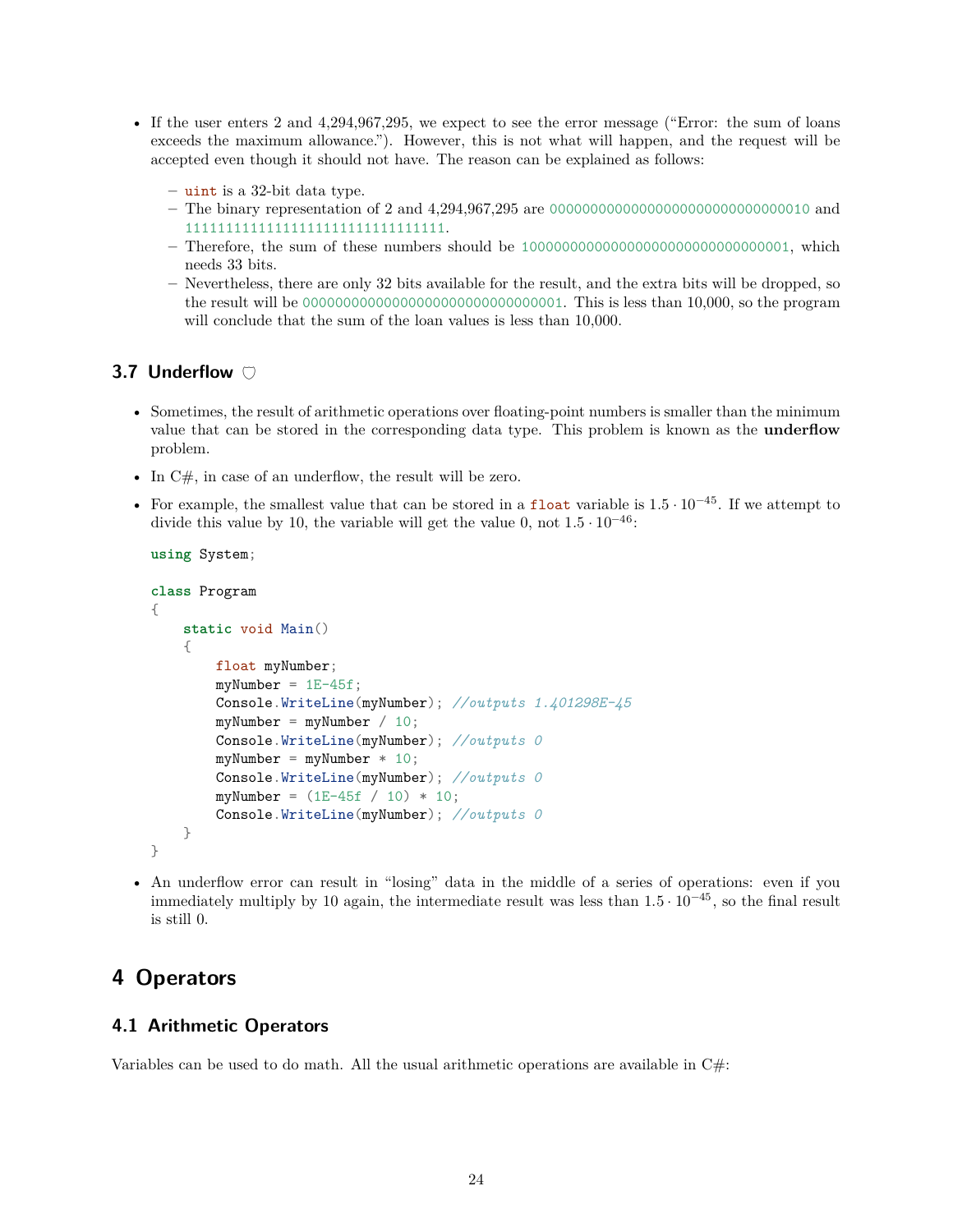- If the user enters 2 and 4,294,967,295, we expect to see the error message ("Error: the sum of loans exceeds the maximum allowance."). However, this is not what will happen, and the request will be accepted even though it should not have. The reason can be explained as follows:
  - `uint` is a 32-bit data type.
  - The binary representation of 2 and 4,294,967,295 are `00000000000000000000000000000010` and `11111111111111111111111111111111`.
  - Therefore, the sum of these numbers should be `100000000000000000000000000000001`, which needs 33 bits.
  - Nevertheless, there are only 32 bits available for the result, and the extra bits will be dropped, so the result will be `00000000000000000000000000000001`. This is less than 10,000, so the program will conclude that the sum of the loan values is less than 10,000.

### 3.7 Underflow ⛉

- Sometimes, the result of arithmetic operations over floating-point numbers is smaller than the minimum value that can be stored in the corresponding data type. This problem is known as the **underflow** problem.
- In C#, in case of an underflow, the result will be zero.
- For example, the smallest value that can be stored in a `float` variable is $1.5 \cdot 10^{-45}$. If we attempt to divide this value by 10, the variable will get the value 0, not $1.5 \cdot 10^{-46}$:

```
using System;

class Program
{
    static void Main()
    {
        float myNumber;
        myNumber = 1E-45f;
        Console.WriteLine(myNumber); //outputs 1.401298E-45
        myNumber = myNumber / 10;
        Console.WriteLine(myNumber); //outputs 0
        myNumber = myNumber * 10;
        Console.WriteLine(myNumber); //outputs 0
        myNumber = (1E-45f / 10) * 10;
        Console.WriteLine(myNumber); //outputs 0
    }
}
```

- An underflow error can result in "losing" data in the middle of a series of operations: even if you immediately multiply by 10 again, the intermediate result was less than $1.5 \cdot 10^{-45}$, so the final result is still 0.

## 4 Operators

### 4.1 Arithmetic Operators

Variables can be used to do math. All the usual arithmetic operations are available in C#: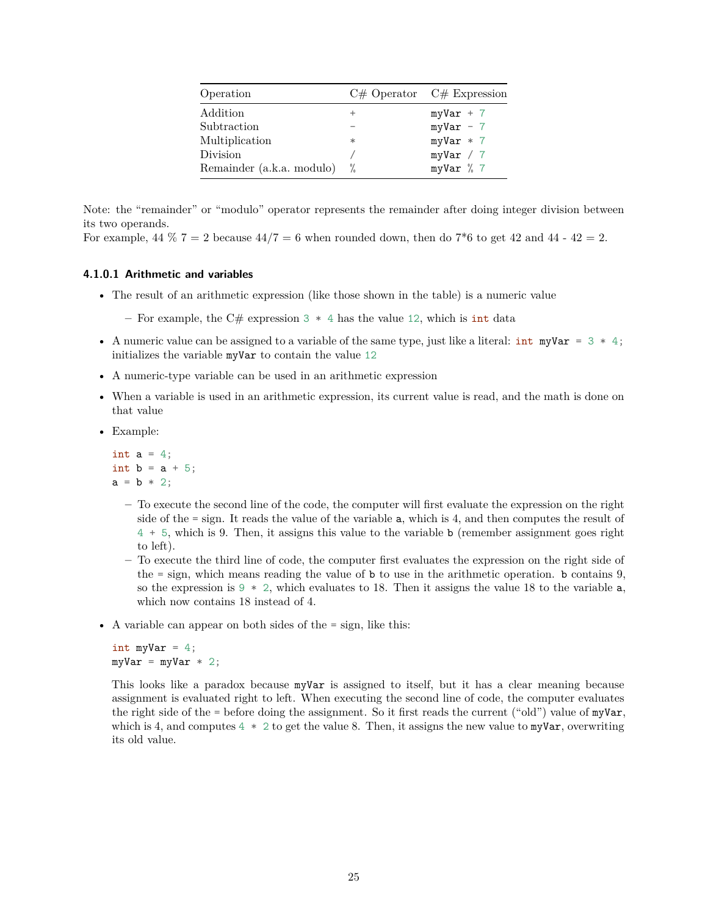| Operation | C# Operator | C# Expression |
|---|---|---|
| Addition | + | `myVar + 7` |
| Subtraction | - | `myVar - 7` |
| Multiplication | * | `myVar * 7` |
| Division | / | `myVar / 7` |
| Remainder (a.k.a. modulo) | % | `myVar % 7` |

Note: the "remainder" or "modulo" operator represents the remainder after doing integer division between its two operands.
For example, 44 % 7 = 2 because 44/7 = 6 when rounded down, then do 7*6 to get 42 and 44 - 42 = 2.

#### 4.1.0.1 Arithmetic and variables

- The result of an arithmetic expression (like those shown in the table) is a numeric value
  - For example, the C# expression `3 * 4` has the value `12`, which is `int` data
- A numeric value can be assigned to a variable of the same type, just like a literal: `int myVar = 3 * 4;` initializes the variable `myVar` to contain the value `12`
- A numeric-type variable can be used in an arithmetic expression
- When a variable is used in an arithmetic expression, its current value is read, and the math is done on that value
- Example:

  ```
  int a = 4;
  int b = a + 5;
  a = b * 2;
  ```

  - To execute the second line of the code, the computer will first evaluate the expression on the right side of the = sign. It reads the value of the variable `a`, which is 4, and then computes the result of `4 + 5`, which is 9. Then, it assigns this value to the variable `b` (remember assignment goes right to left).
  - To execute the third line of code, the computer first evaluates the expression on the right side of the = sign, which means reading the value of `b` to use in the arithmetic operation. `b` contains 9, so the expression is `9 * 2`, which evaluates to 18. Then it assigns the value 18 to the variable `a`, which now contains 18 instead of 4.

- A variable can appear on both sides of the = sign, like this:

  ```
  int myVar = 4;
  myVar = myVar * 2;
  ```

  This looks like a paradox because `myVar` is assigned to itself, but it has a clear meaning because assignment is evaluated right to left. When executing the second line of code, the computer evaluates the right side of the = before doing the assignment. So it first reads the current ("old") value of `myVar`, which is 4, and computes `4 * 2` to get the value 8. Then, it assigns the new value to `myVar`, overwriting its old value.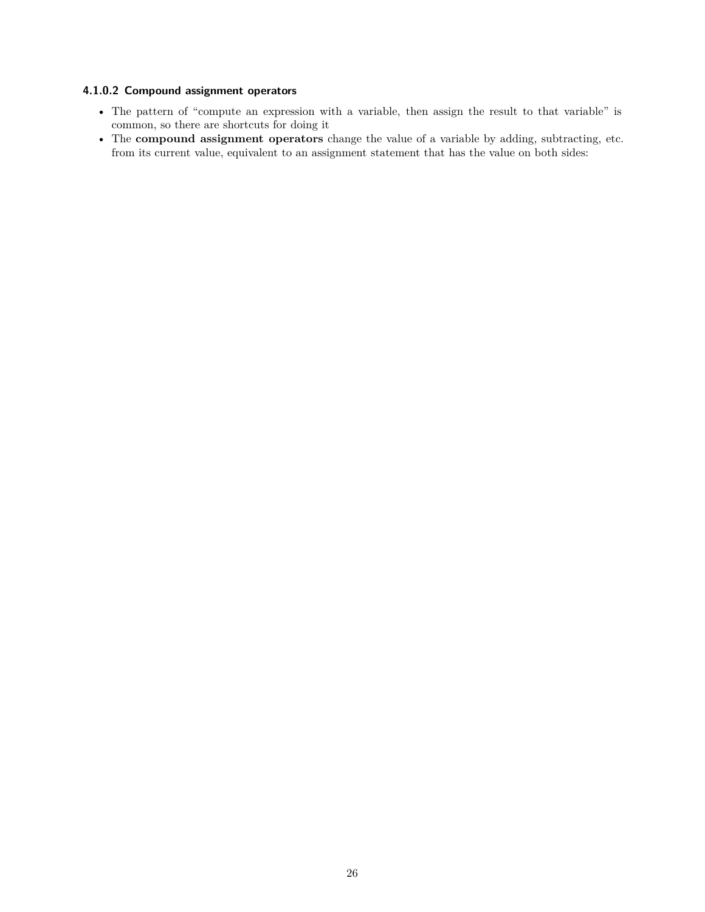#### 4.1.0.2 Compound assignment operators

- The pattern of "compute an expression with a variable, then assign the result to that variable" is common, so there are shortcuts for doing it
- The **compound assignment operators** change the value of a variable by adding, subtracting, etc. from its current value, equivalent to an assignment statement that has the value on both sides: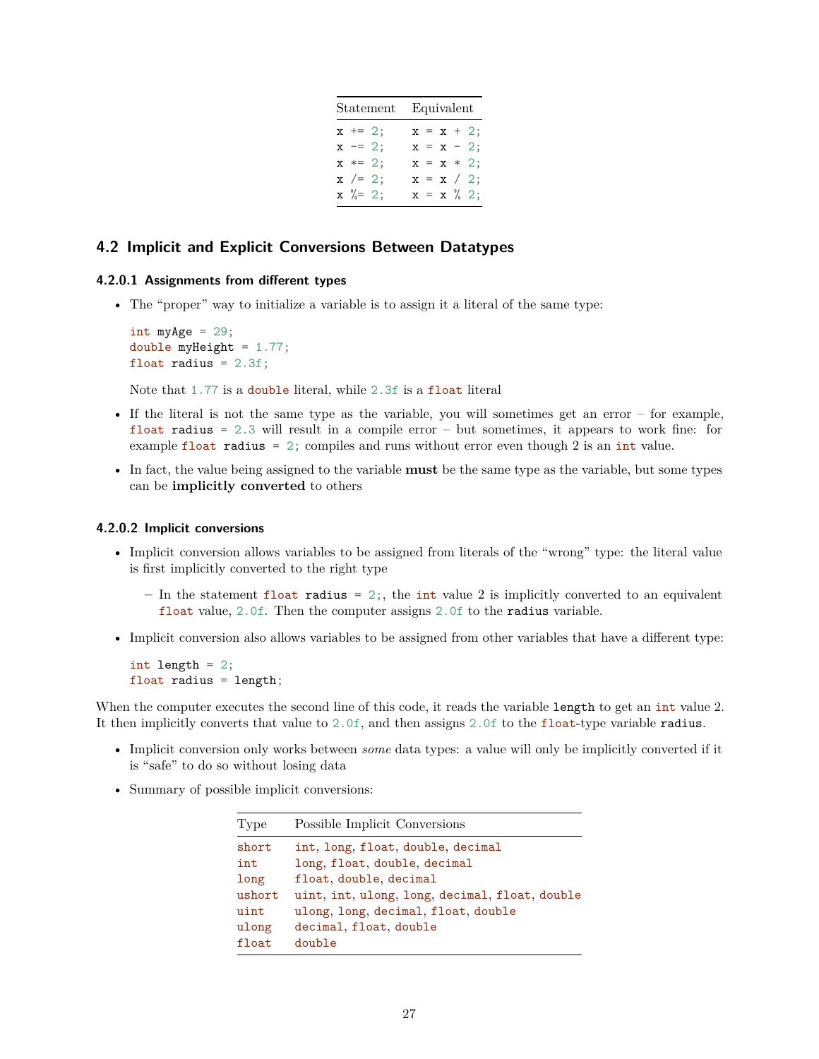| Statement | Equivalent |
|---|---|
| `x += 2;` | `x = x + 2;` |
| `x -= 2;` | `x = x - 2;` |
| `x *= 2;` | `x = x * 2;` |
| `x /= 2;` | `x = x / 2;` |
| `x %= 2;` | `x = x % 2;` |

## 4.2 Implicit and Explicit Conversions Between Datatypes

#### 4.2.0.1 Assignments from different types

- The "proper" way to initialize a variable is to assign it a literal of the same type:

  ```
  int myAge = 29;
  double myHeight = 1.77;
  float radius = 2.3f;
  ```

  Note that `1.77` is a `double` literal, while `2.3f` is a `float` literal

- If the literal is not the same type as the variable, you will sometimes get an error – for example, `float radius = 2.3` will result in a compile error – but sometimes, it appears to work fine: for example `float radius = 2;` compiles and runs without error even though 2 is an `int` value.

- In fact, the value being assigned to the variable **must** be the same type as the variable, but some types can be **implicitly converted** to others

#### 4.2.0.2 Implicit conversions

- Implicit conversion allows variables to be assigned from literals of the "wrong" type: the literal value is first implicitly converted to the right type
  - In the statement `float radius = 2;`, the `int` value 2 is implicitly converted to an equivalent `float` value, `2.0f`. Then the computer assigns `2.0f` to the `radius` variable.

- Implicit conversion also allows variables to be assigned from other variables that have a different type:

  ```
  int length = 2;
  float radius = length;
  ```

When the computer executes the second line of this code, it reads the variable `length` to get an `int` value 2. It then implicitly converts that value to `2.0f`, and then assigns `2.0f` to the `float`-type variable `radius`.

- Implicit conversion only works between *some* data types: a value will only be implicitly converted if it is "safe" to do so without losing data

- Summary of possible implicit conversions:

| Type | Possible Implicit Conversions |
|---|---|
| `short` | `int`, `long`, `float`, `double`, `decimal` |
| `int` | `long`, `float`, `double`, `decimal` |
| `long` | `float`, `double`, `decimal` |
| `ushort` | `uint`, `int`, `ulong`, `long`, `decimal`, `float`, `double` |
| `uint` | `ulong`, `long`, `decimal`, `float`, `double` |
| `ulong` | `decimal`, `float`, `double` |
| `float` | `double` |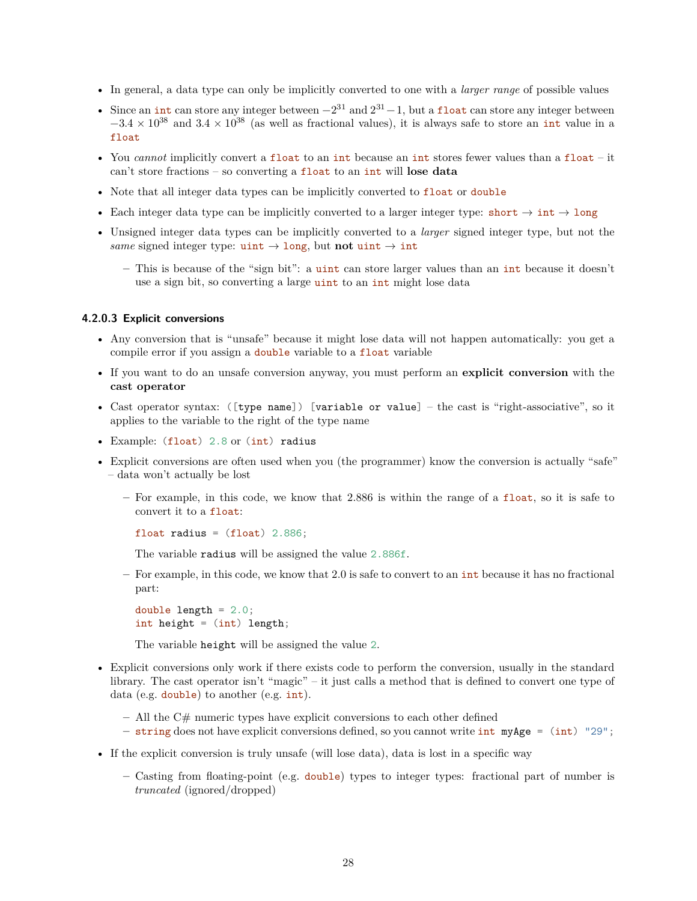- In general, a data type can only be implicitly converted to one with a *larger range* of possible values
- Since an `int` can store any integer between $-2^{31}$ and $2^{31} - 1$, but a `float` can store any integer between $-3.4 \times 10^{38}$ and $3.4 \times 10^{38}$ (as well as fractional values), it is always safe to store an `int` value in a `float`
- You *cannot* implicitly convert a `float` to an `int` because an `int` stores fewer values than a `float` – it can't store fractions – so converting a `float` to an `int` will **lose data**
- Note that all integer data types can be implicitly converted to `float` or `double`
- Each integer data type can be implicitly converted to a larger integer type: `short` → `int` → `long`
- Unsigned integer data types can be implicitly converted to a *larger* signed integer type, but not the *same* signed integer type: `uint` → `long`, but **not** `uint` → `int`
  - This is because of the "sign bit": a `uint` can store larger values than an `int` because it doesn't use a sign bit, so converting a large `uint` to an `int` might lose data

#### 4.2.0.3 Explicit conversions

- Any conversion that is "unsafe" because it might lose data will not happen automatically: you get a compile error if you assign a `double` variable to a `float` variable
- If you want to do an unsafe conversion anyway, you must perform an **explicit conversion** with the **cast operator**
- Cast operator syntax: `([type name]) [variable or value]` – the cast is "right-associative", so it applies to the variable to the right of the type name
- Example: `(float) 2.8` or `(int) radius`
- Explicit conversions are often used when you (the programmer) know the conversion is actually "safe" – data won't actually be lost
  - For example, in this code, we know that 2.886 is within the range of a `float`, so it is safe to convert it to a `float`:

    ```
    float radius = (float) 2.886;
    ```

    The variable `radius` will be assigned the value `2.886f`.
  - For example, in this code, we know that 2.0 is safe to convert to an `int` because it has no fractional part:

    ```
    double length = 2.0;
    int height = (int) length;
    ```

    The variable `height` will be assigned the value `2`.
- Explicit conversions only work if there exists code to perform the conversion, usually in the standard library. The cast operator isn't "magic" – it just calls a method that is defined to convert one type of data (e.g. `double`) to another (e.g. `int`).
  - All the C# numeric types have explicit conversions to each other defined
  - `string` does not have explicit conversions defined, so you cannot write `int myAge = (int) "29";`
- If the explicit conversion is truly unsafe (will lose data), data is lost in a specific way
  - Casting from floating-point (e.g. `double`) types to integer types: fractional part of number is *truncated* (ignored/dropped)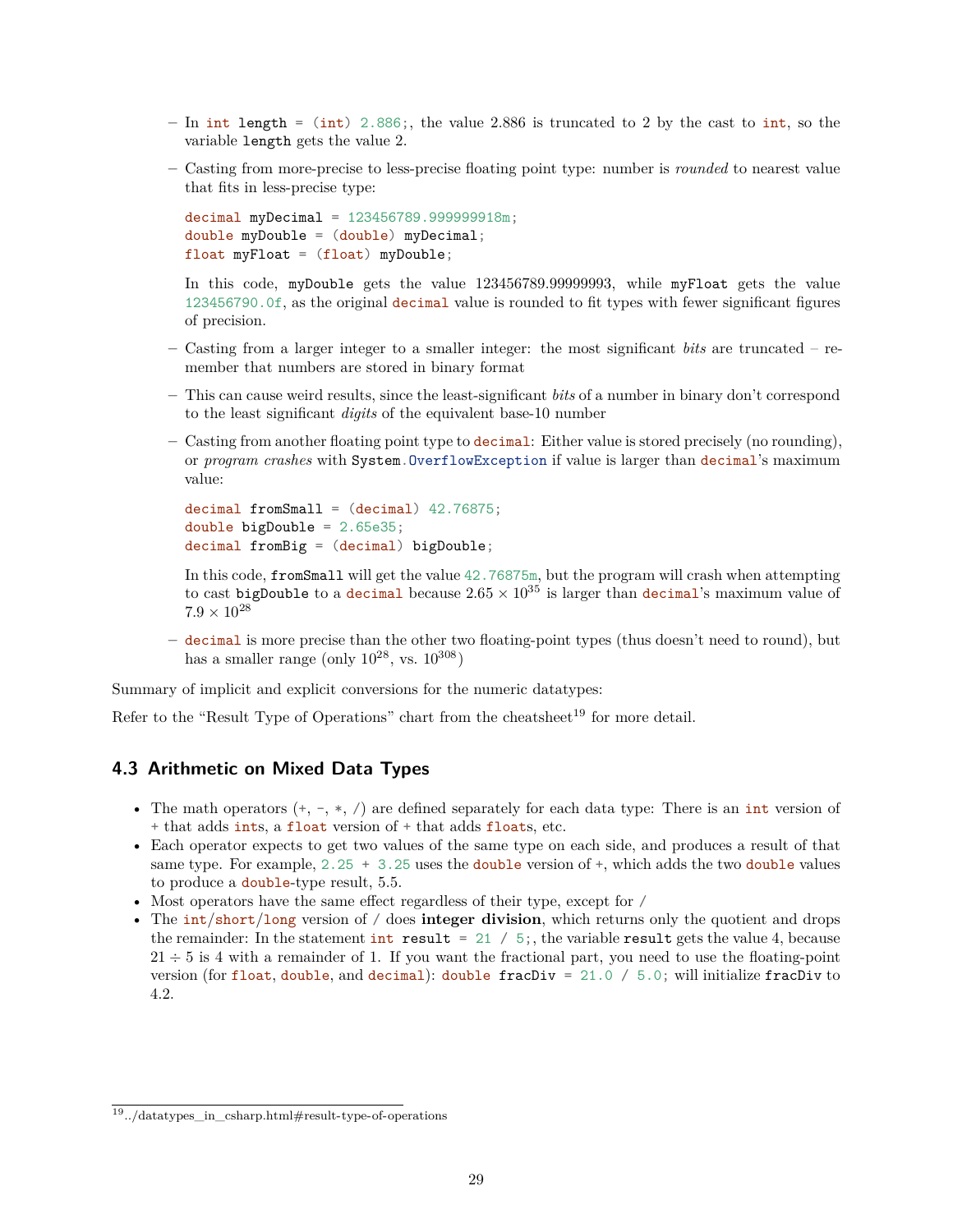- In `int length = (int) 2.886;`, the value 2.886 is truncated to 2 by the cast to `int`, so the variable `length` gets the value 2.
- Casting from more-precise to less-precise floating point type: number is *rounded* to nearest value that fits in less-precise type:

  ```
  decimal myDecimal = 123456789.999999918m;
  double myDouble = (double) myDecimal;
  float myFloat = (float) myDouble;
  ```

  In this code, `myDouble` gets the value 123456789.99999993, while `myFloat` gets the value `123456790.0f`, as the original `decimal` value is rounded to fit types with fewer significant figures of precision.
- Casting from a larger integer to a smaller integer: the most significant *bits* are truncated – remember that numbers are stored in binary format
- This can cause weird results, since the least-significant *bits* of a number in binary don't correspond to the least significant *digits* of the equivalent base-10 number
- Casting from another floating point type to `decimal`: Either value is stored precisely (no rounding), or *program crashes* with `System.OverflowException` if value is larger than `decimal`'s maximum value:

  ```
  decimal fromSmall = (decimal) 42.76875;
  double bigDouble = 2.65e35;
  decimal fromBig = (decimal) bigDouble;
  ```

  In this code, `fromSmall` will get the value `42.76875m`, but the program will crash when attempting to cast `bigDouble` to a `decimal` because $2.65 \times 10^{35}$ is larger than `decimal`'s maximum value of $7.9 \times 10^{28}$
- `decimal` is more precise than the other two floating-point types (thus doesn't need to round), but has a smaller range (only $10^{28}$, vs. $10^{308}$)

Summary of implicit and explicit conversions for the numeric datatypes:

Refer to the "Result Type of Operations" chart from the cheatsheet[19] for more detail.

## 4.3 Arithmetic on Mixed Data Types

- The math operators (`+`, `-`, `*`, `/`) are defined separately for each data type: There is an `int` version of `+` that adds `int`s, a `float` version of `+` that adds `float`s, etc.
- Each operator expects to get two values of the same type on each side, and produces a result of that same type. For example, `2.25 + 3.25` uses the `double` version of `+`, which adds the two `double` values to produce a `double`-type result, 5.5.
- Most operators have the same effect regardless of their type, except for `/`
- The `int`/`short`/`long` version of `/` does **integer division**, which returns only the quotient and drops the remainder: In the statement `int result = 21 / 5;`, the variable `result` gets the value 4, because $21 \div 5$ is 4 with a remainder of 1. If you want the fractional part, you need to use the floating-point version (for `float`, `double`, and `decimal`): `double fracDiv = 21.0 / 5.0;` will initialize `fracDiv` to 4.2.

[19] ../datatypes_in_csharp.html#result-type-of-operations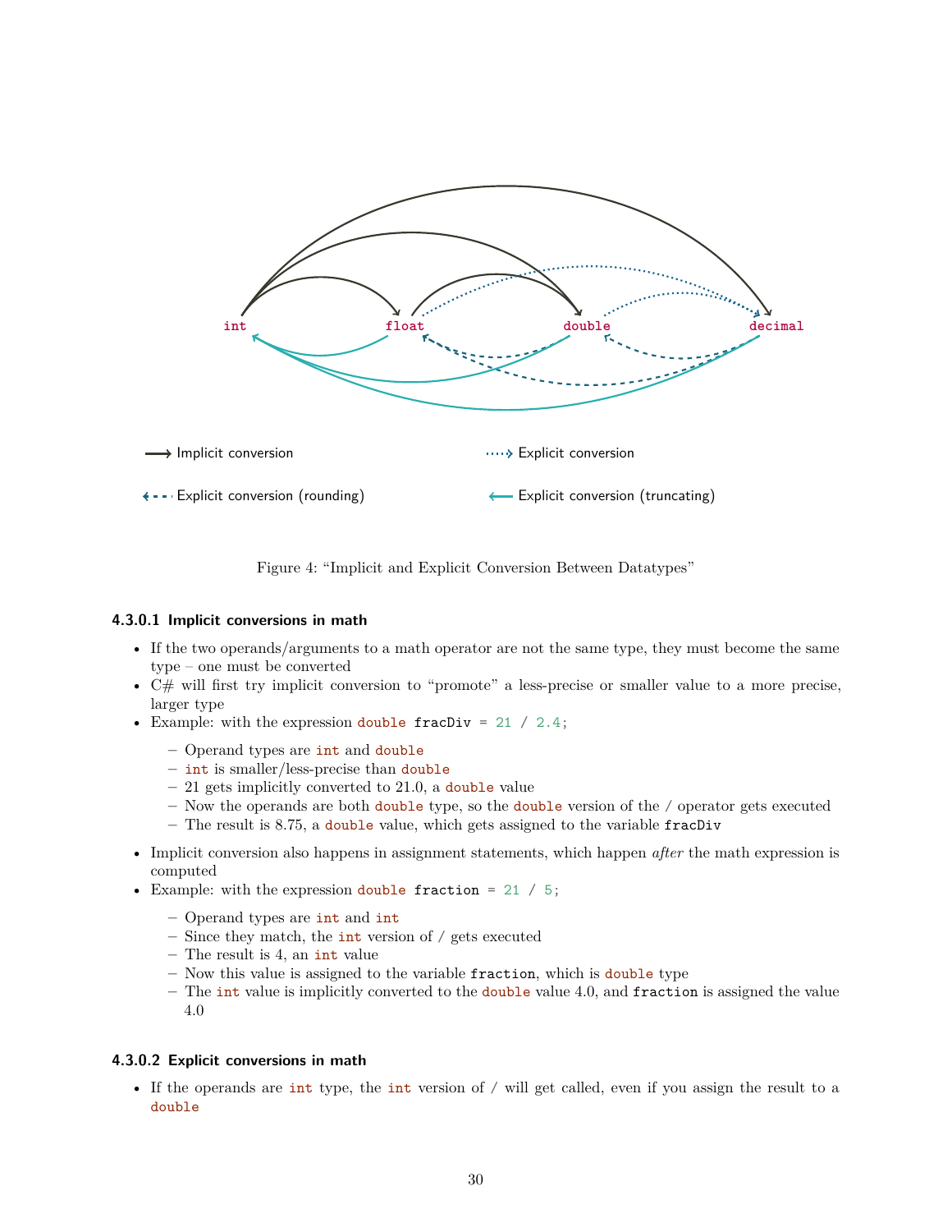Figure 4: "Implicit and Explicit Conversion Between Datatypes"

#### 4.3.0.1 Implicit conversions in math

- If the two operands/arguments to a math operator are not the same type, they must become the same type – one must be converted
- C# will first try implicit conversion to "promote" a less-precise or smaller value to a more precise, larger type
- Example: with the expression `double fracDiv = 21 / 2.4;`
  - Operand types are `int` and `double`
  - `int` is smaller/less-precise than `double`
  - 21 gets implicitly converted to 21.0, a `double` value
  - Now the operands are both `double` type, so the `double` version of the `/` operator gets executed
  - The result is 8.75, a `double` value, which gets assigned to the variable `fracDiv`
- Implicit conversion also happens in assignment statements, which happen *after* the math expression is computed
- Example: with the expression `double fraction = 21 / 5;`
  - Operand types are `int` and `int`
  - Since they match, the `int` version of `/` gets executed
  - The result is 4, an `int` value
  - Now this value is assigned to the variable `fraction`, which is `double` type
  - The `int` value is implicitly converted to the `double` value 4.0, and `fraction` is assigned the value 4.0

#### 4.3.0.2 Explicit conversions in math

- If the operands are `int` type, the `int` version of `/` will get called, even if you assign the result to a `double`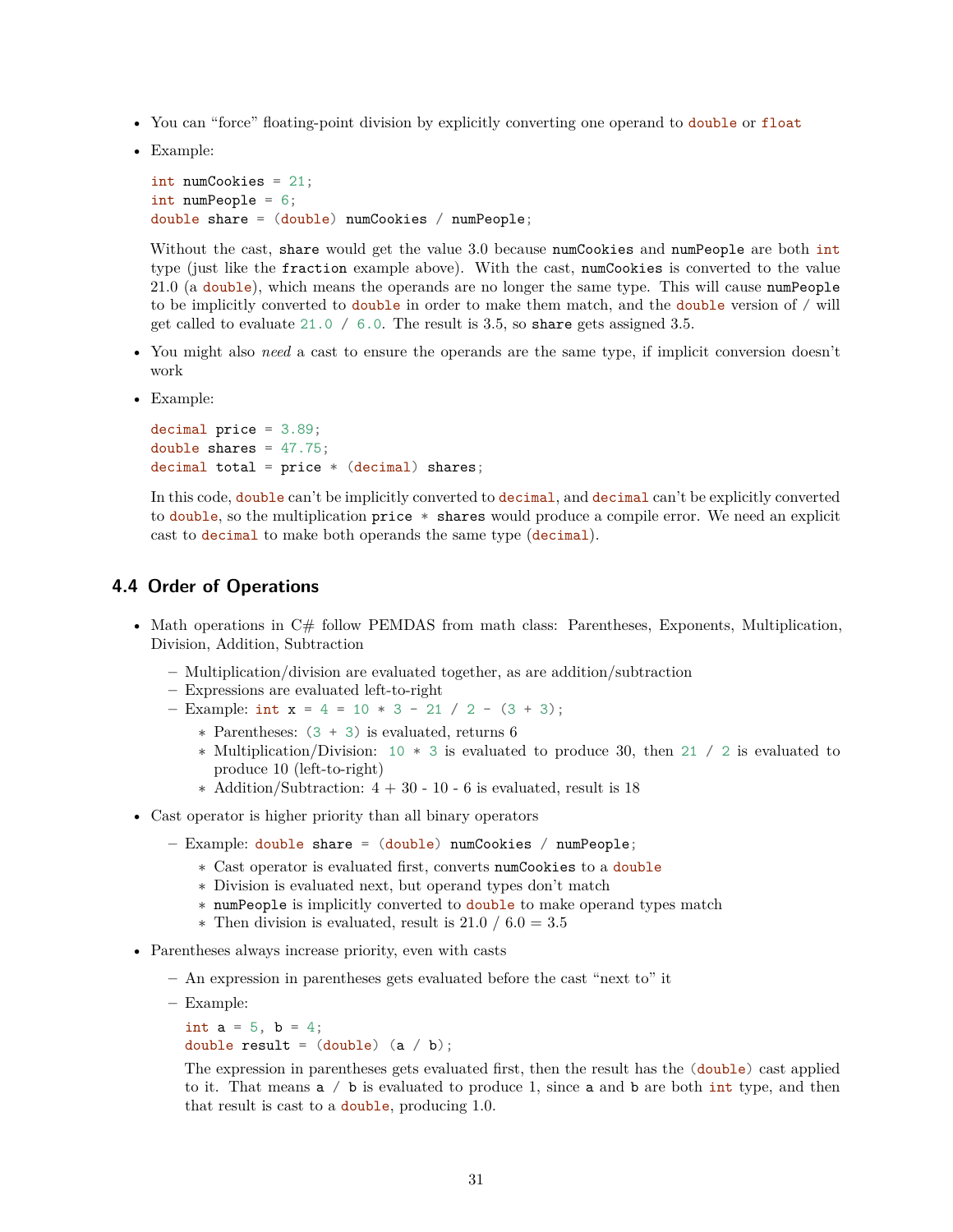- You can "force" floating-point division by explicitly converting one operand to `double` or `float`
- Example:

  ```
  int numCookies = 21;
  int numPeople = 6;
  double share = (double) numCookies / numPeople;
  ```

  Without the cast, `share` would get the value 3.0 because `numCookies` and `numPeople` are both `int` type (just like the `fraction` example above). With the cast, `numCookies` is converted to the value 21.0 (a `double`), which means the operands are no longer the same type. This will cause `numPeople` to be implicitly converted to `double` in order to make them match, and the `double` version of / will get called to evaluate `21.0 / 6.0`. The result is 3.5, so `share` gets assigned 3.5.

- You might also *need* a cast to ensure the operands are the same type, if implicit conversion doesn't work
- Example:

  ```
  decimal price = 3.89;
  double shares = 47.75;
  decimal total = price * (decimal) shares;
  ```

  In this code, `double` can't be implicitly converted to `decimal`, and `decimal` can't be explicitly converted to `double`, so the multiplication `price * shares` would produce a compile error. We need an explicit cast to `decimal` to make both operands the same type (`decimal`).

## 4.4 Order of Operations

- Math operations in C# follow PEMDAS from math class: Parentheses, Exponents, Multiplication, Division, Addition, Subtraction
  - Multiplication/division are evaluated together, as are addition/subtraction
  - Expressions are evaluated left-to-right
  - Example: `int x = 4 + 10 * 3 - 21 / 2 - (3 + 3);`
    - Parentheses: `(3 + 3)` is evaluated, returns 6
    - Multiplication/Division: `10 * 3` is evaluated to produce 30, then `21 / 2` is evaluated to produce 10 (left-to-right)
    - Addition/Subtraction: 4 + 30 - 10 - 6 is evaluated, result is 18
- Cast operator is higher priority than all binary operators
  - Example: `double share = (double) numCookies / numPeople;`
    - Cast operator is evaluated first, converts `numCookies` to a `double`
    - Division is evaluated next, but operand types don't match
    - `numPeople` is implicitly converted to `double` to make operand types match
    - Then division is evaluated, result is 21.0 / 6.0 = 3.5
- Parentheses always increase priority, even with casts
  - An expression in parentheses gets evaluated before the cast "next to" it
  - Example:

    ```
    int a = 5, b = 4;
    double result = (double) (a / b);
    ```

    The expression in parentheses gets evaluated first, then the result has the `(double)` cast applied to it. That means `a / b` is evaluated to produce 1, since `a` and `b` are both `int` type, and then that result is cast to a `double`, producing 1.0.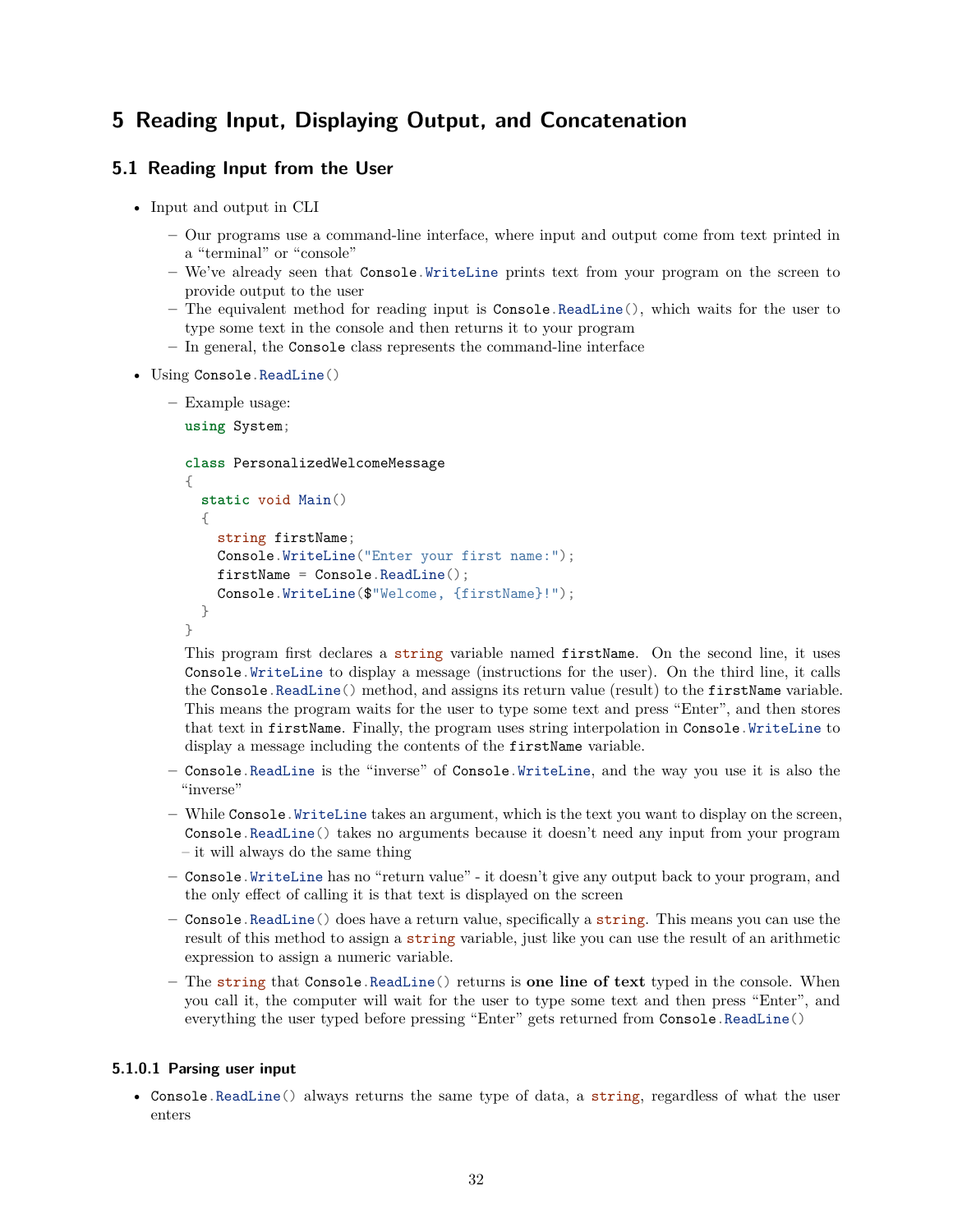# 5 Reading Input, Displaying Output, and Concatenation

## 5.1 Reading Input from the User

- Input and output in CLI
  - Our programs use a command-line interface, where input and output come from text printed in a "terminal" or "console"
  - We've already seen that `Console.WriteLine` prints text from your program on the screen to provide output to the user
  - The equivalent method for reading input is `Console.ReadLine()`, which waits for the user to type some text in the console and then returns it to your program
  - In general, the `Console` class represents the command-line interface
- Using `Console.ReadLine()`
  - Example usage:

    ```
    using System;

    class PersonalizedWelcomeMessage
    {
      static void Main()
      {
        string firstName;
        Console.WriteLine("Enter your first name:");
        firstName = Console.ReadLine();
        Console.WriteLine($"Welcome, {firstName}!");
      }
    }
    ```

    This program first declares a `string` variable named `firstName`. On the second line, it uses `Console.WriteLine` to display a message (instructions for the user). On the third line, it calls the `Console.ReadLine()` method, and assigns its return value (result) to the `firstName` variable. This means the program waits for the user to type some text and press "Enter", and then stores that text in `firstName`. Finally, the program uses string interpolation in `Console.WriteLine` to display a message including the contents of the `firstName` variable.
  - `Console.ReadLine` is the "inverse" of `Console.WriteLine`, and the way you use it is also the "inverse"
  - While `Console.WriteLine` takes an argument, which is the text you want to display on the screen, `Console.ReadLine()` takes no arguments because it doesn't need any input from your program – it will always do the same thing
  - `Console.WriteLine` has no "return value" - it doesn't give any output back to your program, and the only effect of calling it is that text is displayed on the screen
  - `Console.ReadLine()` does have a return value, specifically a `string`. This means you can use the result of this method to assign a `string` variable, just like you can use the result of an arithmetic expression to assign a numeric variable.
  - The `string` that `Console.ReadLine()` returns is **one line of text** typed in the console. When you call it, the computer will wait for the user to type some text and then press "Enter", and everything the user typed before pressing "Enter" gets returned from `Console.ReadLine()`

#### 5.1.0.1 Parsing user input

- `Console.ReadLine()` always returns the same type of data, a `string`, regardless of what the user enters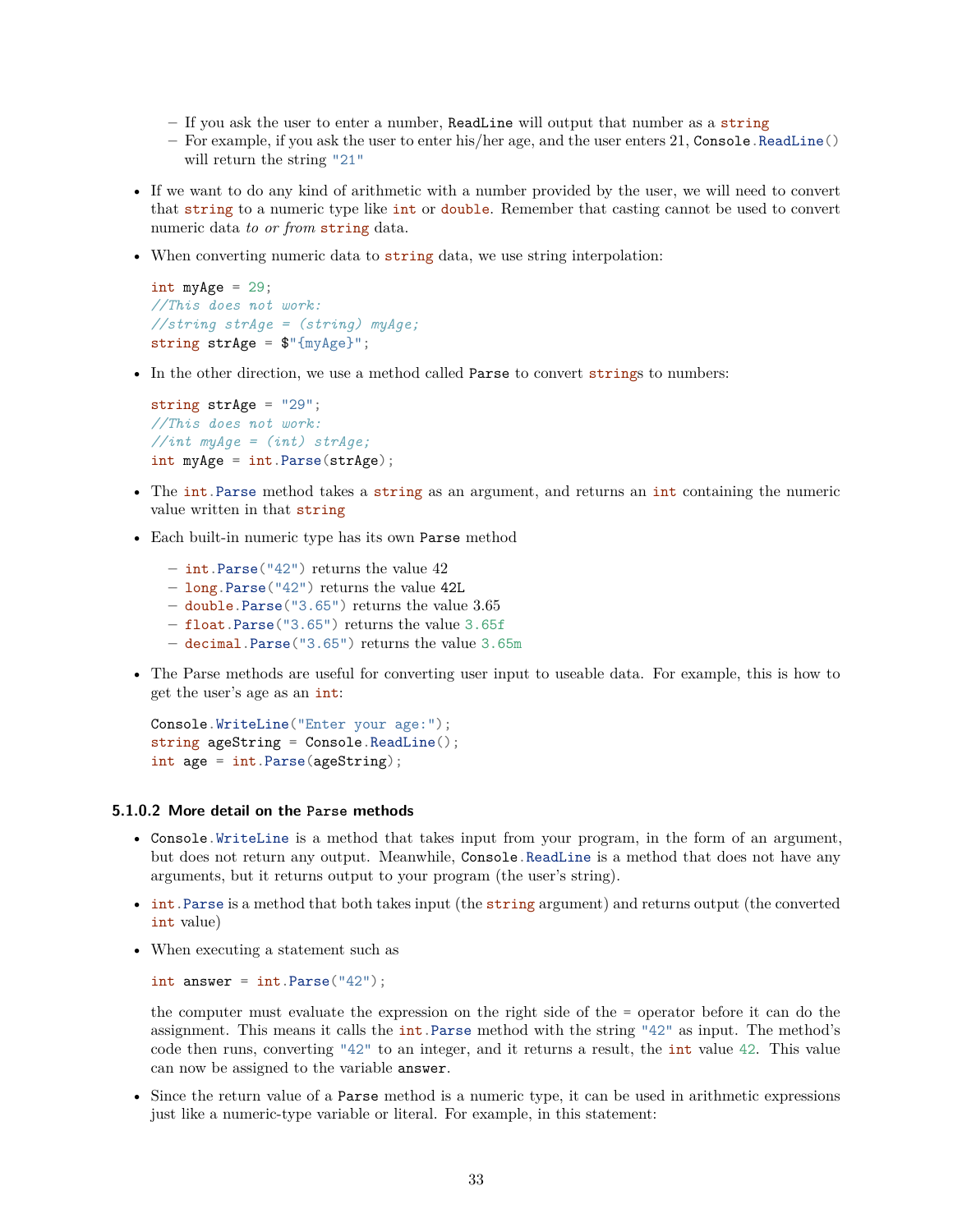- If you ask the user to enter a number, `ReadLine` will output that number as a `string`
  - For example, if you ask the user to enter his/her age, and the user enters 21, `Console.ReadLine()` will return the string `"21"`

- If we want to do any kind of arithmetic with a number provided by the user, we will need to convert that `string` to a numeric type like `int` or `double`. Remember that casting cannot be used to convert numeric data *to or from* `string` data.

- When converting numeric data to `string` data, we use string interpolation:

```
int myAge = 29;
//This does not work:
//string strAge = (string) myAge;
string strAge = $"{myAge}";
```

- In the other direction, we use a method called `Parse` to convert `string`s to numbers:

```
string strAge = "29";
//This does not work:
//int myAge = (int) strAge;
int myAge = int.Parse(strAge);
```

- The `int.Parse` method takes a `string` as an argument, and returns an `int` containing the numeric value written in that `string`

- Each built-in numeric type has its own `Parse` method
  - `int.Parse("42")` returns the value 42
  - `long.Parse("42")` returns the value `42L`
  - `double.Parse("3.65")` returns the value 3.65
  - `float.Parse("3.65")` returns the value `3.65f`
  - `decimal.Parse("3.65")` returns the value `3.65m`

- The Parse methods are useful for converting user input to useable data. For example, this is how to get the user's age as an `int`:

```
Console.WriteLine("Enter your age:");
string ageString = Console.ReadLine();
int age = int.Parse(ageString);
```

#### 5.1.0.2 More detail on the `Parse` methods

- `Console.WriteLine` is a method that takes input from your program, in the form of an argument, but does not return any output. Meanwhile, `Console.ReadLine` is a method that does not have any arguments, but it returns output to your program (the user's string).

- `int.Parse` is a method that both takes input (the `string` argument) and returns output (the converted `int` value)

- When executing a statement such as

```
int answer = int.Parse("42");
```

  the computer must evaluate the expression on the right side of the = operator before it can do the assignment. This means it calls the `int.Parse` method with the string `"42"` as input. The method's code then runs, converting `"42"` to an integer, and it returns a result, the `int` value `42`. This value can now be assigned to the variable `answer`.

- Since the return value of a `Parse` method is a numeric type, it can be used in arithmetic expressions just like a numeric-type variable or literal. For example, in this statement: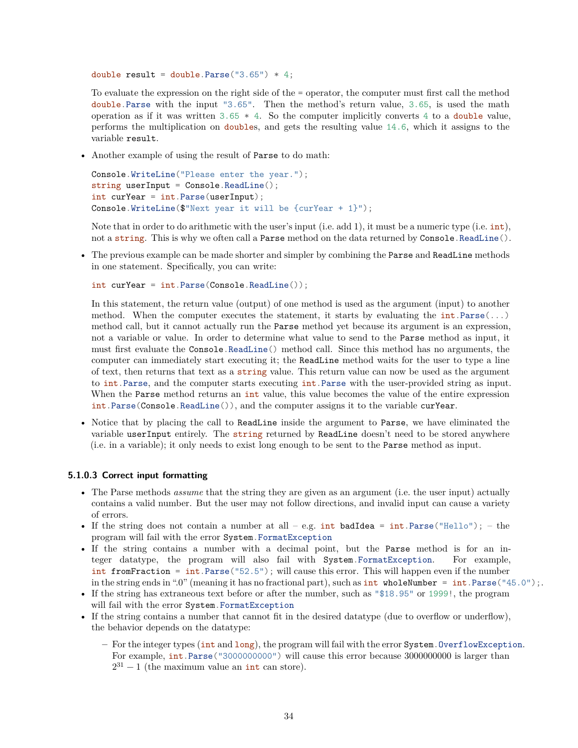```
double result = double.Parse("3.65") * 4;
```

To evaluate the expression on the right side of the = operator, the computer must first call the method `double.Parse` with the input `"3.65"`. Then the method's return value, `3.65`, is used the math operation as if it was written `3.65 * 4`. So the computer implicitly converts `4` to a `double` value, performs the multiplication on `double`s, and gets the resulting value `14.6`, which it assigns to the variable `result`.

- Another example of using the result of `Parse` to do math:

```
Console.WriteLine("Please enter the year.");
string userInput = Console.ReadLine();
int curYear = int.Parse(userInput);
Console.WriteLine($"Next year it will be {curYear + 1}");
```

Note that in order to do arithmetic with the user's input (i.e. add 1), it must be a numeric type (i.e. `int`), not a `string`. This is why we often call a `Parse` method on the data returned by `Console.ReadLine()`.

- The previous example can be made shorter and simpler by combining the `Parse` and `ReadLine` methods in one statement. Specifically, you can write:

```
int curYear = int.Parse(Console.ReadLine());
```

In this statement, the return value (output) of one method is used as the argument (input) to another method. When the computer executes the statement, it starts by evaluating the `int.Parse(...)` method call, but it cannot actually run the `Parse` method yet because its argument is an expression, not a variable or value. In order to determine what value to send to the `Parse` method as input, it must first evaluate the `Console.ReadLine()` method call. Since this method has no arguments, the computer can immediately start executing it; the `ReadLine` method waits for the user to type a line of text, then returns that text as a `string` value. This return value can now be used as the argument to `int.Parse`, and the computer starts executing `int.Parse` with the user-provided string as input. When the `Parse` method returns an `int` value, this value becomes the value of the entire expression `int.Parse(Console.ReadLine())`, and the computer assigns it to the variable `curYear`.

- Notice that by placing the call to `ReadLine` inside the argument to `Parse`, we have eliminated the variable `userInput` entirely. The `string` returned by `ReadLine` doesn't need to be stored anywhere (i.e. in a variable); it only needs to exist long enough to be sent to the `Parse` method as input.

#### 5.1.0.3 Correct input formatting

- The Parse methods *assume* that the string they are given as an argument (i.e. the user input) actually contains a valid number. But the user may not follow directions, and invalid input can cause a variety of errors.
- If the string does not contain a number at all – e.g. `int badIdea = int.Parse("Hello");` – the program will fail with the error `System.FormatException`
- If the string contains a number with a decimal point, but the `Parse` method is for an integer datatype, the program will also fail with `System.FormatException`. For example, `int fromFraction = int.Parse("52.5");` will cause this error. This will happen even if the number in the string ends in ".0" (meaning it has no fractional part), such as `int wholeNumber = int.Parse("45.0");`.
- If the string has extraneous text before or after the number, such as `"$18.95"` or `1999!`, the program will fail with the error `System.FormatException`
- If the string contains a number that cannot fit in the desired datatype (due to overflow or underflow), the behavior depends on the datatype:
  - For the integer types (`int` and `long`), the program will fail with the error `System.OverflowException`. For example, `int.Parse("3000000000")` will cause this error because 3000000000 is larger than $2^{31} - 1$ (the maximum value an `int` can store).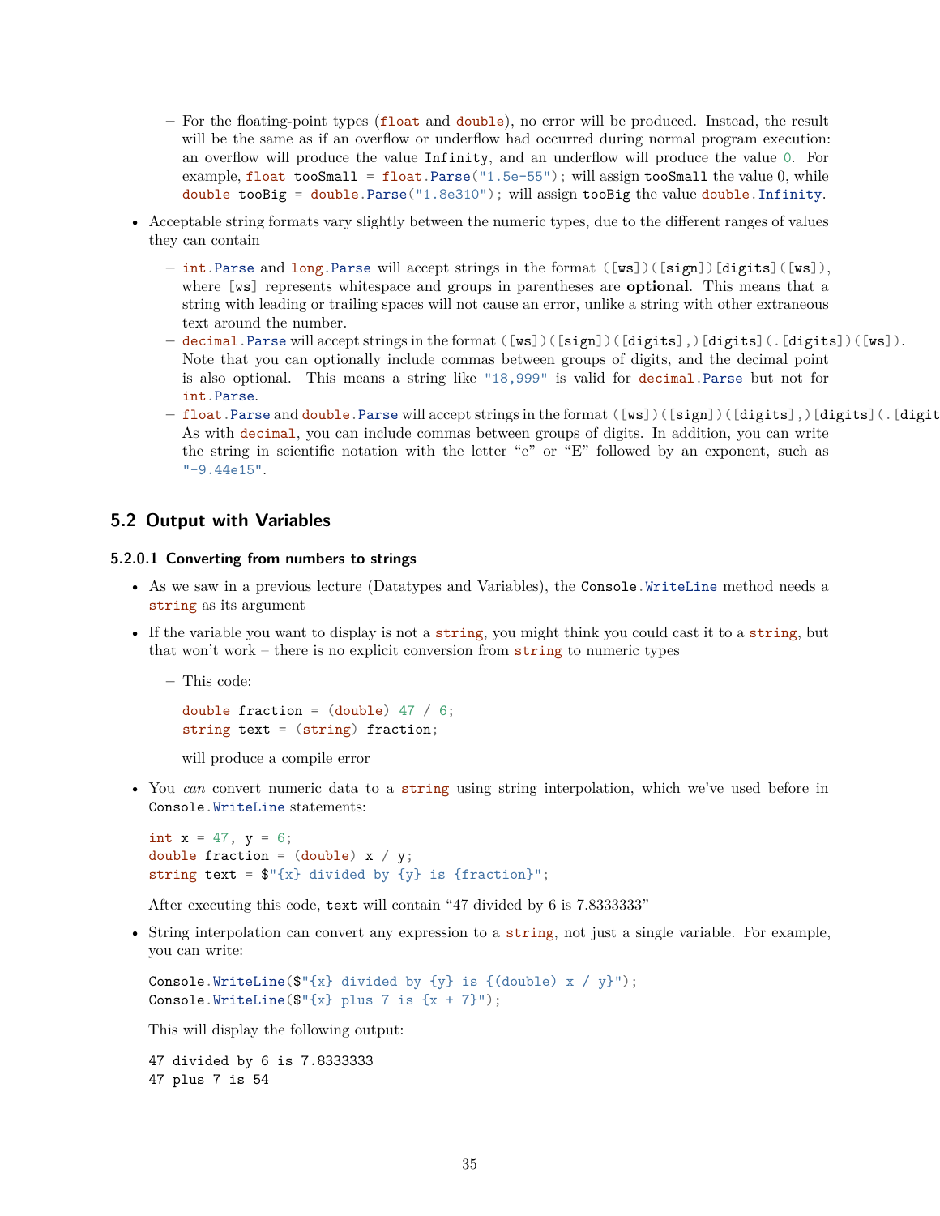- For the floating-point types (`float` and `double`), no error will be produced. Instead, the result will be the same as if an overflow or underflow had occurred during normal program execution: an overflow will produce the value `Infinity`, and an underflow will produce the value `0`. For example, `float tooSmall = float.Parse("1.5e-55");` will assign `tooSmall` the value 0, while `double tooBig = double.Parse("1.8e310");` will assign `tooBig` the value `double.Infinity`.

- Acceptable string formats vary slightly between the numeric types, due to the different ranges of values they can contain

  - `int.Parse` and `long.Parse` will accept strings in the format `([ws])([sign])[digits]([ws])`, where `[ws]` represents whitespace and groups in parentheses are **optional**. This means that a string with leading or trailing spaces will not cause an error, unlike a string with other extraneous text around the number.
  - `decimal.Parse` will accept strings in the format `([ws])([sign])([digits],)[digits](.[digits])([ws])`. Note that you can optionally include commas between groups of digits, and the decimal point is also optional. This means a string like `"18,999"` is valid for `decimal.Parse` but not for `int.Parse`.
  - `float.Parse` and `double.Parse` will accept strings in the format `([ws])([sign])([digits],)[digits](.[digit`
    As with `decimal`, you can include commas between groups of digits. In addition, you can write the string in scientific notation with the letter "e" or "E" followed by an exponent, such as `"-9.44e15"`.

## 5.2 Output with Variables

#### 5.2.0.1 Converting from numbers to strings

- As we saw in a previous lecture (Datatypes and Variables), the `Console.WriteLine` method needs a `string` as its argument

- If the variable you want to display is not a `string`, you might think you could cast it to a `string`, but that won't work – there is no explicit conversion from `string` to numeric types

  - This code:

    ```
    double fraction = (double) 47 / 6;
    string text = (string) fraction;
    ```

    will produce a compile error

- You *can* convert numeric data to a `string` using string interpolation, which we've used before in `Console.WriteLine` statements:

  ```
  int x = 47, y = 6;
  double fraction = (double) x / y;
  string text = $"{x} divided by {y} is {fraction}";
  ```

  After executing this code, `text` will contain "47 divided by 6 is 7.8333333"

- String interpolation can convert any expression to a `string`, not just a single variable. For example, you can write:

  ```
  Console.WriteLine($"{x} divided by {y} is {(double) x / y}");
  Console.WriteLine($"{x} plus 7 is {x + 7}");
  ```

  This will display the following output:

  ```
  47 divided by 6 is 7.8333333
  47 plus 7 is 54
  ```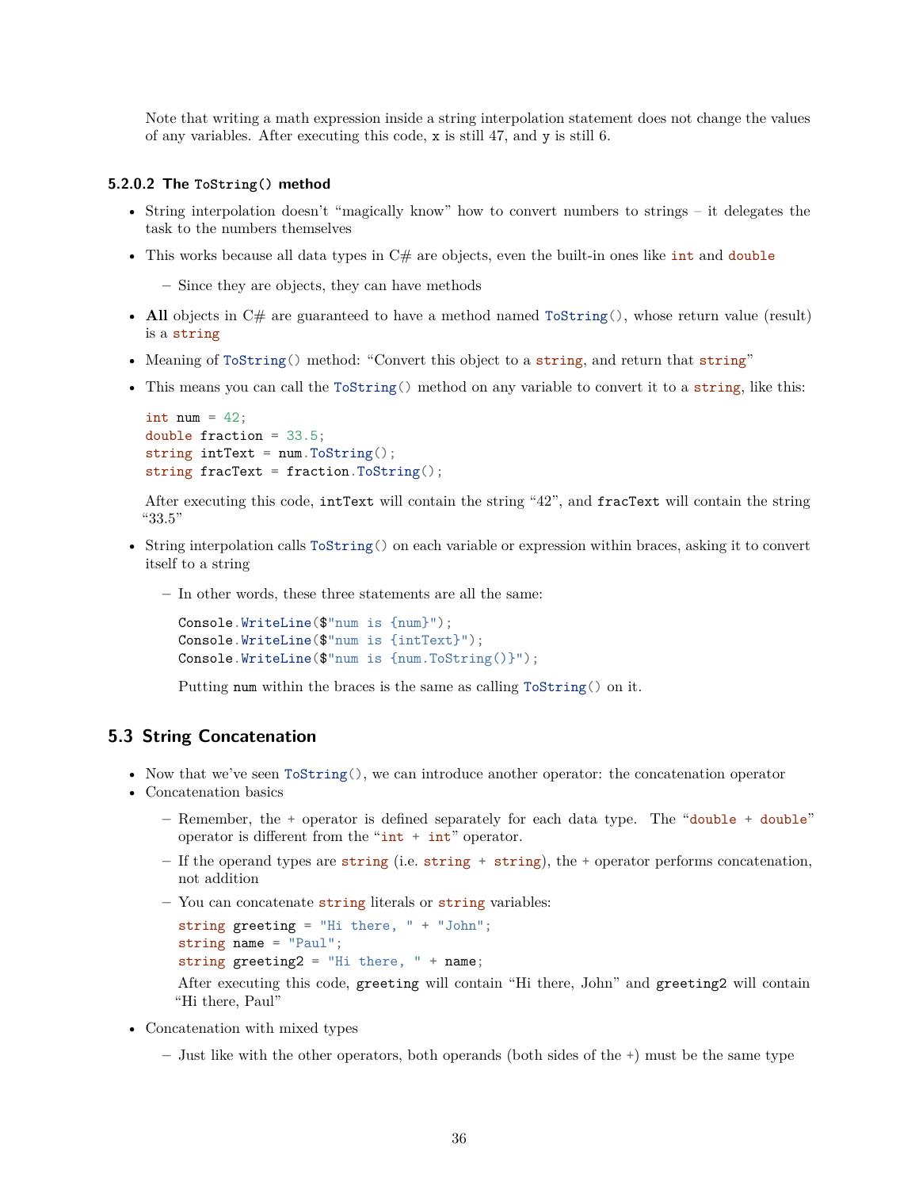Note that writing a math expression inside a string interpolation statement does not change the values of any variables. After executing this code, `x` is still 47, and `y` is still 6.

#### 5.2.0.2 The `ToString()` method

- String interpolation doesn't "magically know" how to convert numbers to strings – it delegates the task to the numbers themselves
- This works because all data types in C# are objects, even the built-in ones like `int` and `double`
  - Since they are objects, they can have methods
- **All** objects in C# are guaranteed to have a method named `ToString()`, whose return value (result) is a `string`
- Meaning of `ToString()` method: "Convert this object to a `string`, and return that `string`"
- This means you can call the `ToString()` method on any variable to convert it to a `string`, like this:

  ```
  int num = 42;
  double fraction = 33.5;
  string intText = num.ToString();
  string fracText = fraction.ToString();
  ```

  After executing this code, `intText` will contain the string "42", and `fracText` will contain the string "33.5"

- String interpolation calls `ToString()` on each variable or expression within braces, asking it to convert itself to a string
  - In other words, these three statements are all the same:

    ```
    Console.WriteLine($"num is {num}");
    Console.WriteLine($"num is {intText}");
    Console.WriteLine($"num is {num.ToString()}");
    ```

    Putting `num` within the braces is the same as calling `ToString()` on it.

## 5.3 String Concatenation

- Now that we've seen `ToString()`, we can introduce another operator: the concatenation operator
- Concatenation basics
  - Remember, the `+` operator is defined separately for each data type. The "`double + double`" operator is different from the "`int + int`" operator.
  - If the operand types are `string` (i.e. `string + string`), the `+` operator performs concatenation, not addition
  - You can concatenate `string` literals or `string` variables:

    ```
    string greeting = "Hi there, " + "John";
    string name = "Paul";
    string greeting2 = "Hi there, " + name;
    ```

    After executing this code, `greeting` will contain "Hi there, John" and `greeting2` will contain "Hi there, Paul"

- Concatenation with mixed types
  - Just like with the other operators, both operands (both sides of the `+`) must be the same type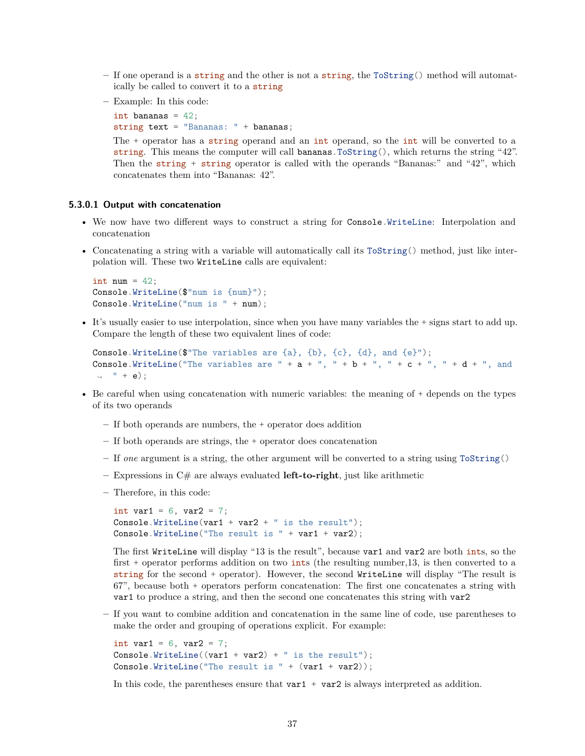- If one operand is a `string` and the other is not a `string`, the `ToString()` method will automatically be called to convert it to a `string`
  - Example: In this code:

    ```
    int bananas = 42;
    string text = "Bananas: " + bananas;
    ```

    The + operator has a `string` operand and an `int` operand, so the `int` will be converted to a `string`. This means the computer will call `bananas.ToString()`, which returns the string "42". Then the `string` + `string` operator is called with the operands "Bananas:" and "42", which concatenates them into "Bananas: 42".

#### 5.3.0.1 Output with concatenation

- We now have two different ways to construct a string for `Console.WriteLine`: Interpolation and concatenation
- Concatenating a string with a variable will automatically call its `ToString()` method, just like interpolation will. These two `WriteLine` calls are equivalent:

```
int num = 42;
Console.WriteLine($"num is {num}");
Console.WriteLine("num is " + num);
```

- It's usually easier to use interpolation, since when you have many variables the + signs start to add up. Compare the length of these two equivalent lines of code:

```
Console.WriteLine($"The variables are {a}, {b}, {c}, {d}, and {e}");
Console.WriteLine("The variables are " + a + ", " + b + ", " + c + ", " + d + ", and
    " + e);
```

- Be careful when using concatenation with numeric variables: the meaning of + depends on the types of its two operands
  - If both operands are numbers, the + operator does addition
  - If both operands are strings, the + operator does concatenation
  - If *one* argument is a string, the other argument will be converted to a string using `ToString()`
  - Expressions in C# are always evaluated **left-to-right**, just like arithmetic
  - Therefore, in this code:

    ```
    int var1 = 6, var2 = 7;
    Console.WriteLine(var1 + var2 + " is the result");
    Console.WriteLine("The result is " + var1 + var2);
    ```

    The first `WriteLine` will display "13 is the result", because `var1` and `var2` are both `int`s, so the first + operator performs addition on two `int`s (the resulting number,13, is then converted to a `string` for the second + operator). However, the second `WriteLine` will display "The result is 67", because both + operators perform concatenation: The first one concatenates a string with `var1` to produce a string, and then the second one concatenates this string with `var2`

  - If you want to combine addition and concatenation in the same line of code, use parentheses to make the order and grouping of operations explicit. For example:

    ```
    int var1 = 6, var2 = 7;
    Console.WriteLine((var1 + var2) + " is the result");
    Console.WriteLine("The result is " + (var1 + var2));
    ```

    In this code, the parentheses ensure that `var1 + var2` is always interpreted as addition.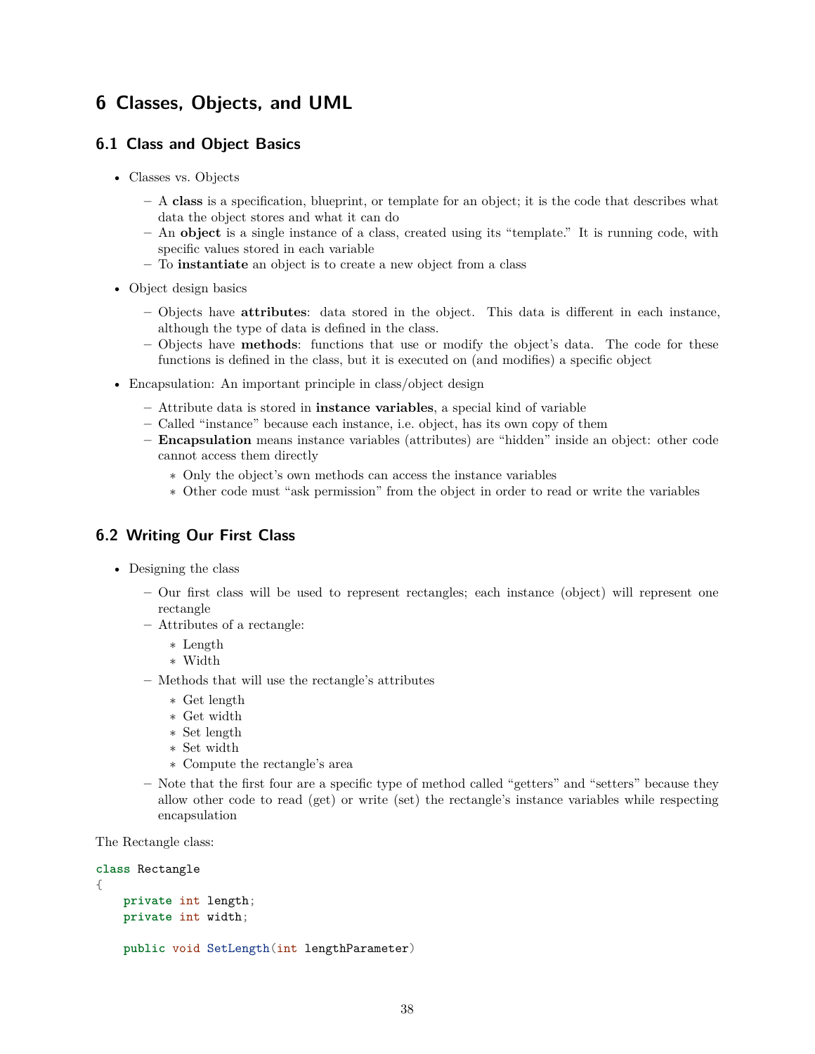# 6 Classes, Objects, and UML

## 6.1 Class and Object Basics

- Classes vs. Objects
  - A **class** is a specification, blueprint, or template for an object; it is the code that describes what data the object stores and what it can do
  - An **object** is a single instance of a class, created using its "template." It is running code, with specific values stored in each variable
  - To **instantiate** an object is to create a new object from a class
- Object design basics
  - Objects have **attributes**: data stored in the object. This data is different in each instance, although the type of data is defined in the class.
  - Objects have **methods**: functions that use or modify the object's data. The code for these functions is defined in the class, but it is executed on (and modifies) a specific object
- Encapsulation: An important principle in class/object design
  - Attribute data is stored in **instance variables**, a special kind of variable
  - Called "instance" because each instance, i.e. object, has its own copy of them
  - **Encapsulation** means instance variables (attributes) are "hidden" inside an object: other code cannot access them directly
    - Only the object's own methods can access the instance variables
    - Other code must "ask permission" from the object in order to read or write the variables

## 6.2 Writing Our First Class

- Designing the class
  - Our first class will be used to represent rectangles; each instance (object) will represent one rectangle
  - Attributes of a rectangle:
    - Length
    - Width
  - Methods that will use the rectangle's attributes
    - Get length
    - Get width
    - Set length
    - Set width
    - Compute the rectangle's area
  - Note that the first four are a specific type of method called "getters" and "setters" because they allow other code to read (get) or write (set) the rectangle's instance variables while respecting encapsulation

The Rectangle class:

```
class Rectangle
{
    private int length;
    private int width;

    public void SetLength(int lengthParameter)
```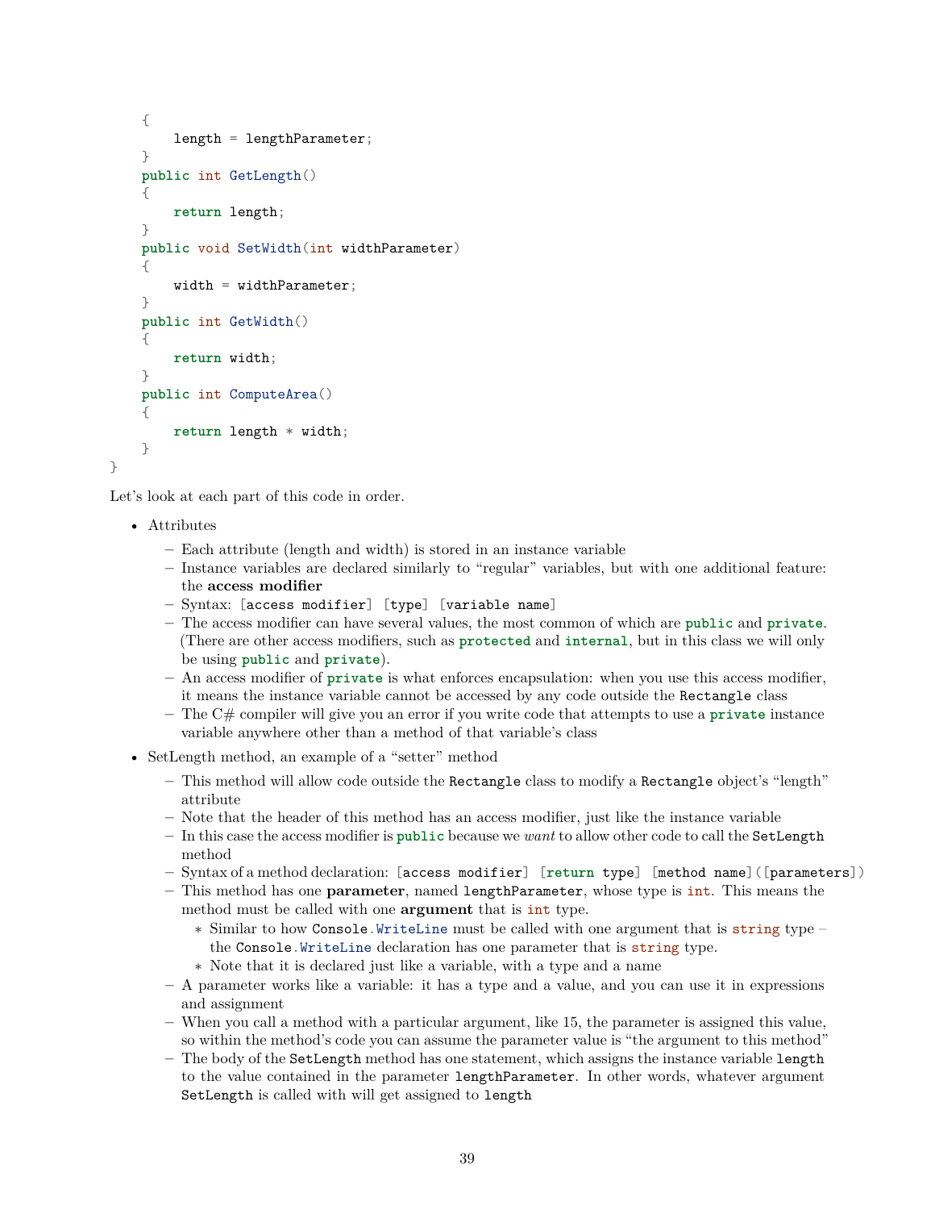```
    {
        length = lengthParameter;
    }
    public int GetLength()
    {
        return length;
    }
    public void SetWidth(int widthParameter)
    {
        width = widthParameter;
    }
    public int GetWidth()
    {
        return width;
    }
    public int ComputeArea()
    {
        return length * width;
    }
}
```

Let's look at each part of this code in order.

- Attributes
  - Each attribute (length and width) is stored in an instance variable
  - Instance variables are declared similarly to "regular" variables, but with one additional feature: the **access modifier**
  - Syntax: `[access modifier] [type] [variable name]`
  - The access modifier can have several values, the most common of which are `public` and `private`. (There are other access modifiers, such as `protected` and `internal`, but in this class we will only be using `public` and `private`).
  - An access modifier of `private` is what enforces encapsulation: when you use this access modifier, it means the instance variable cannot be accessed by any code outside the `Rectangle` class
  - The C# compiler will give you an error if you write code that attempts to use a `private` instance variable anywhere other than a method of that variable's class
- SetLength method, an example of a "setter" method
  - This method will allow code outside the `Rectangle` class to modify a `Rectangle` object's "length" attribute
  - Note that the header of this method has an access modifier, just like the instance variable
  - In this case the access modifier is `public` because we *want* to allow other code to call the `SetLength` method
  - Syntax of a method declaration: `[access modifier] [return type] [method name]([parameters])`
  - This method has one **parameter**, named `lengthParameter`, whose type is `int`. This means the method must be called with one **argument** that is `int` type.
    - Similar to how `Console.WriteLine` must be called with one argument that is `string` type – the `Console.WriteLine` declaration has one parameter that is `string` type.
    - Note that it is declared just like a variable, with a type and a name
  - A parameter works like a variable: it has a type and a value, and you can use it in expressions and assignment
  - When you call a method with a particular argument, like 15, the parameter is assigned this value, so within the method's code you can assume the parameter value is "the argument to this method"
  - The body of the `SetLength` method has one statement, which assigns the instance variable `length` to the value contained in the parameter `lengthParameter`. In other words, whatever argument `SetLength` is called with will get assigned to `length`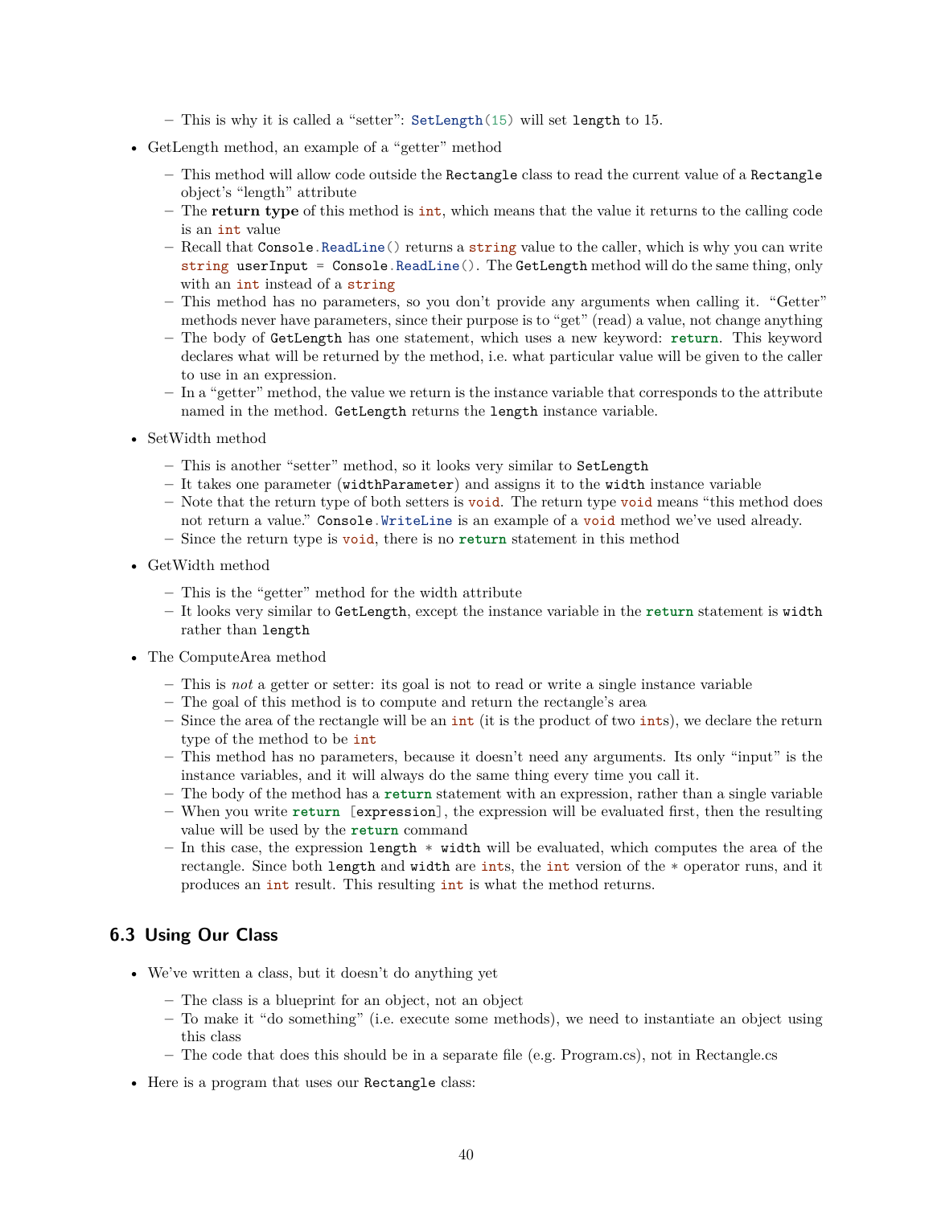- This is why it is called a "setter": `SetLength(15)` will set `length` to 15.

- GetLength method, an example of a "getter" method
    - This method will allow code outside the `Rectangle` class to read the current value of a `Rectangle` object's "length" attribute
    - The **return type** of this method is `int`, which means that the value it returns to the calling code is an `int` value
    - Recall that `Console.ReadLine()` returns a `string` value to the caller, which is why you can write `string userInput = Console.ReadLine()`. The `GetLength` method will do the same thing, only with an `int` instead of a `string`
    - This method has no parameters, so you don't provide any arguments when calling it. "Getter" methods never have parameters, since their purpose is to "get" (read) a value, not change anything
    - The body of `GetLength` has one statement, which uses a new keyword: `return`. This keyword declares what will be returned by the method, i.e. what particular value will be given to the caller to use in an expression.
    - In a "getter" method, the value we return is the instance variable that corresponds to the attribute named in the method. `GetLength` returns the `length` instance variable.

- SetWidth method
    - This is another "setter" method, so it looks very similar to `SetLength`
    - It takes one parameter (`widthParameter`) and assigns it to the `width` instance variable
    - Note that the return type of both setters is `void`. The return type `void` means "this method does not return a value." `Console.WriteLine` is an example of a `void` method we've used already.
    - Since the return type is `void`, there is no `return` statement in this method

- GetWidth method
    - This is the "getter" method for the width attribute
    - It looks very similar to `GetLength`, except the instance variable in the `return` statement is `width` rather than `length`

- The ComputeArea method
    - This is *not* a getter or setter: its goal is not to read or write a single instance variable
    - The goal of this method is to compute and return the rectangle's area
    - Since the area of the rectangle will be an `int` (it is the product of two `int`s), we declare the return type of the method to be `int`
    - This method has no parameters, because it doesn't need any arguments. Its only "input" is the instance variables, and it will always do the same thing every time you call it.
    - The body of the method has a `return` statement with an expression, rather than a single variable
    - When you write `return [expression]`, the expression will be evaluated first, then the resulting value will be used by the `return` command
    - In this case, the expression `length * width` will be evaluated, which computes the area of the rectangle. Since both `length` and `width` are `int`s, the `int` version of the `*` operator runs, and it produces an `int` result. This resulting `int` is what the method returns.

## 6.3 Using Our Class

- We've written a class, but it doesn't do anything yet
    - The class is a blueprint for an object, not an object
    - To make it "do something" (i.e. execute some methods), we need to instantiate an object using this class
    - The code that does this should be in a separate file (e.g. Program.cs), not in Rectangle.cs

- Here is a program that uses our `Rectangle` class: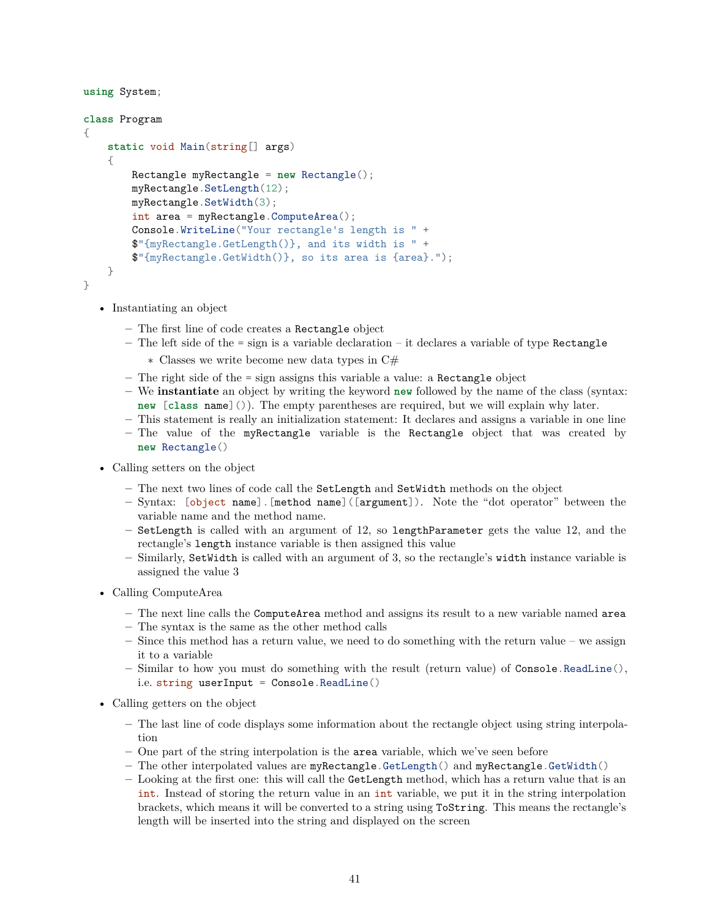```
using System;

class Program
{
    static void Main(string[] args)
    {
        Rectangle myRectangle = new Rectangle();
        myRectangle.SetLength(12);
        myRectangle.SetWidth(3);
        int area = myRectangle.ComputeArea();
        Console.WriteLine("Your rectangle's length is " +
        $"{myRectangle.GetLength()}, and its width is " +
        $"{myRectangle.GetWidth()}, so its area is {area}.");
    }
}
```

- Instantiating an object
  - The first line of code creates a `Rectangle` object
  - The left side of the = sign is a variable declaration – it declares a variable of type `Rectangle`
    - Classes we write become new data types in C#
  - The right side of the = sign assigns this variable a value: a `Rectangle` object
  - We **instantiate** an object by writing the keyword `new` followed by the name of the class (syntax: `new [class name]()`). The empty parentheses are required, but we will explain why later.
  - This statement is really an initialization statement: It declares and assigns a variable in one line
  - The value of the `myRectangle` variable is the `Rectangle` object that was created by `new Rectangle()`
- Calling setters on the object
  - The next two lines of code call the `SetLength` and `SetWidth` methods on the object
  - Syntax: `[object name].[method name]([argument])`. Note the "dot operator" between the variable name and the method name.
  - `SetLength` is called with an argument of 12, so `lengthParameter` gets the value 12, and the rectangle's `length` instance variable is then assigned this value
  - Similarly, `SetWidth` is called with an argument of 3, so the rectangle's `width` instance variable is assigned the value 3
- Calling ComputeArea
  - The next line calls the `ComputeArea` method and assigns its result to a new variable named `area`
  - The syntax is the same as the other method calls
  - Since this method has a return value, we need to do something with the return value – we assign it to a variable
  - Similar to how you must do something with the result (return value) of `Console.ReadLine()`, i.e. `string userInput = Console.ReadLine()`
- Calling getters on the object
  - The last line of code displays some information about the rectangle object using string interpolation
  - One part of the string interpolation is the `area` variable, which we've seen before
  - The other interpolated values are `myRectangle.GetLength()` and `myRectangle.GetWidth()`
  - Looking at the first one: this will call the `GetLength` method, which has a return value that is an `int`. Instead of storing the return value in an `int` variable, we put it in the string interpolation brackets, which means it will be converted to a string using `ToString`. This means the rectangle's length will be inserted into the string and displayed on the screen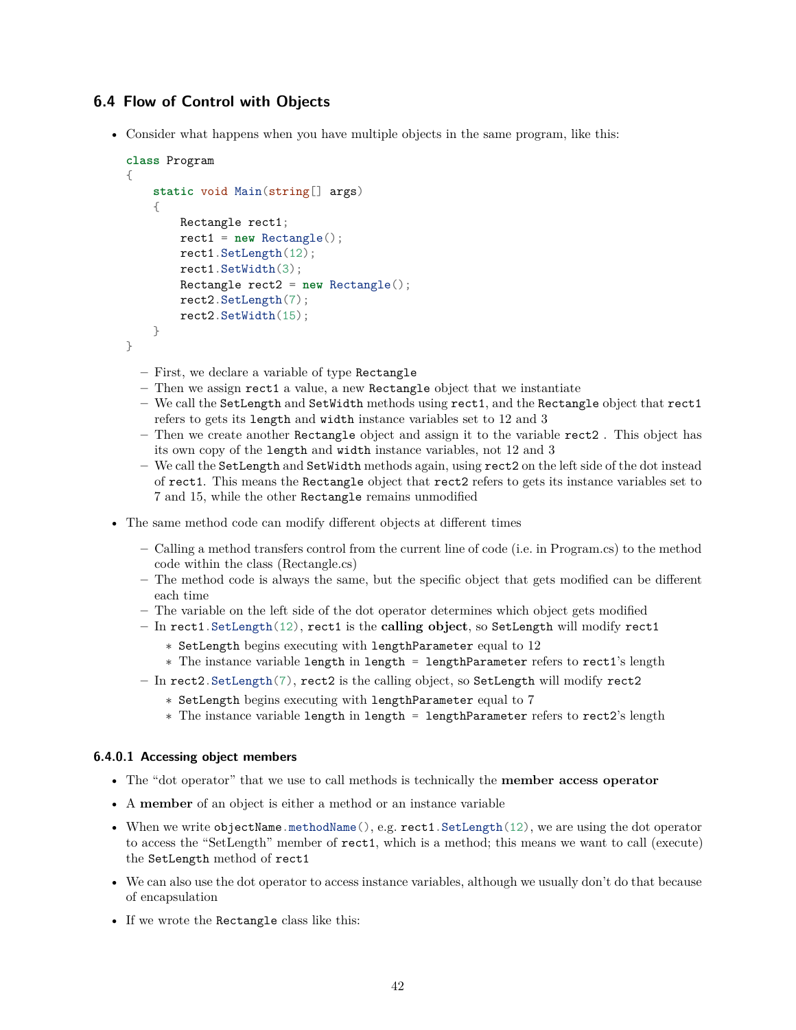## 6.4 Flow of Control with Objects

- Consider what happens when you have multiple objects in the same program, like this:

  ```
  class Program
  {
      static void Main(string[] args)
      {
          Rectangle rect1;
          rect1 = new Rectangle();
          rect1.SetLength(12);
          rect1.SetWidth(3);
          Rectangle rect2 = new Rectangle();
          rect2.SetLength(7);
          rect2.SetWidth(15);
      }
  }
  ```

  - First, we declare a variable of type `Rectangle`
  - Then we assign `rect1` a value, a new `Rectangle` object that we instantiate
  - We call the `SetLength` and `SetWidth` methods using `rect1`, and the `Rectangle` object that `rect1` refers to gets its `length` and `width` instance variables set to 12 and 3
  - Then we create another `Rectangle` object and assign it to the variable `rect2` . This object has its own copy of the `length` and `width` instance variables, not 12 and 3
  - We call the `SetLength` and `SetWidth` methods again, using `rect2` on the left side of the dot instead of `rect1`. This means the `Rectangle` object that `rect2` refers to gets its instance variables set to 7 and 15, while the other `Rectangle` remains unmodified

- The same method code can modify different objects at different times
  - Calling a method transfers control from the current line of code (i.e. in Program.cs) to the method code within the class (Rectangle.cs)
  - The method code is always the same, but the specific object that gets modified can be different each time
  - The variable on the left side of the dot operator determines which object gets modified
  - In `rect1.SetLength(12)`, `rect1` is the **calling object**, so `SetLength` will modify `rect1`
    - `SetLength` begins executing with `lengthParameter` equal to 12
    - The instance variable `length` in `length = lengthParameter` refers to `rect1`'s length
  - In `rect2.SetLength(7)`, `rect2` is the calling object, so `SetLength` will modify `rect2`
    - `SetLength` begins executing with `lengthParameter` equal to 7
    - The instance variable `length` in `length = lengthParameter` refers to `rect2`'s length

#### 6.4.0.1 Accessing object members

- The "dot operator" that we use to call methods is technically the **member access operator**
- A **member** of an object is either a method or an instance variable
- When we write `objectName.methodName()`, e.g. `rect1.SetLength(12)`, we are using the dot operator to access the "SetLength" member of `rect1`, which is a method; this means we want to call (execute) the `SetLength` method of `rect1`
- We can also use the dot operator to access instance variables, although we usually don't do that because of encapsulation
- If we wrote the `Rectangle` class like this: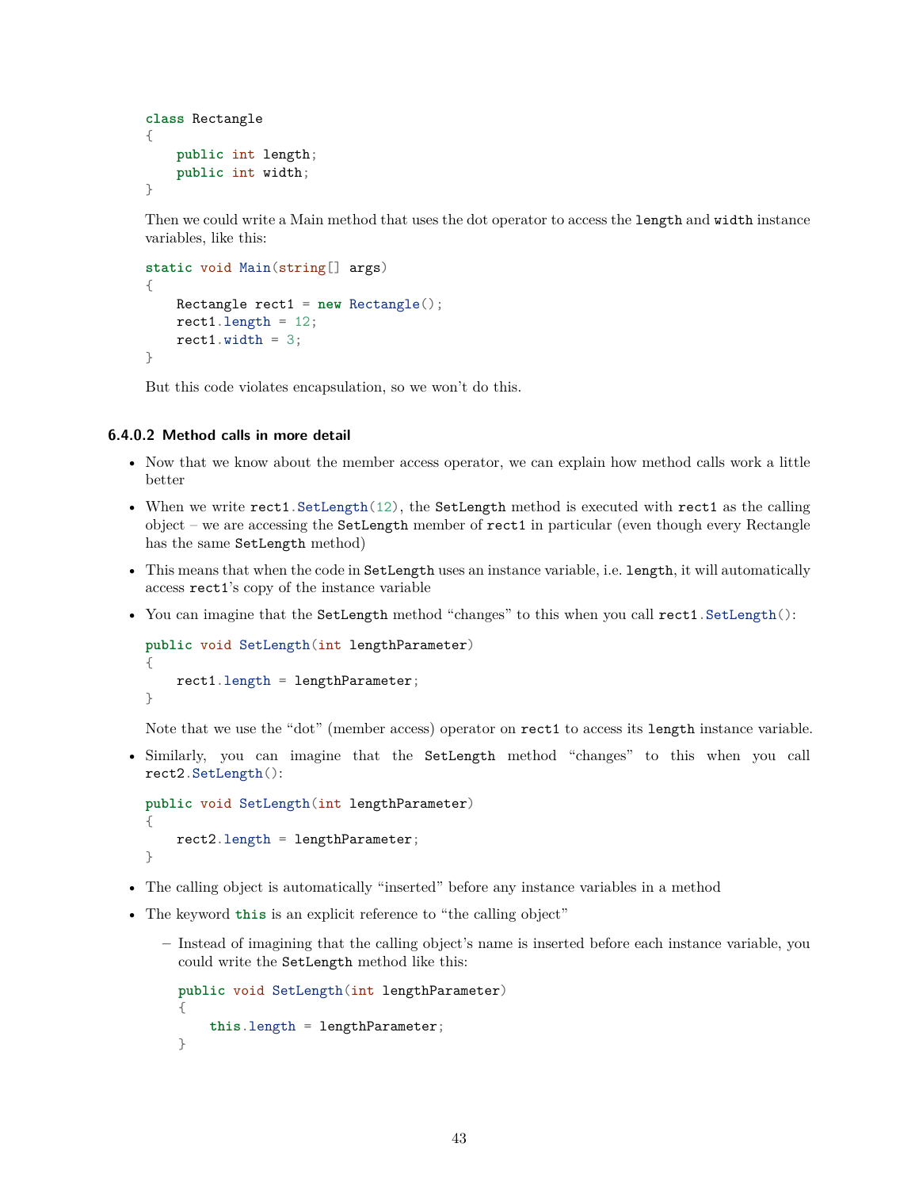```
class Rectangle
{
    public int length;
    public int width;
}
```

Then we could write a Main method that uses the dot operator to access the `length` and `width` instance variables, like this:

```
static void Main(string[] args)
{
    Rectangle rect1 = new Rectangle();
    rect1.length = 12;
    rect1.width = 3;
}
```

But this code violates encapsulation, so we won't do this.

#### 6.4.0.2 Method calls in more detail

- Now that we know about the member access operator, we can explain how method calls work a little better
- When we write `rect1.SetLength(12)`, the `SetLength` method is executed with `rect1` as the calling object – we are accessing the `SetLength` member of `rect1` in particular (even though every Rectangle has the same `SetLength` method)
- This means that when the code in `SetLength` uses an instance variable, i.e. `length`, it will automatically access `rect1`'s copy of the instance variable
- You can imagine that the `SetLength` method "changes" to this when you call `rect1.SetLength()`:

  ```
  public void SetLength(int lengthParameter)
  {
      rect1.length = lengthParameter;
  }
  ```

  Note that we use the "dot" (member access) operator on `rect1` to access its `length` instance variable.
- Similarly, you can imagine that the `SetLength` method "changes" to this when you call `rect2.SetLength()`:

  ```
  public void SetLength(int lengthParameter)
  {
      rect2.length = lengthParameter;
  }
  ```
- The calling object is automatically "inserted" before any instance variables in a method
- The keyword `this` is an explicit reference to "the calling object"
  - Instead of imagining that the calling object's name is inserted before each instance variable, you could write the `SetLength` method like this:

    ```
    public void SetLength(int lengthParameter)
    {
        this.length = lengthParameter;
    }
    ```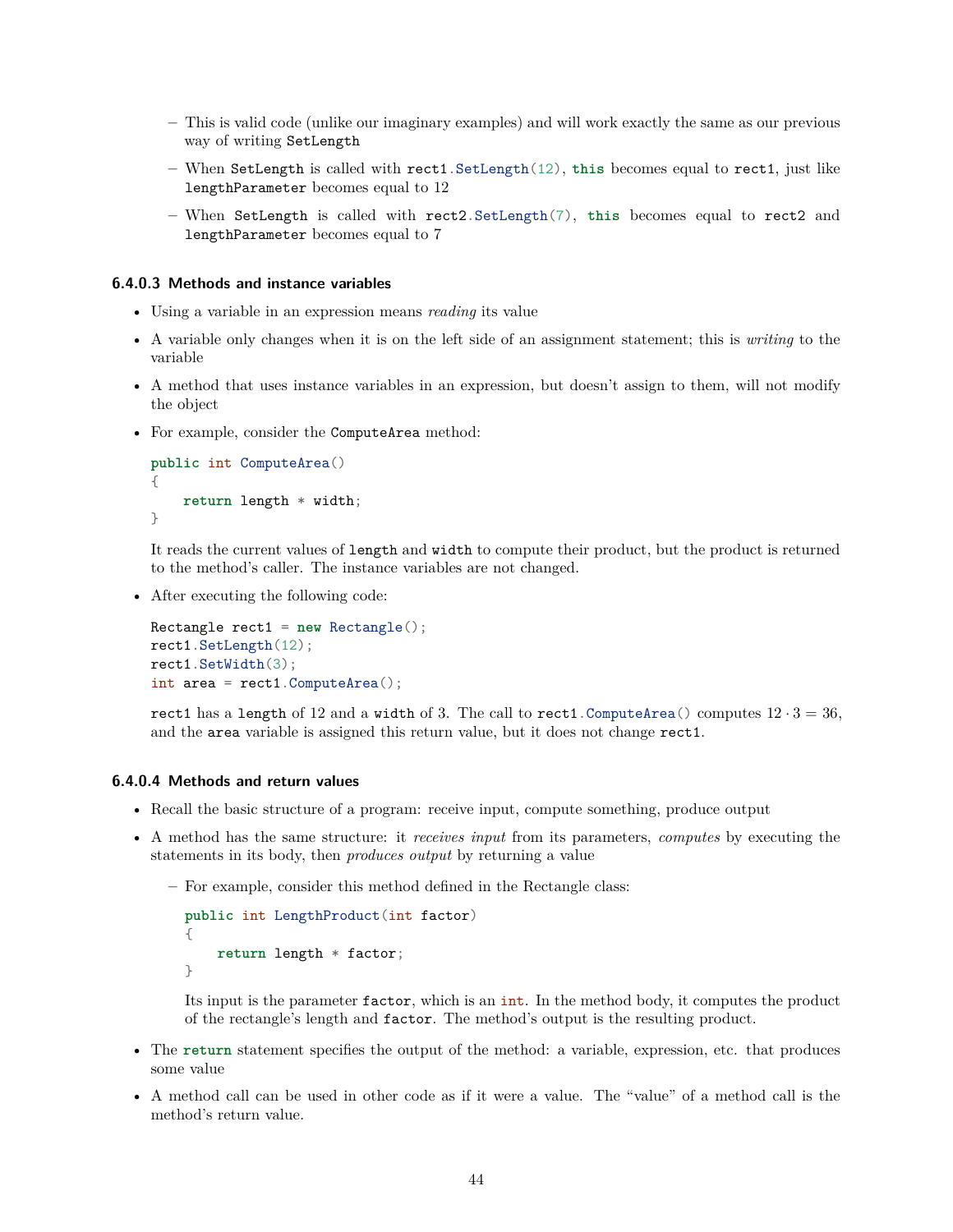- This is valid code (unlike our imaginary examples) and will work exactly the same as our previous way of writing `SetLength`
  - When `SetLength` is called with `rect1.SetLength(12)`, `this` becomes equal to `rect1`, just like `lengthParameter` becomes equal to 12
  - When `SetLength` is called with `rect2.SetLength(7)`, `this` becomes equal to `rect2` and `lengthParameter` becomes equal to 7

#### 6.4.0.3 Methods and instance variables

- Using a variable in an expression means *reading* its value
- A variable only changes when it is on the left side of an assignment statement; this is *writing* to the variable
- A method that uses instance variables in an expression, but doesn't assign to them, will not modify the object
- For example, consider the `ComputeArea` method:

  ```
  public int ComputeArea()
  {
      return length * width;
  }
  ```

  It reads the current values of `length` and `width` to compute their product, but the product is returned to the method's caller. The instance variables are not changed.

- After executing the following code:

  ```
  Rectangle rect1 = new Rectangle();
  rect1.SetLength(12);
  rect1.SetWidth(3);
  int area = rect1.ComputeArea();
  ```

  `rect1` has a `length` of 12 and a `width` of 3. The call to `rect1.ComputeArea()` computes $12 \cdot 3 = 36$, and the `area` variable is assigned this return value, but it does not change `rect1`.

#### 6.4.0.4 Methods and return values

- Recall the basic structure of a program: receive input, compute something, produce output
- A method has the same structure: it *receives input* from its parameters, *computes* by executing the statements in its body, then *produces output* by returning a value
  - For example, consider this method defined in the Rectangle class:

    ```
    public int LengthProduct(int factor)
    {
        return length * factor;
    }
    ```

    Its input is the parameter `factor`, which is an `int`. In the method body, it computes the product of the rectangle's length and `factor`. The method's output is the resulting product.

- The `return` statement specifies the output of the method: a variable, expression, etc. that produces some value
- A method call can be used in other code as if it were a value. The "value" of a method call is the method's return value.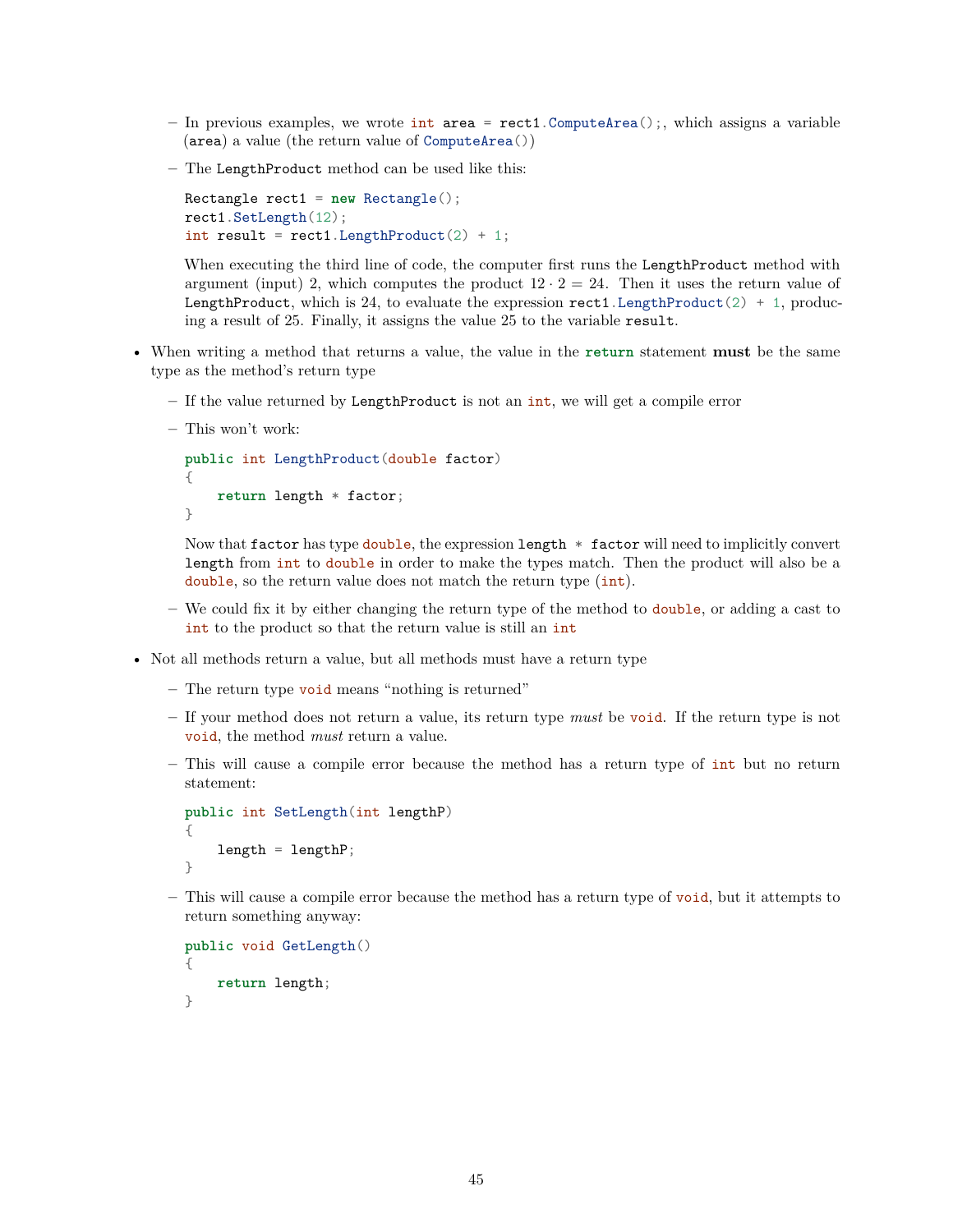- In previous examples, we wrote `int area = rect1.ComputeArea();`, which assigns a variable (`area`) a value (the return value of `ComputeArea()`)
  - The `LengthProduct` method can be used like this:

    ```
    Rectangle rect1 = new Rectangle();
    rect1.SetLength(12);
    int result = rect1.LengthProduct(2) + 1;
    ```

    When executing the third line of code, the computer first runs the `LengthProduct` method with argument (input) 2, which computes the product $12 \cdot 2 = 24$. Then it uses the return value of `LengthProduct`, which is 24, to evaluate the expression `rect1.LengthProduct(2) + 1`, producing a result of 25. Finally, it assigns the value 25 to the variable `result`.

- When writing a method that returns a value, the value in the **`return`** statement **must** be the same type as the method's return type
  - If the value returned by `LengthProduct` is not an `int`, we will get a compile error
  - This won't work:

    ```
    public int LengthProduct(double factor)
    {
        return length * factor;
    }
    ```

    Now that `factor` has type `double`, the expression `length * factor` will need to implicitly convert `length` from `int` to `double` in order to make the types match. Then the product will also be a `double`, so the return value does not match the return type (`int`).
  - We could fix it by either changing the return type of the method to `double`, or adding a cast to `int` to the product so that the return value is still an `int`

- Not all methods return a value, but all methods must have a return type
  - The return type `void` means "nothing is returned"
  - If your method does not return a value, its return type *must* be `void`. If the return type is not `void`, the method *must* return a value.
  - This will cause a compile error because the method has a return type of `int` but no return statement:

    ```
    public int SetLength(int lengthP)
    {
        length = lengthP;
    }
    ```

  - This will cause a compile error because the method has a return type of `void`, but it attempts to return something anyway:

    ```
    public void GetLength()
    {
        return length;
    }
    ```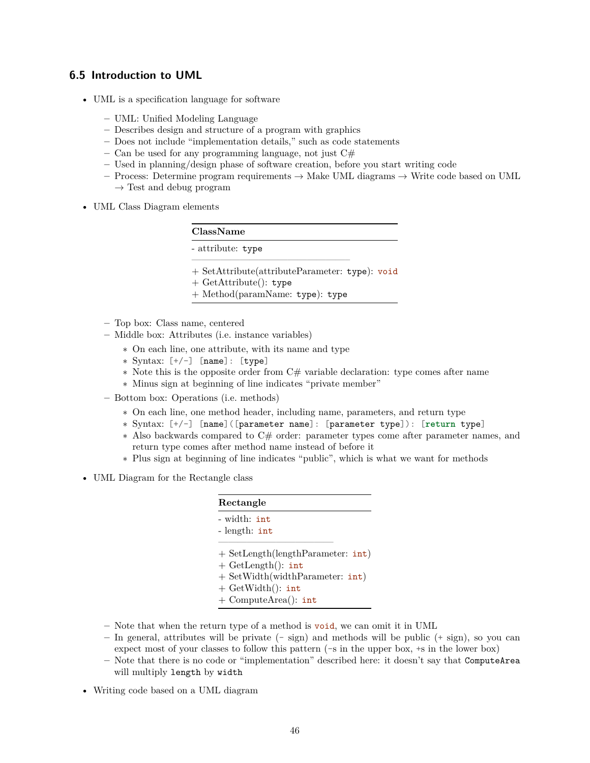### 6.5 Introduction to UML

- UML is a specification language for software
  - UML: Unified Modeling Language
  - Describes design and structure of a program with graphics
  - Does not include "implementation details," such as code statements
  - Can be used for any programming language, not just C#
  - Used in planning/design phase of software creation, before you start writing code
  - Process: Determine program requirements → Make UML diagrams → Write code based on UML → Test and debug program
- UML Class Diagram elements

| **ClassName** |
|---|
| - attribute: `type` |
| + SetAttribute(attributeParameter: `type`): `void`<br>+ GetAttribute(): `type`<br>+ Method(paramName: `type`): `type` |

  - Top box: Class name, centered
  - Middle box: Attributes (i.e. instance variables)
    - On each line, one attribute, with its name and type
    - Syntax: `[+/-] [name]: [type]`
    - Note this is the opposite order from C# variable declaration: type comes after name
    - Minus sign at beginning of line indicates "private member"
  - Bottom box: Operations (i.e. methods)
    - On each line, one method header, including name, parameters, and return type
    - Syntax: `[+/-] [name]([parameter name]: [parameter type]): [return type]`
    - Also backwards compared to C# order: parameter types come after parameter names, and return type comes after method name instead of before it
    - Plus sign at beginning of line indicates "public", which is what we want for methods
- UML Diagram for the Rectangle class

| **Rectangle** |
|---|
| - width: `int`<br>- length: `int` |
| + SetLength(lengthParameter: `int`)<br>+ GetLength(): `int`<br>+ SetWidth(widthParameter: `int`)<br>+ GetWidth(): `int`<br>+ ComputeArea(): `int` |

  - Note that when the return type of a method is `void`, we can omit it in UML
  - In general, attributes will be private (- sign) and methods will be public (+ sign), so you can expect most of your classes to follow this pattern (-s in the upper box, +s in the lower box)
  - Note that there is no code or "implementation" described here: it doesn't say that `ComputeArea` will multiply `length` by `width`
- Writing code based on a UML diagram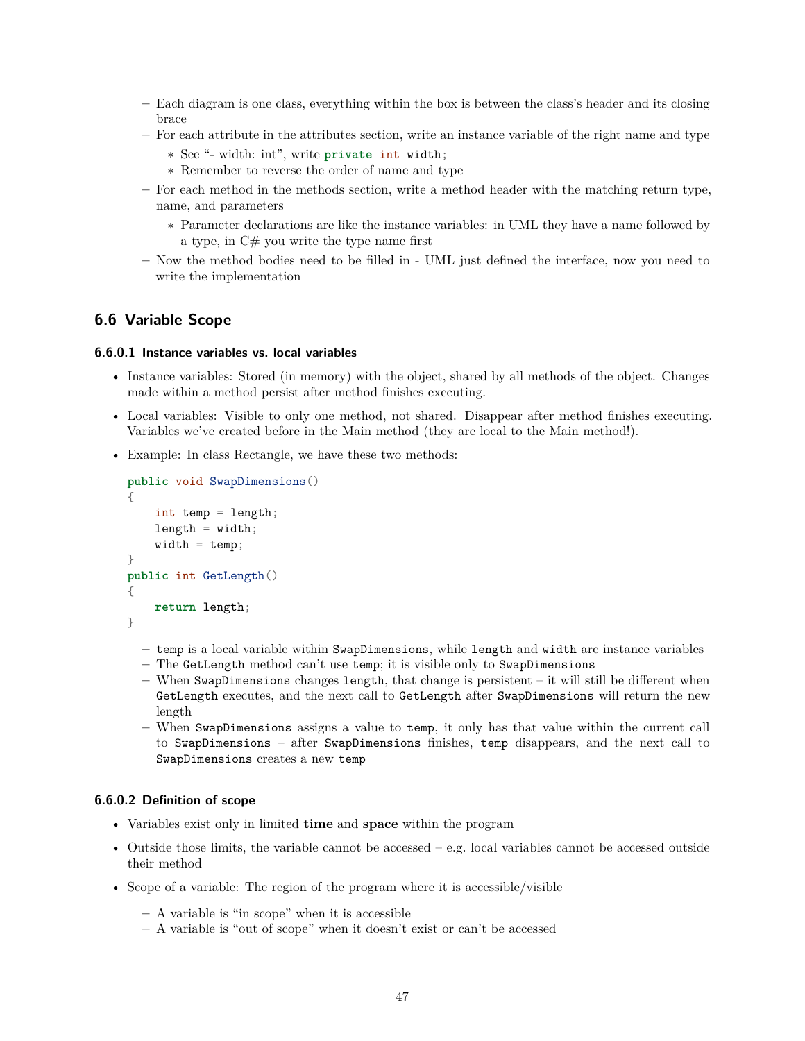- Each diagram is one class, everything within the box is between the class's header and its closing brace
- For each attribute in the attributes section, write an instance variable of the right name and type
  - See "- width: int", write `private int width;`
  - Remember to reverse the order of name and type
- For each method in the methods section, write a method header with the matching return type, name, and parameters
  - Parameter declarations are like the instance variables: in UML they have a name followed by a type, in C# you write the type name first
- Now the method bodies need to be filled in - UML just defined the interface, now you need to write the implementation

## 6.6 Variable Scope

#### 6.6.0.1 Instance variables vs. local variables

- Instance variables: Stored (in memory) with the object, shared by all methods of the object. Changes made within a method persist after method finishes executing.
- Local variables: Visible to only one method, not shared. Disappear after method finishes executing. Variables we've created before in the Main method (they are local to the Main method!).
- Example: In class Rectangle, we have these two methods:

```
public void SwapDimensions()
{
    int temp = length;
    length = width;
    width = temp;
}
public int GetLength()
{
    return length;
}
```

  - `temp` is a local variable within `SwapDimensions`, while `length` and `width` are instance variables
  - The `GetLength` method can't use `temp`; it is visible only to `SwapDimensions`
  - When `SwapDimensions` changes `length`, that change is persistent – it will still be different when `GetLength` executes, and the next call to `GetLength` after `SwapDimensions` will return the new length
  - When `SwapDimensions` assigns a value to `temp`, it only has that value within the current call to `SwapDimensions` – after `SwapDimensions` finishes, `temp` disappears, and the next call to `SwapDimensions` creates a new `temp`

#### 6.6.0.2 Definition of scope

- Variables exist only in limited **time** and **space** within the program
- Outside those limits, the variable cannot be accessed – e.g. local variables cannot be accessed outside their method
- Scope of a variable: The region of the program where it is accessible/visible
  - A variable is "in scope" when it is accessible
  - A variable is "out of scope" when it doesn't exist or can't be accessed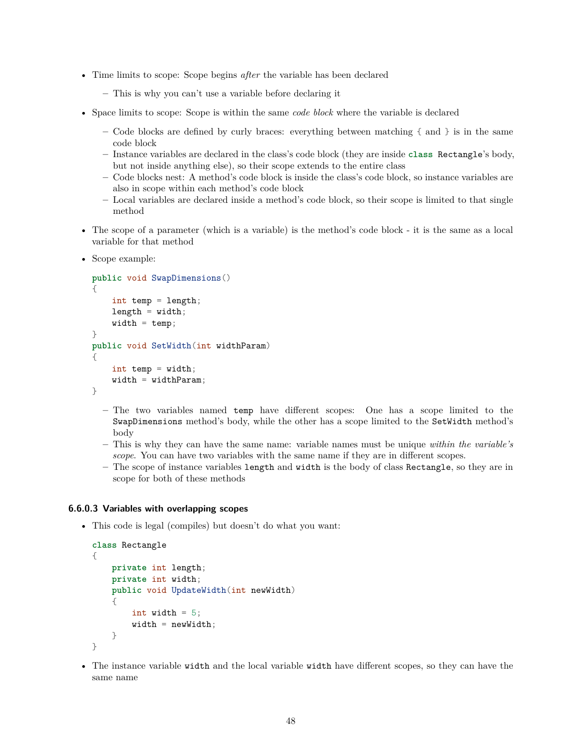- Time limits to scope: Scope begins *after* the variable has been declared
  - This is why you can't use a variable before declaring it
- Space limits to scope: Scope is within the same *code block* where the variable is declared
  - Code blocks are defined by curly braces: everything between matching `{` and `}` is in the same code block
  - Instance variables are declared in the class's code block (they are inside `class Rectangle`'s body, but not inside anything else), so their scope extends to the entire class
  - Code blocks nest: A method's code block is inside the class's code block, so instance variables are also in scope within each method's code block
  - Local variables are declared inside a method's code block, so their scope is limited to that single method
- The scope of a parameter (which is a variable) is the method's code block - it is the same as a local variable for that method
- Scope example:

```
public void SwapDimensions()
{
    int temp = length;
    length = width;
    width = temp;
}
public void SetWidth(int widthParam)
{
    int temp = width;
    width = widthParam;
}
```

  - The two variables named `temp` have different scopes: One has a scope limited to the `SwapDimensions` method's body, while the other has a scope limited to the `SetWidth` method's body
  - This is why they can have the same name: variable names must be unique *within the variable's scope*. You can have two variables with the same name if they are in different scopes.
  - The scope of instance variables `length` and `width` is the body of class `Rectangle`, so they are in scope for both of these methods

#### 6.6.0.3 Variables with overlapping scopes

- This code is legal (compiles) but doesn't do what you want:

```
class Rectangle
{
    private int length;
    private int width;
    public void UpdateWidth(int newWidth)
    {
        int width = 5;
        width = newWidth;
    }
}
```

- The instance variable `width` and the local variable `width` have different scopes, so they can have the same name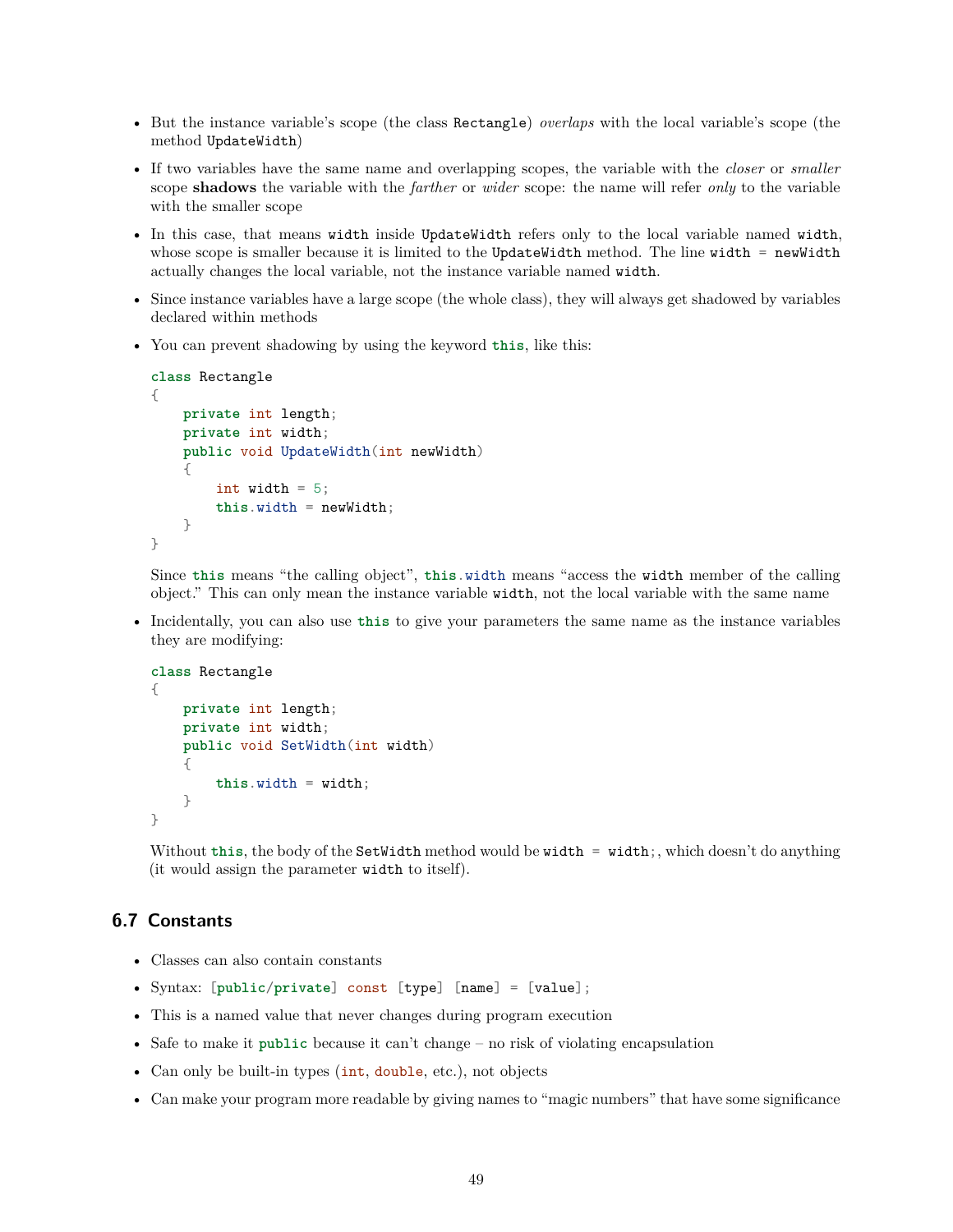- But the instance variable's scope (the class `Rectangle`) *overlaps* with the local variable's scope (the method `UpdateWidth`)
- If two variables have the same name and overlapping scopes, the variable with the *closer* or *smaller* scope **shadows** the variable with the *farther* or *wider* scope: the name will refer *only* to the variable with the smaller scope
- In this case, that means `width` inside `UpdateWidth` refers only to the local variable named `width`, whose scope is smaller because it is limited to the `UpdateWidth` method. The line `width = newWidth` actually changes the local variable, not the instance variable named `width`.
- Since instance variables have a large scope (the whole class), they will always get shadowed by variables declared within methods
- You can prevent shadowing by using the keyword `this`, like this:

  ```
  class Rectangle
  {
      private int length;
      private int width;
      public void UpdateWidth(int newWidth)
      {
          int width = 5;
          this.width = newWidth;
      }
  }
  ```

  Since `this` means "the calling object", `this.width` means "access the `width` member of the calling object." This can only mean the instance variable `width`, not the local variable with the same name
- Incidentally, you can also use `this` to give your parameters the same name as the instance variables they are modifying:

  ```
  class Rectangle
  {
      private int length;
      private int width;
      public void SetWidth(int width)
      {
          this.width = width;
      }
  }
  ```

  Without `this`, the body of the `SetWidth` method would be `width = width;`, which doesn't do anything (it would assign the parameter `width` to itself).

## 6.7 Constants

- Classes can also contain constants
- Syntax: `[public/private] const [type] [name] = [value];`
- This is a named value that never changes during program execution
- Safe to make it `public` because it can't change – no risk of violating encapsulation
- Can only be built-in types (`int`, `double`, etc.), not objects
- Can make your program more readable by giving names to "magic numbers" that have some significance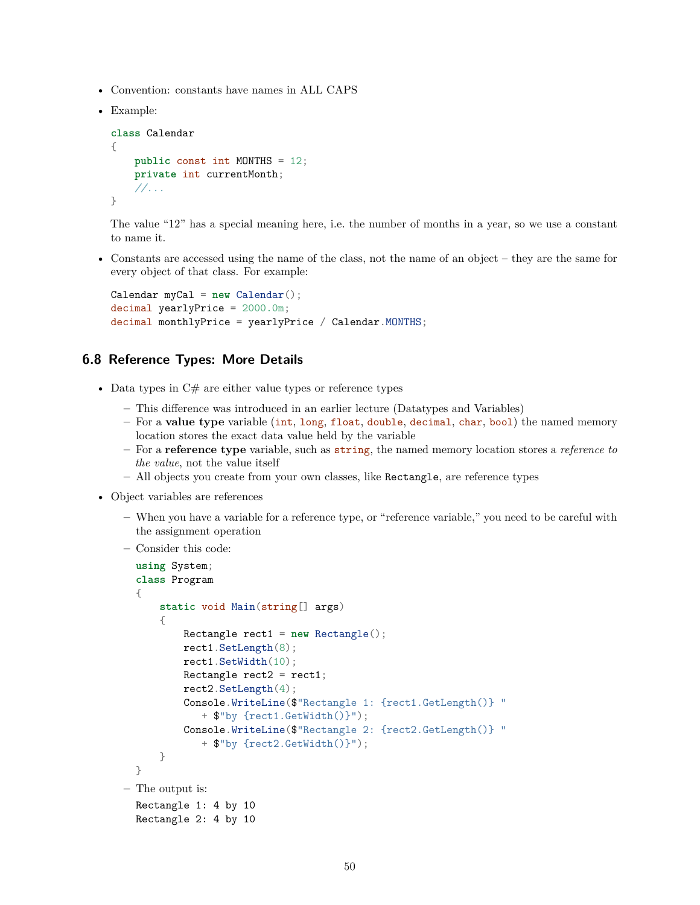- Convention: constants have names in ALL CAPS
- Example:

  ```
  class Calendar
  {
      public const int MONTHS = 12;
      private int currentMonth;
      //...
  }
  ```

  The value "12" has a special meaning here, i.e. the number of months in a year, so we use a constant to name it.

- Constants are accessed using the name of the class, not the name of an object – they are the same for every object of that class. For example:

  ```
  Calendar myCal = new Calendar();
  decimal yearlyPrice = 2000.0m;
  decimal monthlyPrice = yearlyPrice / Calendar.MONTHS;
  ```

## 6.8 Reference Types: More Details

- Data types in C# are either value types or reference types
  - This difference was introduced in an earlier lecture (Datatypes and Variables)
  - For a **value type** variable (`int`, `long`, `float`, `double`, `decimal`, `char`, `bool`) the named memory location stores the exact data value held by the variable
  - For a **reference type** variable, such as `string`, the named memory location stores a *reference to the value*, not the value itself
  - All objects you create from your own classes, like `Rectangle`, are reference types
- Object variables are references
  - When you have a variable for a reference type, or "reference variable," you need to be careful with the assignment operation
  - Consider this code:

    ```
    using System;
    class Program
    {
        static void Main(string[] args)
        {
            Rectangle rect1 = new Rectangle();
            rect1.SetLength(8);
            rect1.SetWidth(10);
            Rectangle rect2 = rect1;
            rect2.SetLength(4);
            Console.WriteLine($"Rectangle 1: {rect1.GetLength()} "
               + $"by {rect1.GetWidth()}");
            Console.WriteLine($"Rectangle 2: {rect2.GetLength()} "
               + $"by {rect2.GetWidth()}");
        }
    }
    ```

  - The output is:

    ```
    Rectangle 1: 4 by 10
    Rectangle 2: 4 by 10
    ```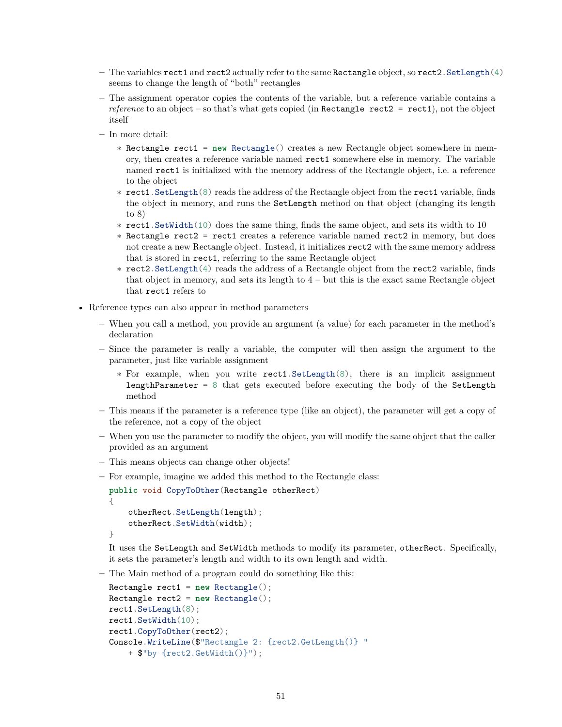- The variables `rect1` and `rect2` actually refer to the same `Rectangle` object, so `rect2.SetLength(4)` seems to change the length of "both" rectangles
  - The assignment operator copies the contents of the variable, but a reference variable contains a *reference* to an object – so that's what gets copied (in `Rectangle rect2 = rect1`), not the object itself
  - In more detail:
    * `Rectangle rect1 = new Rectangle()` creates a new Rectangle object somewhere in memory, then creates a reference variable named `rect1` somewhere else in memory. The variable named `rect1` is initialized with the memory address of the Rectangle object, i.e. a reference to the object
    * `rect1.SetLength(8)` reads the address of the Rectangle object from the `rect1` variable, finds the object in memory, and runs the `SetLength` method on that object (changing its length to 8)
    * `rect1.SetWidth(10)` does the same thing, finds the same object, and sets its width to 10
    * `Rectangle rect2 = rect1` creates a reference variable named `rect2` in memory, but does not create a new Rectangle object. Instead, it initializes `rect2` with the same memory address that is stored in `rect1`, referring to the same Rectangle object
    * `rect2.SetLength(4)` reads the address of a Rectangle object from the `rect2` variable, finds that object in memory, and sets its length to 4 – but this is the exact same Rectangle object that `rect1` refers to

- Reference types can also appear in method parameters
  - When you call a method, you provide an argument (a value) for each parameter in the method's declaration
  - Since the parameter is really a variable, the computer will then assign the argument to the parameter, just like variable assignment
    * For example, when you write `rect1.SetLength(8)`, there is an implicit assignment `lengthParameter = 8` that gets executed before executing the body of the `SetLength` method
  - This means if the parameter is a reference type (like an object), the parameter will get a copy of the reference, not a copy of the object
  - When you use the parameter to modify the object, you will modify the same object that the caller provided as an argument
  - This means objects can change other objects!
  - For example, imagine we added this method to the Rectangle class:

    ```
    public void CopyToOther(Rectangle otherRect)
    {
        otherRect.SetLength(length);
        otherRect.SetWidth(width);
    }
    ```

    It uses the `SetLength` and `SetWidth` methods to modify its parameter, `otherRect`. Specifically, it sets the parameter's length and width to its own length and width.
  - The Main method of a program could do something like this:

    ```
    Rectangle rect1 = new Rectangle();
    Rectangle rect2 = new Rectangle();
    rect1.SetLength(8);
    rect1.SetWidth(10);
    rect1.CopyToOther(rect2);
    Console.WriteLine($"Rectangle 2: {rect2.GetLength()} "
        + $"by {rect2.GetWidth()}");
    ```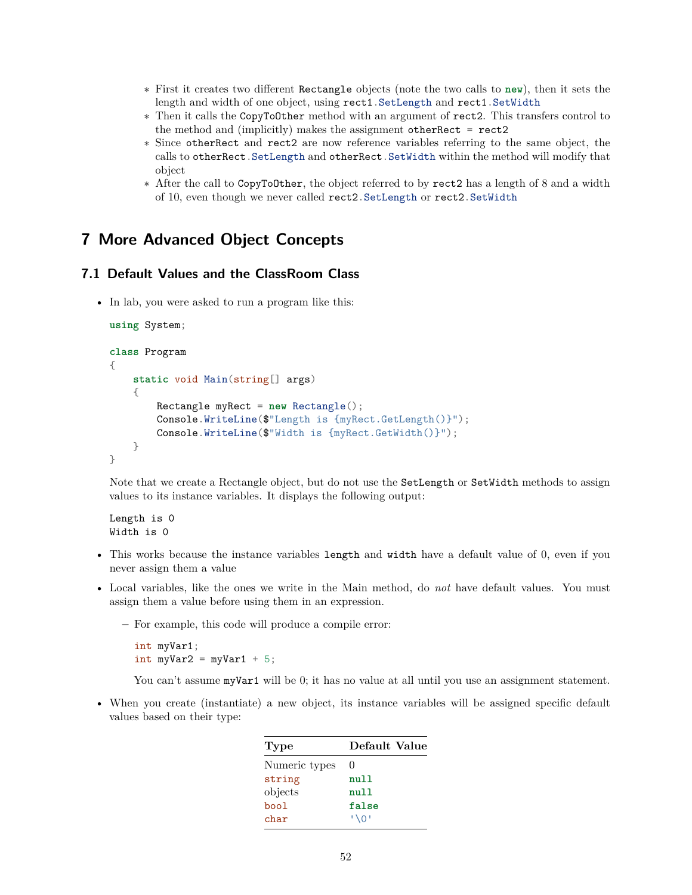- First it creates two different `Rectangle` objects (note the two calls to `new`), then it sets the length and width of one object, using `rect1.SetLength` and `rect1.SetWidth`
    - Then it calls the `CopyToOther` method with an argument of `rect2`. This transfers control to the method and (implicitly) makes the assignment `otherRect = rect2`
    - Since `otherRect` and `rect2` are now reference variables referring to the same object, the calls to `otherRect.SetLength` and `otherRect.SetWidth` within the method will modify that object
    - After the call to `CopyToOther`, the object referred to by `rect2` has a length of 8 and a width of 10, even though we never called `rect2.SetLength` or `rect2.SetWidth`

# 7 More Advanced Object Concepts

## 7.1 Default Values and the ClassRoom Class

- In lab, you were asked to run a program like this:

  ```
  using System;

  class Program
  {
      static void Main(string[] args)
      {
          Rectangle myRect = new Rectangle();
          Console.WriteLine($"Length is {myRect.GetLength()}");
          Console.WriteLine($"Width is {myRect.GetWidth()}");
      }
  }
  ```

  Note that we create a Rectangle object, but do not use the `SetLength` or `SetWidth` methods to assign values to its instance variables. It displays the following output:

  ```
  Length is 0
  Width is 0
  ```

- This works because the instance variables `length` and `width` have a default value of 0, even if you never assign them a value
- Local variables, like the ones we write in the Main method, do *not* have default values. You must assign them a value before using them in an expression.
  - For example, this code will produce a compile error:

    ```
    int myVar1;
    int myVar2 = myVar1 + 5;
    ```

    You can't assume `myVar1` will be 0; it has no value at all until you use an assignment statement.

- When you create (instantiate) a new object, its instance variables will be assigned specific default values based on their type:

| Type | Default Value |
|---|---|
| Numeric types | 0 |
| `string` | `null` |
| objects | `null` |
| `bool` | `false` |
| `char` | `'\0'` |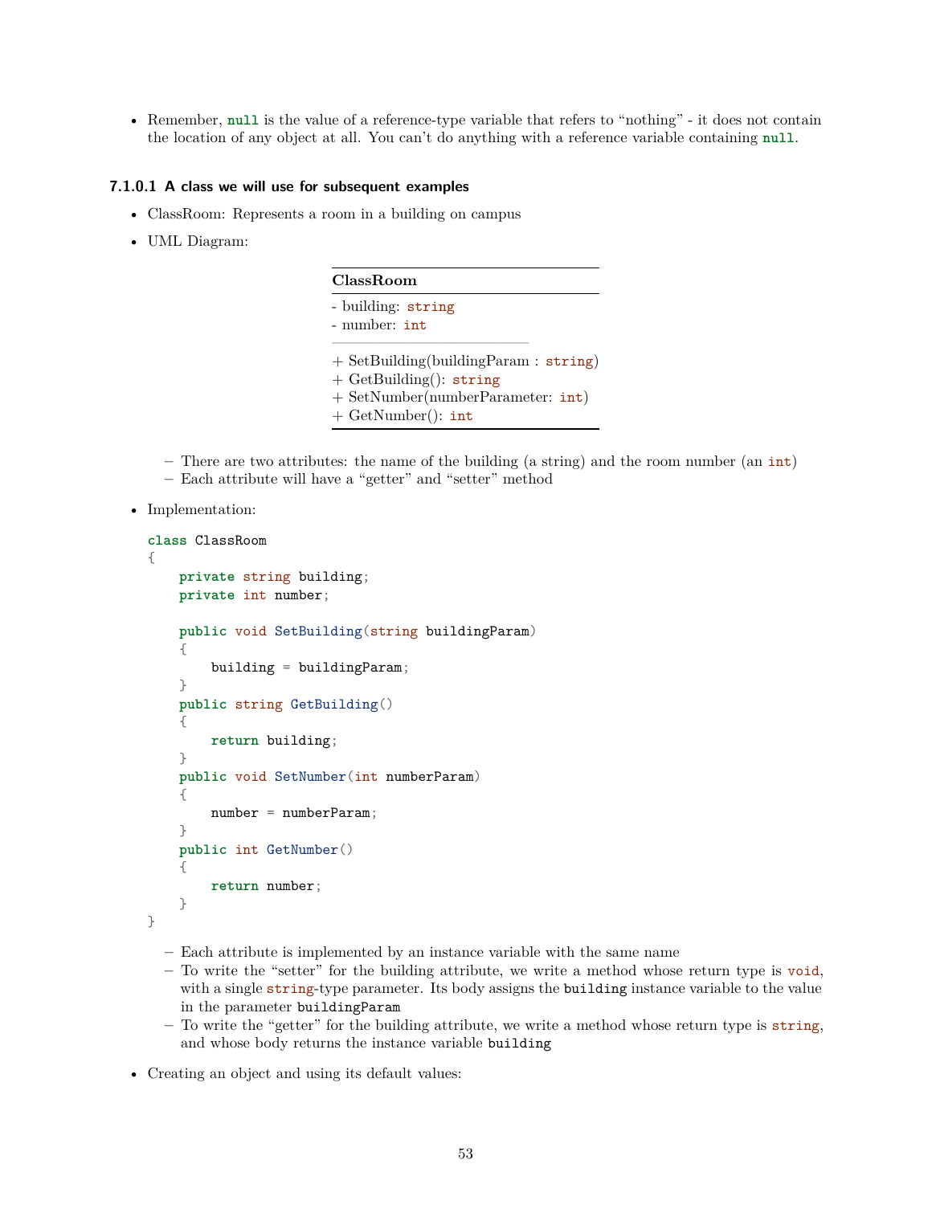- Remember, `null` is the value of a reference-type variable that refers to "nothing" - it does not contain the location of any object at all. You can't do anything with a reference variable containing `null`.

#### 7.1.0.1 A class we will use for subsequent examples

- ClassRoom: Represents a room in a building on campus
- UML Diagram:

| **ClassRoom** |
|---|
| - building: string<br>- number: int |
| + SetBuilding(buildingParam : string)<br>+ GetBuilding(): string<br>+ SetNumber(numberParameter: int)<br>+ GetNumber(): int |

  - There are two attributes: the name of the building (a string) and the room number (an `int`)
  - Each attribute will have a "getter" and "setter" method

- Implementation:

```
class ClassRoom
{
    private string building;
    private int number;

    public void SetBuilding(string buildingParam)
    {
        building = buildingParam;
    }
    public string GetBuilding()
    {
        return building;
    }
    public void SetNumber(int numberParam)
    {
        number = numberParam;
    }
    public int GetNumber()
    {
        return number;
    }
}
```

  - Each attribute is implemented by an instance variable with the same name
  - To write the "setter" for the building attribute, we write a method whose return type is `void`, with a single `string`-type parameter. Its body assigns the `building` instance variable to the value in the parameter `buildingParam`
  - To write the "getter" for the building attribute, we write a method whose return type is `string`, and whose body returns the instance variable `building`

- Creating an object and using its default values: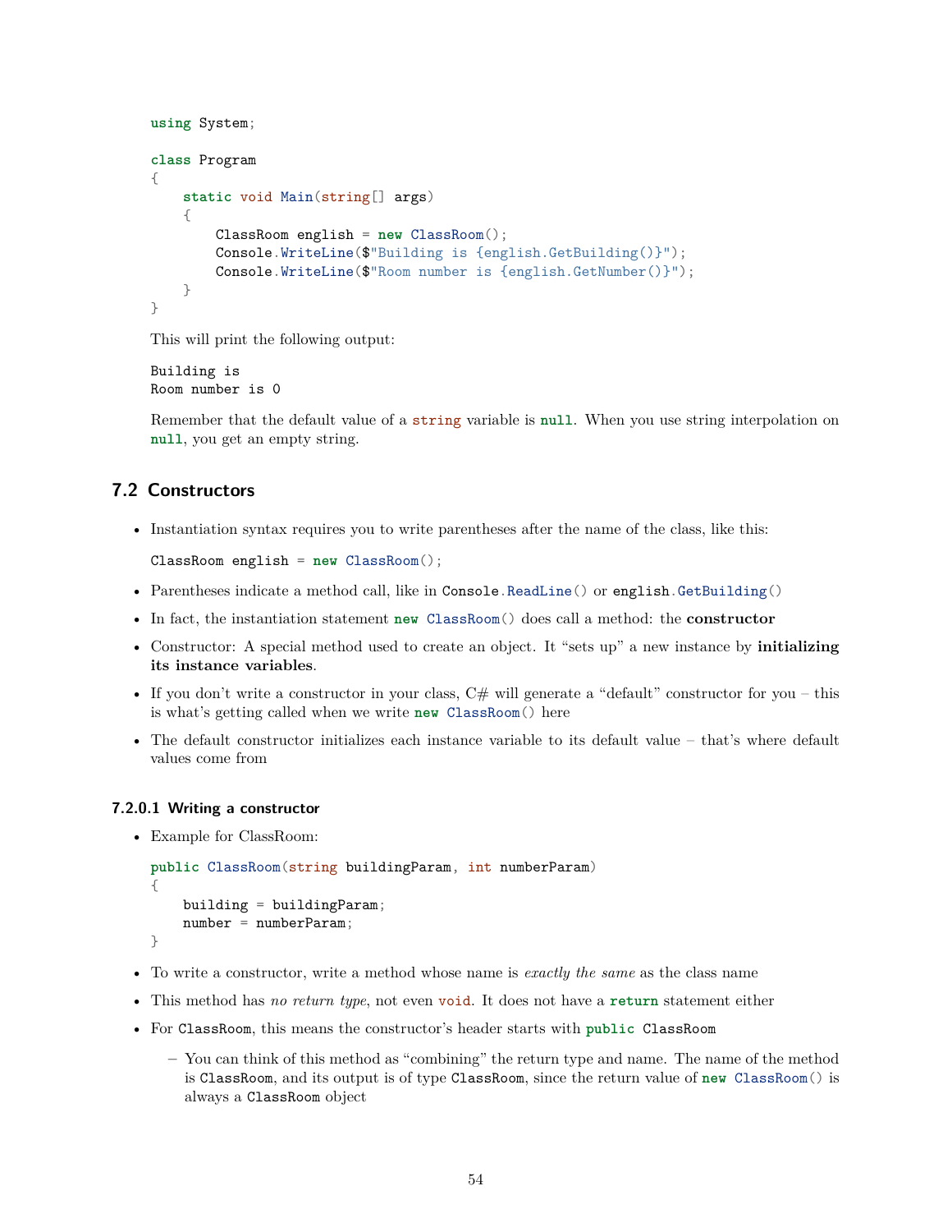```
using System;

class Program
{
    static void Main(string[] args)
    {
        ClassRoom english = new ClassRoom();
        Console.WriteLine($"Building is {english.GetBuilding()}");
        Console.WriteLine($"Room number is {english.GetNumber()}");
    }
}
```

This will print the following output:

```
Building is
Room number is 0
```

Remember that the default value of a `string` variable is `null`. When you use string interpolation on `null`, you get an empty string.

## 7.2 Constructors

- Instantiation syntax requires you to write parentheses after the name of the class, like this:

  ```
  ClassRoom english = new ClassRoom();
  ```

- Parentheses indicate a method call, like in `Console.ReadLine()` or `english.GetBuilding()`
- In fact, the instantiation statement `new ClassRoom()` does call a method: the **constructor**
- Constructor: A special method used to create an object. It "sets up" a new instance by **initializing its instance variables**.
- If you don't write a constructor in your class, C# will generate a "default" constructor for you – this is what's getting called when we write `new ClassRoom()` here
- The default constructor initializes each instance variable to its default value – that's where default values come from

#### 7.2.0.1 Writing a constructor

- Example for ClassRoom:

  ```
  public ClassRoom(string buildingParam, int numberParam)
  {
      building = buildingParam;
      number = numberParam;
  }
  ```

- To write a constructor, write a method whose name is *exactly the same* as the class name
- This method has *no return type*, not even `void`. It does not have a `return` statement either
- For `ClassRoom`, this means the constructor's header starts with `public ClassRoom`
  - You can think of this method as "combining" the return type and name. The name of the method is `ClassRoom`, and its output is of type `ClassRoom`, since the return value of `new ClassRoom()` is always a `ClassRoom` object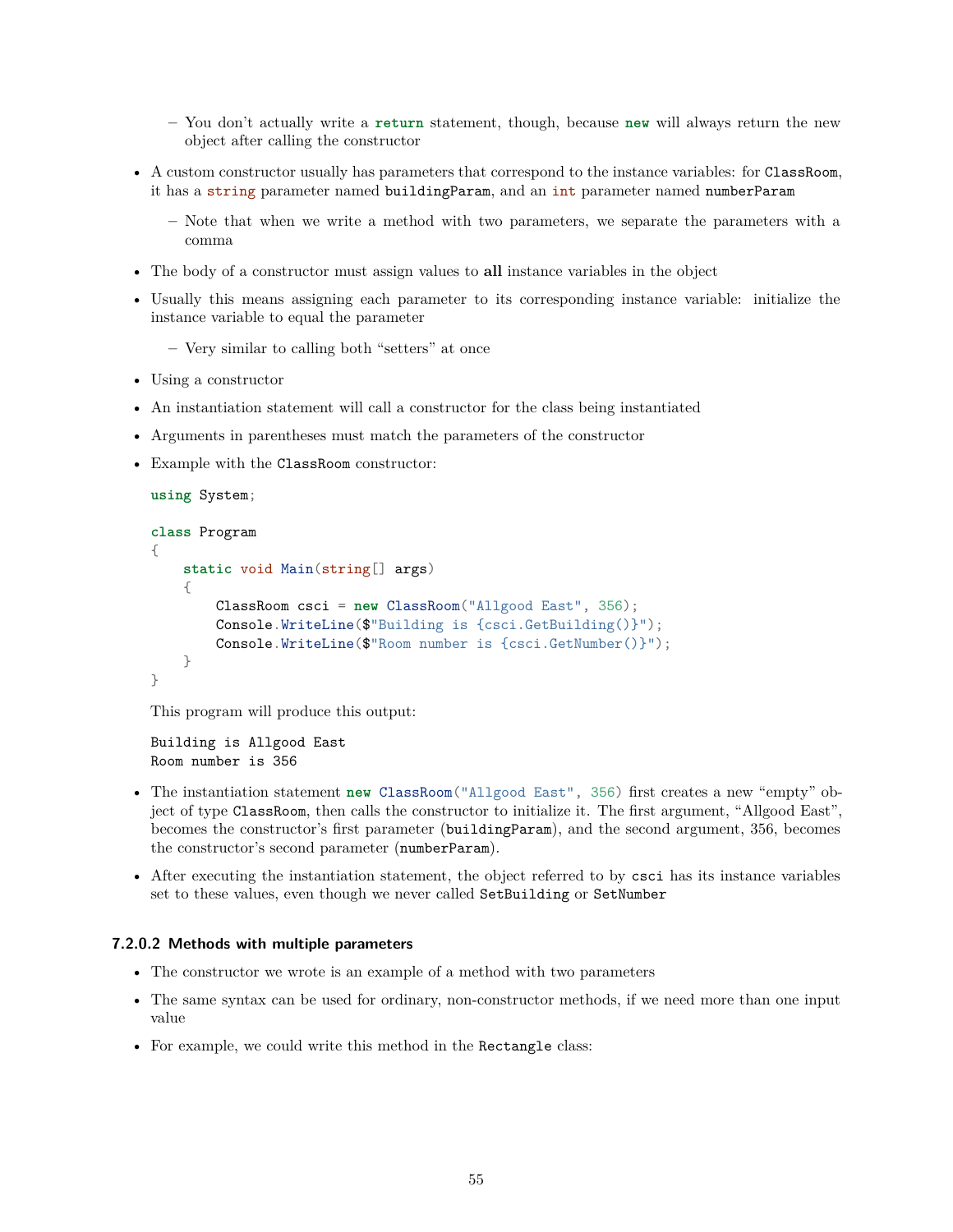- You don't actually write a `return` statement, though, because `new` will always return the new object after calling the constructor

- A custom constructor usually has parameters that correspond to the instance variables: for `ClassRoom`, it has a `string` parameter named `buildingParam`, and an `int` parameter named `numberParam`
  - Note that when we write a method with two parameters, we separate the parameters with a comma
- The body of a constructor must assign values to **all** instance variables in the object
- Usually this means assigning each parameter to its corresponding instance variable: initialize the instance variable to equal the parameter
  - Very similar to calling both "setters" at once
- Using a constructor
- An instantiation statement will call a constructor for the class being instantiated
- Arguments in parentheses must match the parameters of the constructor
- Example with the `ClassRoom` constructor:

```
using System;

class Program
{
    static void Main(string[] args)
    {
        ClassRoom csci = new ClassRoom("Allgood East", 356);
        Console.WriteLine($"Building is {csci.GetBuilding()}");
        Console.WriteLine($"Room number is {csci.GetNumber()}");
    }
}
```

This program will produce this output:

```
Building is Allgood East
Room number is 356
```

- The instantiation statement `new ClassRoom("Allgood East", 356)` first creates a new "empty" object of type `ClassRoom`, then calls the constructor to initialize it. The first argument, "Allgood East", becomes the constructor's first parameter (`buildingParam`), and the second argument, 356, becomes the constructor's second parameter (`numberParam`).
- After executing the instantiation statement, the object referred to by `csci` has its instance variables set to these values, even though we never called `SetBuilding` or `SetNumber`

#### 7.2.0.2 Methods with multiple parameters

- The constructor we wrote is an example of a method with two parameters
- The same syntax can be used for ordinary, non-constructor methods, if we need more than one input value
- For example, we could write this method in the `Rectangle` class: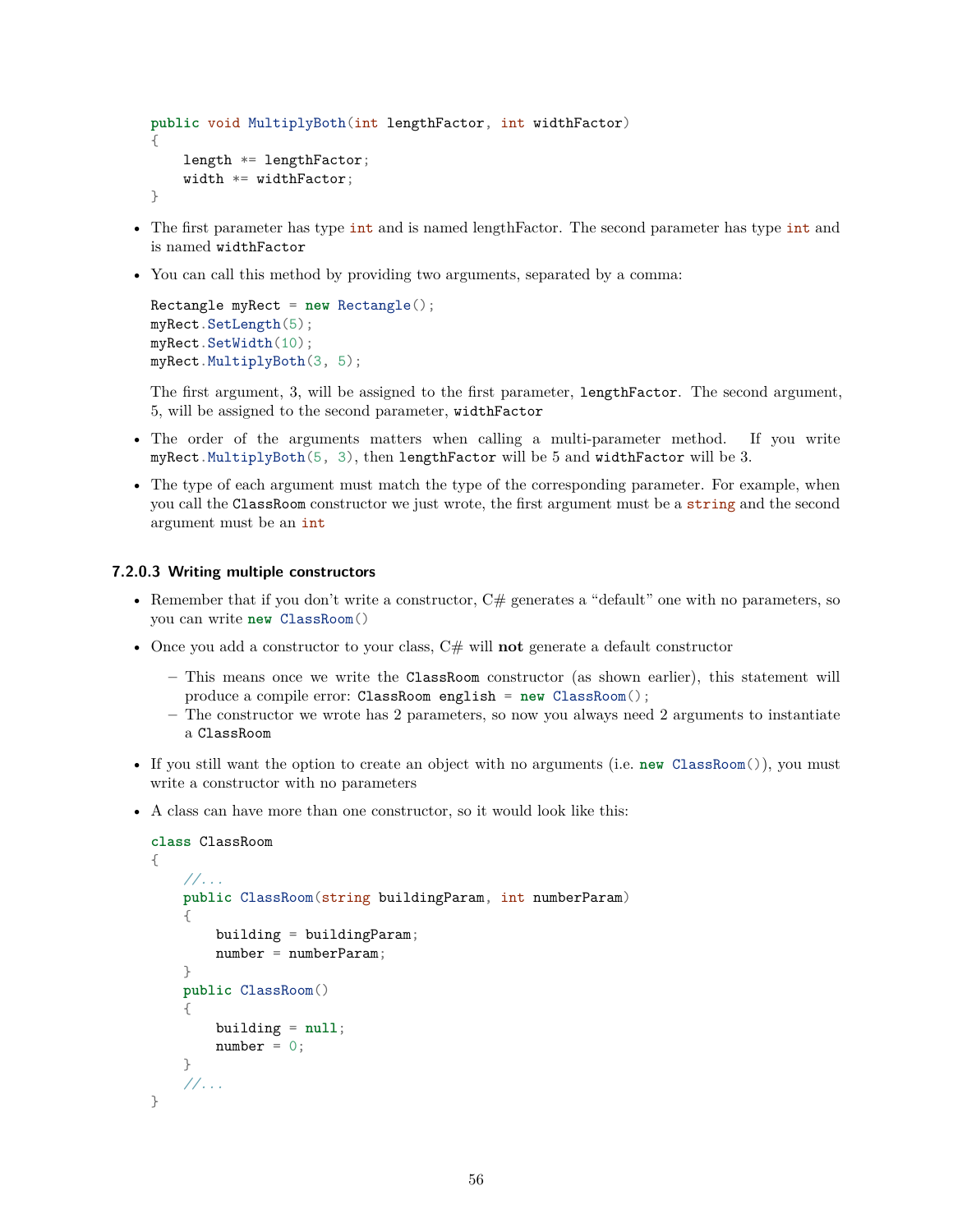```
public void MultiplyBoth(int lengthFactor, int widthFactor)
{
    length *= lengthFactor;
    width *= widthFactor;
}
```

- The first parameter has type `int` and is named lengthFactor. The second parameter has type `int` and is named `widthFactor`
- You can call this method by providing two arguments, separated by a comma:

  ```
  Rectangle myRect = new Rectangle();
  myRect.SetLength(5);
  myRect.SetWidth(10);
  myRect.MultiplyBoth(3, 5);
  ```

  The first argument, 3, will be assigned to the first parameter, `lengthFactor`. The second argument, 5, will be assigned to the second parameter, `widthFactor`
- The order of the arguments matters when calling a multi-parameter method. If you write `myRect.MultiplyBoth(5, 3)`, then `lengthFactor` will be 5 and `widthFactor` will be 3.
- The type of each argument must match the type of the corresponding parameter. For example, when you call the `ClassRoom` constructor we just wrote, the first argument must be a `string` and the second argument must be an `int`

#### 7.2.0.3 Writing multiple constructors

- Remember that if you don't write a constructor, C# generates a "default" one with no parameters, so you can write `new ClassRoom()`
- Once you add a constructor to your class, C# will **not** generate a default constructor
  - This means once we write the `ClassRoom` constructor (as shown earlier), this statement will produce a compile error: `ClassRoom english = new ClassRoom();`
  - The constructor we wrote has 2 parameters, so now you always need 2 arguments to instantiate a `ClassRoom`
- If you still want the option to create an object with no arguments (i.e. `new ClassRoom()`), you must write a constructor with no parameters
- A class can have more than one constructor, so it would look like this:

  ```
  class ClassRoom
  {
      //...
      public ClassRoom(string buildingParam, int numberParam)
      {
          building = buildingParam;
          number = numberParam;
      }
      public ClassRoom()
      {
          building = null;
          number = 0;
      }
      //...
  }
  ```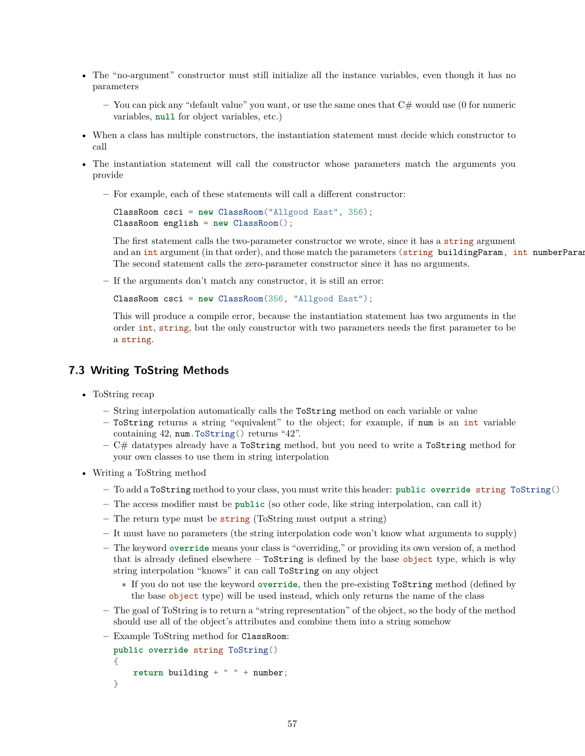- The "no-argument" constructor must still initialize all the instance variables, even though it has no parameters
  - You can pick any "default value" you want, or use the same ones that C# would use (0 for numeric variables, `null` for object variables, etc.)
- When a class has multiple constructors, the instantiation statement must decide which constructor to call
- The instantiation statement will call the constructor whose parameters match the arguments you provide
  - For example, each of these statements will call a different constructor:

    ```
    ClassRoom csci = new ClassRoom("Allgood East", 356);
    ClassRoom english = new ClassRoom();
    ```

    The first statement calls the two-parameter constructor we wrote, since it has a `string` argument and an `int` argument (in that order), and those match the parameters (`string buildingParam, int numberParam`). The second statement calls the zero-parameter constructor since it has no arguments.
  - If the arguments don't match any constructor, it is still an error:

    ```
    ClassRoom csci = new ClassRoom(356, "Allgood East");
    ```

    This will produce a compile error, because the instantiation statement has two arguments in the order `int`, `string`, but the only constructor with two parameters needs the first parameter to be a `string`.

## 7.3 Writing ToString Methods

- ToString recap
  - String interpolation automatically calls the `ToString` method on each variable or value
  - `ToString` returns a string "equivalent" to the object; for example, if `num` is an `int` variable containing 42, `num.ToString()` returns "42".
  - C# datatypes already have a `ToString` method, but you need to write a `ToString` method for your own classes to use them in string interpolation
- Writing a ToString method
  - To add a `ToString` method to your class, you must write this header: `public override string ToString()`
  - The access modifier must be `public` (so other code, like string interpolation, can call it)
  - The return type must be `string` (ToString must output a string)
  - It must have no parameters (the string interpolation code won't know what arguments to supply)
  - The keyword `override` means your class is "overriding," or providing its own version of, a method that is already defined elsewhere – `ToString` is defined by the base `object` type, which is why string interpolation "knows" it can call `ToString` on any object
    - If you do not use the keyword `override`, then the pre-existing `ToString` method (defined by the base `object` type) will be used instead, which only returns the name of the class
  - The goal of ToString is to return a "string representation" of the object, so the body of the method should use all of the object's attributes and combine them into a string somehow
  - Example ToString method for `ClassRoom`:

    ```
    public override string ToString()
    {
        return building + " " + number;
    }
    ```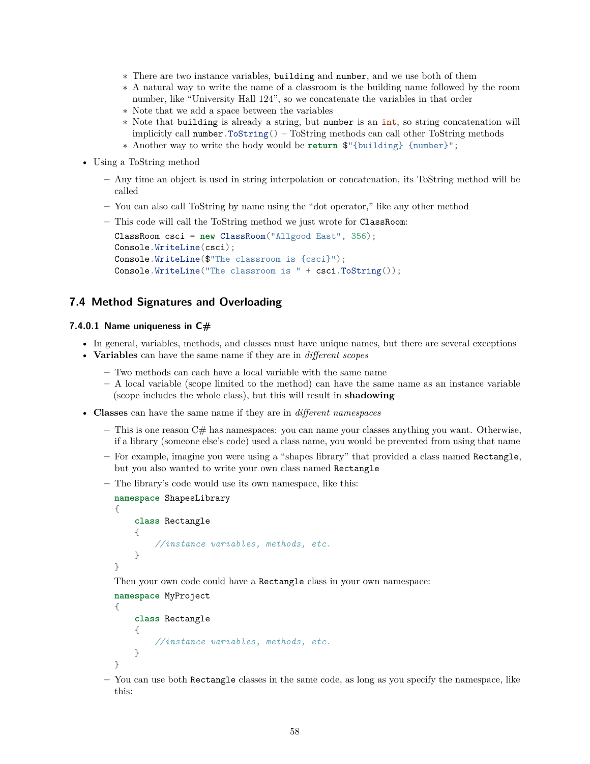- There are two instance variables, `building` and `number`, and we use both of them
    - A natural way to write the name of a classroom is the building name followed by the room number, like "University Hall 124", so we concatenate the variables in that order
    - Note that we add a space between the variables
    - Note that `building` is already a string, but `number` is an `int`, so string concatenation will implicitly call `number.ToString()` – ToString methods can call other ToString methods
    - Another way to write the body would be `return $"{building} {number}";`

- Using a ToString method
  - Any time an object is used in string interpolation or concatenation, its ToString method will be called
  - You can also call ToString by name using the "dot operator," like any other method
  - This code will call the ToString method we just wrote for `ClassRoom`:

    ```
    ClassRoom csci = new ClassRoom("Allgood East", 356);
    Console.WriteLine(csci);
    Console.WriteLine($"The classroom is {csci}");
    Console.WriteLine("The classroom is " + csci.ToString());
    ```

## 7.4 Method Signatures and Overloading

#### 7.4.0.1 Name uniqueness in C#

- In general, variables, methods, and classes must have unique names, but there are several exceptions
- **Variables** can have the same name if they are in *different scopes*
  - Two methods can each have a local variable with the same name
  - A local variable (scope limited to the method) can have the same name as an instance variable (scope includes the whole class), but this will result in **shadowing**
- **Classes** can have the same name if they are in *different namespaces*
  - This is one reason C# has namespaces: you can name your classes anything you want. Otherwise, if a library (someone else's code) used a class name, you would be prevented from using that name
  - For example, imagine you were using a "shapes library" that provided a class named `Rectangle`, but you also wanted to write your own class named `Rectangle`
  - The library's code would use its own namespace, like this:

    ```
    namespace ShapesLibrary
    {
        class Rectangle
        {
            //instance variables, methods, etc.
        }
    }
    ```

    Then your own code could have a `Rectangle` class in your own namespace:

    ```
    namespace MyProject
    {
        class Rectangle
        {
            //instance variables, methods, etc.
        }
    }
    ```

  - You can use both `Rectangle` classes in the same code, as long as you specify the namespace, like this: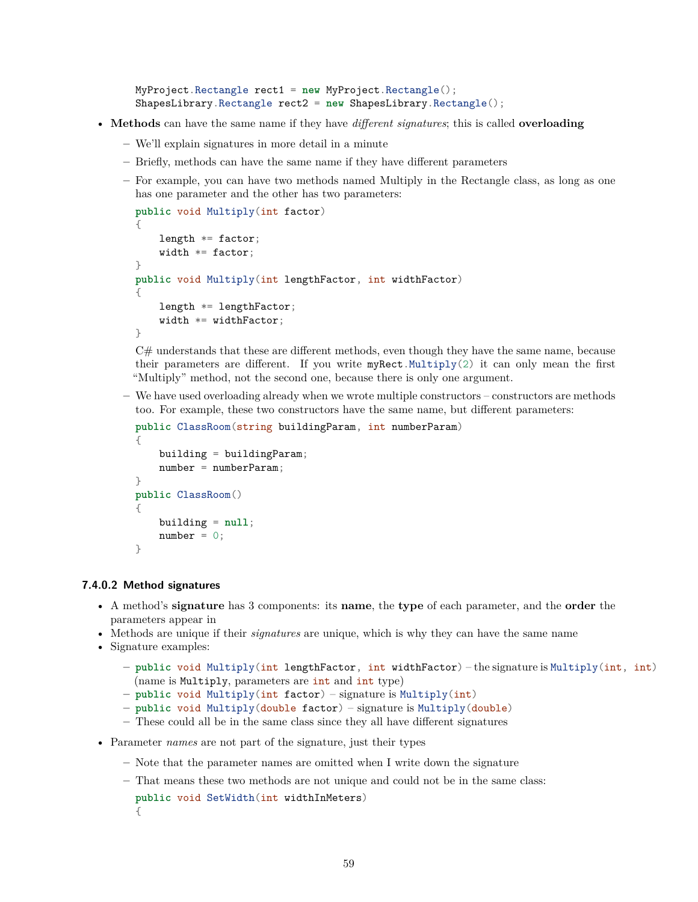```
MyProject.Rectangle rect1 = new MyProject.Rectangle();
ShapesLibrary.Rectangle rect2 = new ShapesLibrary.Rectangle();
```

- **Methods** can have the same name if they have *different signatures*; this is called **overloading**
  - We'll explain signatures in more detail in a minute
  - Briefly, methods can have the same name if they have different parameters
  - For example, you can have two methods named Multiply in the Rectangle class, as long as one has one parameter and the other has two parameters:

    ```
    public void Multiply(int factor)
    {
        length *= factor;
        width *= factor;
    }
    public void Multiply(int lengthFactor, int widthFactor)
    {
        length *= lengthFactor;
        width *= widthFactor;
    }
    ```

    C# understands that these are different methods, even though they have the same name, because their parameters are different. If you write `myRect.Multiply(2)` it can only mean the first "Multiply" method, not the second one, because there is only one argument.
  - We have used overloading already when we wrote multiple constructors – constructors are methods too. For example, these two constructors have the same name, but different parameters:

    ```
    public ClassRoom(string buildingParam, int numberParam)
    {
        building = buildingParam;
        number = numberParam;
    }
    public ClassRoom()
    {
        building = null;
        number = 0;
    }
    ```

#### 7.4.0.2 Method signatures

- A method's **signature** has 3 components: its **name**, the **type** of each parameter, and the **order** the parameters appear in
- Methods are unique if their *signatures* are unique, which is why they can have the same name
- Signature examples:
  - `public void Multiply(int lengthFactor, int widthFactor)` – the signature is `Multiply(int, int)` (name is `Multiply`, parameters are `int` and `int` type)
  - `public void Multiply(int factor)` – signature is `Multiply(int)`
  - `public void Multiply(double factor)` – signature is `Multiply(double)`
  - These could all be in the same class since they all have different signatures
- Parameter *names* are not part of the signature, just their types
  - Note that the parameter names are omitted when I write down the signature
  - That means these two methods are not unique and could not be in the same class:

    ```
    public void SetWidth(int widthInMeters)
    {
    ```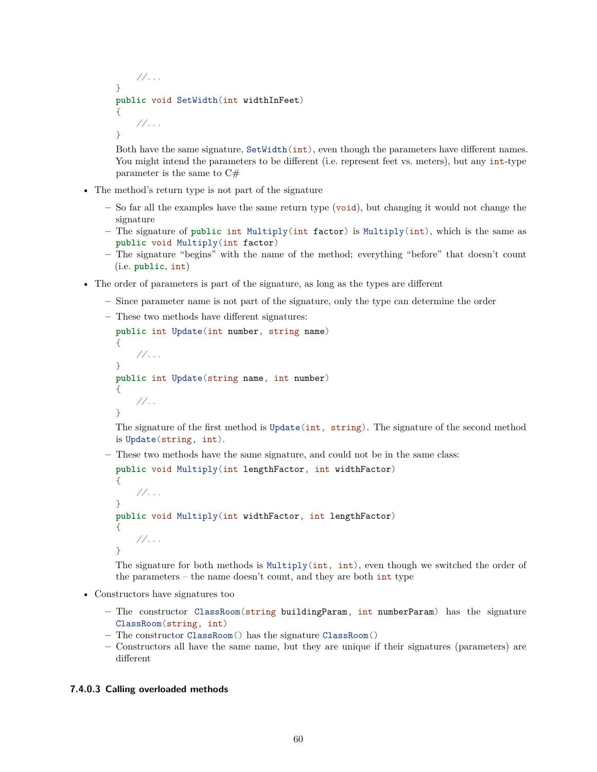```
    //...
}
public void SetWidth(int widthInFeet)
{
    //...
}
```

Both have the same signature, `SetWidth(int)`, even though the parameters have different names. You might intend the parameters to be different (i.e. represent feet vs. meters), but any `int`-type parameter is the same to C#

- The method's return type is not part of the signature
  - So far all the examples have the same return type (`void`), but changing it would not change the signature
  - The signature of `public int Multiply(int factor)` is `Multiply(int)`, which is the same as `public void Multiply(int factor)`
  - The signature "begins" with the name of the method; everything "before" that doesn't count (i.e. `public`, `int`)
- The order of parameters is part of the signature, as long as the types are different
  - Since parameter name is not part of the signature, only the type can determine the order
  - These two methods have different signatures:

    ```
    public int Update(int number, string name)
    {
        //...
    }
    public int Update(string name, int number)
    {
        //..
    }
    ```

    The signature of the first method is `Update(int, string)`. The signature of the second method is `Update(string, int)`.
  - These two methods have the same signature, and could not be in the same class:

    ```
    public void Multiply(int lengthFactor, int widthFactor)
    {
        //...
    }
    public void Multiply(int widthFactor, int lengthFactor)
    {
        //...
    }
    ```

    The signature for both methods is `Multiply(int, int)`, even though we switched the order of the parameters – the name doesn't count, and they are both `int` type
- Constructors have signatures too
  - The constructor `ClassRoom(string buildingParam, int numberParam)` has the signature `ClassRoom(string, int)`
  - The constructor `ClassRoom()` has the signature `ClassRoom()`
  - Constructors all have the same name, but they are unique if their signatures (parameters) are different

#### 7.4.0.3 Calling overloaded methods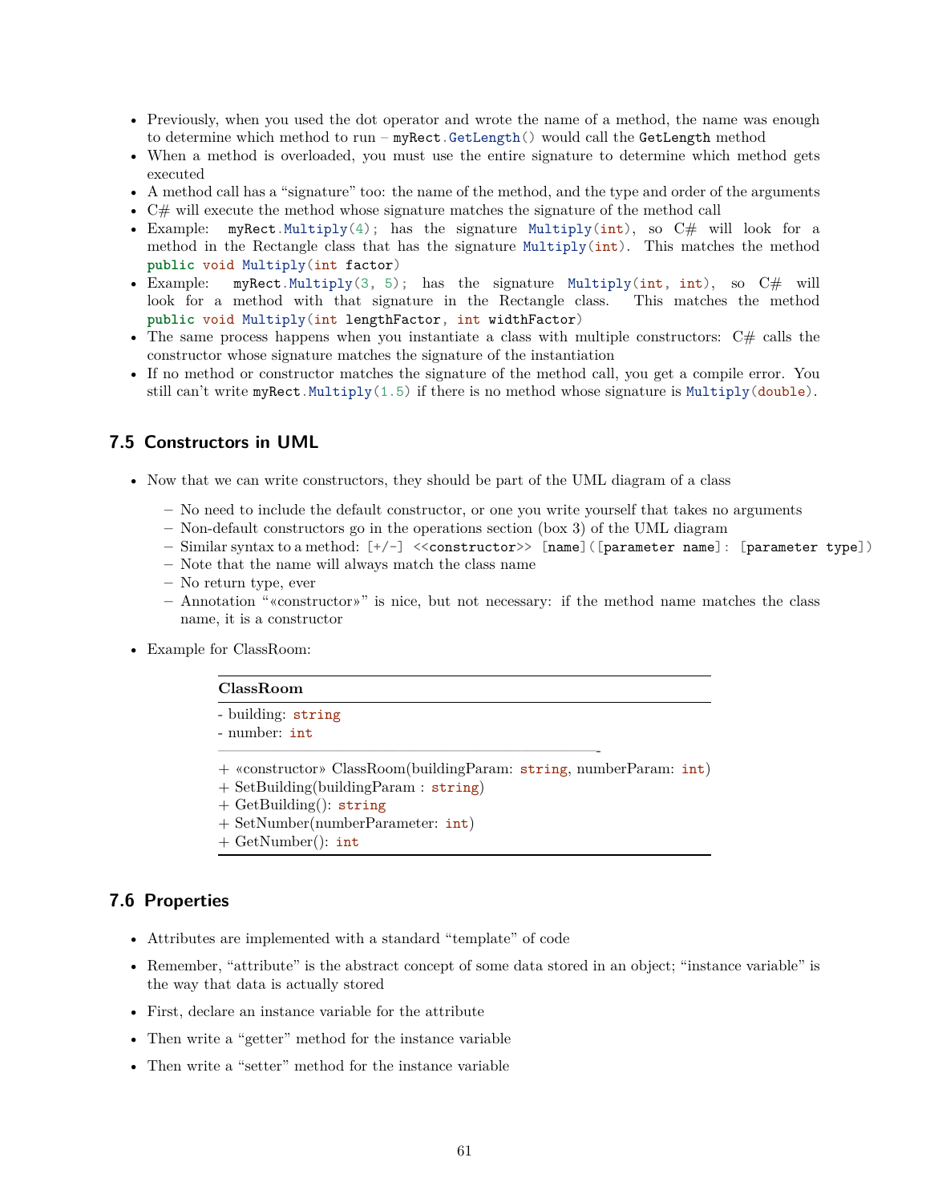- Previously, when you used the dot operator and wrote the name of a method, the name was enough to determine which method to run – `myRect.GetLength()` would call the `GetLength` method
- When a method is overloaded, you must use the entire signature to determine which method gets executed
- A method call has a "signature" too: the name of the method, and the type and order of the arguments
- C# will execute the method whose signature matches the signature of the method call
- Example: `myRect.Multiply(4);` has the signature `Multiply(int)`, so C# will look for a method in the Rectangle class that has the signature `Multiply(int)`. This matches the method `public void Multiply(int factor)`
- Example: `myRect.Multiply(3, 5);` has the signature `Multiply(int, int)`, so C# will look for a method with that signature in the Rectangle class. This matches the method `public void Multiply(int lengthFactor, int widthFactor)`
- The same process happens when you instantiate a class with multiple constructors: C# calls the constructor whose signature matches the signature of the instantiation
- If no method or constructor matches the signature of the method call, you get a compile error. You still can't write `myRect.Multiply(1.5)` if there is no method whose signature is `Multiply(double)`.

## 7.5 Constructors in UML

- Now that we can write constructors, they should be part of the UML diagram of a class
  - No need to include the default constructor, or one you write yourself that takes no arguments
  - Non-default constructors go in the operations section (box 3) of the UML diagram
  - Similar syntax to a method: `[+/-] <<constructor>> [name]([parameter name]: [parameter type])`
  - Note that the name will always match the class name
  - No return type, ever
  - Annotation "«constructor»" is nice, but not necessary: if the method name matches the class name, it is a constructor
- Example for ClassRoom:

| **ClassRoom** |
|---|
| - building: string<br>- number: int |
| + «constructor» ClassRoom(buildingParam: string, numberParam: int)<br>+ SetBuilding(buildingParam : string)<br>+ GetBuilding(): string<br>+ SetNumber(numberParameter: int)<br>+ GetNumber(): int |

## 7.6 Properties

- Attributes are implemented with a standard "template" of code
- Remember, "attribute" is the abstract concept of some data stored in an object; "instance variable" is the way that data is actually stored
- First, declare an instance variable for the attribute
- Then write a "getter" method for the instance variable
- Then write a "setter" method for the instance variable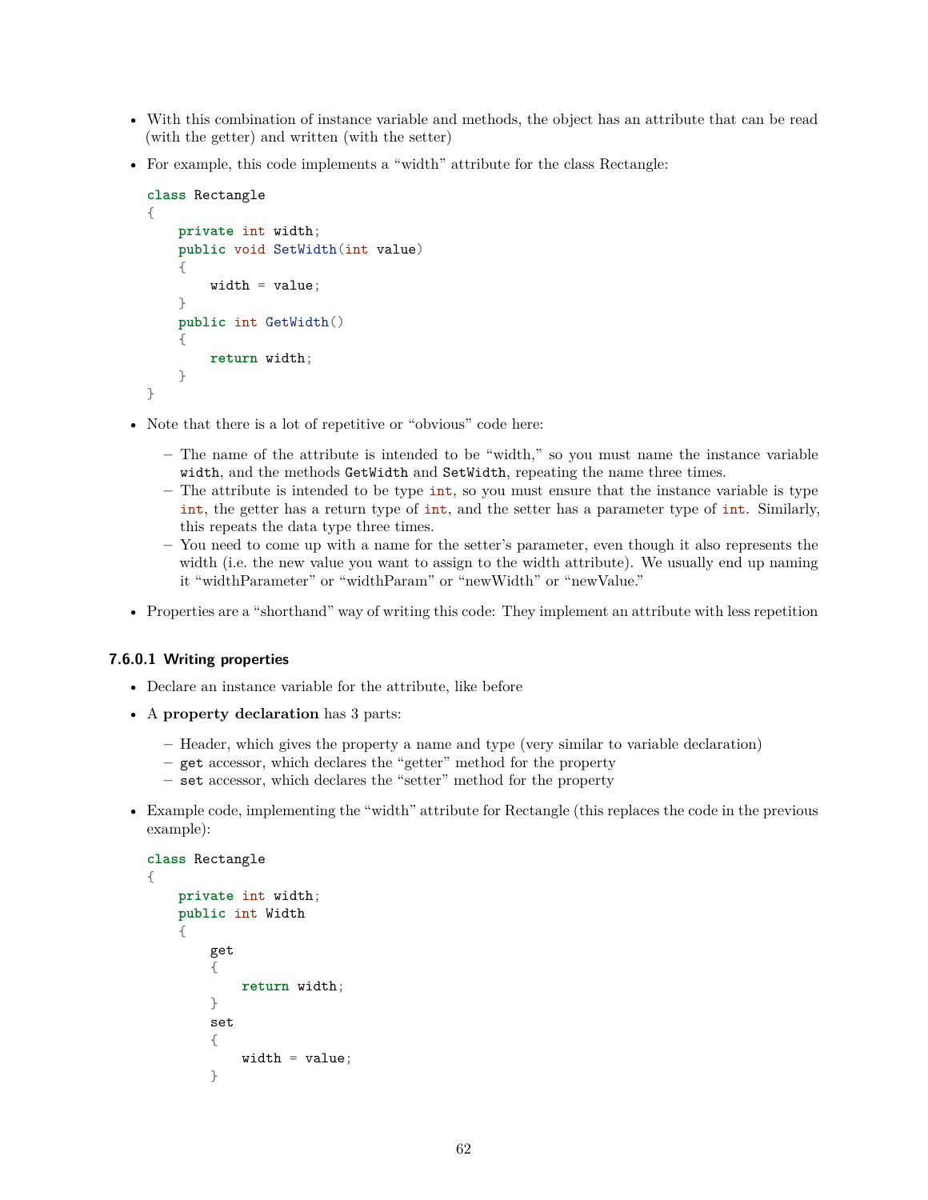- With this combination of instance variable and methods, the object has an attribute that can be read (with the getter) and written (with the setter)
- For example, this code implements a "width" attribute for the class Rectangle:

```
class Rectangle
{
    private int width;
    public void SetWidth(int value)
    {
        width = value;
    }
    public int GetWidth()
    {
        return width;
    }
}
```

- Note that there is a lot of repetitive or "obvious" code here:
  - The name of the attribute is intended to be "width," so you must name the instance variable `width`, and the methods `GetWidth` and `SetWidth`, repeating the name three times.
  - The attribute is intended to be type `int`, so you must ensure that the instance variable is type `int`, the getter has a return type of `int`, and the setter has a parameter type of `int`. Similarly, this repeats the data type three times.
  - You need to come up with a name for the setter's parameter, even though it also represents the width (i.e. the new value you want to assign to the width attribute). We usually end up naming it "widthParameter" or "widthParam" or "newWidth" or "newValue."
- Properties are a "shorthand" way of writing this code: They implement an attribute with less repetition

#### 7.6.0.1 Writing properties

- Declare an instance variable for the attribute, like before
- A **property declaration** has 3 parts:
  - Header, which gives the property a name and type (very similar to variable declaration)
  - `get` accessor, which declares the "getter" method for the property
  - `set` accessor, which declares the "setter" method for the property
- Example code, implementing the "width" attribute for Rectangle (this replaces the code in the previous example):

```
class Rectangle
{
    private int width;
    public int Width
    {
        get
        {
            return width;
        }
        set
        {
            width = value;
        }
```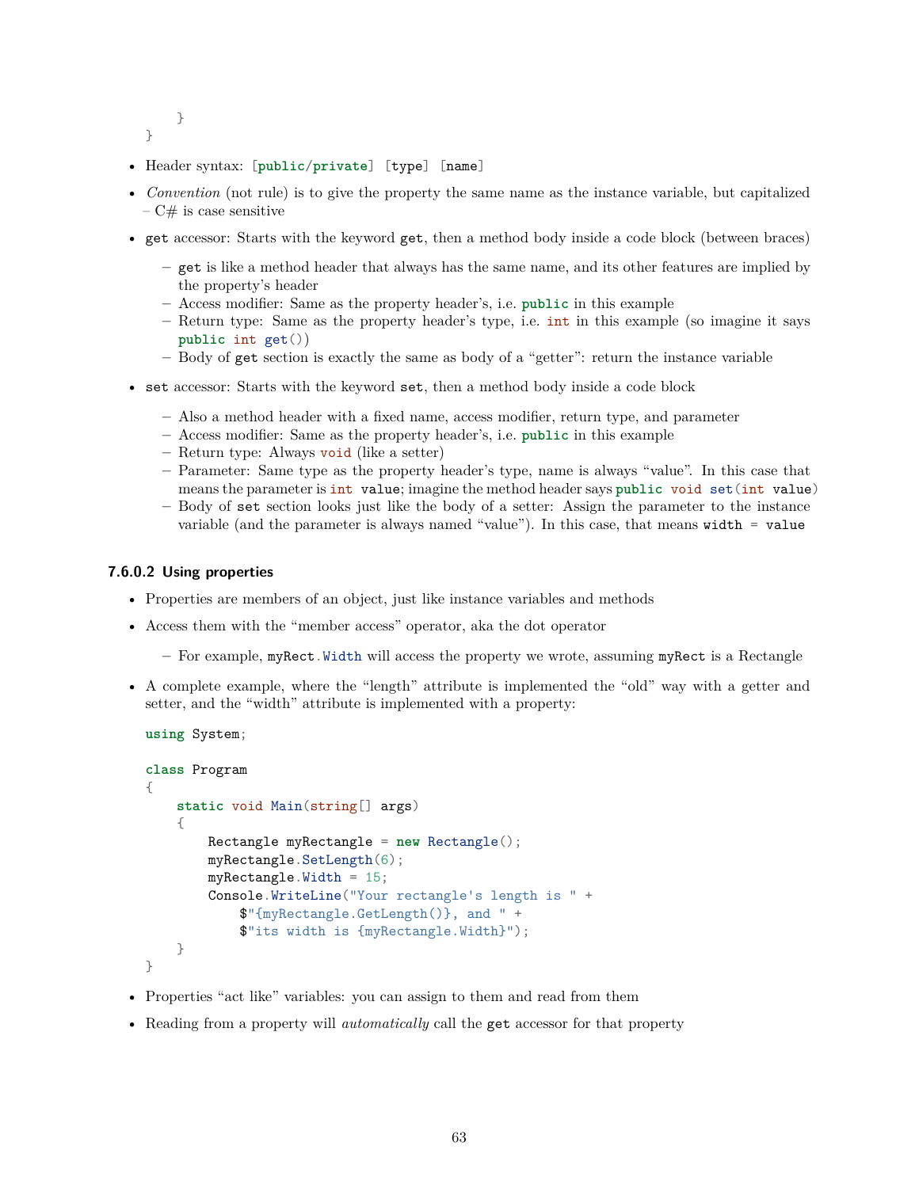```
    }
}
```

- Header syntax: `[public/private] [type] [name]`
- *Convention* (not rule) is to give the property the same name as the instance variable, but capitalized – C# is case sensitive
- `get` accessor: Starts with the keyword `get`, then a method body inside a code block (between braces)
  - `get` is like a method header that always has the same name, and its other features are implied by the property's header
  - Access modifier: Same as the property header's, i.e. `public` in this example
  - Return type: Same as the property header's type, i.e. `int` in this example (so imagine it says `public int get()`)
  - Body of `get` section is exactly the same as body of a "getter": return the instance variable
- `set` accessor: Starts with the keyword `set`, then a method body inside a code block
  - Also a method header with a fixed name, access modifier, return type, and parameter
  - Access modifier: Same as the property header's, i.e. `public` in this example
  - Return type: Always `void` (like a setter)
  - Parameter: Same type as the property header's type, name is always "value". In this case that means the parameter is `int value`; imagine the method header says `public void set(int value)`
  - Body of `set` section looks just like the body of a setter: Assign the parameter to the instance variable (and the parameter is always named "value"). In this case, that means `width = value`

#### 7.6.0.2 Using properties

- Properties are members of an object, just like instance variables and methods
- Access them with the "member access" operator, aka the dot operator
  - For example, `myRect.Width` will access the property we wrote, assuming `myRect` is a Rectangle
- A complete example, where the "length" attribute is implemented the "old" way with a getter and setter, and the "width" attribute is implemented with a property:

```
using System;

class Program
{
    static void Main(string[] args)
    {
        Rectangle myRectangle = new Rectangle();
        myRectangle.SetLength(6);
        myRectangle.Width = 15;
        Console.WriteLine("Your rectangle's length is " +
            $"{myRectangle.GetLength()}, and " +
            $"its width is {myRectangle.Width}");
    }
}
```

- Properties "act like" variables: you can assign to them and read from them
- Reading from a property will *automatically* call the `get` accessor for that property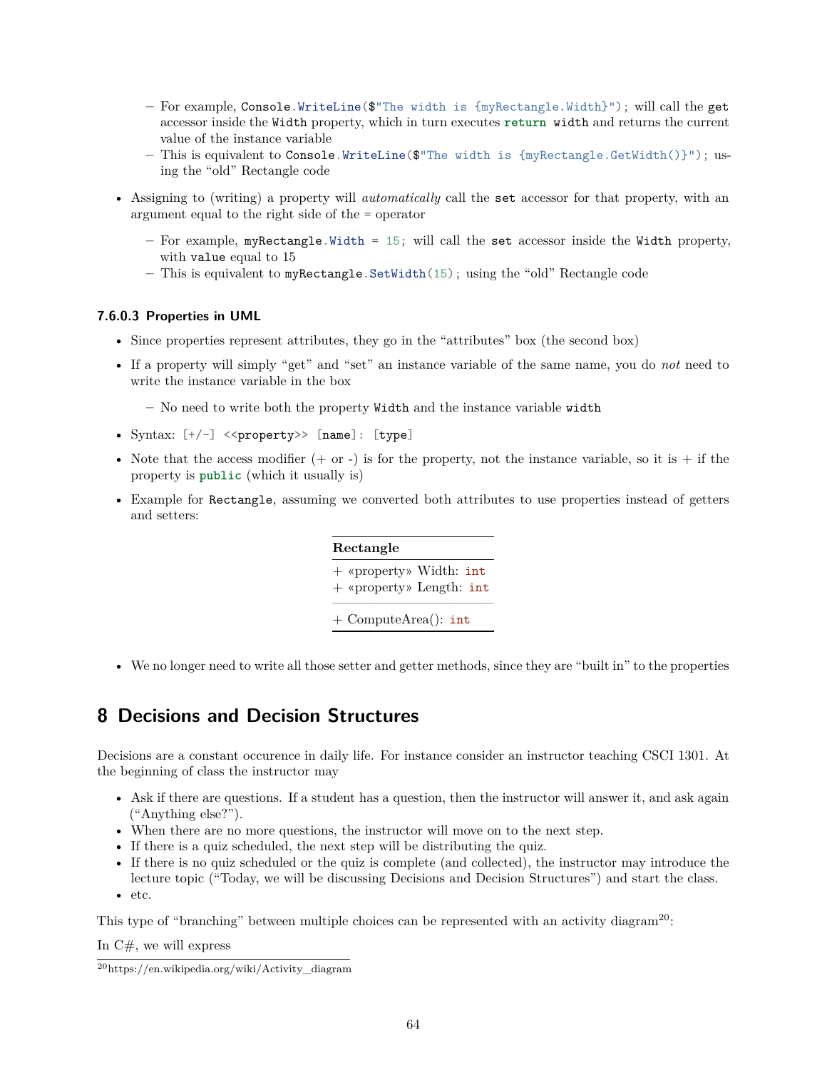- For example, `Console.WriteLine($"The width is {myRectangle.Width}");` will call the `get` accessor inside the `Width` property, which in turn executes `return width` and returns the current value of the instance variable
  - This is equivalent to `Console.WriteLine($"The width is {myRectangle.GetWidth()}");` using the "old" Rectangle code

- Assigning to (writing) a property will *automatically* call the `set` accessor for that property, with an argument equal to the right side of the = operator
  - For example, `myRectangle.Width = 15;` will call the `set` accessor inside the `Width` property, with `value` equal to 15
  - This is equivalent to `myRectangle.SetWidth(15);` using the "old" Rectangle code

#### 7.6.0.3 Properties in UML

- Since properties represent attributes, they go in the "attributes" box (the second box)
- If a property will simply "get" and "set" an instance variable of the same name, you do *not* need to write the instance variable in the box
  - No need to write both the property `Width` and the instance variable `width`
- Syntax: `[+/-] <<property>> [name]: [type]`
- Note that the access modifier (+ or -) is for the property, not the instance variable, so it is + if the property is `public` (which it usually is)
- Example for `Rectangle`, assuming we converted both attributes to use properties instead of getters and setters:

| **Rectangle** |
|---|
| + «property» Width: `int`<br>+ «property» Length: `int` |
| + ComputeArea(): `int` |

- We no longer need to write all those setter and getter methods, since they are "built in" to the properties

# 8 Decisions and Decision Structures

Decisions are a constant occurence in daily life. For instance consider an instructor teaching CSCI 1301. At the beginning of class the instructor may

- Ask if there are questions. If a student has a question, then the instructor will answer it, and ask again ("Anything else?").
- When there are no more questions, the instructor will move on to the next step.
- If there is a quiz scheduled, the next step will be distributing the quiz.
- If there is no quiz scheduled or the quiz is complete (and collected), the instructor may introduce the lecture topic ("Today, we will be discussing Decisions and Decision Structures") and start the class.
- etc.

This type of "branching" between multiple choices can be represented with an activity diagram[20]:

In C#, we will express

[20] https://en.wikipedia.org/wiki/Activity_diagram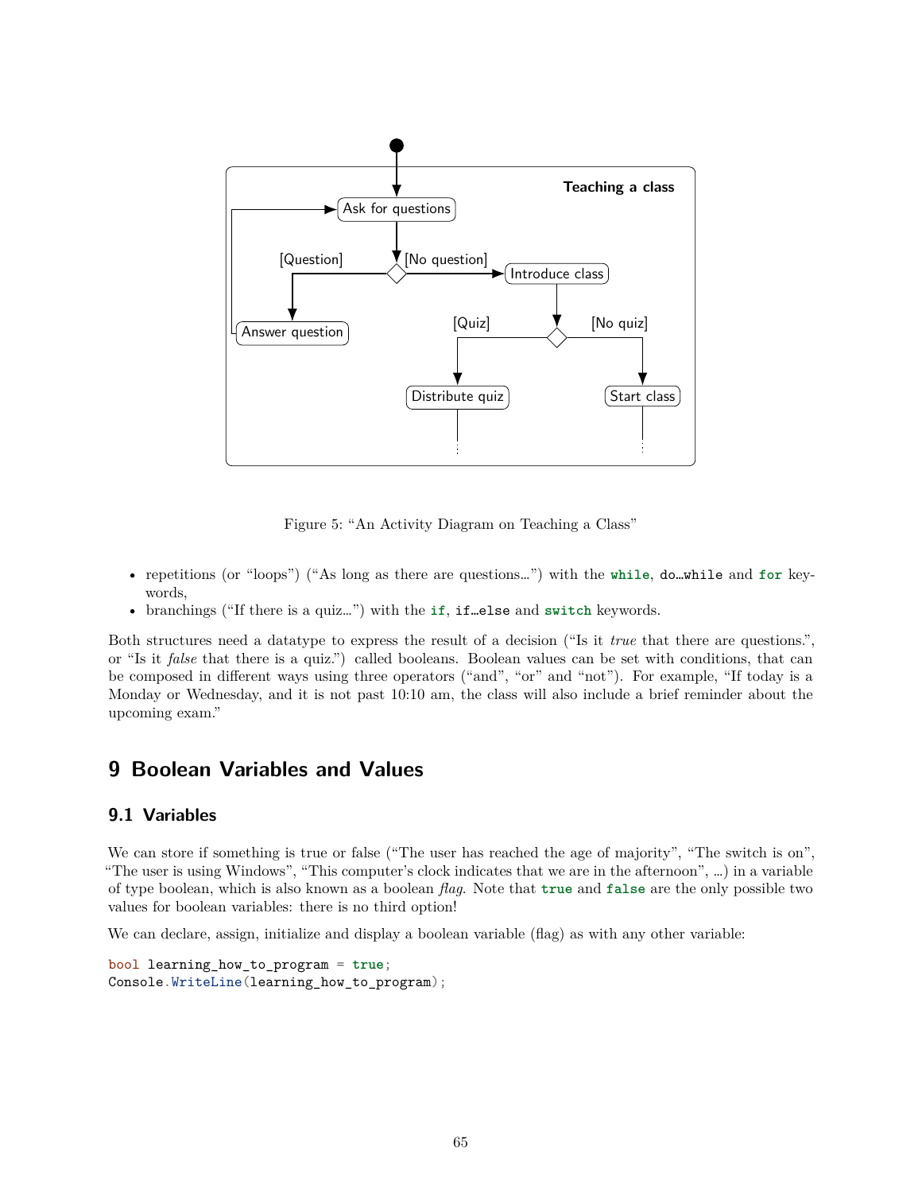Figure 5: "An Activity Diagram on Teaching a Class"

- repetitions (or "loops") ("As long as there are questions…") with the `while`, `do…while` and `for` keywords,
- branchings ("If there is a quiz…") with the `if`, `if…else` and `switch` keywords.

Both structures need a datatype to express the result of a decision ("Is it *true* that there are questions.", or "Is it *false* that there is a quiz.") called booleans. Boolean values can be set with conditions, that can be composed in different ways using three operators ("and", "or" and "not"). For example, "If today is a Monday or Wednesday, and it is not past 10:10 am, the class will also include a brief reminder about the upcoming exam."

# 9 Boolean Variables and Values

## 9.1 Variables

We can store if something is true or false ("The user has reached the age of majority", "The switch is on", "The user is using Windows", "This computer's clock indicates that we are in the afternoon", …) in a variable of type boolean, which is also known as a boolean *flag*. Note that `true` and `false` are the only possible two values for boolean variables: there is no third option!

We can declare, assign, initialize and display a boolean variable (flag) as with any other variable:

```
bool learning_how_to_program = true;
Console.WriteLine(learning_how_to_program);
```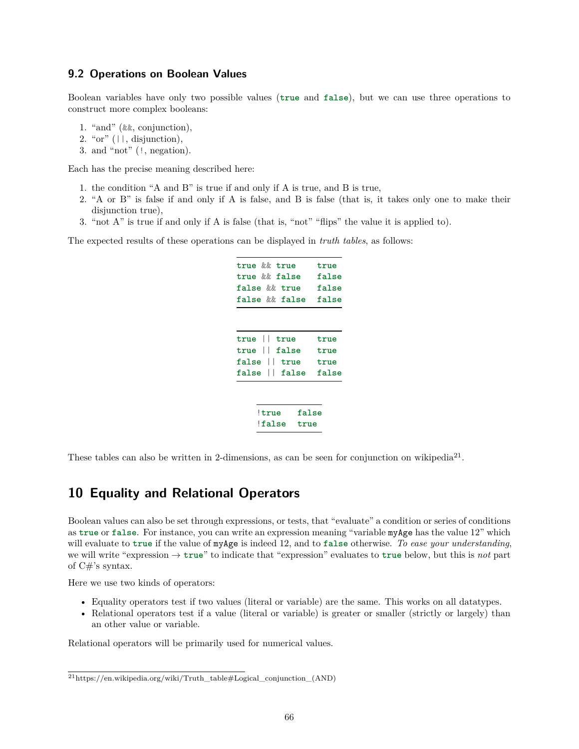## 9.2 Operations on Boolean Values

Boolean variables have only two possible values (`true` and `false`), but we can use three operations to construct more complex booleans:

1. "and" (`&&`, conjunction),
2. "or" (`||`, disjunction),
3. and "not" (`!`, negation).

Each has the precise meaning described here:

1. the condition "A and B" is true if and only if A is true, and B is true,
2. "A or B" is false if and only if A is false, and B is false (that is, it takes only one to make their disjunction true),
3. "not A" is true if and only if A is false (that is, "not" "flips" the value it is applied to).

The expected results of these operations can be displayed in *truth tables*, as follows:

| | |
|---|---|
| `true && true` | `true` |
| `true && false` | `false` |
| `false && true` | `false` |
| `false && false` | `false` |

| | |
|---|---|
| `true \|\| true` | `true` |
| `true \|\| false` | `true` |
| `false \|\| true` | `true` |
| `false \|\| false` | `false` |

| | |
|---|---|
| `!true` | `false` |
| `!false` | `true` |

These tables can also be written in 2-dimensions, as can be seen for conjunction on wikipedia[21].

# 10 Equality and Relational Operators

Boolean values can also be set through expressions, or tests, that "evaluate" a condition or series of conditions as `true` or `false`. For instance, you can write an expression meaning "variable `myAge` has the value 12" which will evaluate to `true` if the value of `myAge` is indeed 12, and to `false` otherwise. *To ease your understanding*, we will write "expression → `true`" to indicate that "expression" evaluates to `true` below, but this is *not* part of C#'s syntax.

Here we use two kinds of operators:

- Equality operators test if two values (literal or variable) are the same. This works on all datatypes.
- Relational operators test if a value (literal or variable) is greater or smaller (strictly or largely) than an other value or variable.

Relational operators will be primarily used for numerical values.

[21] https://en.wikipedia.org/wiki/Truth_table#Logical_conjunction_(AND)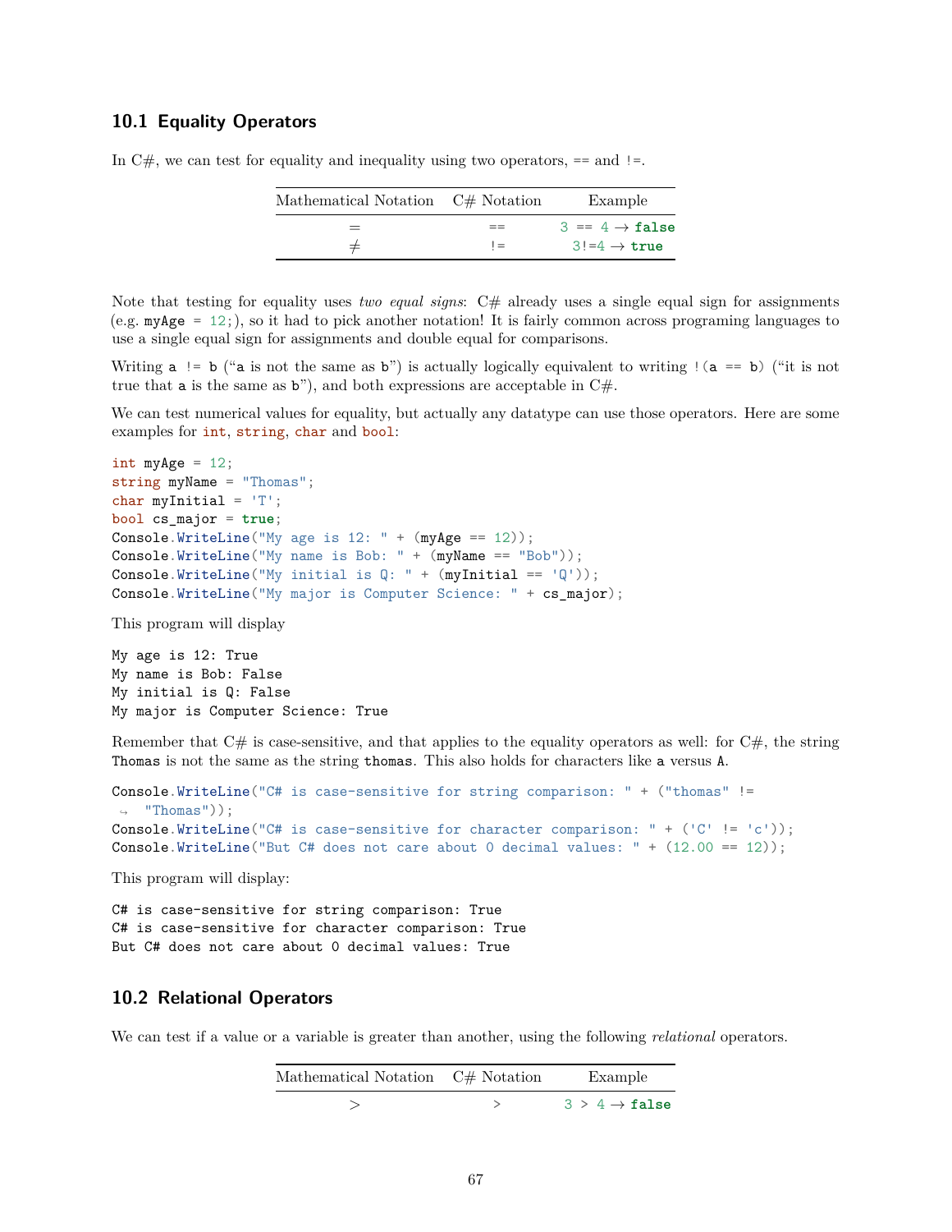## 10.1 Equality Operators

In C#, we can test for equality and inequality using two operators, `==` and `!=`.

| Mathematical Notation | C# Notation | Example |
|---|---|---|
| $=$ | `==` | `3 == 4` $\rightarrow$ `false` |
| $\neq$ | `!=` | `3!=4` $\rightarrow$ `true` |

Note that testing for equality uses *two equal signs*: C# already uses a single equal sign for assignments (e.g. `myAge = 12;`), so it had to pick another notation! It is fairly common across programing languages to use a single equal sign for assignments and double equal for comparisons.

Writing `a != b` ("`a` is not the same as `b`") is actually logically equivalent to writing `!(a == b)` ("it is not true that `a` is the same as `b`"), and both expressions are acceptable in C#.

We can test numerical values for equality, but actually any datatype can use those operators. Here are some examples for `int`, `string`, `char` and `bool`:

```
int myAge = 12;
string myName = "Thomas";
char myInitial = 'T';
bool cs_major = true;
Console.WriteLine("My age is 12: " + (myAge == 12));
Console.WriteLine("My name is Bob: " + (myName == "Bob"));
Console.WriteLine("My initial is Q: " + (myInitial == 'Q'));
Console.WriteLine("My major is Computer Science: " + cs_major);
```

This program will display

```
My age is 12: True
My name is Bob: False
My initial is Q: False
My major is Computer Science: True
```

Remember that C# is case-sensitive, and that applies to the equality operators as well: for C#, the string `Thomas` is not the same as the string `thomas`. This also holds for characters like `a` versus `A`.

```
Console.WriteLine("C# is case-sensitive for string comparison: " + ("thomas" !=
    "Thomas"));
Console.WriteLine("C# is case-sensitive for character comparison: " + ('C' != 'c'));
Console.WriteLine("But C# does not care about 0 decimal values: " + (12.00 == 12));
```

This program will display:

```
C# is case-sensitive for string comparison: True
C# is case-sensitive for character comparison: True
But C# does not care about 0 decimal values: True
```

## 10.2 Relational Operators

We can test if a value or a variable is greater than another, using the following *relational* operators.

| Mathematical Notation | C# Notation | Example |
|---|---|---|
| $>$ | `>` | `3 > 4` $\rightarrow$ `false` |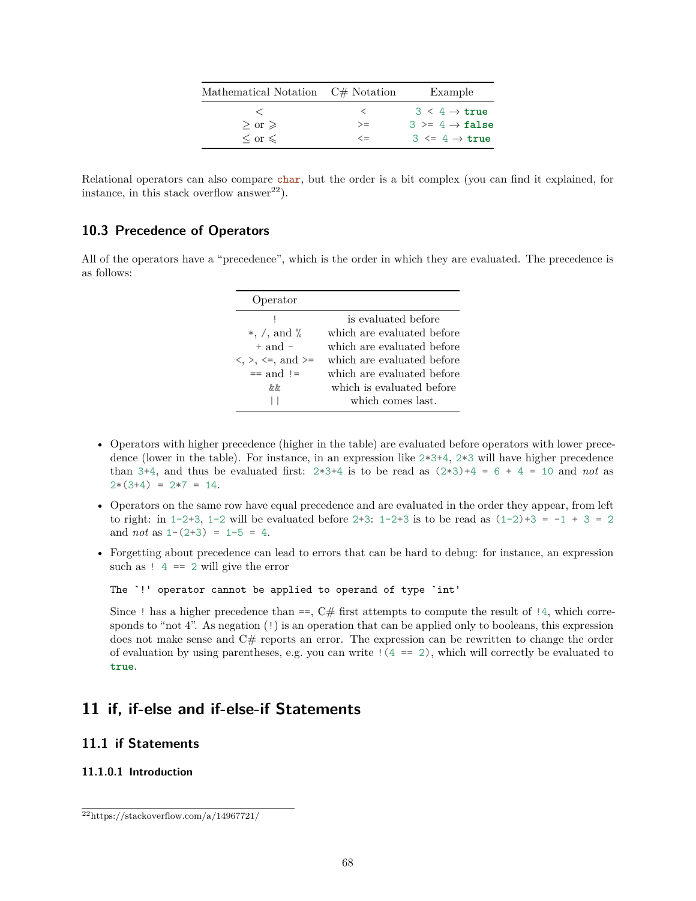| Mathematical Notation | C# Notation | Example |
|---|---|---|
| $<$ | `<` | `3 < 4` → `true` |
| $\geq$ or $\geqslant$ | `>=` | `3 >= 4` → `false` |
| $\leq$ or $\leqslant$ | `<=` | `3 <= 4` → `true` |

Relational operators can also compare `char`, but the order is a bit complex (you can find it explained, for instance, in this stack overflow answer[22]).

### 10.3 Precedence of Operators

All of the operators have a "precedence", which is the order in which they are evaluated. The precedence is as follows:

| Operator | |
|---|---|
| `!` | is evaluated before |
| `*`, `/`, and `%` | which are evaluated before |
| `+` and `-` | which are evaluated before |
| `<`, `>`, `<=`, and `>=` | which are evaluated before |
| `==` and `!=` | which are evaluated before |
| `&&` | which is evaluated before |
| `\|\|` | which comes last. |

- Operators with higher precedence (higher in the table) are evaluated before operators with lower precedence (lower in the table). For instance, in an expression like `2*3+4`, `2*3` will have higher precedence than `3+4`, and thus be evaluated first: `2*3+4` is to be read as `(2*3)+4 = 6 + 4 = 10` and *not* as `2*(3+4) = 2*7 = 14`.
- Operators on the same row have equal precedence and are evaluated in the order they appear, from left to right: in `1-2+3`, `1-2` will be evaluated before `2+3`: `1-2+3` is to be read as `(1-2)+3 = -1 + 3 = 2` and *not* as `1-(2+3) = 1-5 = 4`.
- Forgetting about precedence can lead to errors that can be hard to debug: for instance, an expression such as `! 4 == 2` will give the error

  ```
  The `!' operator cannot be applied to operand of type `int'
  ```

  Since `!` has a higher precedence than `==`, C# first attempts to compute the result of `!4`, which corresponds to "not 4". As negation (`!`) is an operation that can be applied only to booleans, this expression does not make sense and C# reports an error. The expression can be rewritten to change the order of evaluation by using parentheses, e.g. you can write `!(4 == 2)`, which will correctly be evaluated to `true`.

## 11 if, if-else and if-else-if Statements

### 11.1 if Statements

#### 11.1.0.1 Introduction

[22] https://stackoverflow.com/a/14967721/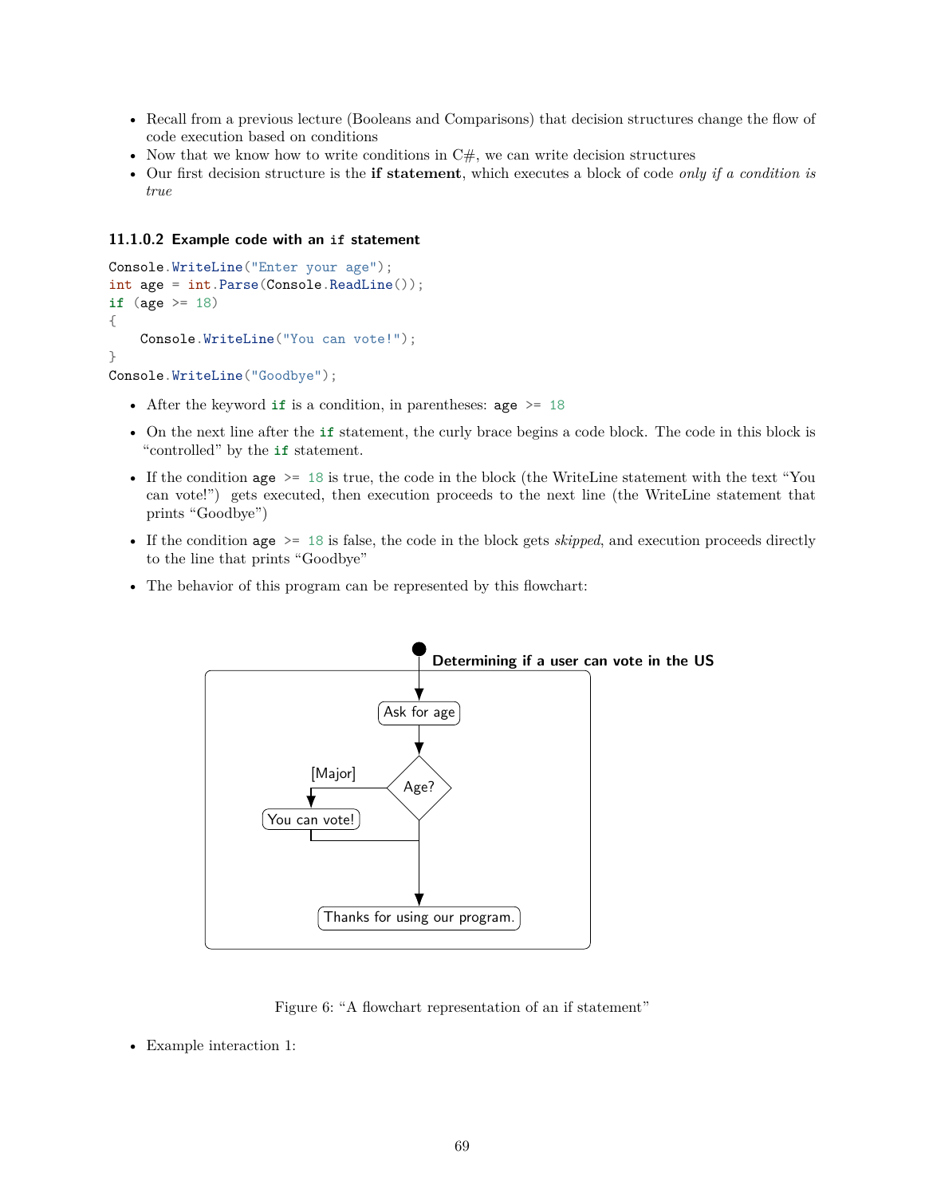- Recall from a previous lecture (Booleans and Comparisons) that decision structures change the flow of code execution based on conditions
- Now that we know how to write conditions in C#, we can write decision structures
- Our first decision structure is the **if statement**, which executes a block of code *only if a condition is true*

#### 11.1.0.2 Example code with an `if` statement

```
Console.WriteLine("Enter your age");
int age = int.Parse(Console.ReadLine());
if (age >= 18)
{
    Console.WriteLine("You can vote!");
}
Console.WriteLine("Goodbye");
```

- After the keyword `if` is a condition, in parentheses: `age >= 18`
- On the next line after the `if` statement, the curly brace begins a code block. The code in this block is "controlled" by the `if` statement.
- If the condition `age >= 18` is true, the code in the block (the WriteLine statement with the text "You can vote!") gets executed, then execution proceeds to the next line (the WriteLine statement that prints "Goodbye")
- If the condition `age >= 18` is false, the code in the block gets *skipped*, and execution proceeds directly to the line that prints "Goodbye"
- The behavior of this program can be represented by this flowchart:

**Determining if a user can vote in the US**

Ask for age → Age? → [Major] → You can vote! → Thanks for using our program.

Figure 6: "A flowchart representation of an if statement"

- Example interaction 1: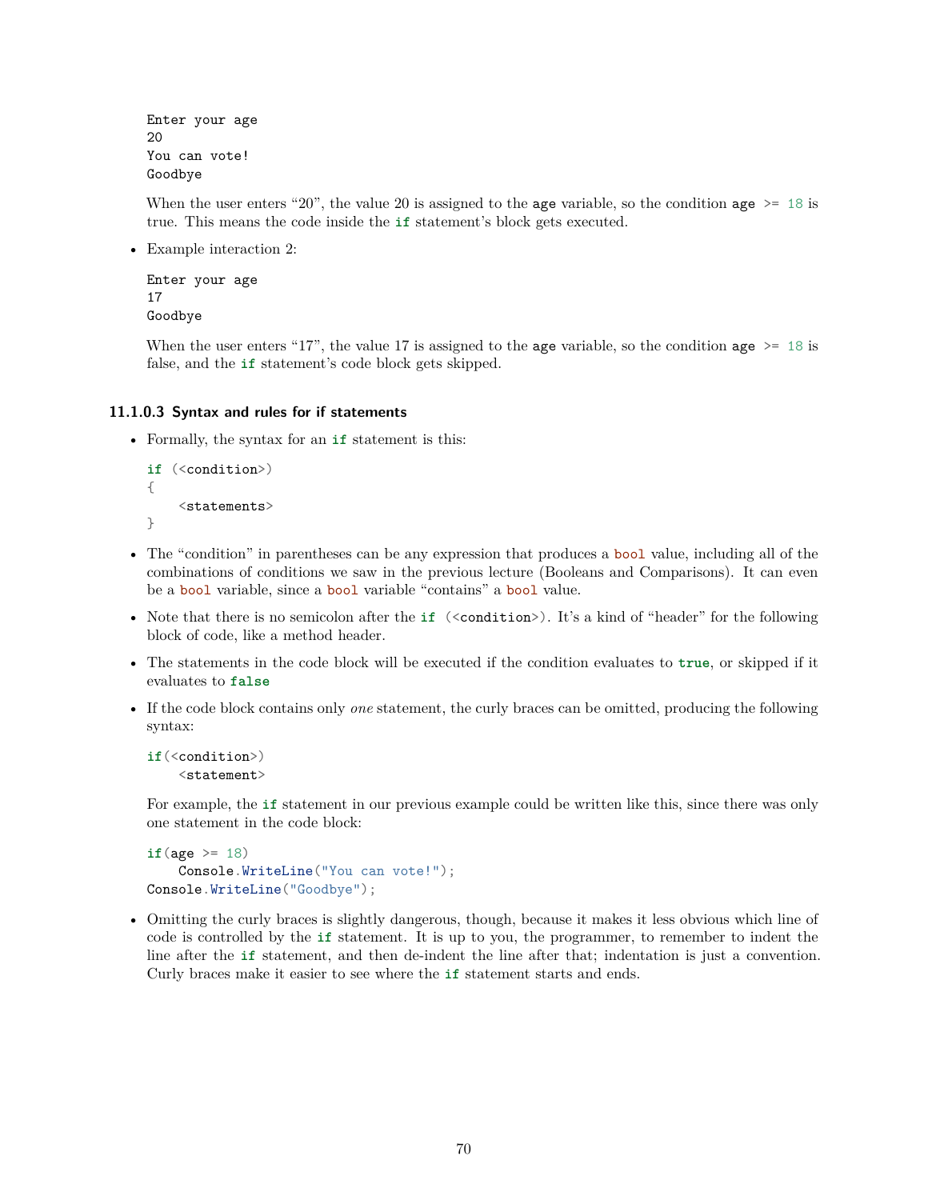```
Enter your age
20
You can vote!
Goodbye
```

When the user enters "20", the value 20 is assigned to the `age` variable, so the condition `age >= 18` is true. This means the code inside the `if` statement's block gets executed.

- Example interaction 2:

```
Enter your age
17
Goodbye
```

When the user enters "17", the value 17 is assigned to the `age` variable, so the condition `age >= 18` is false, and the `if` statement's code block gets skipped.

#### 11.1.0.3 Syntax and rules for if statements

- Formally, the syntax for an `if` statement is this:

```
if (<condition>)
{
    <statements>
}
```

- The "condition" in parentheses can be any expression that produces a `bool` value, including all of the combinations of conditions we saw in the previous lecture (Booleans and Comparisons). It can even be a `bool` variable, since a `bool` variable "contains" a `bool` value.
- Note that there is no semicolon after the `if (<condition>)`. It's a kind of "header" for the following block of code, like a method header.
- The statements in the code block will be executed if the condition evaluates to **`true`**, or skipped if it evaluates to **`false`**
- If the code block contains only *one* statement, the curly braces can be omitted, producing the following syntax:

```
if(<condition>)
    <statement>
```

For example, the `if` statement in our previous example could be written like this, since there was only one statement in the code block:

```
if(age >= 18)
    Console.WriteLine("You can vote!");
Console.WriteLine("Goodbye");
```

- Omitting the curly braces is slightly dangerous, though, because it makes it less obvious which line of code is controlled by the `if` statement. It is up to you, the programmer, to remember to indent the line after the `if` statement, and then de-indent the line after that; indentation is just a convention. Curly braces make it easier to see where the `if` statement starts and ends.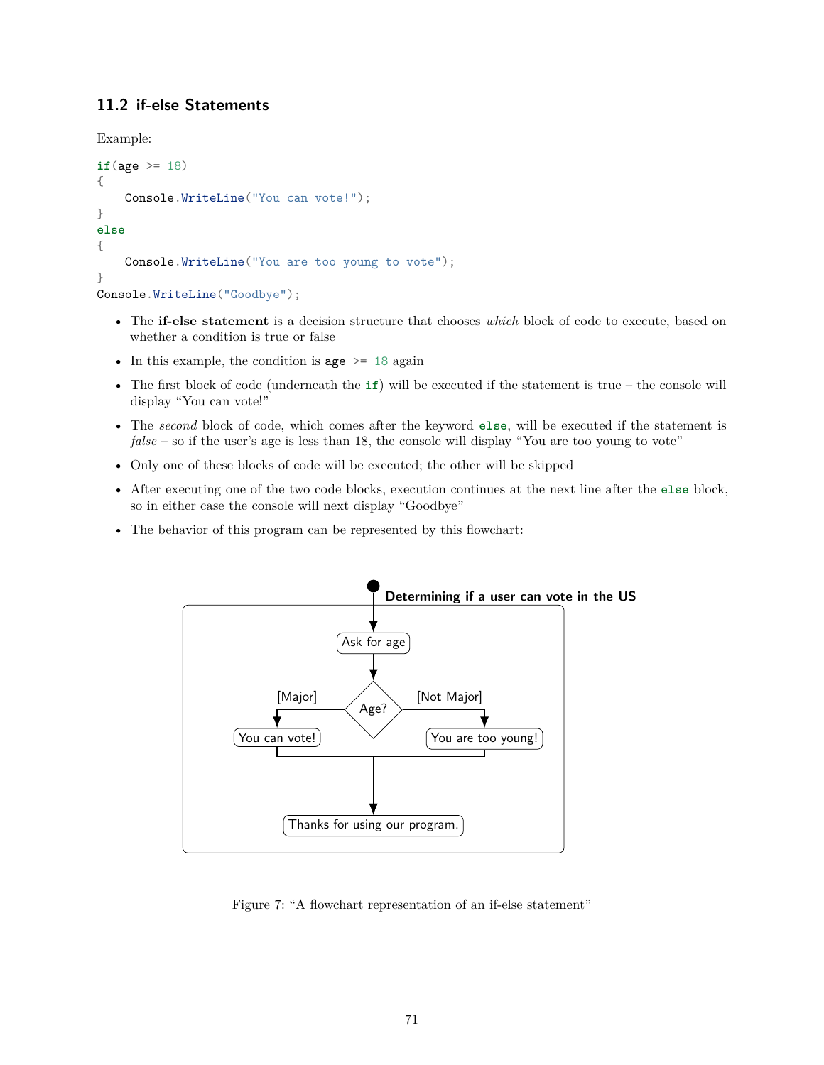### 11.2 if-else Statements

Example:

```
if(age >= 18)
{
    Console.WriteLine("You can vote!");
}
else
{
    Console.WriteLine("You are too young to vote");
}
Console.WriteLine("Goodbye");
```

- The **if-else statement** is a decision structure that chooses *which* block of code to execute, based on whether a condition is true or false
- In this example, the condition is `age >= 18` again
- The first block of code (underneath the `if`) will be executed if the statement is true – the console will display “You can vote!”
- The *second* block of code, which comes after the keyword `else`, will be executed if the statement is *false* – so if the user’s age is less than 18, the console will display “You are too young to vote”
- Only one of these blocks of code will be executed; the other will be skipped
- After executing one of the two code blocks, execution continues at the next line after the `else` block, so in either case the console will next display “Goodbye”
- The behavior of this program can be represented by this flowchart:

**Determining if a user can vote in the US**

Ask for age → Age? → [Major] You can vote! / [Not Major] You are too young! → Thanks for using our program.

Figure 7: “A flowchart representation of an if-else statement”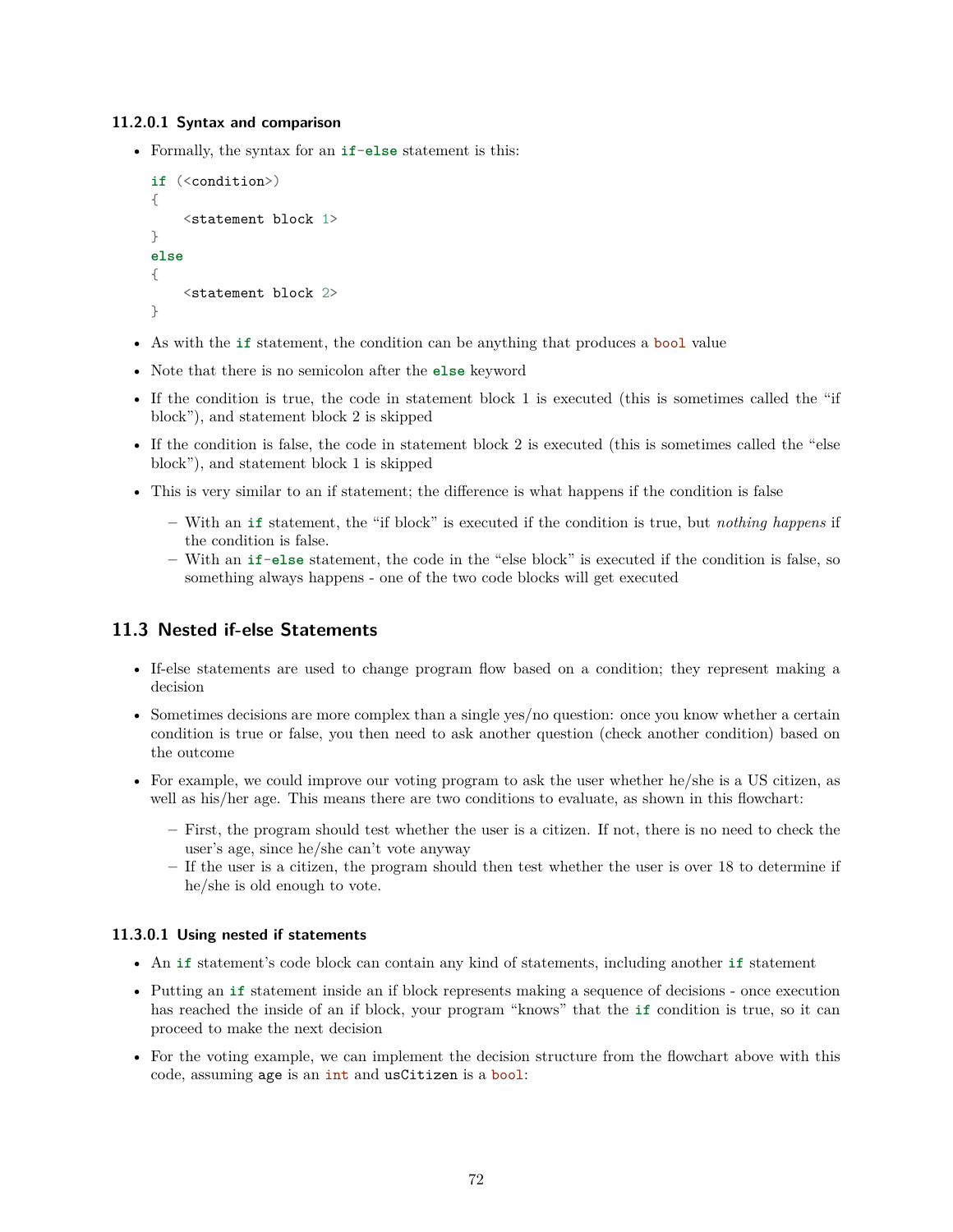#### 11.2.0.1 Syntax and comparison

- Formally, the syntax for an `if-else` statement is this:

```
if (<condition>)
{
    <statement block 1>
}
else
{
    <statement block 2>
}
```

- As with the `if` statement, the condition can be anything that produces a `bool` value
- Note that there is no semicolon after the `else` keyword
- If the condition is true, the code in statement block 1 is executed (this is sometimes called the "if block"), and statement block 2 is skipped
- If the condition is false, the code in statement block 2 is executed (this is sometimes called the "else block"), and statement block 1 is skipped
- This is very similar to an if statement; the difference is what happens if the condition is false
  - With an `if` statement, the "if block" is executed if the condition is true, but *nothing happens* if the condition is false.
  - With an `if-else` statement, the code in the "else block" is executed if the condition is false, so something always happens - one of the two code blocks will get executed

## 11.3 Nested if-else Statements

- If-else statements are used to change program flow based on a condition; they represent making a decision
- Sometimes decisions are more complex than a single yes/no question: once you know whether a certain condition is true or false, you then need to ask another question (check another condition) based on the outcome
- For example, we could improve our voting program to ask the user whether he/she is a US citizen, as well as his/her age. This means there are two conditions to evaluate, as shown in this flowchart:
  - First, the program should test whether the user is a citizen. If not, there is no need to check the user's age, since he/she can't vote anyway
  - If the user is a citizen, the program should then test whether the user is over 18 to determine if he/she is old enough to vote.

#### 11.3.0.1 Using nested if statements

- An `if` statement's code block can contain any kind of statements, including another `if` statement
- Putting an `if` statement inside an if block represents making a sequence of decisions - once execution has reached the inside of an if block, your program "knows" that the `if` condition is true, so it can proceed to make the next decision
- For the voting example, we can implement the decision structure from the flowchart above with this code, assuming `age` is an `int` and `usCitizen` is a `bool`: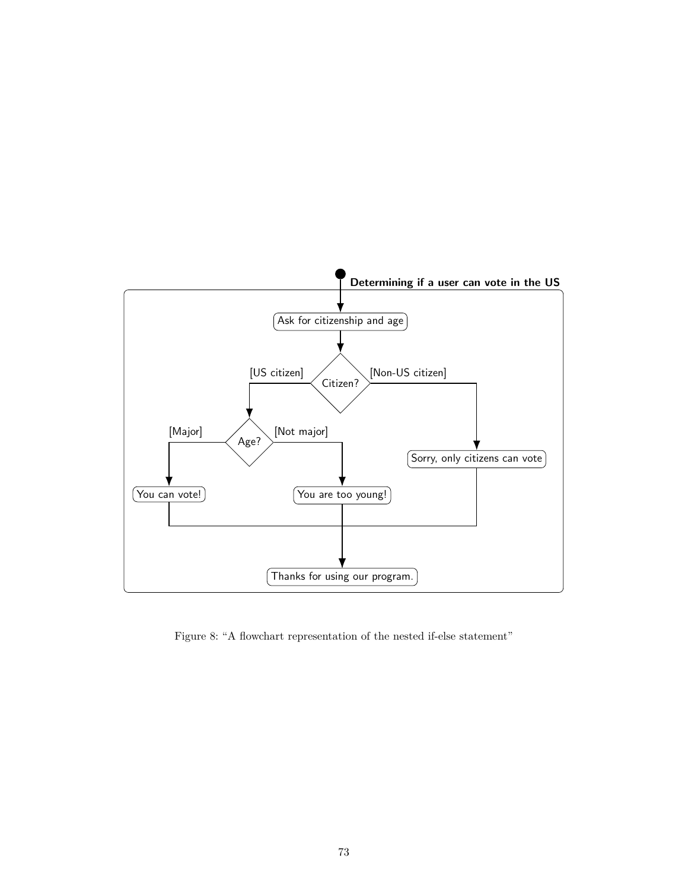**Determining if a user can vote in the US**

Ask for citizenship and age

Citizen?

[US citizen]

[Non-US citizen]

Age?

[Major]

[Not major]

Sorry, only citizens can vote

You can vote!

You are too young!

Thanks for using our program.

Figure 8: "A flowchart representation of the nested if-else statement"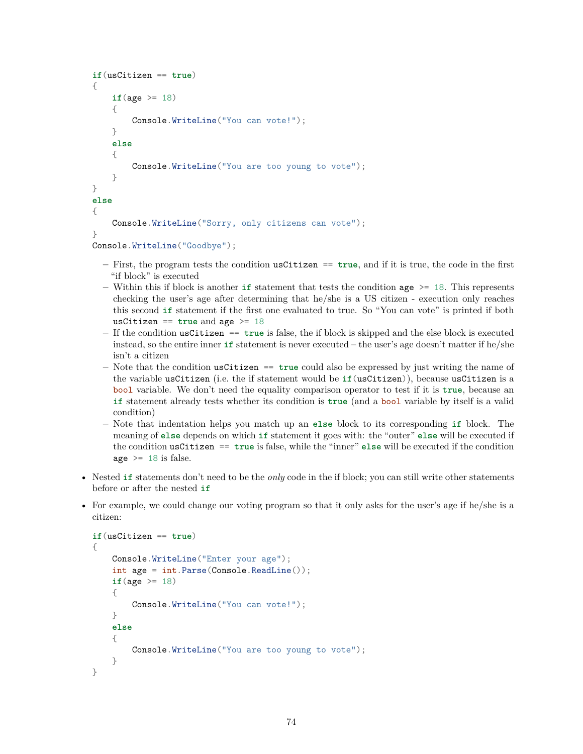```
if(usCitizen == true)
{
    if(age >= 18)
    {
        Console.WriteLine("You can vote!");
    }
    else
    {
        Console.WriteLine("You are too young to vote");
    }
}
else
{
    Console.WriteLine("Sorry, only citizens can vote");
}
Console.WriteLine("Goodbye");
```

  - First, the program tests the condition `usCitizen == true`, and if it is true, the code in the first "if block" is executed
  - Within this if block is another `if` statement that tests the condition `age >= 18`. This represents checking the user's age after determining that he/she is a US citizen - execution only reaches this second `if` statement if the first one evaluated to true. So "You can vote" is printed if both `usCitizen == true` and `age >= 18`
  - If the condition `usCitizen == true` is false, the if block is skipped and the else block is executed instead, so the entire inner `if` statement is never executed – the user's age doesn't matter if he/she isn't a citizen
  - Note that the condition `usCitizen == true` could also be expressed by just writing the name of the variable `usCitizen` (i.e. the if statement would be `if(usCitizen)`), because `usCitizen` is a `bool` variable. We don't need the equality comparison operator to test if it is `true`, because an `if` statement already tests whether its condition is `true` (and a `bool` variable by itself is a valid condition)
  - Note that indentation helps you match up an `else` block to its corresponding `if` block. The meaning of `else` depends on which `if` statement it goes with: the "outer" `else` will be executed if the condition `usCitizen == true` is false, while the "inner" `else` will be executed if the condition `age >= 18` is false.

- Nested `if` statements don't need to be the *only* code in the if block; you can still write other statements before or after the nested `if`
- For example, we could change our voting program so that it only asks for the user's age if he/she is a citizen:

```
if(usCitizen == true)
{
    Console.WriteLine("Enter your age");
    int age = int.Parse(Console.ReadLine());
    if(age >= 18)
    {
        Console.WriteLine("You can vote!");
    }
    else
    {
        Console.WriteLine("You are too young to vote");
    }
}
```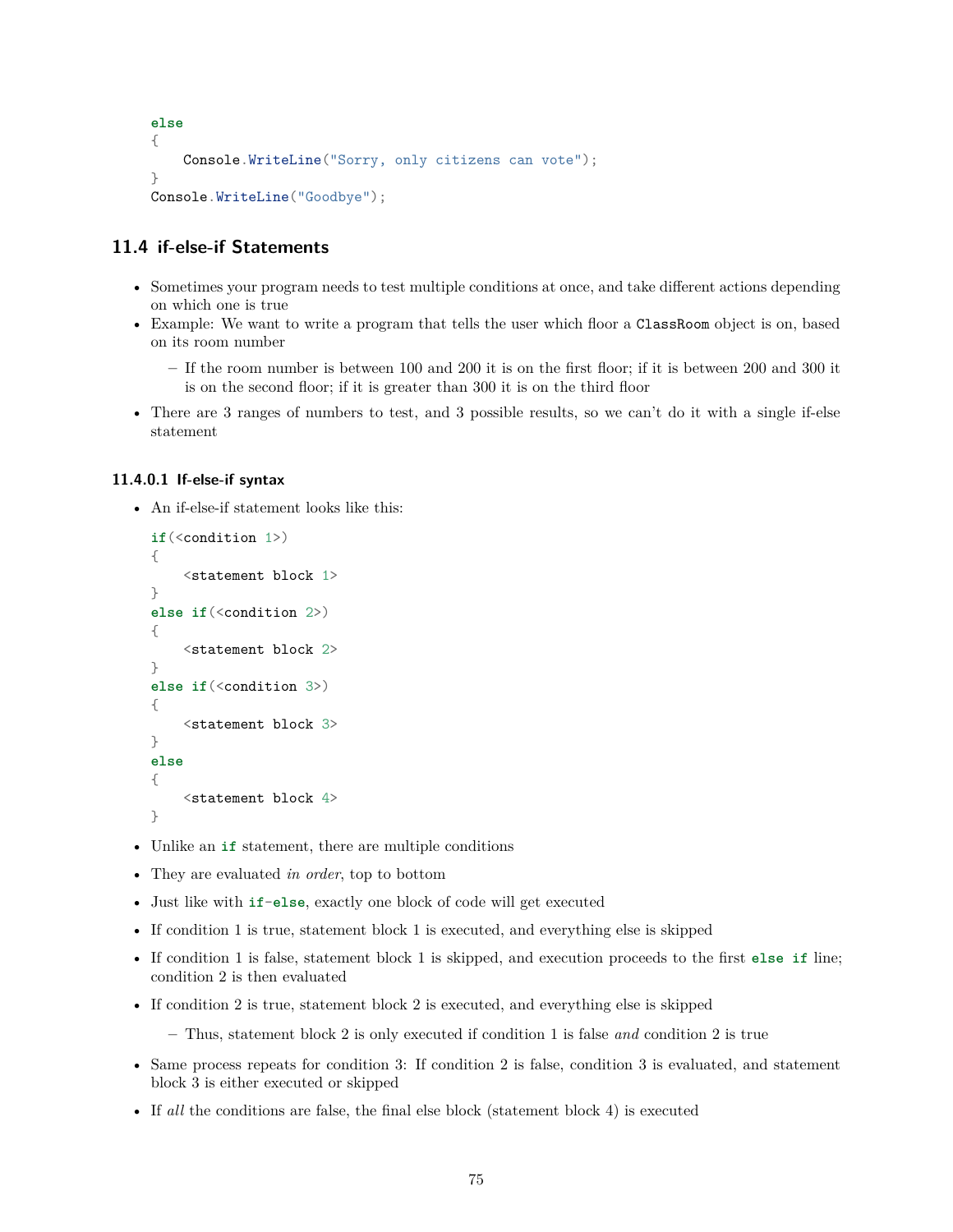```
else
{
    Console.WriteLine("Sorry, only citizens can vote");
}
Console.WriteLine("Goodbye");
```

## 11.4 if-else-if Statements

- Sometimes your program needs to test multiple conditions at once, and take different actions depending on which one is true
- Example: We want to write a program that tells the user which floor a `ClassRoom` object is on, based on its room number
  - If the room number is between 100 and 200 it is on the first floor; if it is between 200 and 300 it is on the second floor; if it is greater than 300 it is on the third floor
- There are 3 ranges of numbers to test, and 3 possible results, so we can't do it with a single if-else statement

#### 11.4.0.1 If-else-if syntax

- An if-else-if statement looks like this:

```
if(<condition 1>)
{
    <statement block 1>
}
else if(<condition 2>)
{
    <statement block 2>
}
else if(<condition 3>)
{
    <statement block 3>
}
else
{
    <statement block 4>
}
```

- Unlike an `if` statement, there are multiple conditions
- They are evaluated *in order*, top to bottom
- Just like with `if-else`, exactly one block of code will get executed
- If condition 1 is true, statement block 1 is executed, and everything else is skipped
- If condition 1 is false, statement block 1 is skipped, and execution proceeds to the first `else if` line; condition 2 is then evaluated
- If condition 2 is true, statement block 2 is executed, and everything else is skipped
  - Thus, statement block 2 is only executed if condition 1 is false *and* condition 2 is true
- Same process repeats for condition 3: If condition 2 is false, condition 3 is evaluated, and statement block 3 is either executed or skipped
- If *all* the conditions are false, the final else block (statement block 4) is executed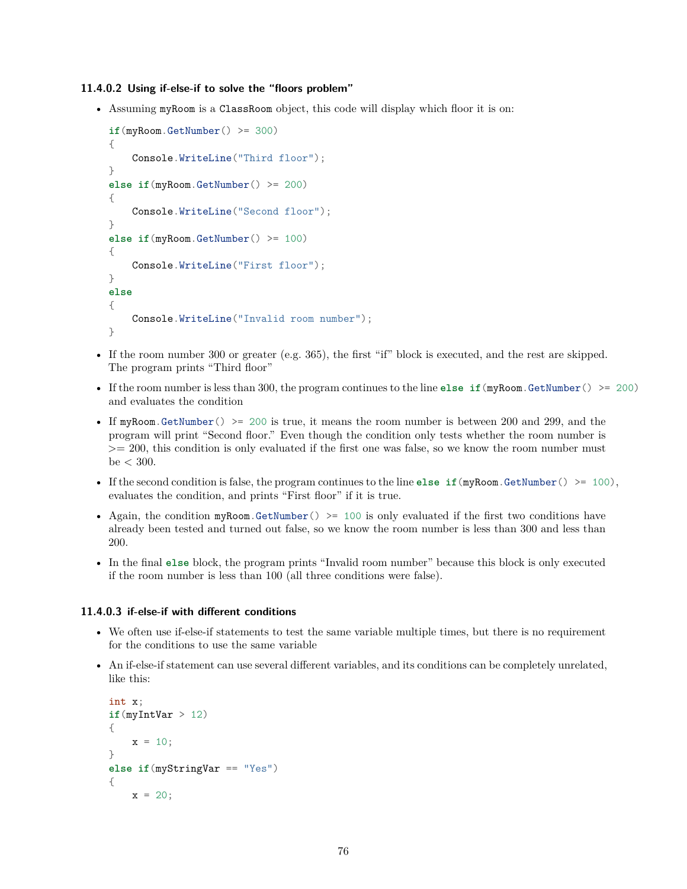#### 11.4.0.2 Using if-else-if to solve the "floors problem"

- Assuming `myRoom` is a `ClassRoom` object, this code will display which floor it is on:

```
if(myRoom.GetNumber() >= 300)
{
    Console.WriteLine("Third floor");
}
else if(myRoom.GetNumber() >= 200)
{
    Console.WriteLine("Second floor");
}
else if(myRoom.GetNumber() >= 100)
{
    Console.WriteLine("First floor");
}
else
{
    Console.WriteLine("Invalid room number");
}
```

- If the room number 300 or greater (e.g. 365), the first "if" block is executed, and the rest are skipped. The program prints "Third floor"
- If the room number is less than 300, the program continues to the line `else if(myRoom.GetNumber() >= 200)` and evaluates the condition
- If `myRoom.GetNumber() >= 200` is true, it means the room number is between 200 and 299, and the program will print "Second floor." Even though the condition only tests whether the room number is >= 200, this condition is only evaluated if the first one was false, so we know the room number must be < 300.
- If the second condition is false, the program continues to the line `else if(myRoom.GetNumber() >= 100)`, evaluates the condition, and prints "First floor" if it is true.
- Again, the condition `myRoom.GetNumber() >= 100` is only evaluated if the first two conditions have already been tested and turned out false, so we know the room number is less than 300 and less than 200.
- In the final `else` block, the program prints "Invalid room number" because this block is only executed if the room number is less than 100 (all three conditions were false).

#### 11.4.0.3 if-else-if with different conditions

- We often use if-else-if statements to test the same variable multiple times, but there is no requirement for the conditions to use the same variable
- An if-else-if statement can use several different variables, and its conditions can be completely unrelated, like this:

```
int x;
if(myIntVar > 12)
{
    x = 10;
}
else if(myStringVar == "Yes")
{
    x = 20;
```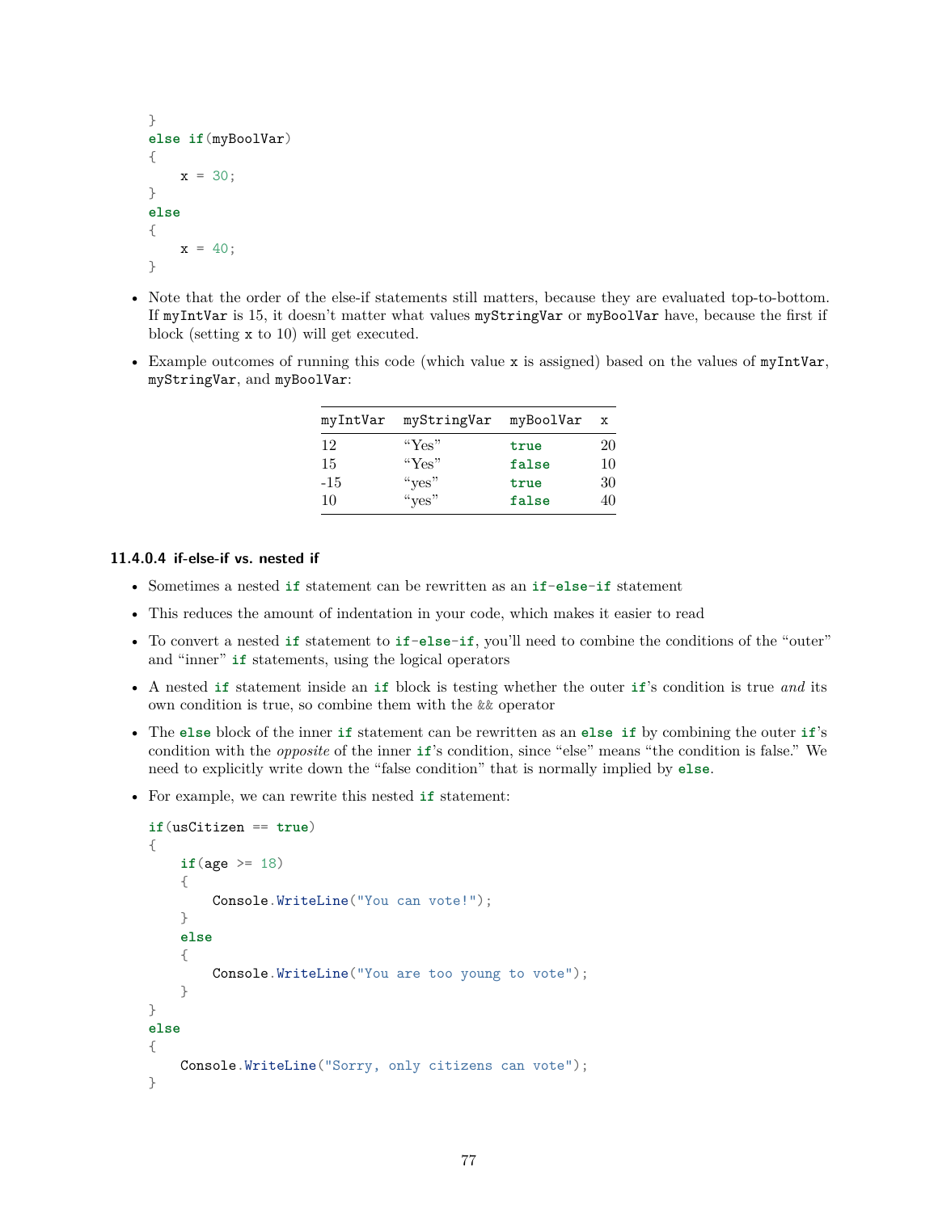```
}
else if(myBoolVar)
{
    x = 30;
}
else
{
    x = 40;
}
```

- Note that the order of the else-if statements still matters, because they are evaluated top-to-bottom. If `myIntVar` is 15, it doesn't matter what values `myStringVar` or `myBoolVar` have, because the first if block (setting `x` to 10) will get executed.
- Example outcomes of running this code (which value `x` is assigned) based on the values of `myIntVar`, `myStringVar`, and `myBoolVar`:

| myIntVar | myStringVar | myBoolVar | x |
|---|---|---|---|
| 12 | "Yes" | `true` | 20 |
| 15 | "Yes" | `false` | 10 |
| -15 | "yes" | `true` | 30 |
| 10 | "yes" | `false` | 40 |

#### 11.4.0.4 if-else-if vs. nested if

- Sometimes a nested `if` statement can be rewritten as an `if-else-if` statement
- This reduces the amount of indentation in your code, which makes it easier to read
- To convert a nested `if` statement to `if-else-if`, you'll need to combine the conditions of the "outer" and "inner" `if` statements, using the logical operators
- A nested `if` statement inside an `if` block is testing whether the outer `if`'s condition is true *and* its own condition is true, so combine them with the `&&` operator
- The `else` block of the inner `if` statement can be rewritten as an `else if` by combining the outer `if`'s condition with the *opposite* of the inner `if`'s condition, since "else" means "the condition is false." We need to explicitly write down the "false condition" that is normally implied by `else`.
- For example, we can rewrite this nested `if` statement:

```
if(usCitizen == true)
{
    if(age >= 18)
    {
        Console.WriteLine("You can vote!");
    }
    else
    {
        Console.WriteLine("You are too young to vote");
    }
}
else
{
    Console.WriteLine("Sorry, only citizens can vote");
}
```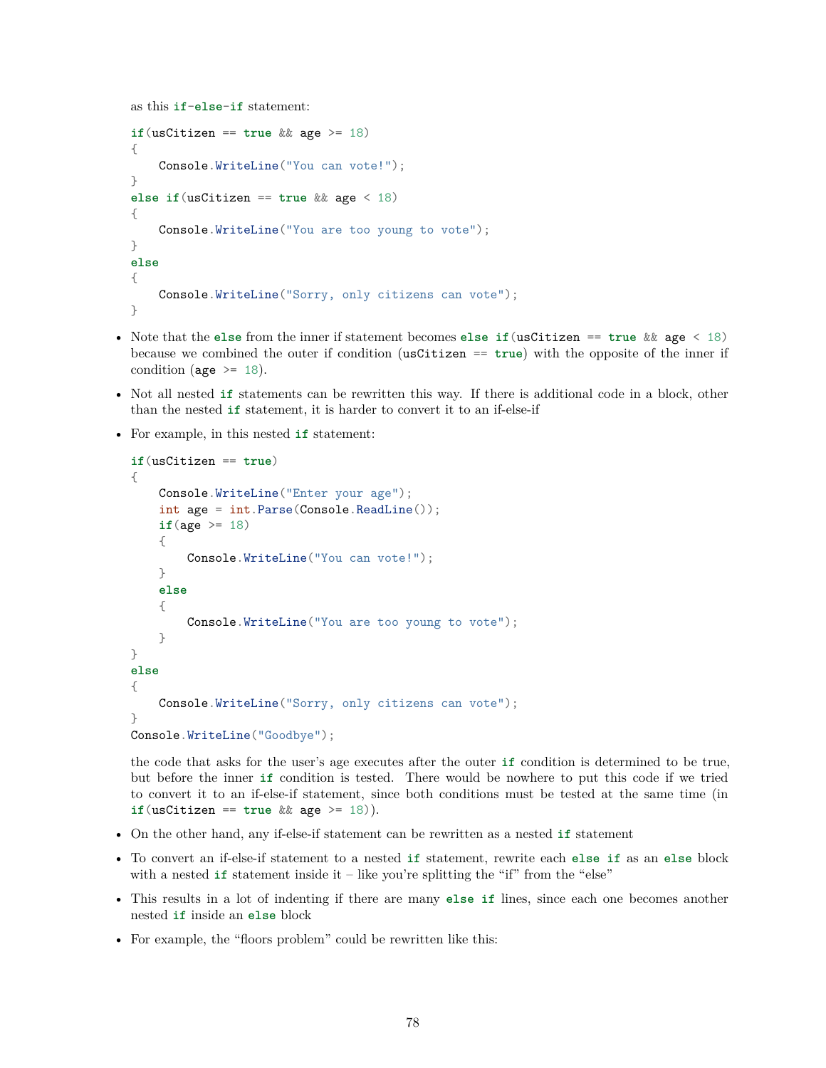as this `if-else-if` statement:

```
if(usCitizen == true && age >= 18)
{
    Console.WriteLine("You can vote!");
}
else if(usCitizen == true && age < 18)
{
    Console.WriteLine("You are too young to vote");
}
else
{
    Console.WriteLine("Sorry, only citizens can vote");
}
```

- Note that the `else` from the inner if statement becomes `else if(usCitizen == true && age < 18)` because we combined the outer if condition (`usCitizen == true`) with the opposite of the inner if condition (`age >= 18`).
- Not all nested `if` statements can be rewritten this way. If there is additional code in a block, other than the nested `if` statement, it is harder to convert it to an if-else-if
- For example, in this nested `if` statement:

```
if(usCitizen == true)
{
    Console.WriteLine("Enter your age");
    int age = int.Parse(Console.ReadLine());
    if(age >= 18)
    {
        Console.WriteLine("You can vote!");
    }
    else
    {
        Console.WriteLine("You are too young to vote");
    }
}
else
{
    Console.WriteLine("Sorry, only citizens can vote");
}
Console.WriteLine("Goodbye");
```

  the code that asks for the user's age executes after the outer `if` condition is determined to be true, but before the inner `if` condition is tested. There would be nowhere to put this code if we tried to convert it to an if-else-if statement, since both conditions must be tested at the same time (in `if(usCitizen == true && age >= 18)`).

- On the other hand, any if-else-if statement can be rewritten as a nested `if` statement
- To convert an if-else-if statement to a nested `if` statement, rewrite each `else if` as an `else` block with a nested `if` statement inside it – like you're splitting the "if" from the "else"
- This results in a lot of indenting if there are many `else if` lines, since each one becomes another nested `if` inside an `else` block
- For example, the "floors problem" could be rewritten like this: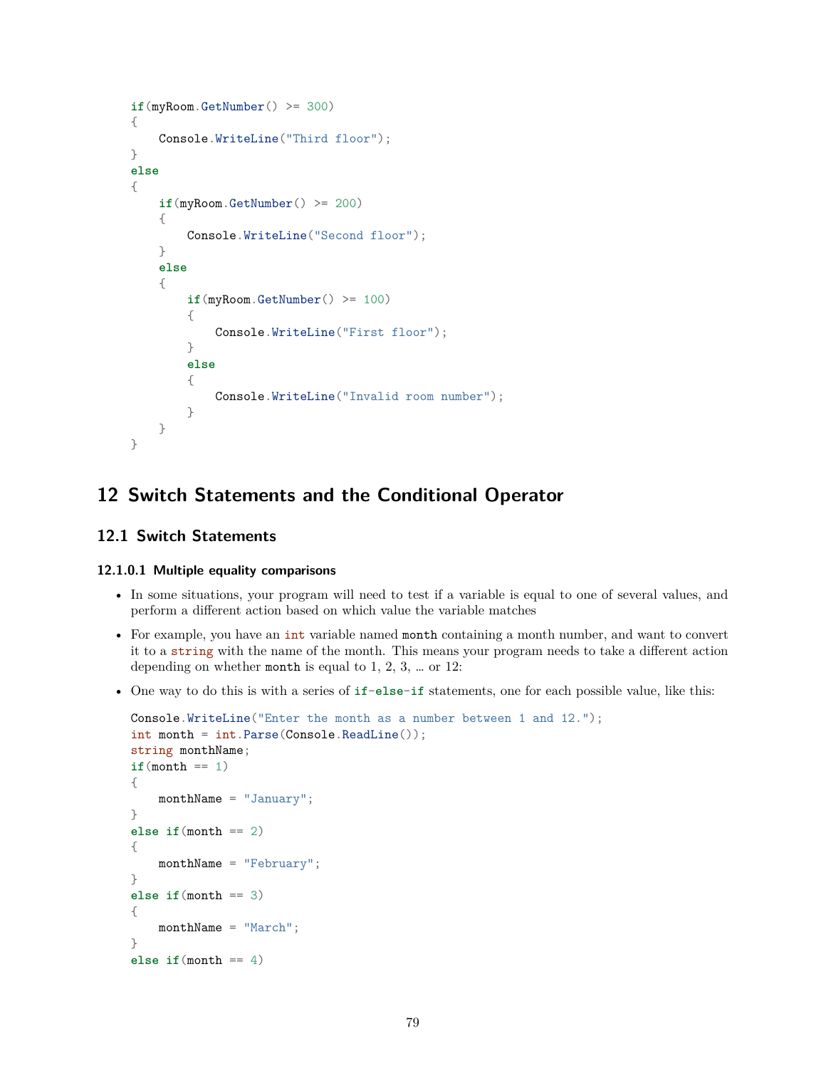```
if(myRoom.GetNumber() >= 300)
{
    Console.WriteLine("Third floor");
}
else
{
    if(myRoom.GetNumber() >= 200)
    {
        Console.WriteLine("Second floor");
    }
    else
    {
        if(myRoom.GetNumber() >= 100)
        {
            Console.WriteLine("First floor");
        }
        else
        {
            Console.WriteLine("Invalid room number");
        }
    }
}
```

# 12 Switch Statements and the Conditional Operator

## 12.1 Switch Statements

#### 12.1.0.1 Multiple equality comparisons

- In some situations, your program will need to test if a variable is equal to one of several values, and perform a different action based on which value the variable matches
- For example, you have an `int` variable named `month` containing a month number, and want to convert it to a `string` with the name of the month. This means your program needs to take a different action depending on whether `month` is equal to 1, 2, 3, … or 12:
- One way to do this is with a series of `if`-`else`-`if` statements, one for each possible value, like this:

```
Console.WriteLine("Enter the month as a number between 1 and 12.");
int month = int.Parse(Console.ReadLine());
string monthName;
if(month == 1)
{
    monthName = "January";
}
else if(month == 2)
{
    monthName = "February";
}
else if(month == 3)
{
    monthName = "March";
}
else if(month == 4)
```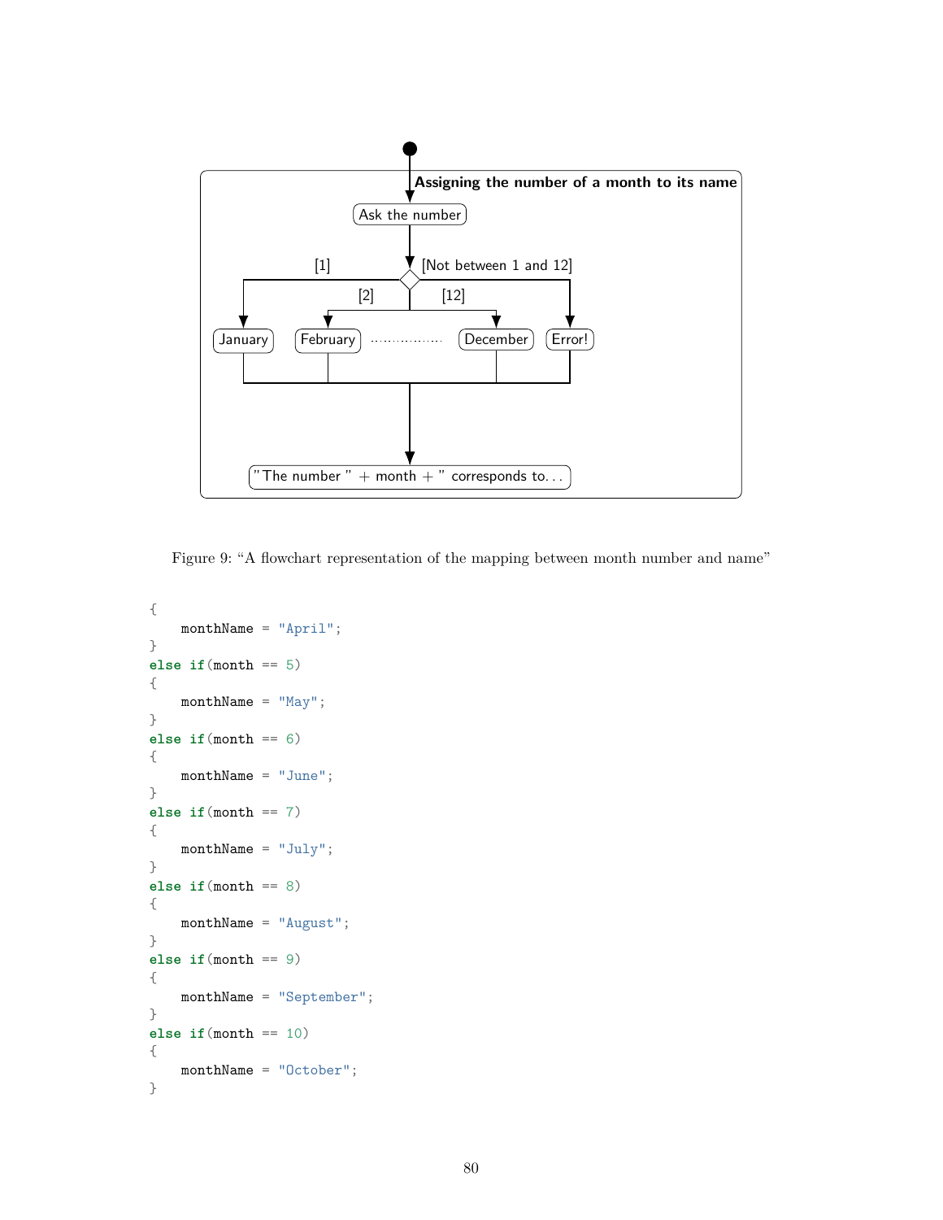Figure 9: "A flowchart representation of the mapping between month number and name"

```
{
    monthName = "April";
}
else if(month == 5)
{
    monthName = "May";
}
else if(month == 6)
{
    monthName = "June";
}
else if(month == 7)
{
    monthName = "July";
}
else if(month == 8)
{
    monthName = "August";
}
else if(month == 9)
{
    monthName = "September";
}
else if(month == 10)
{
    monthName = "October";
}
```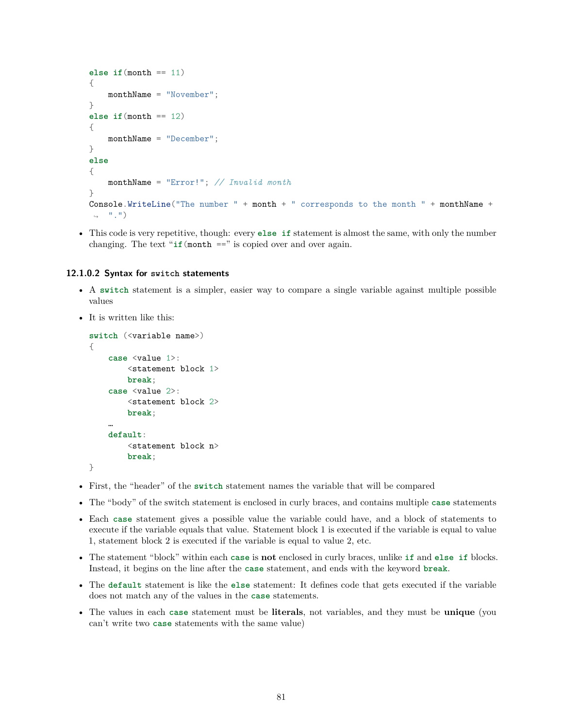```
else if(month == 11)
{
    monthName = "November";
}
else if(month == 12)
{
    monthName = "December";
}
else
{
    monthName = "Error!"; // Invalid month
}
Console.WriteLine("The number " + month + " corresponds to the month " + monthName +
 ".")
```

- This code is very repetitive, though: every `else if` statement is almost the same, with only the number changing. The text "`if(month ==`" is copied over and over again.

#### 12.1.0.2 Syntax for `switch` statements

- A `switch` statement is a simpler, easier way to compare a single variable against multiple possible values
- It is written like this:

```
switch (<variable name>)
{
    case <value 1>:
        <statement block 1>
        break;
    case <value 2>:
        <statement block 2>
        break;
    …
    default:
        <statement block n>
        break;
}
```

- First, the "header" of the `switch` statement names the variable that will be compared
- The "body" of the switch statement is enclosed in curly braces, and contains multiple `case` statements
- Each `case` statement gives a possible value the variable could have, and a block of statements to execute if the variable equals that value. Statement block 1 is executed if the variable is equal to value 1, statement block 2 is executed if the variable is equal to value 2, etc.
- The statement "block" within each `case` is **not** enclosed in curly braces, unlike `if` and `else if` blocks. Instead, it begins on the line after the `case` statement, and ends with the keyword `break`.
- The `default` statement is like the `else` statement: It defines code that gets executed if the variable does not match any of the values in the `case` statements.
- The values in each `case` statement must be **literals**, not variables, and they must be **unique** (you can't write two `case` statements with the same value)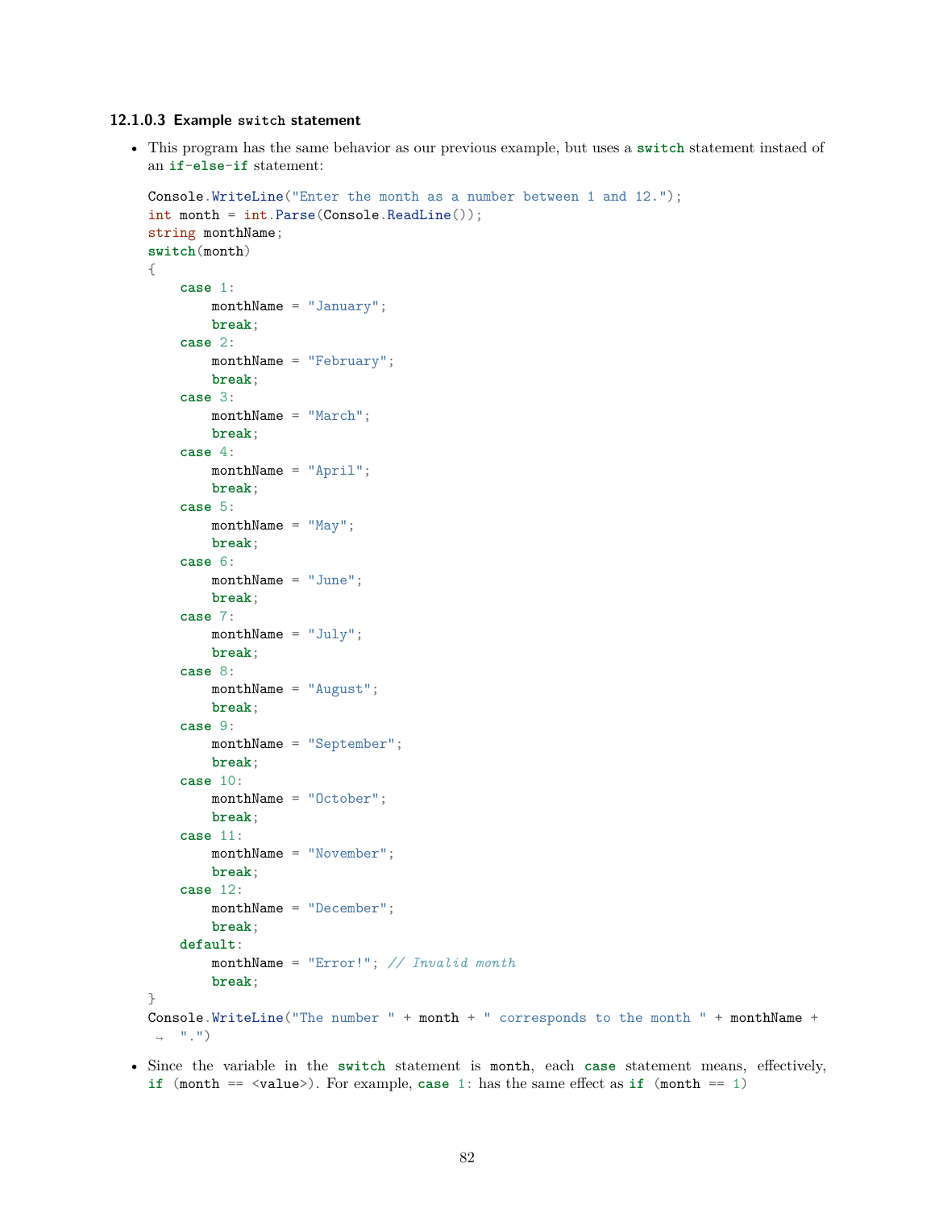#### 12.1.0.3 Example `switch` statement

- This program has the same behavior as our previous example, but uses a `switch` statement instaed of an `if-else-if` statement:

```
Console.WriteLine("Enter the month as a number between 1 and 12.");
int month = int.Parse(Console.ReadLine());
string monthName;
switch(month)
{
    case 1:
        monthName = "January";
        break;
    case 2:
        monthName = "February";
        break;
    case 3:
        monthName = "March";
        break;
    case 4:
        monthName = "April";
        break;
    case 5:
        monthName = "May";
        break;
    case 6:
        monthName = "June";
        break;
    case 7:
        monthName = "July";
        break;
    case 8:
        monthName = "August";
        break;
    case 9:
        monthName = "September";
        break;
    case 10:
        monthName = "October";
        break;
    case 11:
        monthName = "November";
        break;
    case 12:
        monthName = "December";
        break;
    default:
        monthName = "Error!"; // Invalid month
        break;
}
Console.WriteLine("The number " + month + " corresponds to the month " + monthName +
 ↪  ".")
```

- Since the variable in the `switch` statement is `month`, each `case` statement means, effectively, `if (month == <value>)`. For example, `case 1:` has the same effect as `if (month == 1)`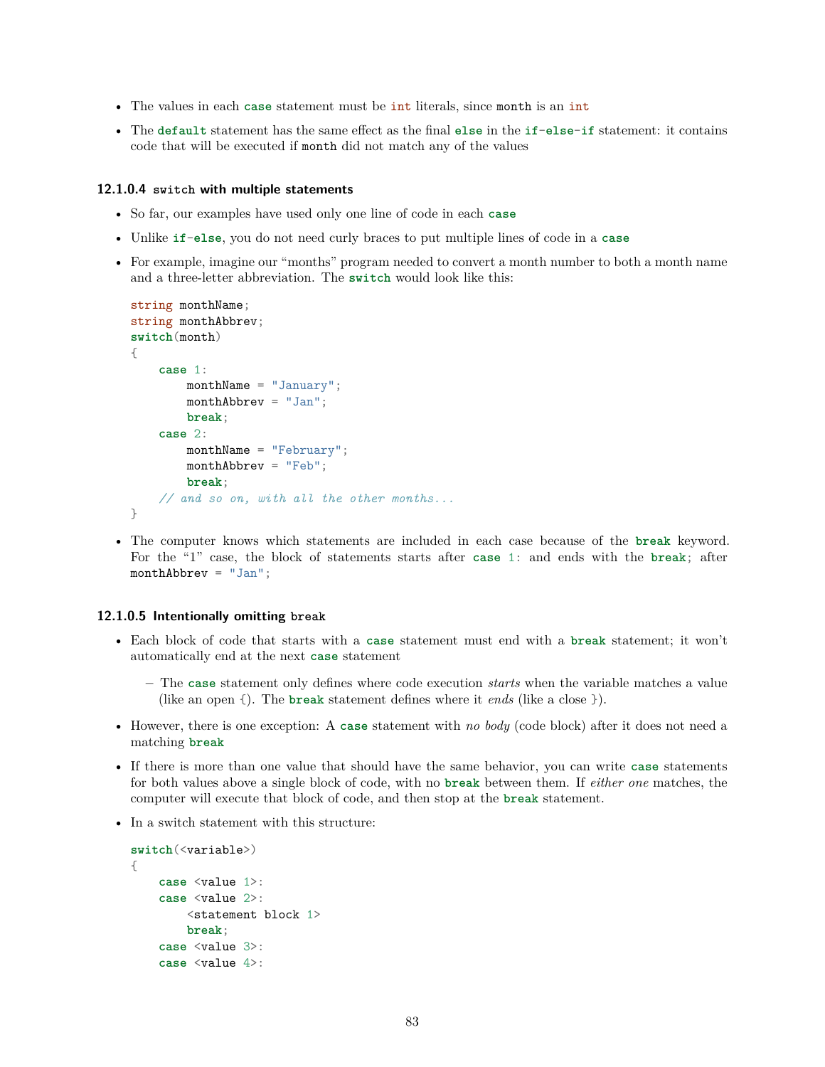- The values in each `case` statement must be `int` literals, since `month` is an `int`
- The `default` statement has the same effect as the final `else` in the `if-else-if` statement: it contains code that will be executed if `month` did not match any of the values

#### 12.1.0.4 `switch` with multiple statements

- So far, our examples have used only one line of code in each `case`
- Unlike `if-else`, you do not need curly braces to put multiple lines of code in a `case`
- For example, imagine our "months" program needed to convert a month number to both a month name and a three-letter abbreviation. The `switch` would look like this:

  ```
  string monthName;
  string monthAbbrev;
  switch(month)
  {
      case 1:
          monthName = "January";
          monthAbbrev = "Jan";
          break;
      case 2:
          monthName = "February";
          monthAbbrev = "Feb";
          break;
      // and so on, with all the other months...
  }
  ```

- The computer knows which statements are included in each case because of the `break` keyword. For the "1" case, the block of statements starts after `case 1:` and ends with the `break;` after `monthAbbrev = "Jan";`

#### 12.1.0.5 Intentionally omitting `break`

- Each block of code that starts with a `case` statement must end with a `break` statement; it won't automatically end at the next `case` statement
  - The `case` statement only defines where code execution *starts* when the variable matches a value (like an open {). The `break` statement defines where it *ends* (like a close }).
- However, there is one exception: A `case` statement with *no body* (code block) after it does not need a matching `break`
- If there is more than one value that should have the same behavior, you can write `case` statements for both values above a single block of code, with no `break` between them. If *either one* matches, the computer will execute that block of code, and then stop at the `break` statement.
- In a switch statement with this structure:

  ```
  switch(<variable>)
  {
      case <value 1>:
      case <value 2>:
          <statement block 1>
          break;
      case <value 3>:
      case <value 4>:
  ```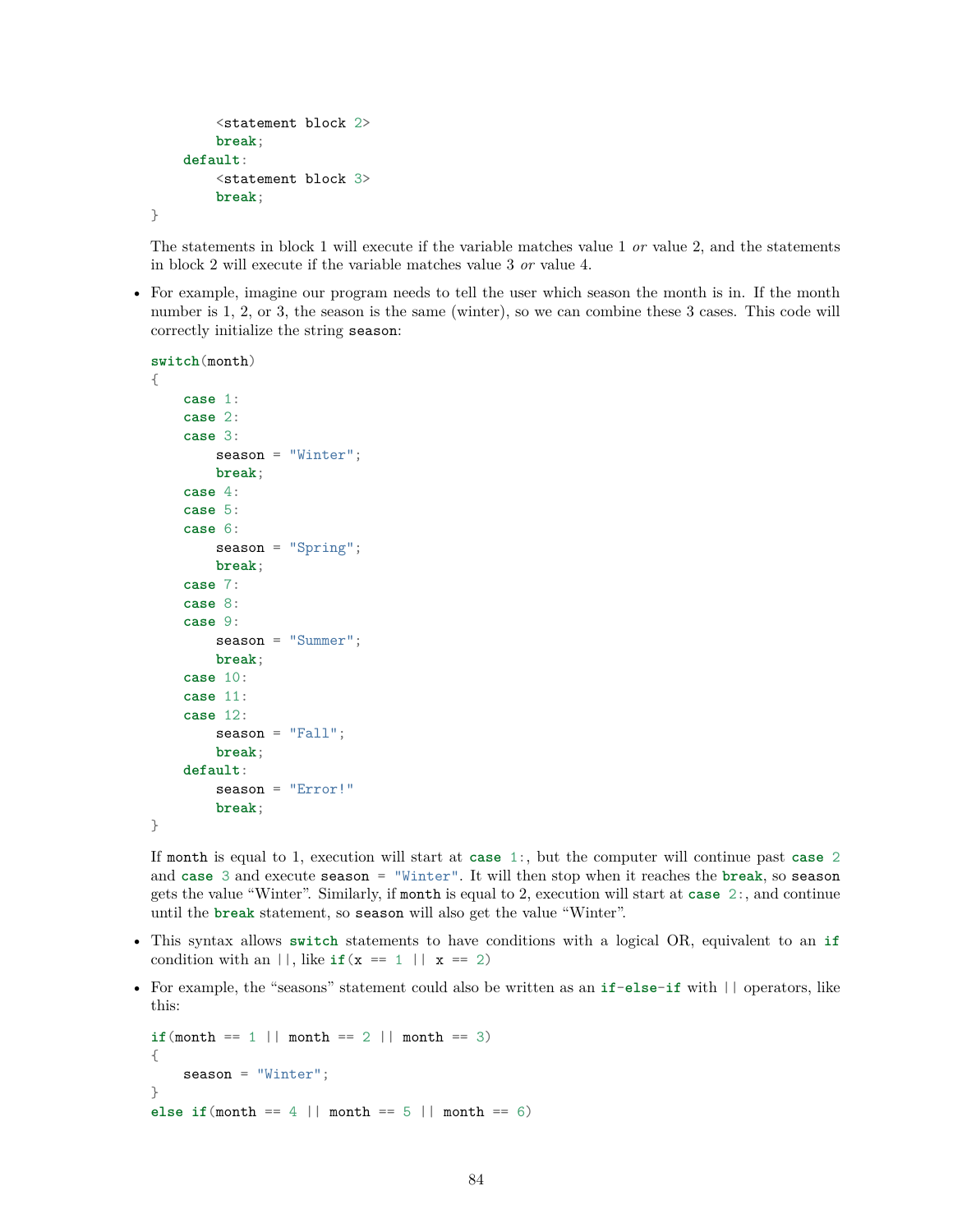```
        <statement block 2>
        break;
    default:
        <statement block 3>
        break;
}
```

The statements in block 1 will execute if the variable matches value 1 *or* value 2, and the statements in block 2 will execute if the variable matches value 3 *or* value 4.

- For example, imagine our program needs to tell the user which season the month is in. If the month number is 1, 2, or 3, the season is the same (winter), so we can combine these 3 cases. This code will correctly initialize the string `season`:

```
switch(month)
{
    case 1:
    case 2:
    case 3:
        season = "Winter";
        break;
    case 4:
    case 5:
    case 6:
        season = "Spring";
        break;
    case 7:
    case 8:
    case 9:
        season = "Summer";
        break;
    case 10:
    case 11:
    case 12:
        season = "Fall";
        break;
    default:
        season = "Error!"
        break;
}
```

If `month` is equal to 1, execution will start at `case 1:`, but the computer will continue past `case 2` and `case 3` and execute `season = "Winter"`. It will then stop when it reaches the `break`, so `season` gets the value "Winter". Similarly, if `month` is equal to 2, execution will start at `case 2:`, and continue until the `break` statement, so `season` will also get the value "Winter".

- This syntax allows `switch` statements to have conditions with a logical OR, equivalent to an `if` condition with an `||`, like `if(x == 1 || x == 2)`

- For example, the "seasons" statement could also be written as an `if-else-if` with `||` operators, like this:

```
if(month == 1 || month == 2 || month == 3)
{
    season = "Winter";
}
else if(month == 4 || month == 5 || month == 6)
```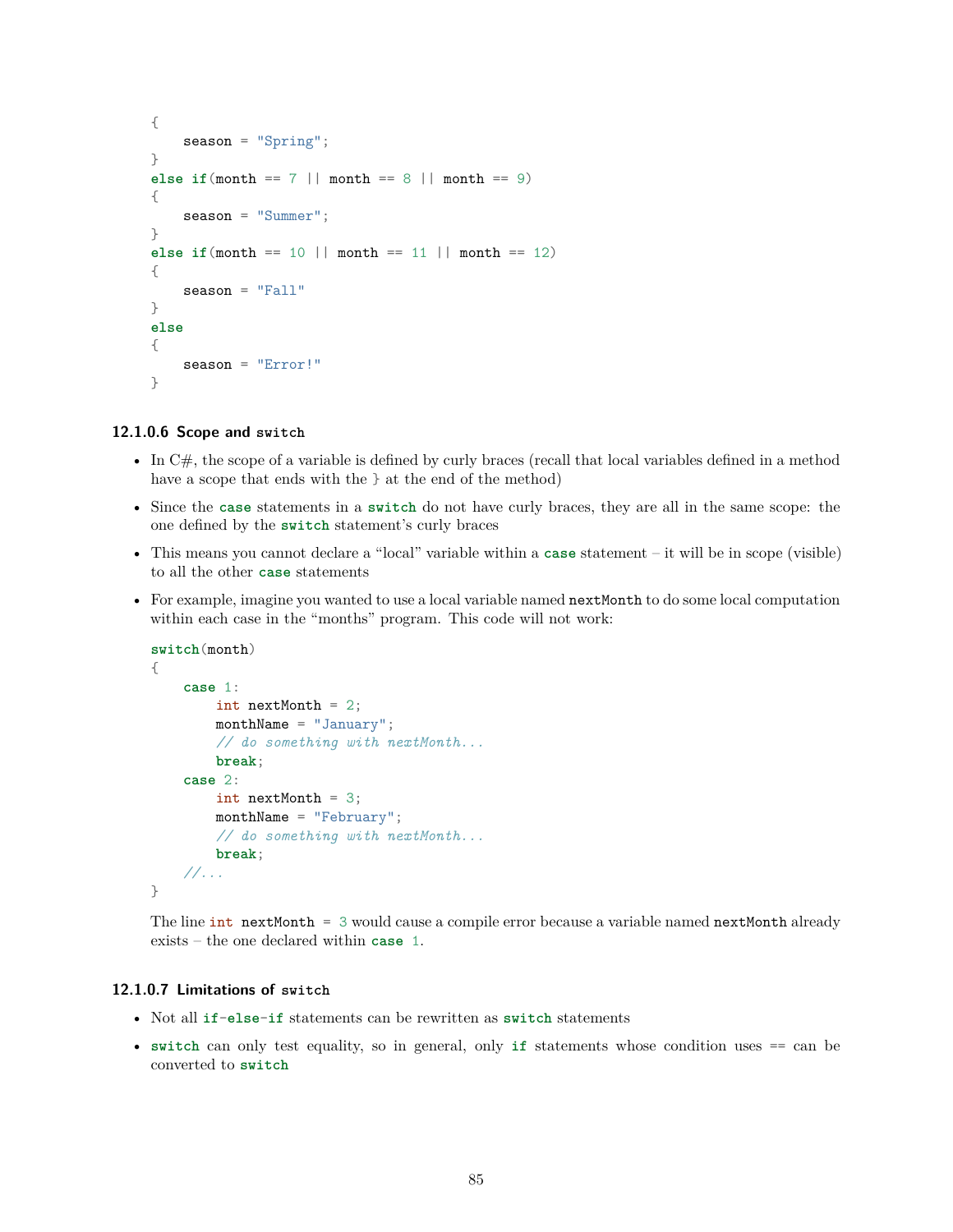```
{
    season = "Spring";
}
else if(month == 7 || month == 8 || month == 9)
{
    season = "Summer";
}
else if(month == 10 || month == 11 || month == 12)
{
    season = "Fall"
}
else
{
    season = "Error!"
}
```

##### 12.1.0.6 Scope and `switch`

- In C#, the scope of a variable is defined by curly braces (recall that local variables defined in a method have a scope that ends with the } at the end of the method)
- Since the `case` statements in a `switch` do not have curly braces, they are all in the same scope: the one defined by the `switch` statement's curly braces
- This means you cannot declare a "local" variable within a `case` statement – it will be in scope (visible) to all the other `case` statements
- For example, imagine you wanted to use a local variable named `nextMonth` to do some local computation within each case in the "months" program. This code will not work:

  ```
  switch(month)
  {
      case 1:
          int nextMonth = 2;
          monthName = "January";
          // do something with nextMonth...
          break;
      case 2:
          int nextMonth = 3;
          monthName = "February";
          // do something with nextMonth...
          break;
      //...
  }
  ```

  The line `int nextMonth = 3` would cause a compile error because a variable named `nextMonth` already exists – the one declared within `case 1`.

##### 12.1.0.7 Limitations of `switch`

- Not all `if-else-if` statements can be rewritten as `switch` statements
- `switch` can only test equality, so in general, only `if` statements whose condition uses `==` can be converted to `switch`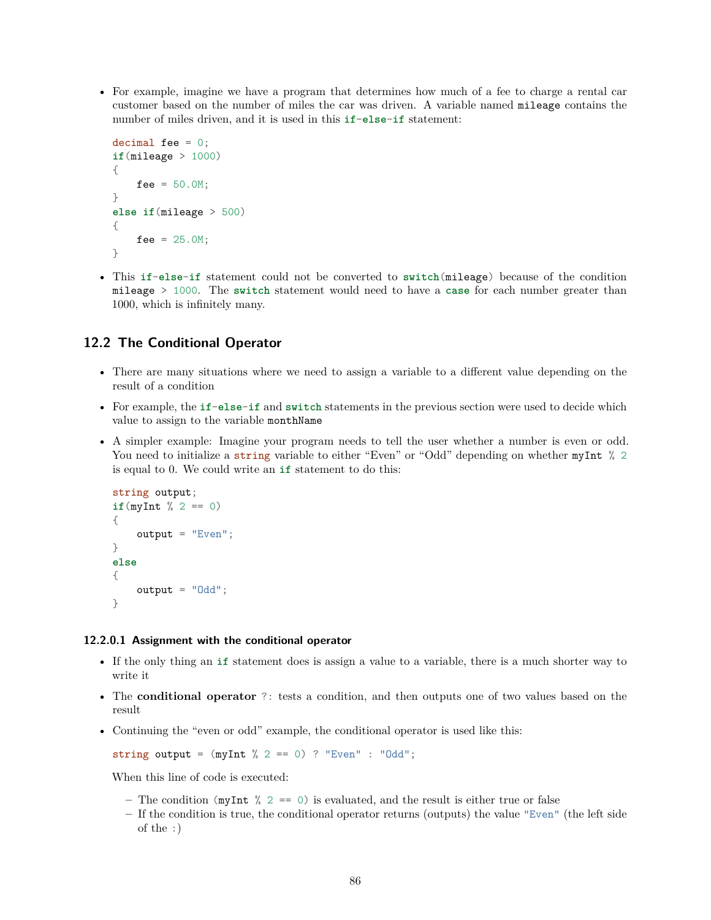- For example, imagine we have a program that determines how much of a fee to charge a rental car customer based on the number of miles the car was driven. A variable named `mileage` contains the number of miles driven, and it is used in this `if-else-if` statement:

```
decimal fee = 0;
if(mileage > 1000)
{
    fee = 50.0M;
}
else if(mileage > 500)
{
    fee = 25.0M;
}
```

- This `if-else-if` statement could not be converted to `switch(mileage)` because of the condition `mileage > 1000`. The `switch` statement would need to have a `case` for each number greater than 1000, which is infinitely many.

## 12.2 The Conditional Operator

- There are many situations where we need to assign a variable to a different value depending on the result of a condition
- For example, the `if-else-if` and `switch` statements in the previous section were used to decide which value to assign to the variable `monthName`
- A simpler example: Imagine your program needs to tell the user whether a number is even or odd. You need to initialize a `string` variable to either "Even" or "Odd" depending on whether `myInt % 2` is equal to 0. We could write an `if` statement to do this:

```
string output;
if(myInt % 2 == 0)
{
    output = "Even";
}
else
{
    output = "Odd";
}
```

#### 12.2.0.1 Assignment with the conditional operator

- If the only thing an `if` statement does is assign a value to a variable, there is a much shorter way to write it
- The **conditional operator** `?:` tests a condition, and then outputs one of two values based on the result
- Continuing the "even or odd" example, the conditional operator is used like this:

```
string output = (myInt % 2 == 0) ? "Even" : "Odd";
```

  When this line of code is executed:

  - The condition `(myInt % 2 == 0)` is evaluated, and the result is either true or false
  - If the condition is true, the conditional operator returns (outputs) the value `"Even"` (the left side of the `:`)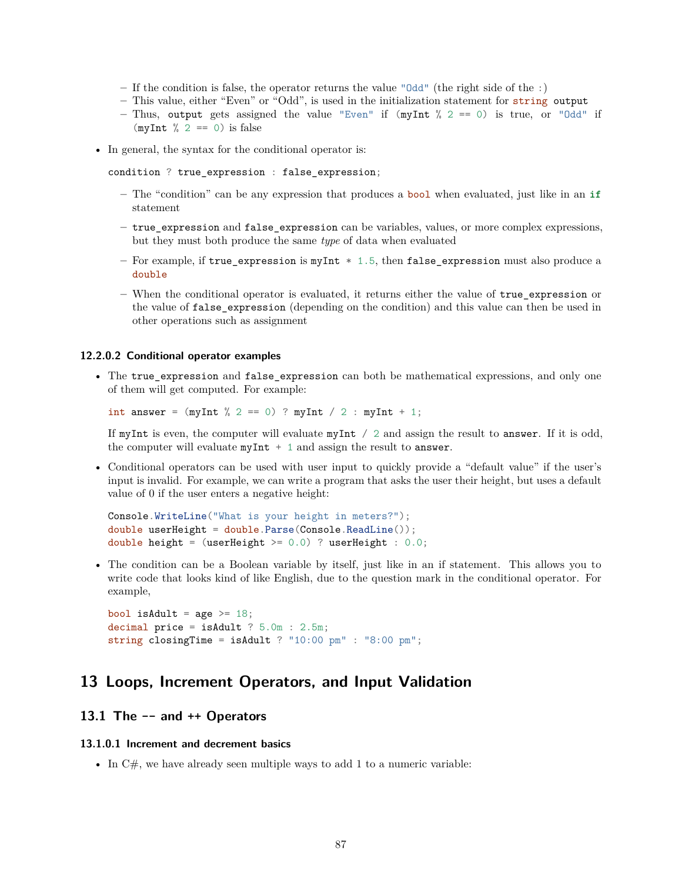- If the condition is false, the operator returns the value `"Odd"` (the right side of the `:`)
  - This value, either "Even" or "Odd", is used in the initialization statement for `string output`
  - Thus, `output` gets assigned the value `"Even"` if `(myInt % 2 == 0)` is true, or `"Odd"` if `(myInt % 2 == 0)` is false

- In general, the syntax for the conditional operator is:

  ```
  condition ? true_expression : false_expression;
  ```

  - The "condition" can be any expression that produces a `bool` when evaluated, just like in an `if` statement
  - `true_expression` and `false_expression` can be variables, values, or more complex expressions, but they must both produce the same *type* of data when evaluated
  - For example, if `true_expression` is `myInt * 1.5`, then `false_expression` must also produce a `double`
  - When the conditional operator is evaluated, it returns either the value of `true_expression` or the value of `false_expression` (depending on the condition) and this value can then be used in other operations such as assignment

#### 12.2.0.2 Conditional operator examples

- The `true_expression` and `false_expression` can both be mathematical expressions, and only one of them will get computed. For example:

  ```
  int answer = (myInt % 2 == 0) ? myInt / 2 : myInt + 1;
  ```

  If `myInt` is even, the computer will evaluate `myInt / 2` and assign the result to `answer`. If it is odd, the computer will evaluate `myInt + 1` and assign the result to `answer`.

- Conditional operators can be used with user input to quickly provide a "default value" if the user's input is invalid. For example, we can write a program that asks the user their height, but uses a default value of 0 if the user enters a negative height:

  ```
  Console.WriteLine("What is your height in meters?");
  double userHeight = double.Parse(Console.ReadLine());
  double height = (userHeight >= 0.0) ? userHeight : 0.0;
  ```

- The condition can be a Boolean variable by itself, just like in an if statement. This allows you to write code that looks kind of like English, due to the question mark in the conditional operator. For example,

  ```
  bool isAdult = age >= 18;
  decimal price = isAdult ? 5.0m : 2.5m;
  string closingTime = isAdult ? "10:00 pm" : "8:00 pm";
  ```

# 13 Loops, Increment Operators, and Input Validation

## 13.1 The -- and ++ Operators

#### 13.1.0.1 Increment and decrement basics

- In C#, we have already seen multiple ways to add 1 to a numeric variable: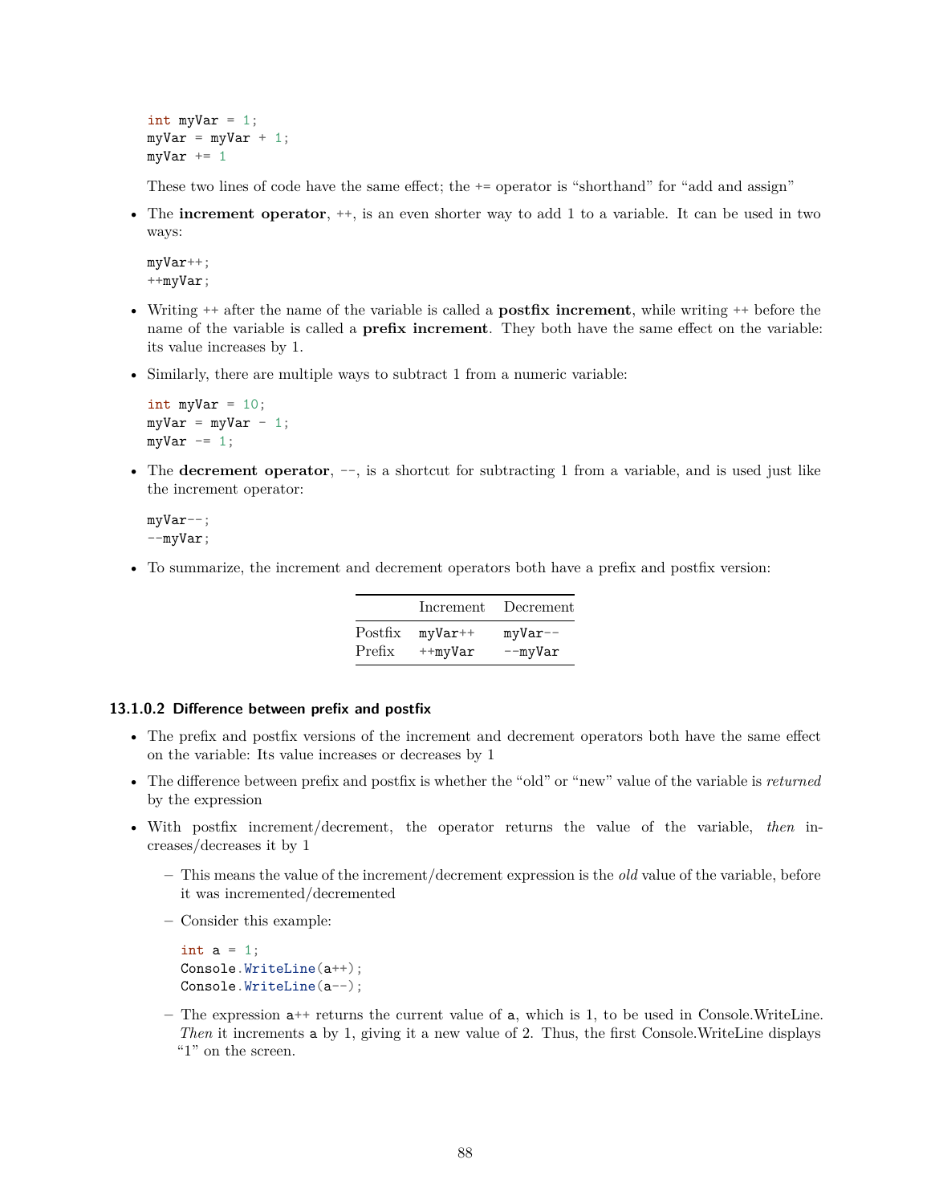```
int myVar = 1;
myVar = myVar + 1;
myVar += 1
```

These two lines of code have the same effect; the += operator is "shorthand" for "add and assign"

- The **increment operator**, ++, is an even shorter way to add 1 to a variable. It can be used in two ways:

```
myVar++;
++myVar;
```

- Writing ++ after the name of the variable is called a **postfix increment**, while writing ++ before the name of the variable is called a **prefix increment**. They both have the same effect on the variable: its value increases by 1.

- Similarly, there are multiple ways to subtract 1 from a numeric variable:

```
int myVar = 10;
myVar = myVar - 1;
myVar -= 1;
```

- The **decrement operator**, --, is a shortcut for subtracting 1 from a variable, and is used just like the increment operator:

```
myVar--;
--myVar;
```

- To summarize, the increment and decrement operators both have a prefix and postfix version:

| | Increment | Decrement |
|---|---|---|
| Postfix | `myVar++` | `myVar--` |
| Prefix | `++myVar` | `--myVar` |

#### 13.1.0.2 Difference between prefix and postfix

- The prefix and postfix versions of the increment and decrement operators both have the same effect on the variable: Its value increases or decreases by 1
- The difference between prefix and postfix is whether the "old" or "new" value of the variable is *returned* by the expression
- With postfix increment/decrement, the operator returns the value of the variable, *then* increases/decreases it by 1
  - This means the value of the increment/decrement expression is the *old* value of the variable, before it was incremented/decremented
  - Consider this example:

    ```
    int a = 1;
    Console.WriteLine(a++);
    Console.WriteLine(a--);
    ```

  - The expression `a++` returns the current value of `a`, which is 1, to be used in Console.WriteLine. *Then* it increments `a` by 1, giving it a new value of 2. Thus, the first Console.WriteLine displays "1" on the screen.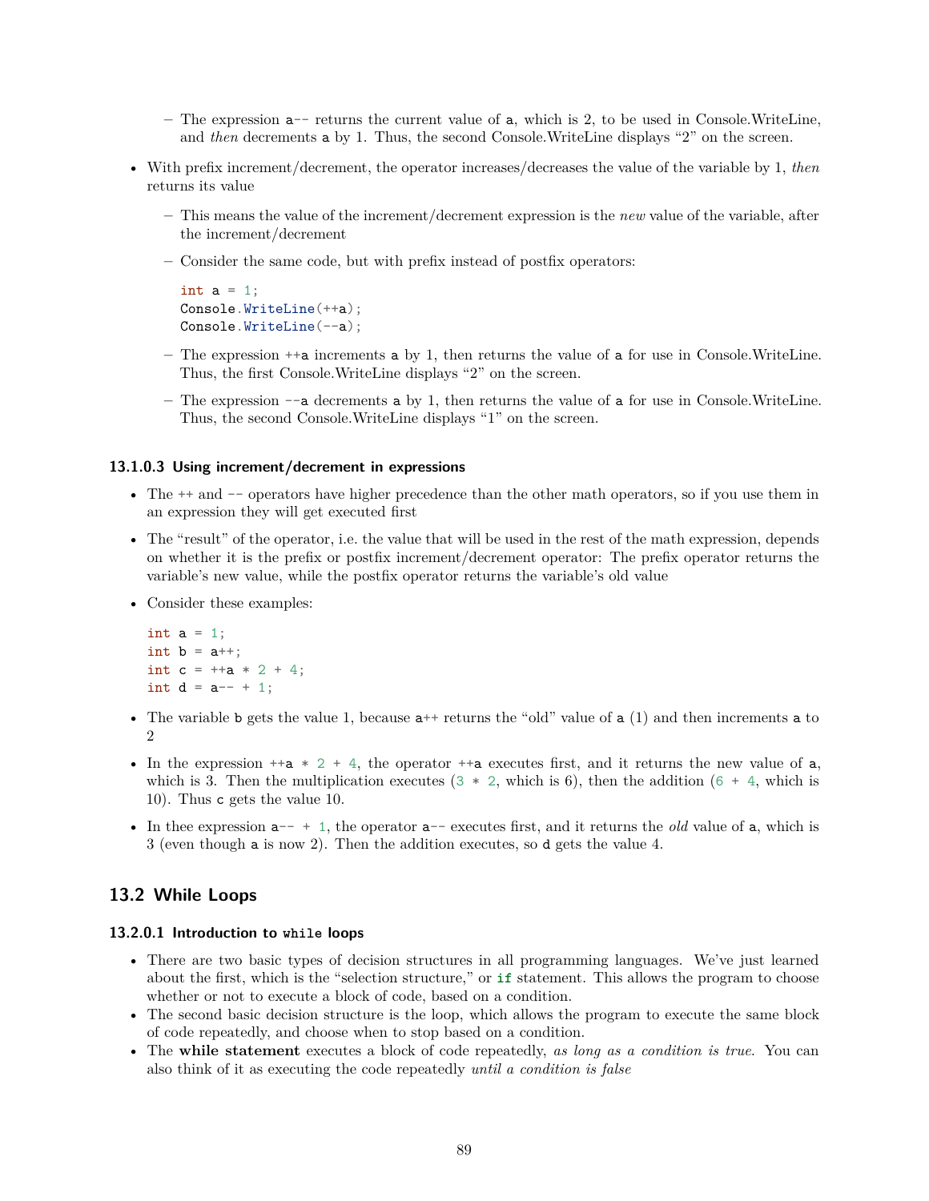- The expression `a--` returns the current value of `a`, which is 2, to be used in Console.WriteLine, and *then* decrements `a` by 1. Thus, the second Console.WriteLine displays "2" on the screen.

- With prefix increment/decrement, the operator increases/decreases the value of the variable by 1, *then* returns its value
  - This means the value of the increment/decrement expression is the *new* value of the variable, after the increment/decrement
  - Consider the same code, but with prefix instead of postfix operators:

    ```
    int a = 1;
    Console.WriteLine(++a);
    Console.WriteLine(--a);
    ```

  - The expression `++a` increments `a` by 1, then returns the value of `a` for use in Console.WriteLine. Thus, the first Console.WriteLine displays "2" on the screen.
  - The expression `--a` decrements `a` by 1, then returns the value of `a` for use in Console.WriteLine. Thus, the second Console.WriteLine displays "1" on the screen.

#### 13.1.0.3 Using increment/decrement in expressions

- The `++` and `--` operators have higher precedence than the other math operators, so if you use them in an expression they will get executed first
- The "result" of the operator, i.e. the value that will be used in the rest of the math expression, depends on whether it is the prefix or postfix increment/decrement operator: The prefix operator returns the variable's new value, while the postfix operator returns the variable's old value
- Consider these examples:

  ```
  int a = 1;
  int b = a++;
  int c = ++a * 2 + 4;
  int d = a-- + 1;
  ```

- The variable `b` gets the value 1, because `a++` returns the "old" value of `a` (1) and then increments `a` to 2
- In the expression `++a * 2 + 4`, the operator `++a` executes first, and it returns the new value of `a`, which is 3. Then the multiplication executes (`3 * 2`, which is 6), then the addition (`6 + 4`, which is 10). Thus `c` gets the value 10.
- In thee expression `a-- + 1`, the operator `a--` executes first, and it returns the *old* value of `a`, which is 3 (even though `a` is now 2). Then the addition executes, so `d` gets the value 4.

## 13.2 While Loops

#### 13.2.0.1 Introduction to `while` loops

- There are two basic types of decision structures in all programming languages. We've just learned about the first, which is the "selection structure," or `if` statement. This allows the program to choose whether or not to execute a block of code, based on a condition.
- The second basic decision structure is the loop, which allows the program to execute the same block of code repeatedly, and choose when to stop based on a condition.
- The **while statement** executes a block of code repeatedly, *as long as a condition is true.* You can also think of it as executing the code repeatedly *until a condition is false*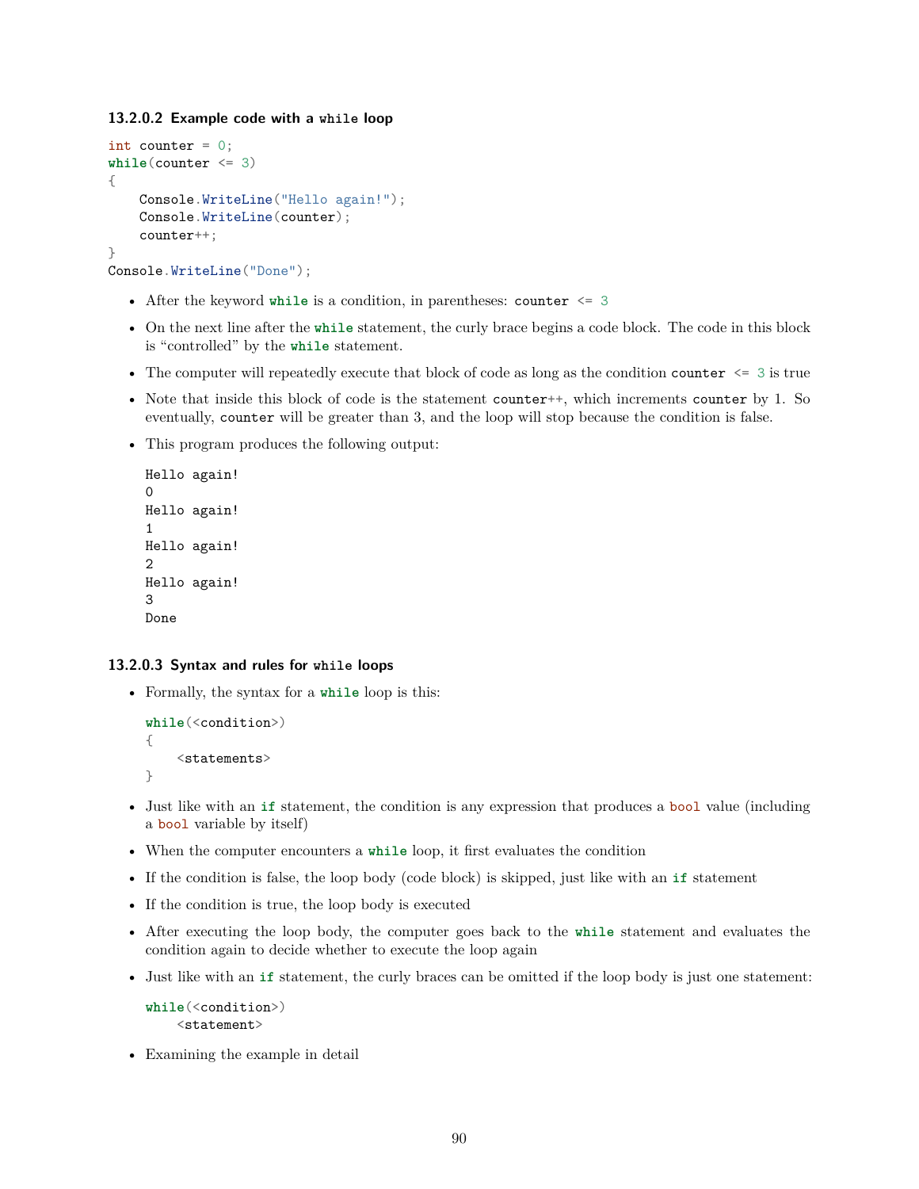#### 13.2.0.2 Example code with a `while` loop

```
int counter = 0;
while(counter <= 3)
{
    Console.WriteLine("Hello again!");
    Console.WriteLine(counter);
    counter++;
}
Console.WriteLine("Done");
```

- After the keyword `while` is a condition, in parentheses: `counter <= 3`
- On the next line after the `while` statement, the curly brace begins a code block. The code in this block is "controlled" by the `while` statement.
- The computer will repeatedly execute that block of code as long as the condition `counter <= 3` is true
- Note that inside this block of code is the statement `counter++`, which increments `counter` by 1. So eventually, `counter` will be greater than 3, and the loop will stop because the condition is false.
- This program produces the following output:

  ```
  Hello again!
  0
  Hello again!
  1
  Hello again!
  2
  Hello again!
  3
  Done
  ```

#### 13.2.0.3 Syntax and rules for `while` loops

- Formally, the syntax for a `while` loop is this:

  ```
  while(<condition>)
  {
      <statements>
  }
  ```

- Just like with an `if` statement, the condition is any expression that produces a `bool` value (including a `bool` variable by itself)
- When the computer encounters a `while` loop, it first evaluates the condition
- If the condition is false, the loop body (code block) is skipped, just like with an `if` statement
- If the condition is true, the loop body is executed
- After executing the loop body, the computer goes back to the `while` statement and evaluates the condition again to decide whether to execute the loop again
- Just like with an `if` statement, the curly braces can be omitted if the loop body is just one statement:

  ```
  while(<condition>)
      <statement>
  ```

- Examining the example in detail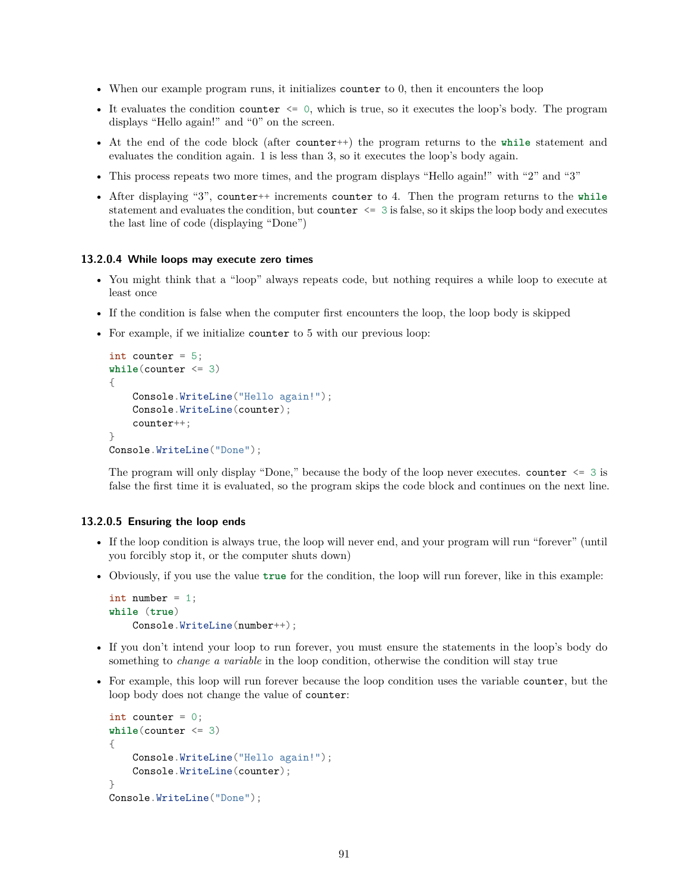- When our example program runs, it initializes `counter` to 0, then it encounters the loop
- It evaluates the condition `counter <= 0`, which is true, so it executes the loop's body. The program displays "Hello again!" and "0" on the screen.
- At the end of the code block (after `counter++`) the program returns to the `while` statement and evaluates the condition again. 1 is less than 3, so it executes the loop's body again.
- This process repeats two more times, and the program displays "Hello again!" with "2" and "3"
- After displaying "3", `counter++` increments `counter` to 4. Then the program returns to the `while` statement and evaluates the condition, but `counter <= 3` is false, so it skips the loop body and executes the last line of code (displaying "Done")

#### 13.2.0.4 While loops may execute zero times

- You might think that a "loop" always repeats code, but nothing requires a while loop to execute at least once
- If the condition is false when the computer first encounters the loop, the loop body is skipped
- For example, if we initialize `counter` to 5 with our previous loop:

  ```
  int counter = 5;
  while(counter <= 3)
  {
      Console.WriteLine("Hello again!");
      Console.WriteLine(counter);
      counter++;
  }
  Console.WriteLine("Done");
  ```

  The program will only display "Done," because the body of the loop never executes. `counter <= 3` is false the first time it is evaluated, so the program skips the code block and continues on the next line.

#### 13.2.0.5 Ensuring the loop ends

- If the loop condition is always true, the loop will never end, and your program will run "forever" (until you forcibly stop it, or the computer shuts down)
- Obviously, if you use the value `true` for the condition, the loop will run forever, like in this example:

  ```
  int number = 1;
  while (true)
      Console.WriteLine(number++);
  ```

- If you don't intend your loop to run forever, you must ensure the statements in the loop's body do something to *change a variable* in the loop condition, otherwise the condition will stay true
- For example, this loop will run forever because the loop condition uses the variable `counter`, but the loop body does not change the value of `counter`:

  ```
  int counter = 0;
  while(counter <= 3)
  {
      Console.WriteLine("Hello again!");
      Console.WriteLine(counter);
  }
  Console.WriteLine("Done");
  ```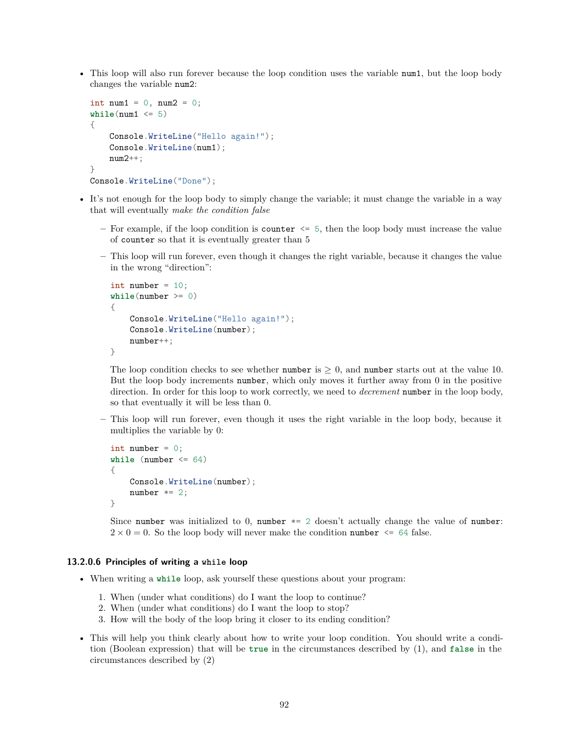- This loop will also run forever because the loop condition uses the variable `num1`, but the loop body changes the variable `num2`:

```
int num1 = 0, num2 = 0;
while(num1 <= 5)
{
    Console.WriteLine("Hello again!");
    Console.WriteLine(num1);
    num2++;
}
Console.WriteLine("Done");
```

- It's not enough for the loop body to simply change the variable; it must change the variable in a way that will eventually *make the condition false*
  - For example, if the loop condition is `counter <= 5`, then the loop body must increase the value of `counter` so that it is eventually greater than 5
  - This loop will run forever, even though it changes the right variable, because it changes the value in the wrong "direction":

    ```
    int number = 10;
    while(number >= 0)
    {
        Console.WriteLine("Hello again!");
        Console.WriteLine(number);
        number++;
    }
    ```

    The loop condition checks to see whether `number` is $\geq 0$, and `number` starts out at the value 10. But the loop body increments `number`, which only moves it further away from 0 in the positive direction. In order for this loop to work correctly, we need to *decrement* `number` in the loop body, so that eventually it will be less than 0.
  - This loop will run forever, even though it uses the right variable in the loop body, because it multiplies the variable by 0:

    ```
    int number = 0;
    while (number <= 64)
    {
        Console.WriteLine(number);
        number *= 2;
    }
    ```

    Since `number` was initialized to 0, `number *= 2` doesn't actually change the value of `number`: $2 \times 0 = 0$. So the loop body will never make the condition `number <= 64` false.

#### 13.2.0.6 Principles of writing a `while` loop

- When writing a `while` loop, ask yourself these questions about your program:
  1. When (under what conditions) do I want the loop to continue?
  2. When (under what conditions) do I want the loop to stop?
  3. How will the body of the loop bring it closer to its ending condition?
- This will help you think clearly about how to write your loop condition. You should write a condition (Boolean expression) that will be `true` in the circumstances described by (1), and `false` in the circumstances described by (2)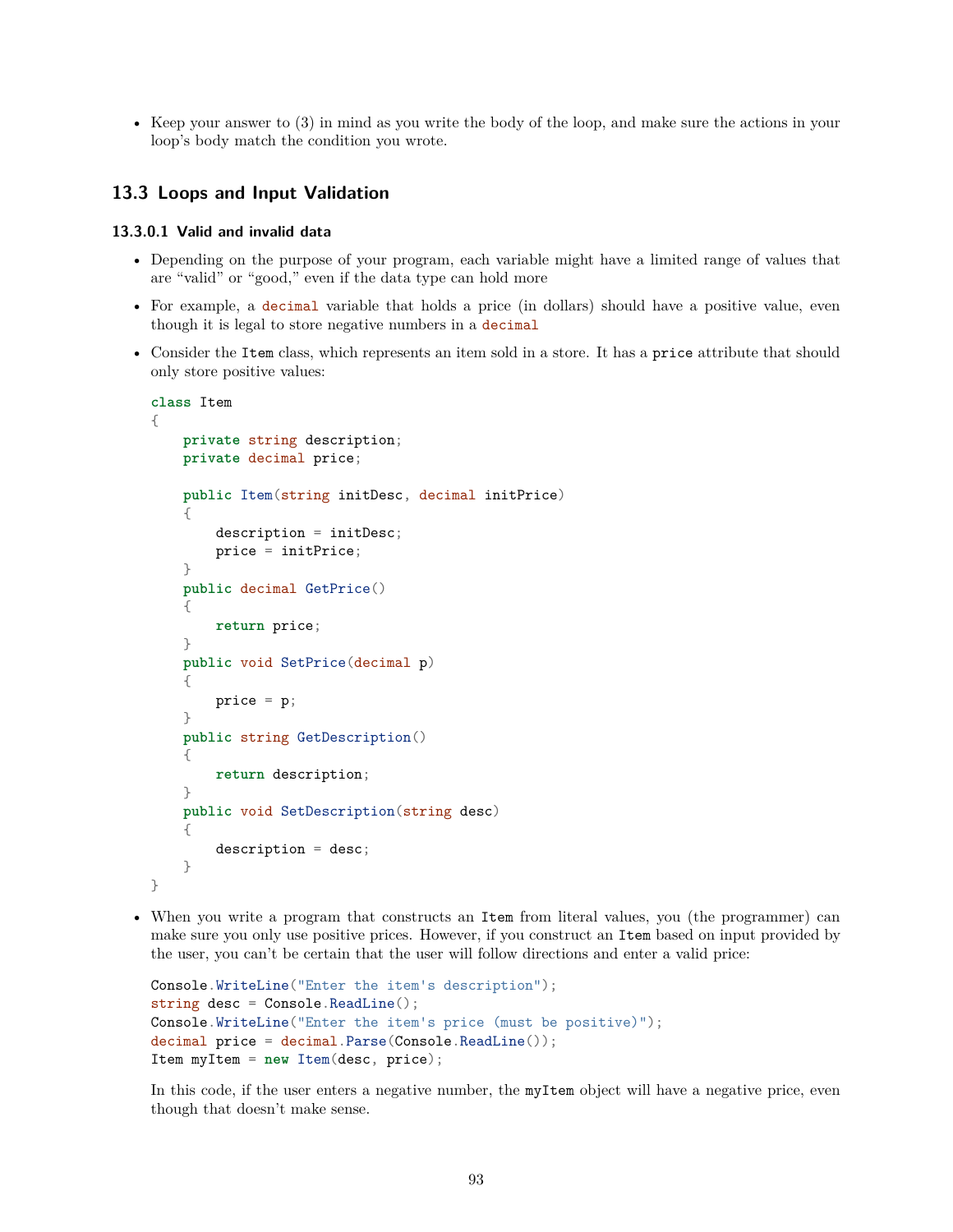- Keep your answer to (3) in mind as you write the body of the loop, and make sure the actions in your loop's body match the condition you wrote.

## 13.3 Loops and Input Validation

#### 13.3.0.1 Valid and invalid data

- Depending on the purpose of your program, each variable might have a limited range of values that are "valid" or "good," even if the data type can hold more
- For example, a `decimal` variable that holds a price (in dollars) should have a positive value, even though it is legal to store negative numbers in a `decimal`
- Consider the `Item` class, which represents an item sold in a store. It has a `price` attribute that should only store positive values:

```
class Item
{
    private string description;
    private decimal price;

    public Item(string initDesc, decimal initPrice)
    {
        description = initDesc;
        price = initPrice;
    }
    public decimal GetPrice()
    {
        return price;
    }
    public void SetPrice(decimal p)
    {
        price = p;
    }
    public string GetDescription()
    {
        return description;
    }
    public void SetDescription(string desc)
    {
        description = desc;
    }
}
```

- When you write a program that constructs an `Item` from literal values, you (the programmer) can make sure you only use positive prices. However, if you construct an `Item` based on input provided by the user, you can't be certain that the user will follow directions and enter a valid price:

```
Console.WriteLine("Enter the item's description");
string desc = Console.ReadLine();
Console.WriteLine("Enter the item's price (must be positive)");
decimal price = decimal.Parse(Console.ReadLine());
Item myItem = new Item(desc, price);
```

  In this code, if the user enters a negative number, the `myItem` object will have a negative price, even though that doesn't make sense.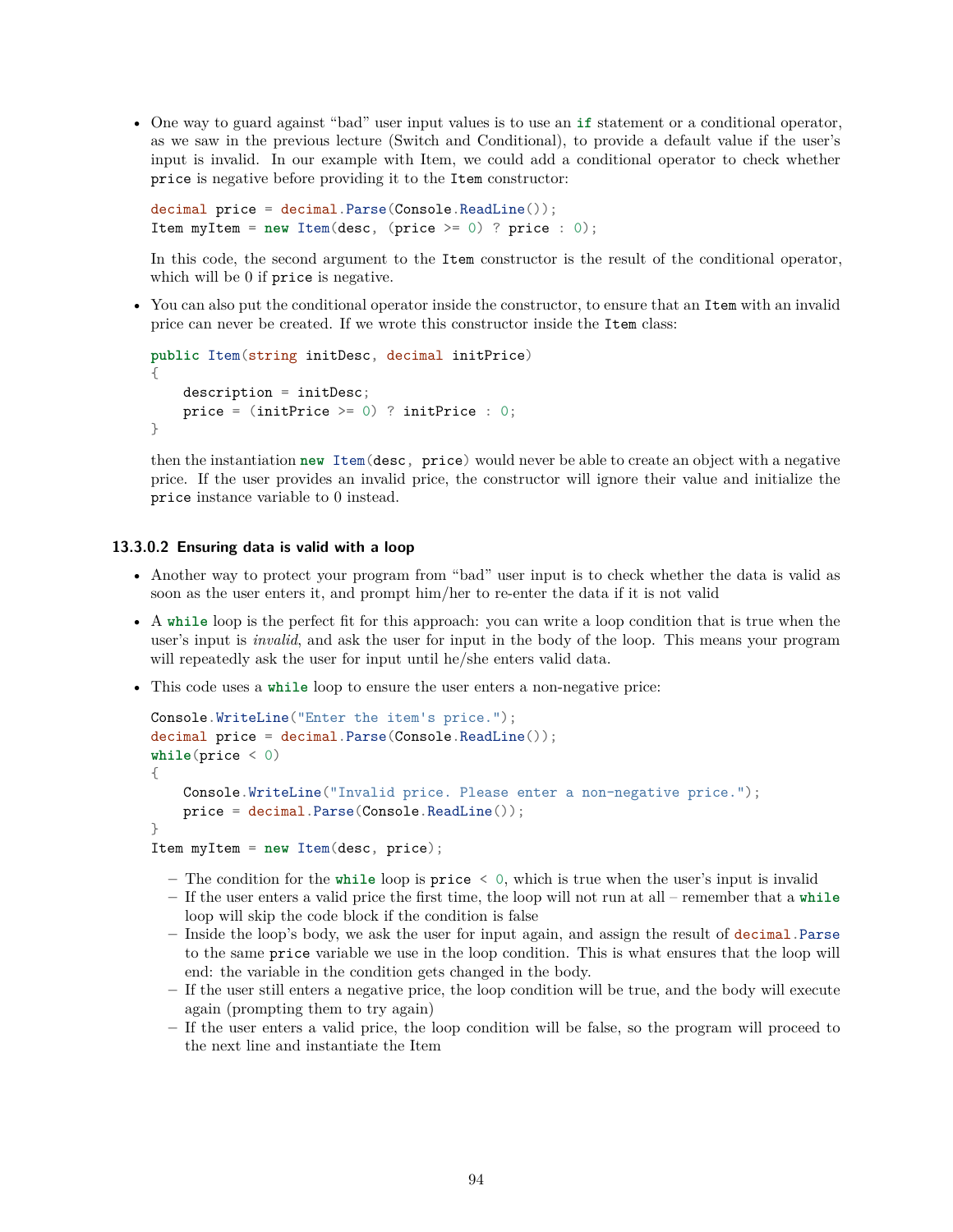- One way to guard against "bad" user input values is to use an `if` statement or a conditional operator, as we saw in the previous lecture (Switch and Conditional), to provide a default value if the user's input is invalid. In our example with Item, we could add a conditional operator to check whether `price` is negative before providing it to the `Item` constructor:

  ```
  decimal price = decimal.Parse(Console.ReadLine());
  Item myItem = new Item(desc, (price >= 0) ? price : 0);
  ```

  In this code, the second argument to the `Item` constructor is the result of the conditional operator, which will be 0 if `price` is negative.

- You can also put the conditional operator inside the constructor, to ensure that an `Item` with an invalid price can never be created. If we wrote this constructor inside the `Item` class:

  ```
  public Item(string initDesc, decimal initPrice)
  {
      description = initDesc;
      price = (initPrice >= 0) ? initPrice : 0;
  }
  ```

  then the instantiation `new Item(desc, price)` would never be able to create an object with a negative price. If the user provides an invalid price, the constructor will ignore their value and initialize the `price` instance variable to 0 instead.

#### 13.3.0.2 Ensuring data is valid with a loop

- Another way to protect your program from "bad" user input is to check whether the data is valid as soon as the user enters it, and prompt him/her to re-enter the data if it is not valid

- A `while` loop is the perfect fit for this approach: you can write a loop condition that is true when the user's input is *invalid*, and ask the user for input in the body of the loop. This means your program will repeatedly ask the user for input until he/she enters valid data.

- This code uses a `while` loop to ensure the user enters a non-negative price:

  ```
  Console.WriteLine("Enter the item's price.");
  decimal price = decimal.Parse(Console.ReadLine());
  while(price < 0)
  {
      Console.WriteLine("Invalid price. Please enter a non-negative price.");
      price = decimal.Parse(Console.ReadLine());
  }
  Item myItem = new Item(desc, price);
  ```

  - The condition for the `while` loop is `price < 0`, which is true when the user's input is invalid
  - If the user enters a valid price the first time, the loop will not run at all – remember that a `while` loop will skip the code block if the condition is false
  - Inside the loop's body, we ask the user for input again, and assign the result of `decimal.Parse` to the same `price` variable we use in the loop condition. This is what ensures that the loop will end: the variable in the condition gets changed in the body.
  - If the user still enters a negative price, the loop condition will be true, and the body will execute again (prompting them to try again)
  - If the user enters a valid price, the loop condition will be false, so the program will proceed to the next line and instantiate the Item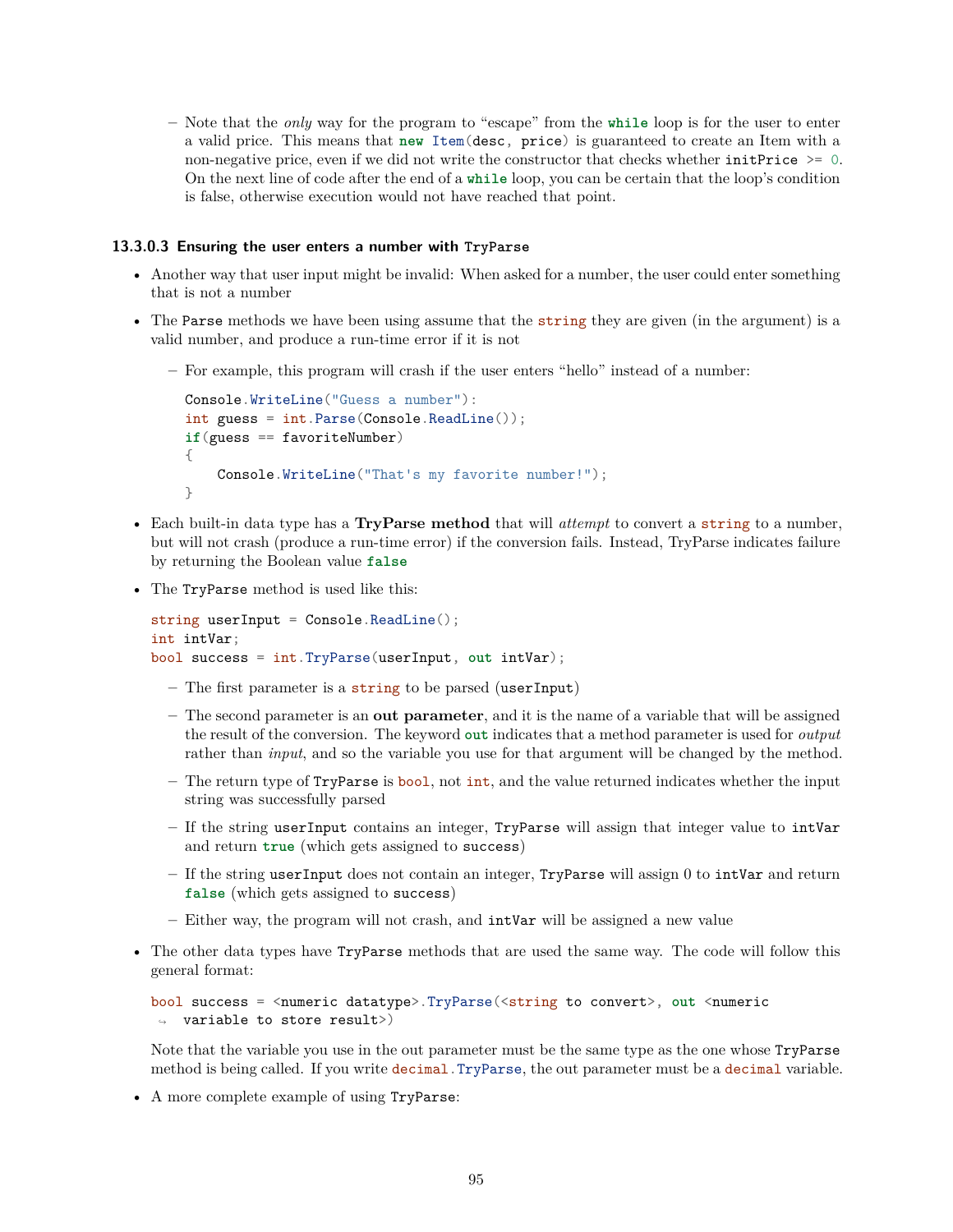- Note that the *only* way for the program to "escape" from the `while` loop is for the user to enter a valid price. This means that `new Item(desc, price)` is guaranteed to create an Item with a non-negative price, even if we did not write the constructor that checks whether `initPrice >= 0`. On the next line of code after the end of a `while` loop, you can be certain that the loop's condition is false, otherwise execution would not have reached that point.

#### 13.3.0.3 Ensuring the user enters a number with `TryParse`

- Another way that user input might be invalid: When asked for a number, the user could enter something that is not a number
- The `Parse` methods we have been using assume that the `string` they are given (in the argument) is a valid number, and produce a run-time error if it is not
  - For example, this program will crash if the user enters "hello" instead of a number:

    ```
    Console.WriteLine("Guess a number"):
    int guess = int.Parse(Console.ReadLine());
    if(guess == favoriteNumber)
    {
        Console.WriteLine("That's my favorite number!");
    }
    ```

- Each built-in data type has a **TryParse method** that will *attempt* to convert a `string` to a number, but will not crash (produce a run-time error) if the conversion fails. Instead, TryParse indicates failure by returning the Boolean value `false`
- The `TryParse` method is used like this:

  ```
  string userInput = Console.ReadLine();
  int intVar;
  bool success = int.TryParse(userInput, out intVar);
  ```

  - The first parameter is a `string` to be parsed (`userInput`)
  - The second parameter is an **out parameter**, and it is the name of a variable that will be assigned the result of the conversion. The keyword `out` indicates that a method parameter is used for *output* rather than *input*, and so the variable you use for that argument will be changed by the method.
  - The return type of `TryParse` is `bool`, not `int`, and the value returned indicates whether the input string was successfully parsed
  - If the string `userInput` contains an integer, `TryParse` will assign that integer value to `intVar` and return `true` (which gets assigned to `success`)
  - If the string `userInput` does not contain an integer, `TryParse` will assign 0 to `intVar` and return `false` (which gets assigned to `success`)
  - Either way, the program will not crash, and `intVar` will be assigned a new value
- The other data types have `TryParse` methods that are used the same way. The code will follow this general format:

  ```
  bool success = <numeric datatype>.TryParse(<string to convert>, out <numeric
   ↪  variable to store result>)
  ```

  Note that the variable you use in the out parameter must be the same type as the one whose `TryParse` method is being called. If you write `decimal.TryParse`, the out parameter must be a `decimal` variable.

- A more complete example of using `TryParse`: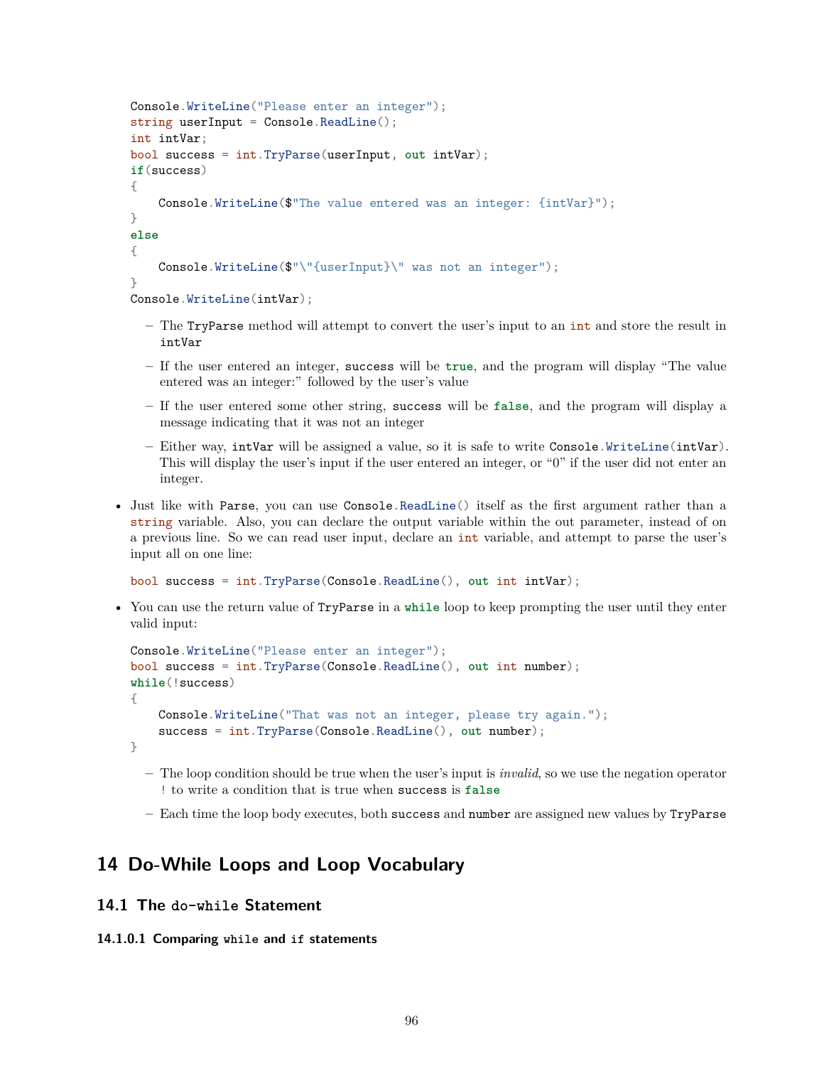```
Console.WriteLine("Please enter an integer");
string userInput = Console.ReadLine();
int intVar;
bool success = int.TryParse(userInput, out intVar);
if(success)
{
    Console.WriteLine($"The value entered was an integer: {intVar}");
}
else
{
    Console.WriteLine($"\"{userInput}\" was not an integer");
}
Console.WriteLine(intVar);
```

  - The `TryParse` method will attempt to convert the user's input to an `int` and store the result in `intVar`
  - If the user entered an integer, `success` will be `true`, and the program will display "The value entered was an integer:" followed by the user's value
  - If the user entered some other string, `success` will be `false`, and the program will display a message indicating that it was not an integer
  - Either way, `intVar` will be assigned a value, so it is safe to write `Console.WriteLine(intVar)`. This will display the user's input if the user entered an integer, or "0" if the user did not enter an integer.

- Just like with `Parse`, you can use `Console.ReadLine()` itself as the first argument rather than a `string` variable. Also, you can declare the output variable within the out parameter, instead of on a previous line. So we can read user input, declare an `int` variable, and attempt to parse the user's input all on one line:

```
bool success = int.TryParse(Console.ReadLine(), out int intVar);
```

- You can use the return value of `TryParse` in a `while` loop to keep prompting the user until they enter valid input:

```
Console.WriteLine("Please enter an integer");
bool success = int.TryParse(Console.ReadLine(), out int number);
while(!success)
{
    Console.WriteLine("That was not an integer, please try again.");
    success = int.TryParse(Console.ReadLine(), out number);
}
```

  - The loop condition should be true when the user's input is *invalid*, so we use the negation operator `!` to write a condition that is true when `success` is `false`
  - Each time the loop body executes, both `success` and `number` are assigned new values by `TryParse`

# 14 Do-While Loops and Loop Vocabulary

## 14.1 The `do-while` Statement

#### 14.1.0.1 Comparing `while` and `if` statements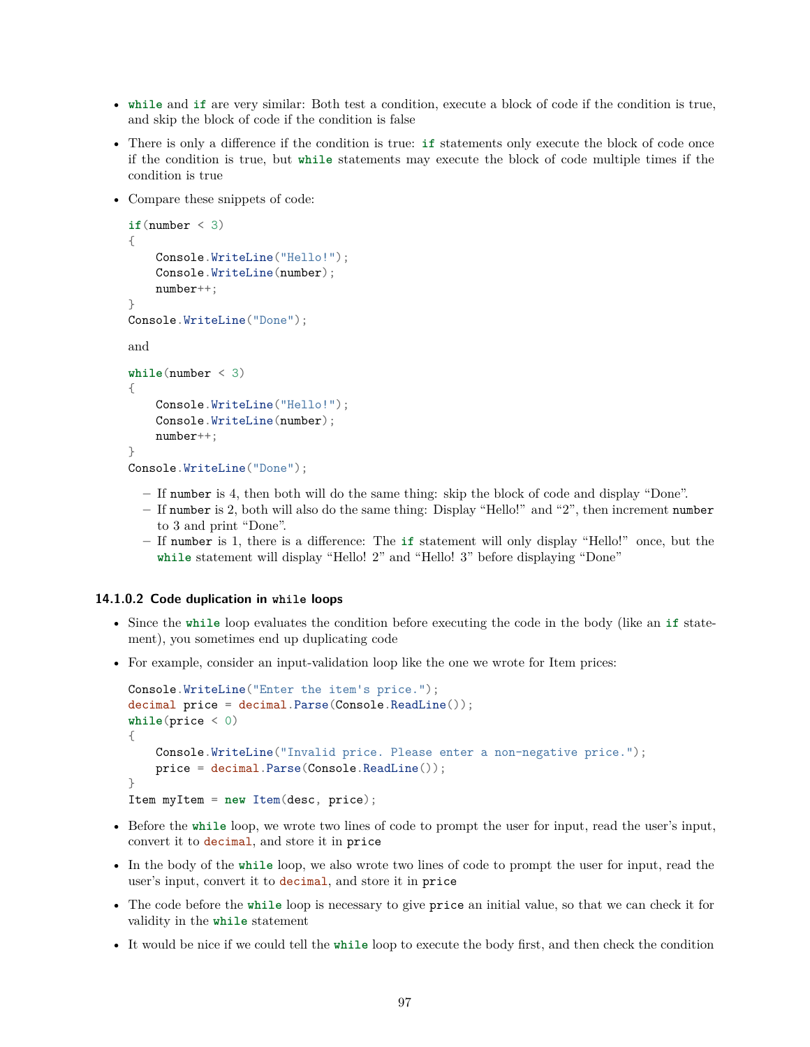- `while` and `if` are very similar: Both test a condition, execute a block of code if the condition is true, and skip the block of code if the condition is false
- There is only a difference if the condition is true: `if` statements only execute the block of code once if the condition is true, but `while` statements may execute the block of code multiple times if the condition is true
- Compare these snippets of code:

  ```
  if(number < 3)
  {
      Console.WriteLine("Hello!");
      Console.WriteLine(number);
      number++;
  }
  Console.WriteLine("Done");
  ```

  and

  ```
  while(number < 3)
  {
      Console.WriteLine("Hello!");
      Console.WriteLine(number);
      number++;
  }
  Console.WriteLine("Done");
  ```

  - If `number` is 4, then both will do the same thing: skip the block of code and display "Done".
  - If `number` is 2, both will also do the same thing: Display "Hello!" and "2", then increment `number` to 3 and print "Done".
  - If `number` is 1, there is a difference: The `if` statement will only display "Hello!" once, but the `while` statement will display "Hello! 2" and "Hello! 3" before displaying "Done"

#### 14.1.0.2 Code duplication in `while` loops

- Since the `while` loop evaluates the condition before executing the code in the body (like an `if` statement), you sometimes end up duplicating code
- For example, consider an input-validation loop like the one we wrote for Item prices:

  ```
  Console.WriteLine("Enter the item's price.");
  decimal price = decimal.Parse(Console.ReadLine());
  while(price < 0)
  {
      Console.WriteLine("Invalid price. Please enter a non-negative price.");
      price = decimal.Parse(Console.ReadLine());
  }
  Item myItem = new Item(desc, price);
  ```

- Before the `while` loop, we wrote two lines of code to prompt the user for input, read the user's input, convert it to `decimal`, and store it in `price`
- In the body of the `while` loop, we also wrote two lines of code to prompt the user for input, read the user's input, convert it to `decimal`, and store it in `price`
- The code before the `while` loop is necessary to give `price` an initial value, so that we can check it for validity in the `while` statement
- It would be nice if we could tell the `while` loop to execute the body first, and then check the condition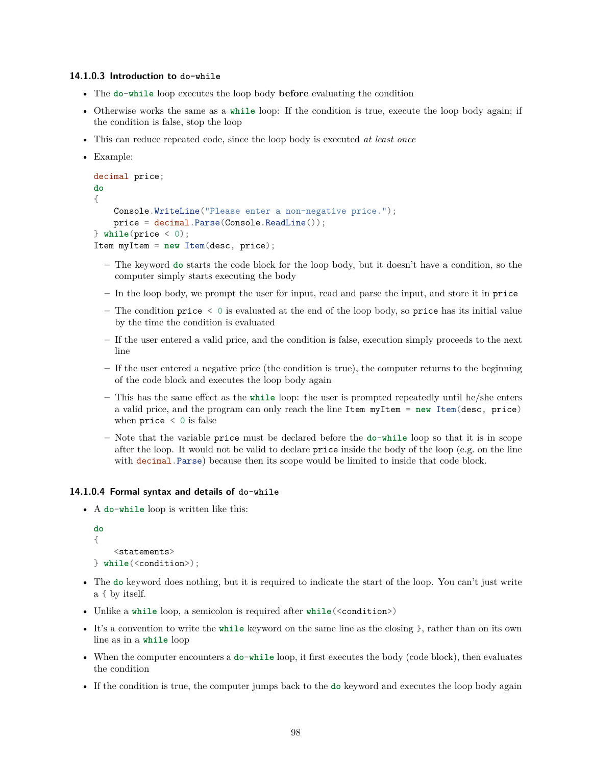#### 14.1.0.3 Introduction to `do-while`

- The `do-while` loop executes the loop body **before** evaluating the condition
- Otherwise works the same as a `while` loop: If the condition is true, execute the loop body again; if the condition is false, stop the loop
- This can reduce repeated code, since the loop body is executed *at least once*
- Example:

```
decimal price;
do
{
    Console.WriteLine("Please enter a non-negative price.");
    price = decimal.Parse(Console.ReadLine());
} while(price < 0);
Item myItem = new Item(desc, price);
```

  - The keyword `do` starts the code block for the loop body, but it doesn't have a condition, so the computer simply starts executing the body
  - In the loop body, we prompt the user for input, read and parse the input, and store it in `price`
  - The condition `price < 0` is evaluated at the end of the loop body, so `price` has its initial value by the time the condition is evaluated
  - If the user entered a valid price, and the condition is false, execution simply proceeds to the next line
  - If the user entered a negative price (the condition is true), the computer returns to the beginning of the code block and executes the loop body again
  - This has the same effect as the `while` loop: the user is prompted repeatedly until he/she enters a valid price, and the program can only reach the line `Item myItem = new Item(desc, price)` when `price < 0` is false
  - Note that the variable `price` must be declared before the `do-while` loop so that it is in scope after the loop. It would not be valid to declare `price` inside the body of the loop (e.g. on the line with `decimal.Parse`) because then its scope would be limited to inside that code block.

#### 14.1.0.4 Formal syntax and details of `do-while`

- A `do-while` loop is written like this:

```
do
{
    <statements>
} while(<condition>);
```

- The `do` keyword does nothing, but it is required to indicate the start of the loop. You can't just write a `{` by itself.
- Unlike a `while` loop, a semicolon is required after `while(<condition>)`
- It's a convention to write the `while` keyword on the same line as the closing `}`, rather than on its own line as in a `while` loop
- When the computer encounters a `do-while` loop, it first executes the body (code block), then evaluates the condition
- If the condition is true, the computer jumps back to the `do` keyword and executes the loop body again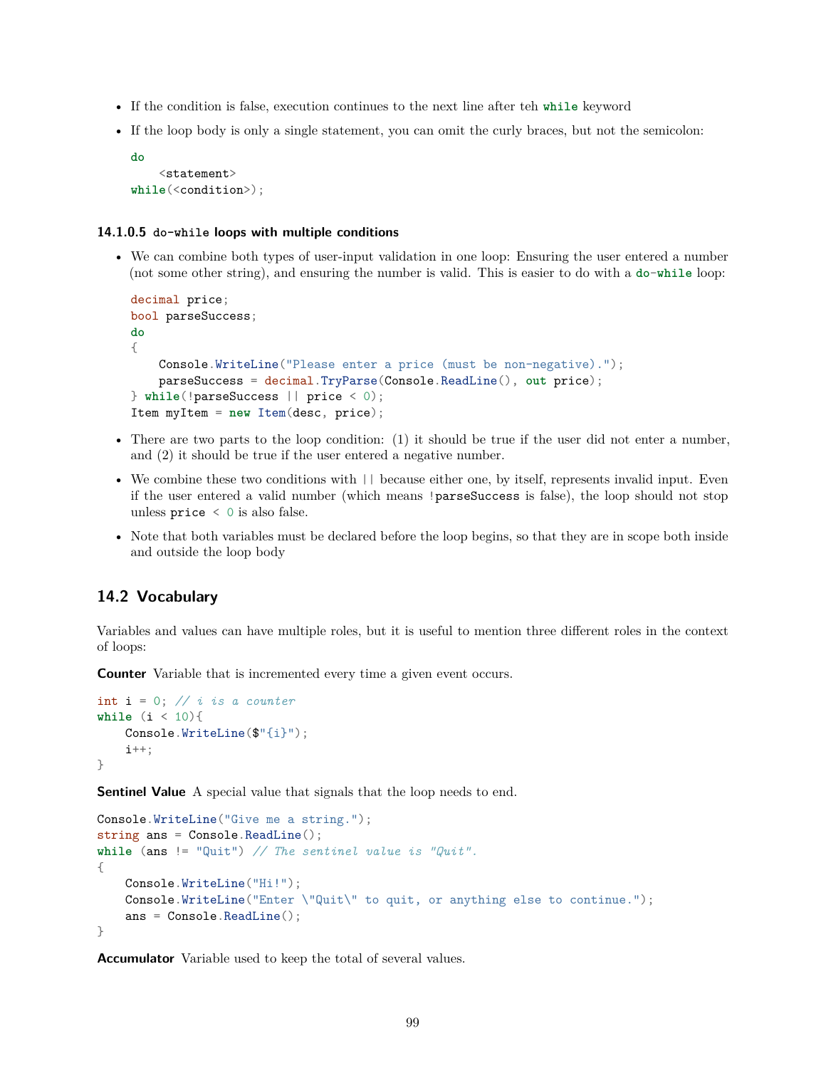- If the condition is false, execution continues to the next line after teh `while` keyword
- If the loop body is only a single statement, you can omit the curly braces, but not the semicolon:

```
do
    <statement>
while(<condition>);
```

#### 14.1.0.5 `do-while` loops with multiple conditions

- We can combine both types of user-input validation in one loop: Ensuring the user entered a number (not some other string), and ensuring the number is valid. This is easier to do with a `do-while` loop:

```
decimal price;
bool parseSuccess;
do
{
    Console.WriteLine("Please enter a price (must be non-negative).");
    parseSuccess = decimal.TryParse(Console.ReadLine(), out price);
} while(!parseSuccess || price < 0);
Item myItem = new Item(desc, price);
```

- There are two parts to the loop condition: (1) it should be true if the user did not enter a number, and (2) it should be true if the user entered a negative number.
- We combine these two conditions with `||` because either one, by itself, represents invalid input. Even if the user entered a valid number (which means `!parseSuccess` is false), the loop should not stop unless `price < 0` is also false.
- Note that both variables must be declared before the loop begins, so that they are in scope both inside and outside the loop body

## 14.2 Vocabulary

Variables and values can have multiple roles, but it is useful to mention three different roles in the context of loops:

**Counter** Variable that is incremented every time a given event occurs.

```
int i = 0; // i is a counter
while (i < 10){
    Console.WriteLine($"{i}");
    i++;
}
```

**Sentinel Value** A special value that signals that the loop needs to end.

```
Console.WriteLine("Give me a string.");
string ans = Console.ReadLine();
while (ans != "Quit") // The sentinel value is "Quit".
{
    Console.WriteLine("Hi!");
    Console.WriteLine("Enter \"Quit\" to quit, or anything else to continue.");
    ans = Console.ReadLine();
}
```

**Accumulator** Variable used to keep the total of several values.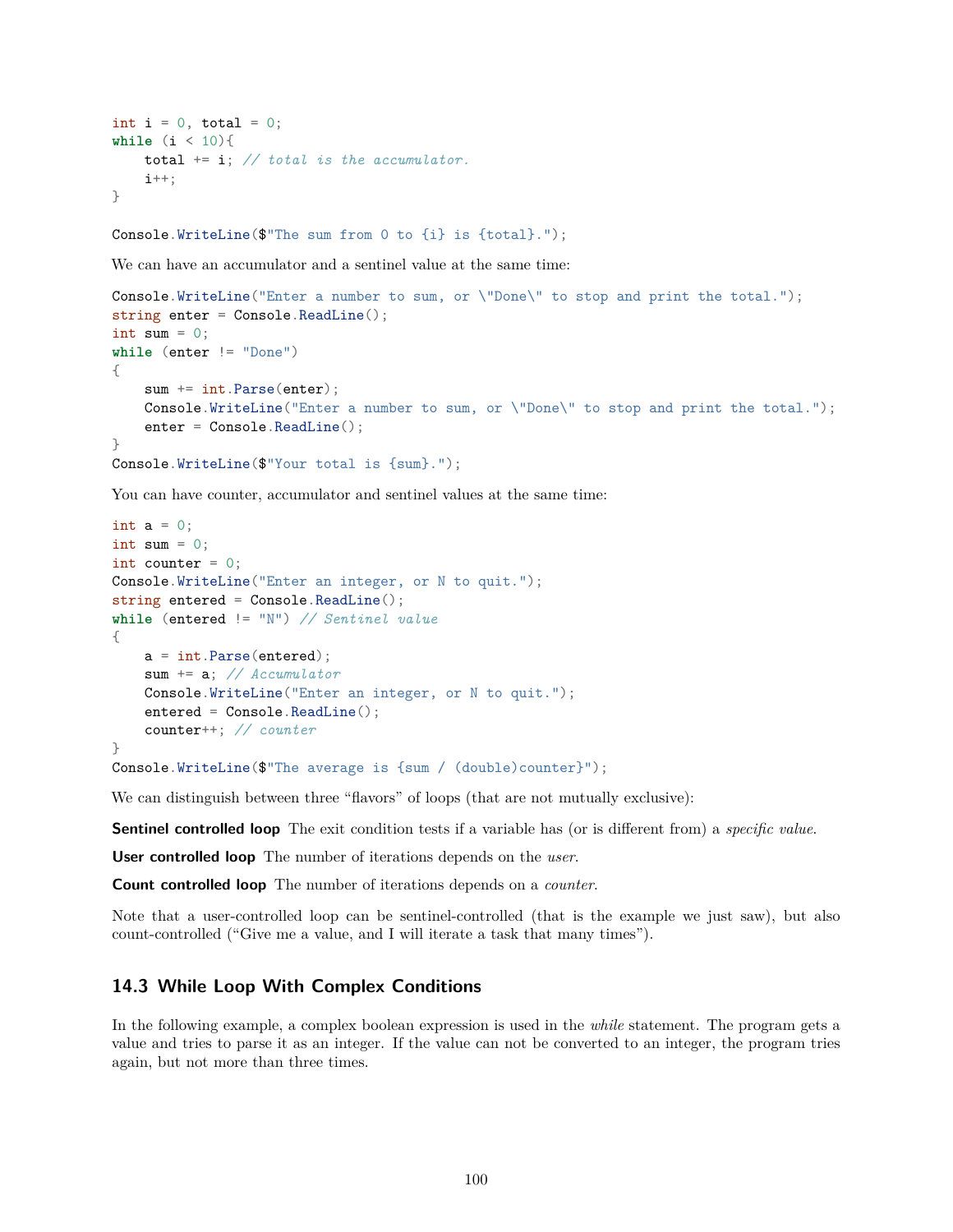```
int i = 0, total = 0;
while (i < 10){
    total += i; // total is the accumulator.
    i++;
}

Console.WriteLine($"The sum from 0 to {i} is {total}.");
```

We can have an accumulator and a sentinel value at the same time:

```
Console.WriteLine("Enter a number to sum, or \"Done\" to stop and print the total.");
string enter = Console.ReadLine();
int sum = 0;
while (enter != "Done")
{
    sum += int.Parse(enter);
    Console.WriteLine("Enter a number to sum, or \"Done\" to stop and print the total.");
    enter = Console.ReadLine();
}
Console.WriteLine($"Your total is {sum}.");
```

You can have counter, accumulator and sentinel values at the same time:

```
int a = 0;
int sum = 0;
int counter = 0;
Console.WriteLine("Enter an integer, or N to quit.");
string entered = Console.ReadLine();
while (entered != "N") // Sentinel value
{
    a = int.Parse(entered);
    sum += a; // Accumulator
    Console.WriteLine("Enter an integer, or N to quit.");
    entered = Console.ReadLine();
    counter++; // counter
}
Console.WriteLine($"The average is {sum / (double)counter}");
```

We can distinguish between three "flavors" of loops (that are not mutually exclusive):

**Sentinel controlled loop** The exit condition tests if a variable has (or is different from) a *specific value*.

**User controlled loop** The number of iterations depends on the *user*.

**Count controlled loop** The number of iterations depends on a *counter*.

Note that a user-controlled loop can be sentinel-controlled (that is the example we just saw), but also count-controlled ("Give me a value, and I will iterate a task that many times").

## 14.3 While Loop With Complex Conditions

In the following example, a complex boolean expression is used in the *while* statement. The program gets a value and tries to parse it as an integer. If the value can not be converted to an integer, the program tries again, but not more than three times.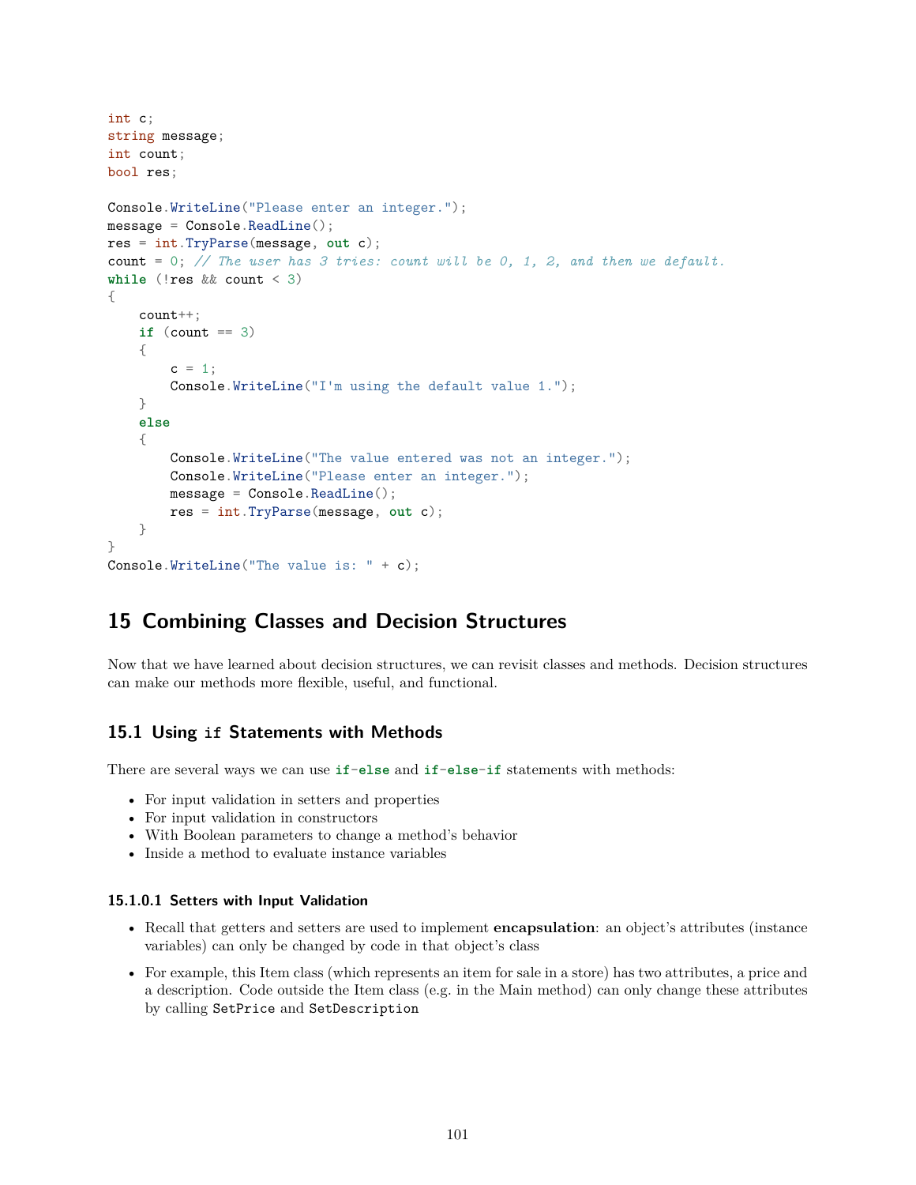```
int c;
string message;
int count;
bool res;

Console.WriteLine("Please enter an integer.");
message = Console.ReadLine();
res = int.TryParse(message, out c);
count = 0; // The user has 3 tries: count will be 0, 1, 2, and then we default.
while (!res && count < 3)
{
    count++;
    if (count == 3)
    {
        c = 1;
        Console.WriteLine("I'm using the default value 1.");
    }
    else
    {
        Console.WriteLine("The value entered was not an integer.");
        Console.WriteLine("Please enter an integer.");
        message = Console.ReadLine();
        res = int.TryParse(message, out c);
    }
}
Console.WriteLine("The value is: " + c);
```

# 15 Combining Classes and Decision Structures

Now that we have learned about decision structures, we can revisit classes and methods. Decision structures can make our methods more flexible, useful, and functional.

## 15.1 Using `if` Statements with Methods

There are several ways we can use `if-else` and `if-else-if` statements with methods:

- For input validation in setters and properties
- For input validation in constructors
- With Boolean parameters to change a method's behavior
- Inside a method to evaluate instance variables

#### 15.1.0.1 Setters with Input Validation

- Recall that getters and setters are used to implement **encapsulation**: an object's attributes (instance variables) can only be changed by code in that object's class
- For example, this Item class (which represents an item for sale in a store) has two attributes, a price and a description. Code outside the Item class (e.g. in the Main method) can only change these attributes by calling `SetPrice` and `SetDescription`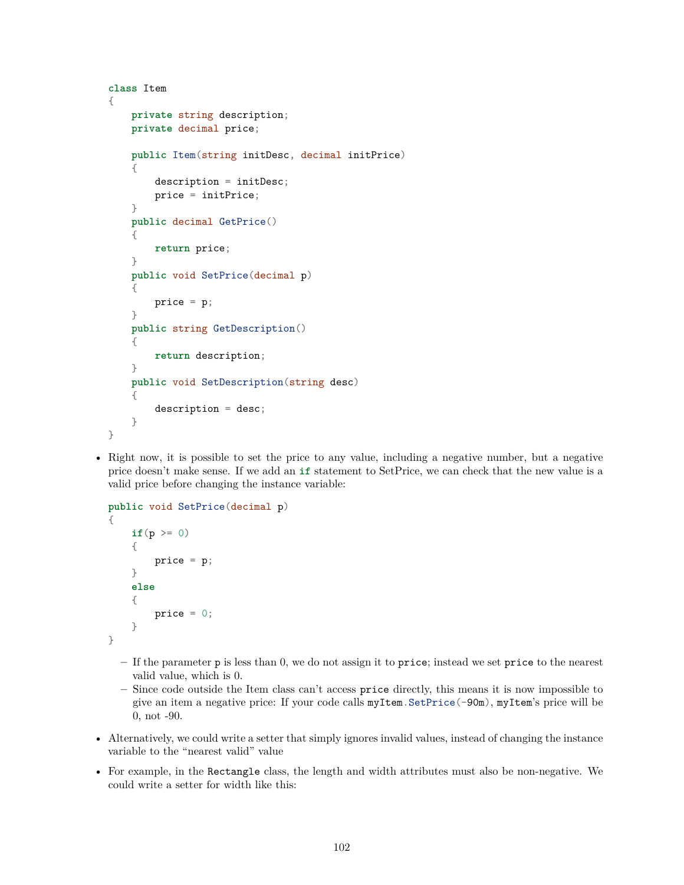```
class Item
{
    private string description;
    private decimal price;

    public Item(string initDesc, decimal initPrice)
    {
        description = initDesc;
        price = initPrice;
    }
    public decimal GetPrice()
    {
        return price;
    }
    public void SetPrice(decimal p)
    {
        price = p;
    }
    public string GetDescription()
    {
        return description;
    }
    public void SetDescription(string desc)
    {
        description = desc;
    }
}
```

- Right now, it is possible to set the price to any value, including a negative number, but a negative price doesn't make sense. If we add an `if` statement to SetPrice, we can check that the new value is a valid price before changing the instance variable:

```
public void SetPrice(decimal p)
{
    if(p >= 0)
    {
        price = p;
    }
    else
    {
        price = 0;
    }
}
```

  - If the parameter `p` is less than 0, we do not assign it to `price`; instead we set `price` to the nearest valid value, which is 0.
  - Since code outside the Item class can't access `price` directly, this means it is now impossible to give an item a negative price: If your code calls `myItem.SetPrice(-90m)`, `myItem`'s price will be 0, not -90.

- Alternatively, we could write a setter that simply ignores invalid values, instead of changing the instance variable to the "nearest valid" value
- For example, in the `Rectangle` class, the length and width attributes must also be non-negative. We could write a setter for width like this: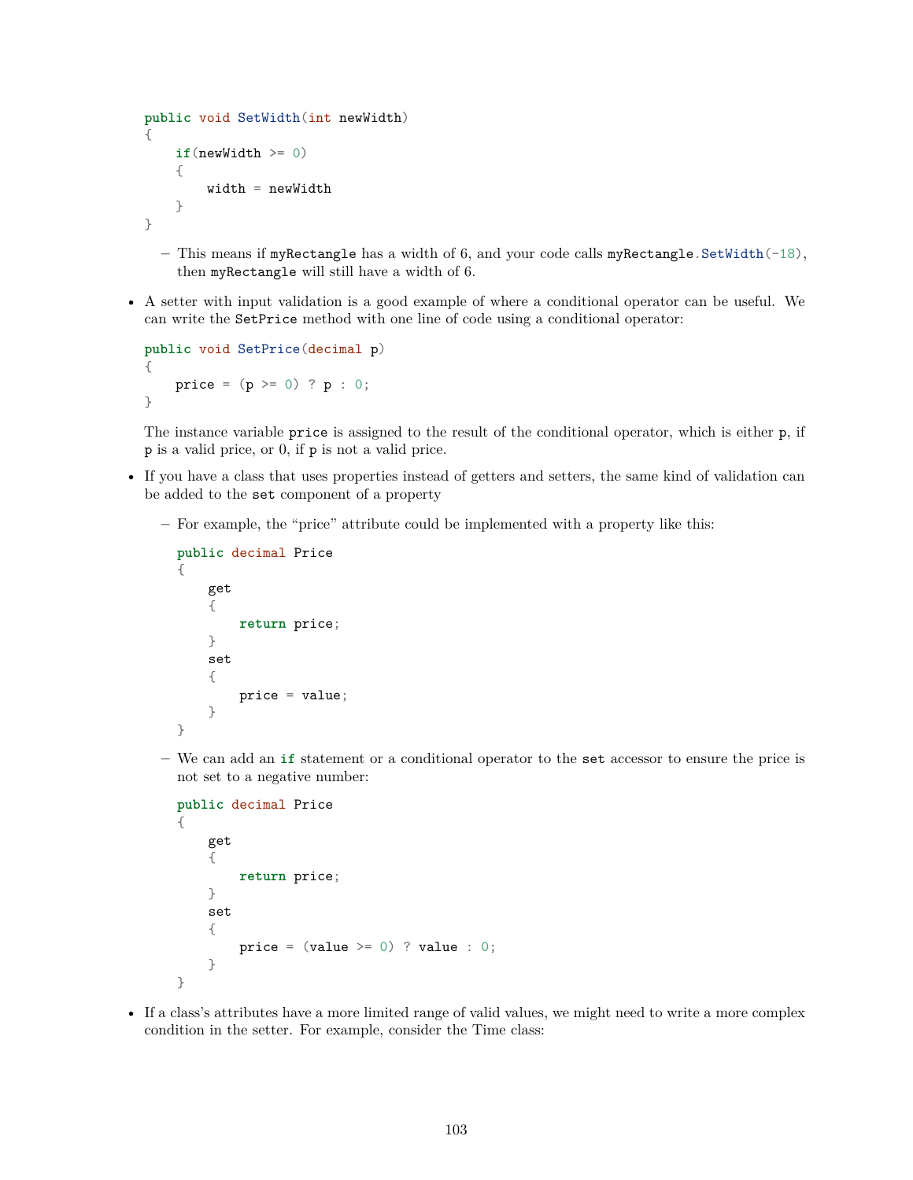```
public void SetWidth(int newWidth)
{
    if(newWidth >= 0)
    {
        width = newWidth
    }
}
```

  - This means if `myRectangle` has a width of 6, and your code calls `myRectangle.SetWidth(-18)`, then `myRectangle` will still have a width of 6.

- A setter with input validation is a good example of where a conditional operator can be useful. We can write the `SetPrice` method with one line of code using a conditional operator:

```
public void SetPrice(decimal p)
{
    price = (p >= 0) ? p : 0;
}
```

  The instance variable `price` is assigned to the result of the conditional operator, which is either `p`, if `p` is a valid price, or 0, if `p` is not a valid price.

- If you have a class that uses properties instead of getters and setters, the same kind of validation can be added to the `set` component of a property
  - For example, the "price" attribute could be implemented with a property like this:

```
public decimal Price
{
    get
    {
        return price;
    }
    set
    {
        price = value;
    }
}
```

  - We can add an `if` statement or a conditional operator to the `set` accessor to ensure the price is not set to a negative number:

```
public decimal Price
{
    get
    {
        return price;
    }
    set
    {
        price = (value >= 0) ? value : 0;
    }
}
```

- If a class's attributes have a more limited range of valid values, we might need to write a more complex condition in the setter. For example, consider the Time class: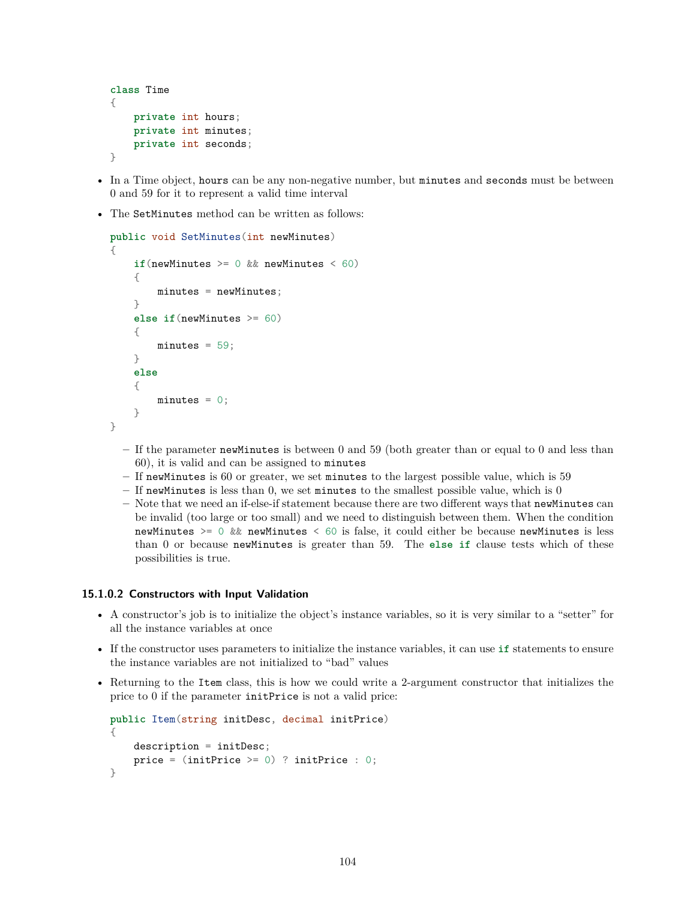```
class Time
{
    private int hours;
    private int minutes;
    private int seconds;
}
```

- In a Time object, `hours` can be any non-negative number, but `minutes` and `seconds` must be between 0 and 59 for it to represent a valid time interval
- The `SetMinutes` method can be written as follows:

```
public void SetMinutes(int newMinutes)
{
    if(newMinutes >= 0 && newMinutes < 60)
    {
        minutes = newMinutes;
    }
    else if(newMinutes >= 60)
    {
        minutes = 59;
    }
    else
    {
        minutes = 0;
    }
}
```

  - If the parameter `newMinutes` is between 0 and 59 (both greater than or equal to 0 and less than 60), it is valid and can be assigned to `minutes`
  - If `newMinutes` is 60 or greater, we set `minutes` to the largest possible value, which is 59
  - If `newMinutes` is less than 0, we set `minutes` to the smallest possible value, which is 0
  - Note that we need an if-else-if statement because there are two different ways that `newMinutes` can be invalid (too large or too small) and we need to distinguish between them. When the condition `newMinutes >= 0 && newMinutes < 60` is false, it could either be because `newMinutes` is less than 0 or because `newMinutes` is greater than 59. The **`else if`** clause tests which of these possibilities is true.

#### 15.1.0.2 Constructors with Input Validation

- A constructor's job is to initialize the object's instance variables, so it is very similar to a "setter" for all the instance variables at once
- If the constructor uses parameters to initialize the instance variables, it can use **`if`** statements to ensure the instance variables are not initialized to "bad" values
- Returning to the `Item` class, this is how we could write a 2-argument constructor that initializes the price to 0 if the parameter `initPrice` is not a valid price:

```
public Item(string initDesc, decimal initPrice)
{
    description = initDesc;
    price = (initPrice >= 0) ? initPrice : 0;
}
```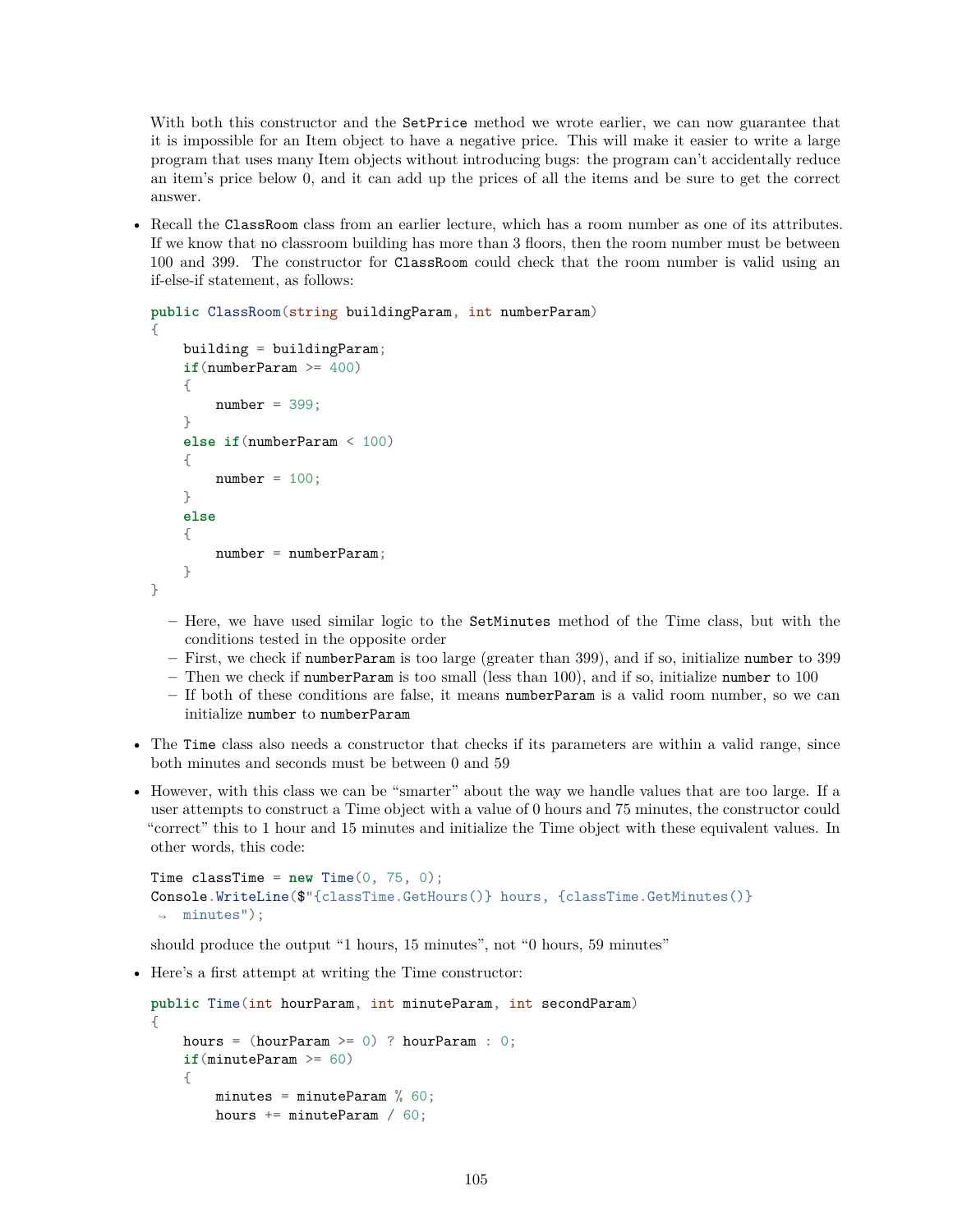With both this constructor and the `SetPrice` method we wrote earlier, we can now guarantee that it is impossible for an Item object to have a negative price. This will make it easier to write a large program that uses many Item objects without introducing bugs: the program can't accidentally reduce an item's price below 0, and it can add up the prices of all the items and be sure to get the correct answer.

- Recall the `ClassRoom` class from an earlier lecture, which has a room number as one of its attributes. If we know that no classroom building has more than 3 floors, then the room number must be between 100 and 399. The constructor for `ClassRoom` could check that the room number is valid using an if-else-if statement, as follows:

```
public ClassRoom(string buildingParam, int numberParam)
{
    building = buildingParam;
    if(numberParam >= 400)
    {
        number = 399;
    }
    else if(numberParam < 100)
    {
        number = 100;
    }
    else
    {
        number = numberParam;
    }
}
```

  - Here, we have used similar logic to the `SetMinutes` method of the Time class, but with the conditions tested in the opposite order
  - First, we check if `numberParam` is too large (greater than 399), and if so, initialize `number` to 399
  - Then we check if `numberParam` is too small (less than 100), and if so, initialize `number` to 100
  - If both of these conditions are false, it means `numberParam` is a valid room number, so we can initialize `number` to `numberParam`

- The `Time` class also needs a constructor that checks if its parameters are within a valid range, since both minutes and seconds must be between 0 and 59

- However, with this class we can be "smarter" about the way we handle values that are too large. If a user attempts to construct a Time object with a value of 0 hours and 75 minutes, the constructor could "correct" this to 1 hour and 15 minutes and initialize the Time object with these equivalent values. In other words, this code:

```
Time classTime = new Time(0, 75, 0);
Console.WriteLine($"{classTime.GetHours()} hours, {classTime.GetMinutes()}
 minutes");
```

  should produce the output "1 hours, 15 minutes", not "0 hours, 59 minutes"

- Here's a first attempt at writing the Time constructor:

```
public Time(int hourParam, int minuteParam, int secondParam)
{
    hours = (hourParam >= 0) ? hourParam : 0;
    if(minuteParam >= 60)
    {
        minutes = minuteParam % 60;
        hours += minuteParam / 60;
```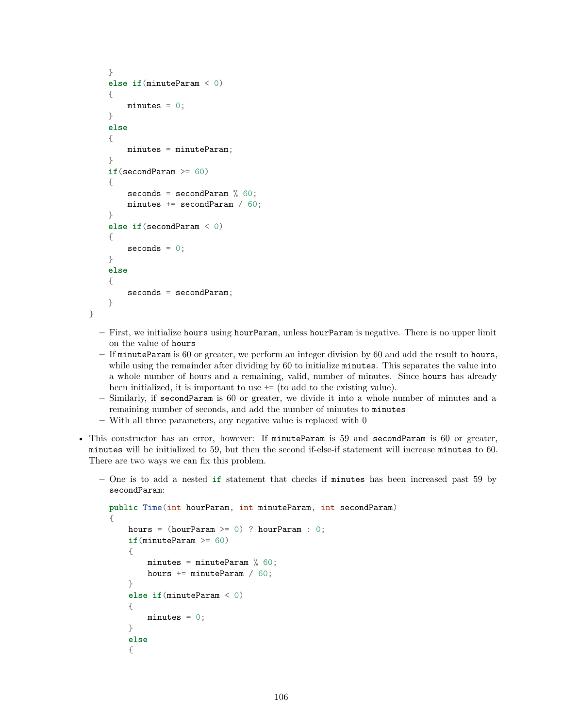```
    }
    else if(minuteParam < 0)
    {
        minutes = 0;
    }
    else
    {
        minutes = minuteParam;
    }
    if(secondParam >= 60)
    {
        seconds = secondParam % 60;
        minutes += secondParam / 60;
    }
    else if(secondParam < 0)
    {
        seconds = 0;
    }
    else
    {
        seconds = secondParam;
    }
}
```

   - First, we initialize `hours` using `hourParam`, unless `hourParam` is negative. There is no upper limit on the value of `hours`
   - If `minuteParam` is 60 or greater, we perform an integer division by 60 and add the result to `hours`, while using the remainder after dividing by 60 to initialize `minutes`. This separates the value into a whole number of hours and a remaining, valid, number of minutes. Since `hours` has already been initialized, it is important to use += (to add to the existing value).
   - Similarly, if `secondParam` is 60 or greater, we divide it into a whole number of minutes and a remaining number of seconds, and add the number of minutes to `minutes`
   - With all three parameters, any negative value is replaced with 0

- This constructor has an error, however: If `minuteParam` is 59 and `secondParam` is 60 or greater, `minutes` will be initialized to 59, but then the second if-else-if statement will increase `minutes` to 60. There are two ways we can fix this problem.
   - One is to add a nested **if** statement that checks if `minutes` has been increased past 59 by `secondParam`:

```
public Time(int hourParam, int minuteParam, int secondParam)
{
    hours = (hourParam >= 0) ? hourParam : 0;
    if(minuteParam >= 60)
    {
        minutes = minuteParam % 60;
        hours += minuteParam / 60;
    }
    else if(minuteParam < 0)
    {
        minutes = 0;
    }
    else
    {
```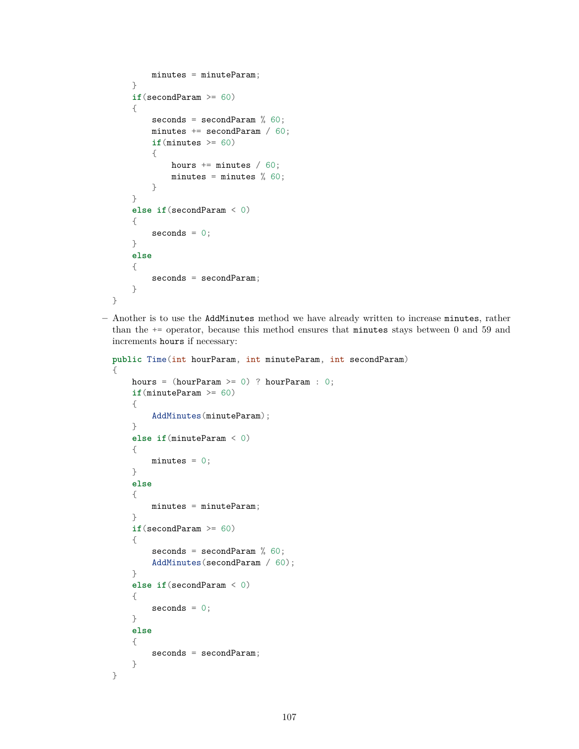```
        minutes = minuteParam;
    }
    if(secondParam >= 60)
    {
        seconds = secondParam % 60;
        minutes += secondParam / 60;
        if(minutes >= 60)
        {
            hours += minutes / 60;
            minutes = minutes % 60;
        }
    }
    else if(secondParam < 0)
    {
        seconds = 0;
    }
    else
    {
        seconds = secondParam;
    }
}
```

– Another is to use the `AddMinutes` method we have already written to increase `minutes`, rather than the `+=` operator, because this method ensures that `minutes` stays between 0 and 59 and increments `hours` if necessary:

```
public Time(int hourParam, int minuteParam, int secondParam)
{
    hours = (hourParam >= 0) ? hourParam : 0;
    if(minuteParam >= 60)
    {
        AddMinutes(minuteParam);
    }
    else if(minuteParam < 0)
    {
        minutes = 0;
    }
    else
    {
        minutes = minuteParam;
    }
    if(secondParam >= 60)
    {
        seconds = secondParam % 60;
        AddMinutes(secondParam / 60);
    }
    else if(secondParam < 0)
    {
        seconds = 0;
    }
    else
    {
        seconds = secondParam;
    }
}
```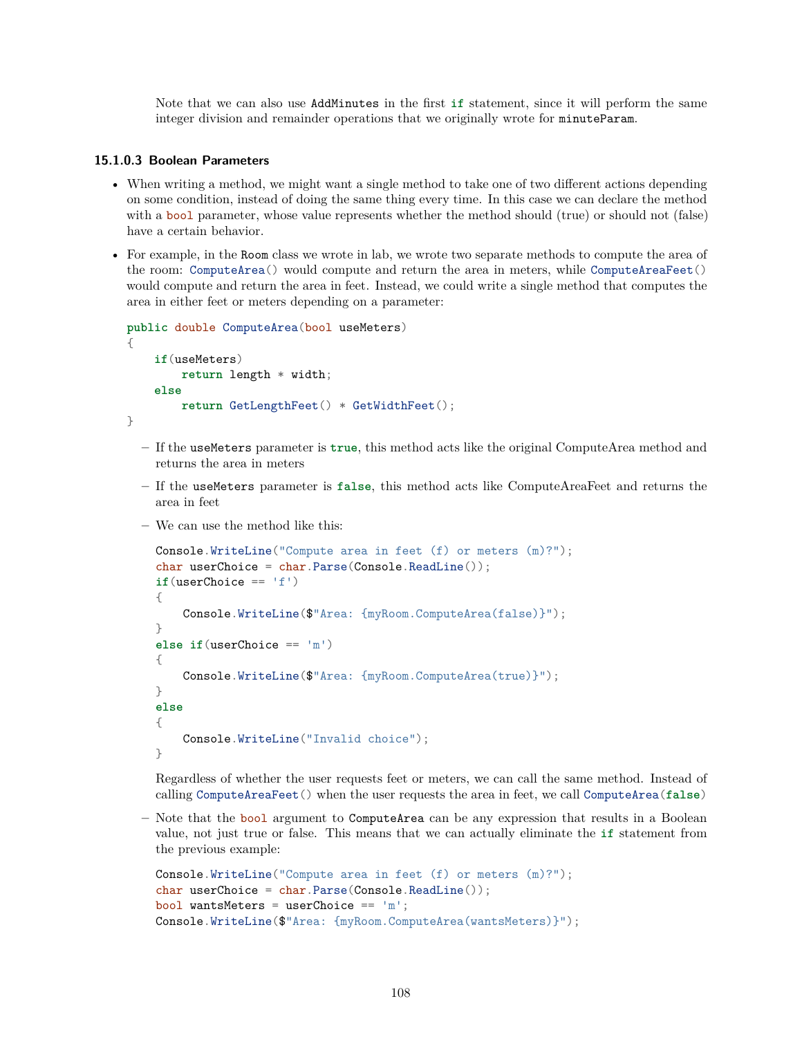Note that we can also use `AddMinutes` in the first `if` statement, since it will perform the same integer division and remainder operations that we originally wrote for `minuteParam`.

#### 15.1.0.3 Boolean Parameters

- When writing a method, we might want a single method to take one of two different actions depending on some condition, instead of doing the same thing every time. In this case we can declare the method with a `bool` parameter, whose value represents whether the method should (true) or should not (false) have a certain behavior.
- For example, in the `Room` class we wrote in lab, we wrote two separate methods to compute the area of the room: `ComputeArea()` would compute and return the area in meters, while `ComputeAreaFeet()` would compute and return the area in feet. Instead, we could write a single method that computes the area in either feet or meters depending on a parameter:

```
public double ComputeArea(bool useMeters)
{
    if(useMeters)
        return length * width;
    else
        return GetLengthFeet() * GetWidthFeet();
}
```

  - If the `useMeters` parameter is `true`, this method acts like the original ComputeArea method and returns the area in meters
  - If the `useMeters` parameter is `false`, this method acts like ComputeAreaFeet and returns the area in feet
  - We can use the method like this:

```
Console.WriteLine("Compute area in feet (f) or meters (m)?");
char userChoice = char.Parse(Console.ReadLine());
if(userChoice == 'f')
{
    Console.WriteLine($"Area: {myRoom.ComputeArea(false)}");
}
else if(userChoice == 'm')
{
    Console.WriteLine($"Area: {myRoom.ComputeArea(true)}");
}
else
{
    Console.WriteLine("Invalid choice");
}
```

    Regardless of whether the user requests feet or meters, we can call the same method. Instead of calling `ComputeAreaFeet()` when the user requests the area in feet, we call `ComputeArea(false)`

  - Note that the `bool` argument to `ComputeArea` can be any expression that results in a Boolean value, not just true or false. This means that we can actually eliminate the `if` statement from the previous example:

```
Console.WriteLine("Compute area in feet (f) or meters (m)?");
char userChoice = char.Parse(Console.ReadLine());
bool wantsMeters = userChoice == 'm';
Console.WriteLine($"Area: {myRoom.ComputeArea(wantsMeters)}");
```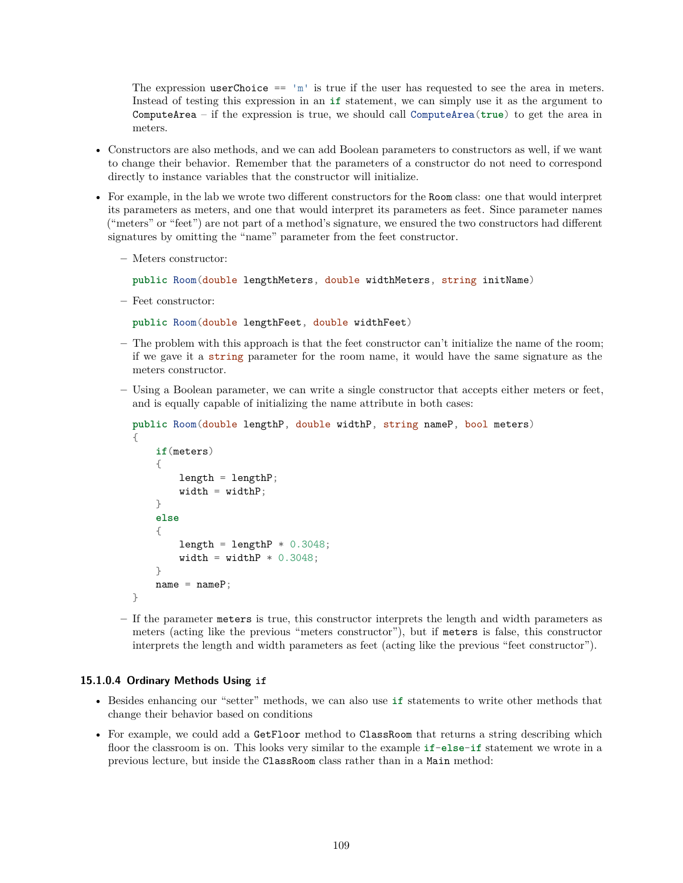The expression `userChoice == 'm'` is true if the user has requested to see the area in meters. Instead of testing this expression in an `if` statement, we can simply use it as the argument to `ComputeArea` – if the expression is true, we should call `ComputeArea(true)` to get the area in meters.

- Constructors are also methods, and we can add Boolean parameters to constructors as well, if we want to change their behavior. Remember that the parameters of a constructor do not need to correspond directly to instance variables that the constructor will initialize.
- For example, in the lab we wrote two different constructors for the `Room` class: one that would interpret its parameters as meters, and one that would interpret its parameters as feet. Since parameter names ("meters" or "feet") are not part of a method's signature, we ensured the two constructors had different signatures by omitting the "name" parameter from the feet constructor.
  - Meters constructor:

    ```
    public Room(double lengthMeters, double widthMeters, string initName)
    ```

  - Feet constructor:

    ```
    public Room(double lengthFeet, double widthFeet)
    ```

  - The problem with this approach is that the feet constructor can't initialize the name of the room; if we gave it a `string` parameter for the room name, it would have the same signature as the meters constructor.
  - Using a Boolean parameter, we can write a single constructor that accepts either meters or feet, and is equally capable of initializing the name attribute in both cases:

    ```
    public Room(double lengthP, double widthP, string nameP, bool meters)
    {
        if(meters)
        {
            length = lengthP;
            width = widthP;
        }
        else
        {
            length = lengthP * 0.3048;
            width = widthP * 0.3048;
        }
        name = nameP;
    }
    ```

  - If the parameter `meters` is true, this constructor interprets the length and width parameters as meters (acting like the previous "meters constructor"), but if `meters` is false, this constructor interprets the length and width parameters as feet (acting like the previous "feet constructor").

#### 15.1.0.4 Ordinary Methods Using `if`

- Besides enhancing our "setter" methods, we can also use `if` statements to write other methods that change their behavior based on conditions
- For example, we could add a `GetFloor` method to `ClassRoom` that returns a string describing which floor the classroom is on. This looks very similar to the example `if-else-if` statement we wrote in a previous lecture, but inside the `ClassRoom` class rather than in a `Main` method: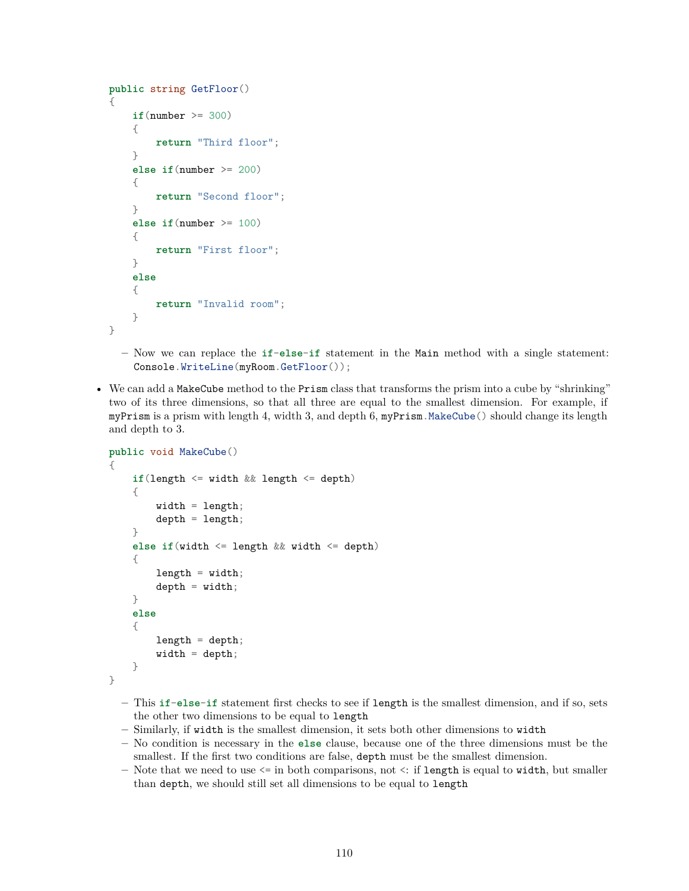```
public string GetFloor()
{
    if(number >= 300)
    {
        return "Third floor";
    }
    else if(number >= 200)
    {
        return "Second floor";
    }
    else if(number >= 100)
    {
        return "First floor";
    }
    else
    {
        return "Invalid room";
    }
}
```

  - Now we can replace the `if-else-if` statement in the `Main` method with a single statement: `Console.WriteLine(myRoom.GetFloor());`

- We can add a `MakeCube` method to the `Prism` class that transforms the prism into a cube by "shrinking" two of its three dimensions, so that all three are equal to the smallest dimension. For example, if `myPrism` is a prism with length 4, width 3, and depth 6, `myPrism.MakeCube()` should change its length and depth to 3.

```
public void MakeCube()
{
    if(length <= width && length <= depth)
    {
        width = length;
        depth = length;
    }
    else if(width <= length && width <= depth)
    {
        length = width;
        depth = width;
    }
    else
    {
        length = depth;
        width = depth;
    }
}
```

  - This `if-else-if` statement first checks to see if `length` is the smallest dimension, and if so, sets the other two dimensions to be equal to `length`
  - Similarly, if `width` is the smallest dimension, it sets both other dimensions to `width`
  - No condition is necessary in the `else` clause, because one of the three dimensions must be the smallest. If the first two conditions are false, `depth` must be the smallest dimension.
  - Note that we need to use `<=` in both comparisons, not `<`: if `length` is equal to `width`, but smaller than `depth`, we should still set all dimensions to be equal to `length`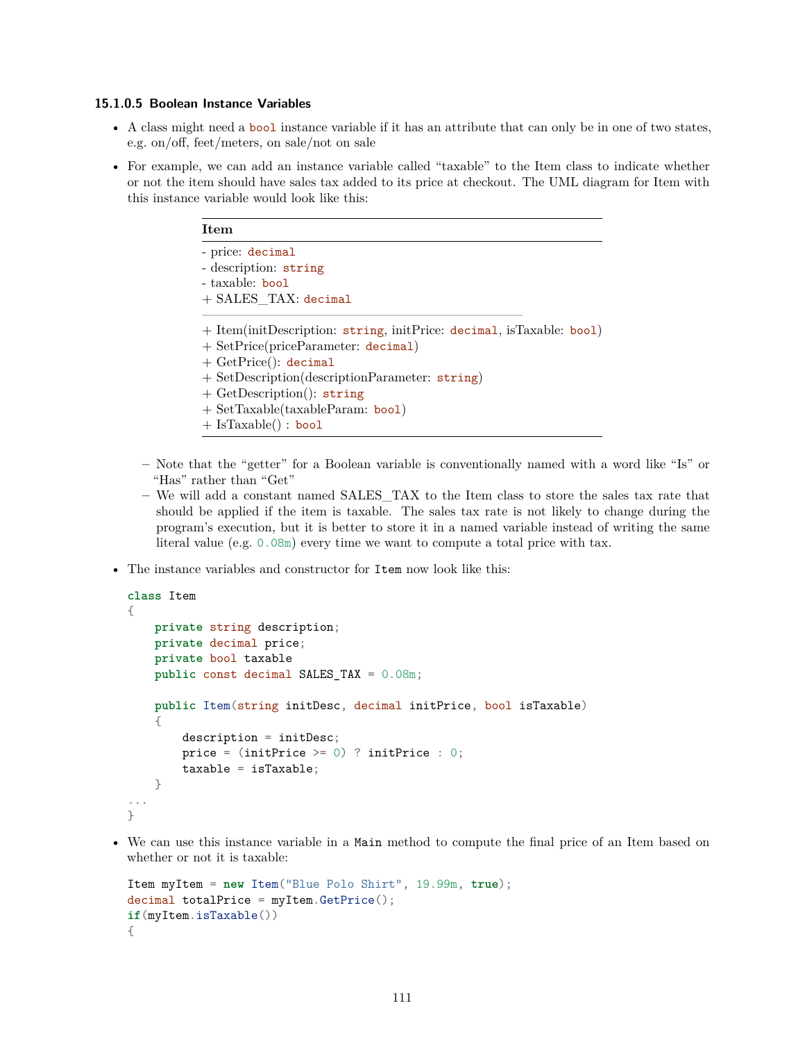#### 15.1.0.5 Boolean Instance Variables

- A class might need a `bool` instance variable if it has an attribute that can only be in one of two states, e.g. on/off, feet/meters, on sale/not on sale
- For example, we can add an instance variable called "taxable" to the Item class to indicate whether or not the item should have sales tax added to its price at checkout. The UML diagram for Item with this instance variable would look like this:

| **Item** |
|---|
| - price: `decimal`<br>- description: `string`<br>- taxable: `bool`<br>+ SALES_TAX: `decimal` |
| + Item(initDescription: `string`, initPrice: `decimal`, isTaxable: `bool`)<br>+ SetPrice(priceParameter: `decimal`)<br>+ GetPrice(): `decimal`<br>+ SetDescription(descriptionParameter: `string`)<br>+ GetDescription(): `string`<br>+ SetTaxable(taxableParam: `bool`)<br>+ IsTaxable() : `bool` |

  - Note that the "getter" for a Boolean variable is conventionally named with a word like "Is" or "Has" rather than "Get"
  - We will add a constant named SALES_TAX to the Item class to store the sales tax rate that should be applied if the item is taxable. The sales tax rate is not likely to change during the program's execution, but it is better to store it in a named variable instead of writing the same literal value (e.g. `0.08m`) every time we want to compute a total price with tax.

- The instance variables and constructor for `Item` now look like this:

```
class Item
{
    private string description;
    private decimal price;
    private bool taxable
    public const decimal SALES_TAX = 0.08m;

    public Item(string initDesc, decimal initPrice, bool isTaxable)
    {
        description = initDesc;
        price = (initPrice >= 0) ? initPrice : 0;
        taxable = isTaxable;
    }
...
}
```

- We can use this instance variable in a `Main` method to compute the final price of an Item based on whether or not it is taxable:

```
Item myItem = new Item("Blue Polo Shirt", 19.99m, true);
decimal totalPrice = myItem.GetPrice();
if(myItem.isTaxable())
{
```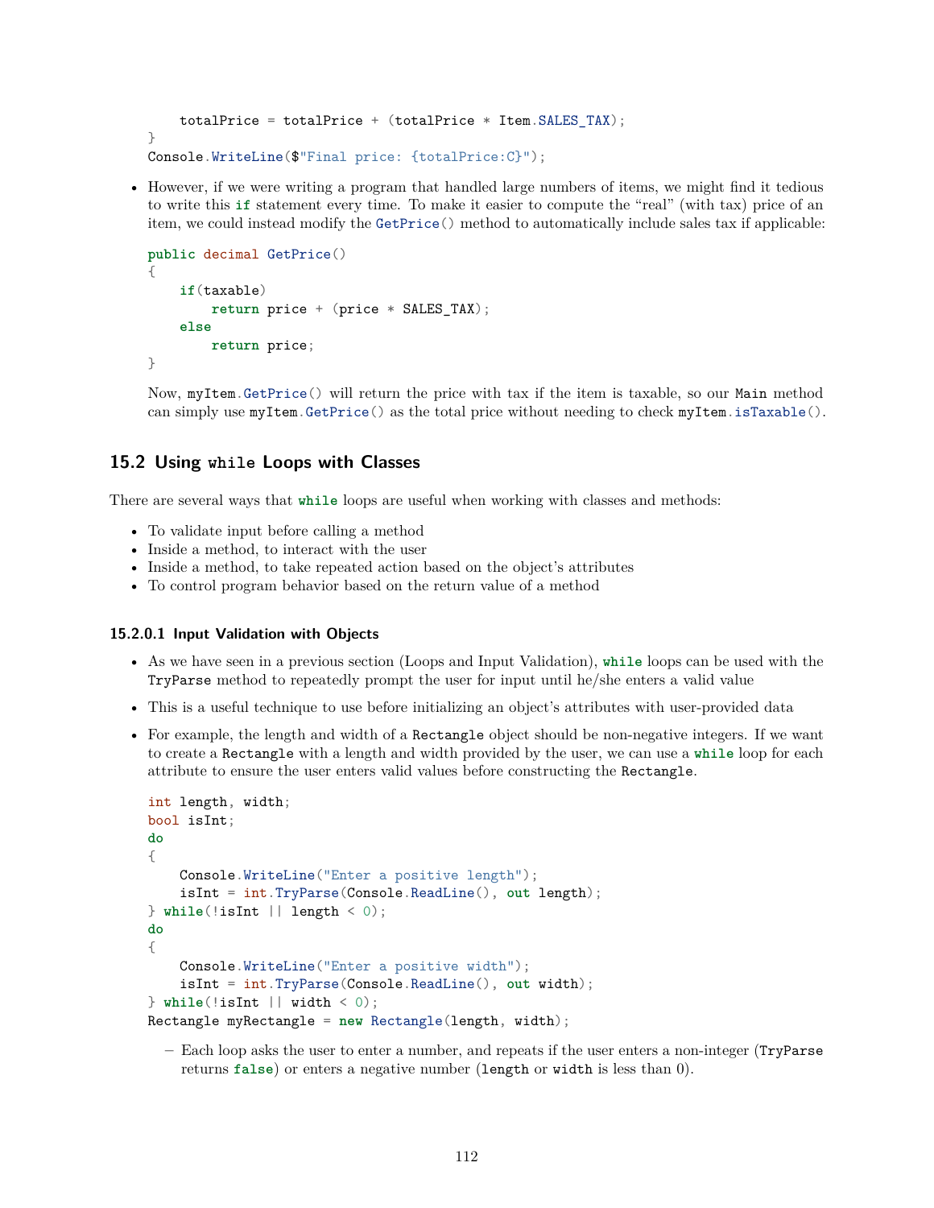```
    totalPrice = totalPrice + (totalPrice * Item.SALES_TAX);
}
Console.WriteLine($"Final price: {totalPrice:C}");
```

- However, if we were writing a program that handled large numbers of items, we might find it tedious to write this `if` statement every time. To make it easier to compute the "real" (with tax) price of an item, we could instead modify the `GetPrice()` method to automatically include sales tax if applicable:

```
public decimal GetPrice()
{
    if(taxable)
        return price + (price * SALES_TAX);
    else
        return price;
}
```

  Now, `myItem.GetPrice()` will return the price with tax if the item is taxable, so our `Main` method can simply use `myItem.GetPrice()` as the total price without needing to check `myItem.isTaxable()`.

## 15.2 Using `while` Loops with Classes

There are several ways that `while` loops are useful when working with classes and methods:

- To validate input before calling a method
- Inside a method, to interact with the user
- Inside a method, to take repeated action based on the object's attributes
- To control program behavior based on the return value of a method

#### 15.2.0.1 Input Validation with Objects

- As we have seen in a previous section (Loops and Input Validation), `while` loops can be used with the `TryParse` method to repeatedly prompt the user for input until he/she enters a valid value
- This is a useful technique to use before initializing an object's attributes with user-provided data
- For example, the length and width of a `Rectangle` object should be non-negative integers. If we want to create a `Rectangle` with a length and width provided by the user, we can use a `while` loop for each attribute to ensure the user enters valid values before constructing the `Rectangle`.

```
int length, width;
bool isInt;
do
{
    Console.WriteLine("Enter a positive length");
    isInt = int.TryParse(Console.ReadLine(), out length);
} while(!isInt || length < 0);
do
{
    Console.WriteLine("Enter a positive width");
    isInt = int.TryParse(Console.ReadLine(), out width);
} while(!isInt || width < 0);
Rectangle myRectangle = new Rectangle(length, width);
```

  - Each loop asks the user to enter a number, and repeats if the user enters a non-integer (`TryParse` returns `false`) or enters a negative number (`length` or `width` is less than 0).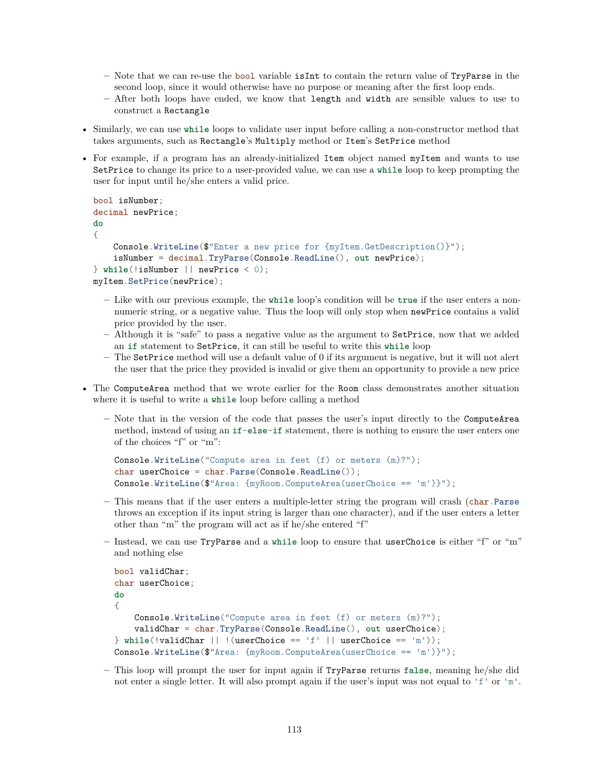- Note that we can re-use the `bool` variable `isInt` to contain the return value of `TryParse` in the second loop, since it would otherwise have no purpose or meaning after the first loop ends.
  - After both loops have ended, we know that `length` and `width` are sensible values to use to construct a `Rectangle`

- Similarly, we can use `while` loops to validate user input before calling a non-constructor method that takes arguments, such as `Rectangle`'s `Multiply` method or `Item`'s `SetPrice` method

- For example, if a program has an already-initialized `Item` object named `myItem` and wants to use `SetPrice` to change its price to a user-provided value, we can use a `while` loop to keep prompting the user for input until he/she enters a valid price.

```
bool isNumber;
decimal newPrice;
do
{
    Console.WriteLine($"Enter a new price for {myItem.GetDescription()}");
    isNumber = decimal.TryParse(Console.ReadLine(), out newPrice);
} while(!isNumber || newPrice < 0);
myItem.SetPrice(newPrice);
```

  - Like with our previous example, the `while` loop's condition will be `true` if the user enters a non-numeric string, or a negative value. Thus the loop will only stop when `newPrice` contains a valid price provided by the user.
  - Although it is "safe" to pass a negative value as the argument to `SetPrice`, now that we added an `if` statement to `SetPrice`, it can still be useful to write this `while` loop
  - The `SetPrice` method will use a default value of 0 if its argument is negative, but it will not alert the user that the price they provided is invalid or give them an opportunity to provide a new price

- The `ComputeArea` method that we wrote earlier for the `Room` class demonstrates another situation where it is useful to write a `while` loop before calling a method

  - Note that in the version of the code that passes the user's input directly to the `ComputeArea` method, instead of using an `if-else-if` statement, there is nothing to ensure the user enters one of the choices "f" or "m":

    ```
    Console.WriteLine("Compute area in feet (f) or meters (m)?");
    char userChoice = char.Parse(Console.ReadLine());
    Console.WriteLine($"Area: {myRoom.ComputeArea(userChoice == 'm')}");
    ```

  - This means that if the user enters a multiple-letter string the program will crash (`char.Parse` throws an exception if its input string is larger than one character), and if the user enters a letter other than "m" the program will act as if he/she entered "f"

  - Instead, we can use `TryParse` and a `while` loop to ensure that `userChoice` is either "f" or "m" and nothing else

    ```
    bool validChar;
    char userChoice;
    do
    {
        Console.WriteLine("Compute area in feet (f) or meters (m)?");
        validChar = char.TryParse(Console.ReadLine(), out userChoice);
    } while(!validChar || !(userChoice == 'f' || userChoice == 'm'));
    Console.WriteLine($"Area: {myRoom.ComputeArea(userChoice == 'm')}");
    ```

  - This loop will prompt the user for input again if `TryParse` returns `false`, meaning he/she did not enter a single letter. It will also prompt again if the user's input was not equal to `'f'` or `'m'`.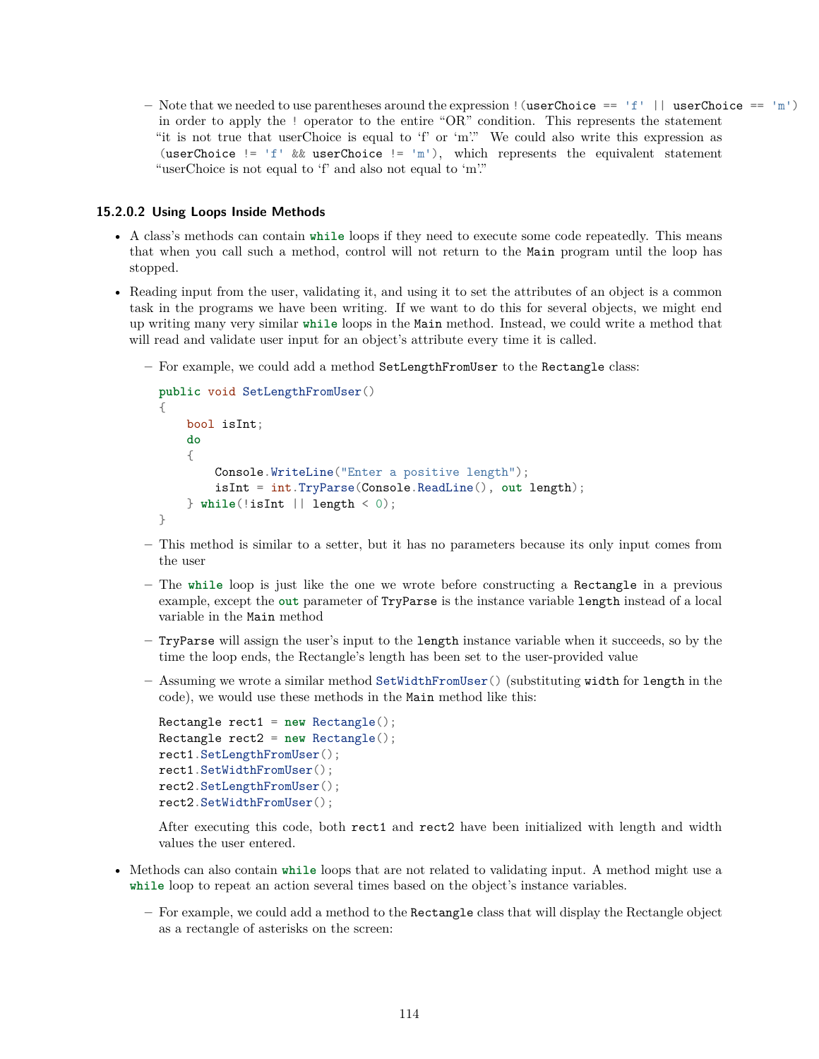- Note that we needed to use parentheses around the expression `!(userChoice == 'f' || userChoice == 'm')` in order to apply the `!` operator to the entire "OR" condition. This represents the statement "it is not true that userChoice is equal to 'f' or 'm'." We could also write this expression as `(userChoice != 'f' && userChoice != 'm')`, which represents the equivalent statement "userChoice is not equal to 'f' and also not equal to 'm'."

#### 15.2.0.2 Using Loops Inside Methods

- A class's methods can contain `while` loops if they need to execute some code repeatedly. This means that when you call such a method, control will not return to the `Main` program until the loop has stopped.
- Reading input from the user, validating it, and using it to set the attributes of an object is a common task in the programs we have been writing. If we want to do this for several objects, we might end up writing many very similar `while` loops in the `Main` method. Instead, we could write a method that will read and validate user input for an object's attribute every time it is called.
  - For example, we could add a method `SetLengthFromUser` to the `Rectangle` class:

    ```
    public void SetLengthFromUser()
    {
        bool isInt;
        do
        {
            Console.WriteLine("Enter a positive length");
            isInt = int.TryParse(Console.ReadLine(), out length);
        } while(!isInt || length < 0);
    }
    ```

  - This method is similar to a setter, but it has no parameters because its only input comes from the user
  - The `while` loop is just like the one we wrote before constructing a `Rectangle` in a previous example, except the `out` parameter of `TryParse` is the instance variable `length` instead of a local variable in the `Main` method
  - `TryParse` will assign the user's input to the `length` instance variable when it succeeds, so by the time the loop ends, the Rectangle's length has been set to the user-provided value
  - Assuming we wrote a similar method `SetWidthFromUser()` (substituting `width` for `length` in the code), we would use these methods in the `Main` method like this:

    ```
    Rectangle rect1 = new Rectangle();
    Rectangle rect2 = new Rectangle();
    rect1.SetLengthFromUser();
    rect1.SetWidthFromUser();
    rect2.SetLengthFromUser();
    rect2.SetWidthFromUser();
    ```

    After executing this code, both `rect1` and `rect2` have been initialized with length and width values the user entered.

- Methods can also contain `while` loops that are not related to validating input. A method might use a `while` loop to repeat an action several times based on the object's instance variables.
  - For example, we could add a method to the `Rectangle` class that will display the Rectangle object as a rectangle of asterisks on the screen: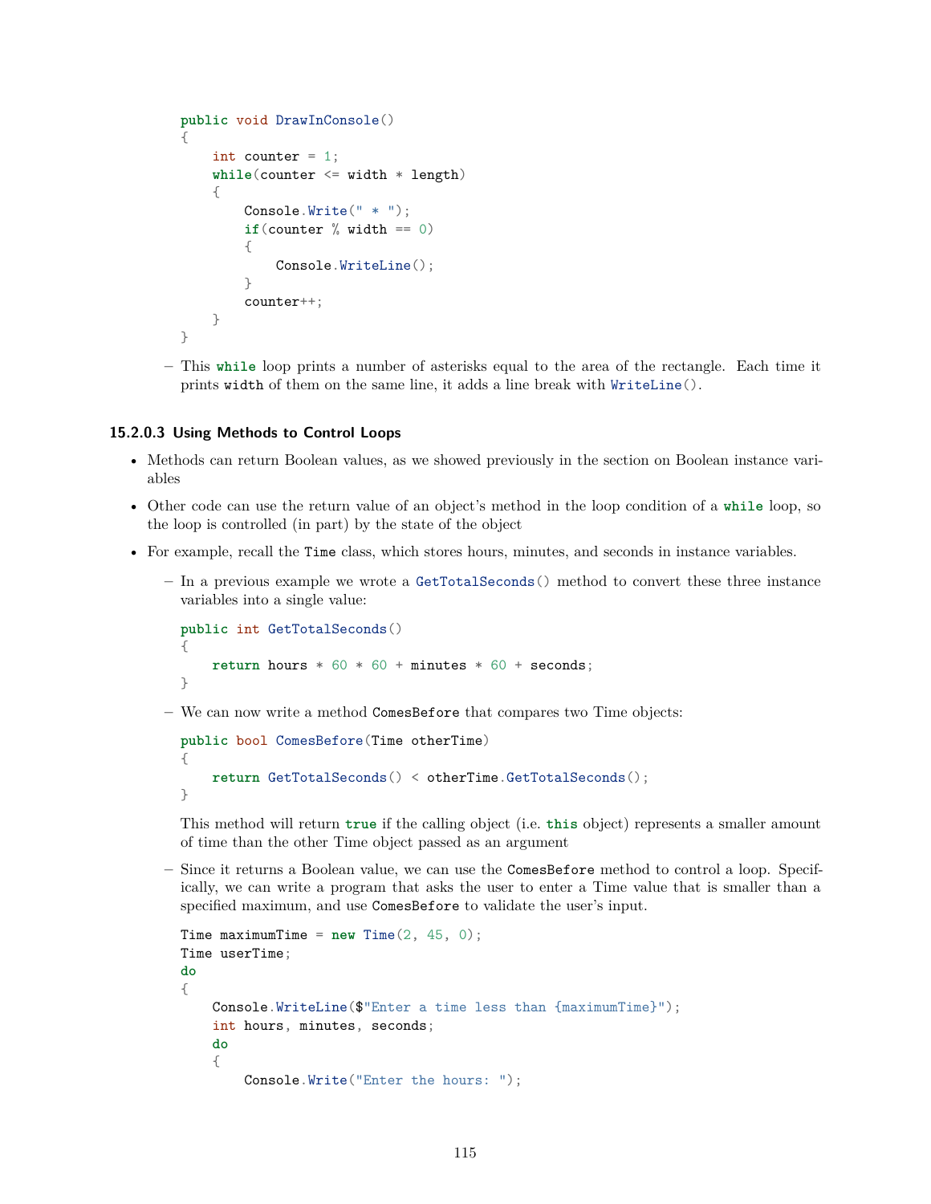```
public void DrawInConsole()
{
    int counter = 1;
    while(counter <= width * length)
    {
        Console.Write(" * ");
        if(counter % width == 0)
        {
            Console.WriteLine();
        }
        counter++;
    }
}
```

  - This `while` loop prints a number of asterisks equal to the area of the rectangle. Each time it prints `width` of them on the same line, it adds a line break with `WriteLine()`.

#### 15.2.0.3 Using Methods to Control Loops

- Methods can return Boolean values, as we showed previously in the section on Boolean instance variables
- Other code can use the return value of an object's method in the loop condition of a `while` loop, so the loop is controlled (in part) by the state of the object
- For example, recall the `Time` class, which stores hours, minutes, and seconds in instance variables.
  - In a previous example we wrote a `GetTotalSeconds()` method to convert these three instance variables into a single value:

    ```
    public int GetTotalSeconds()
    {
        return hours * 60 * 60 + minutes * 60 + seconds;
    }
    ```

  - We can now write a method `ComesBefore` that compares two Time objects:

    ```
    public bool ComesBefore(Time otherTime)
    {
        return GetTotalSeconds() < otherTime.GetTotalSeconds();
    }
    ```

    This method will return `true` if the calling object (i.e. `this` object) represents a smaller amount of time than the other Time object passed as an argument

  - Since it returns a Boolean value, we can use the `ComesBefore` method to control a loop. Specifically, we can write a program that asks the user to enter a Time value that is smaller than a specified maximum, and use `ComesBefore` to validate the user's input.

    ```
    Time maximumTime = new Time(2, 45, 0);
    Time userTime;
    do
    {
        Console.WriteLine($"Enter a time less than {maximumTime}");
        int hours, minutes, seconds;
        do
        {
            Console.Write("Enter the hours: ");
    ```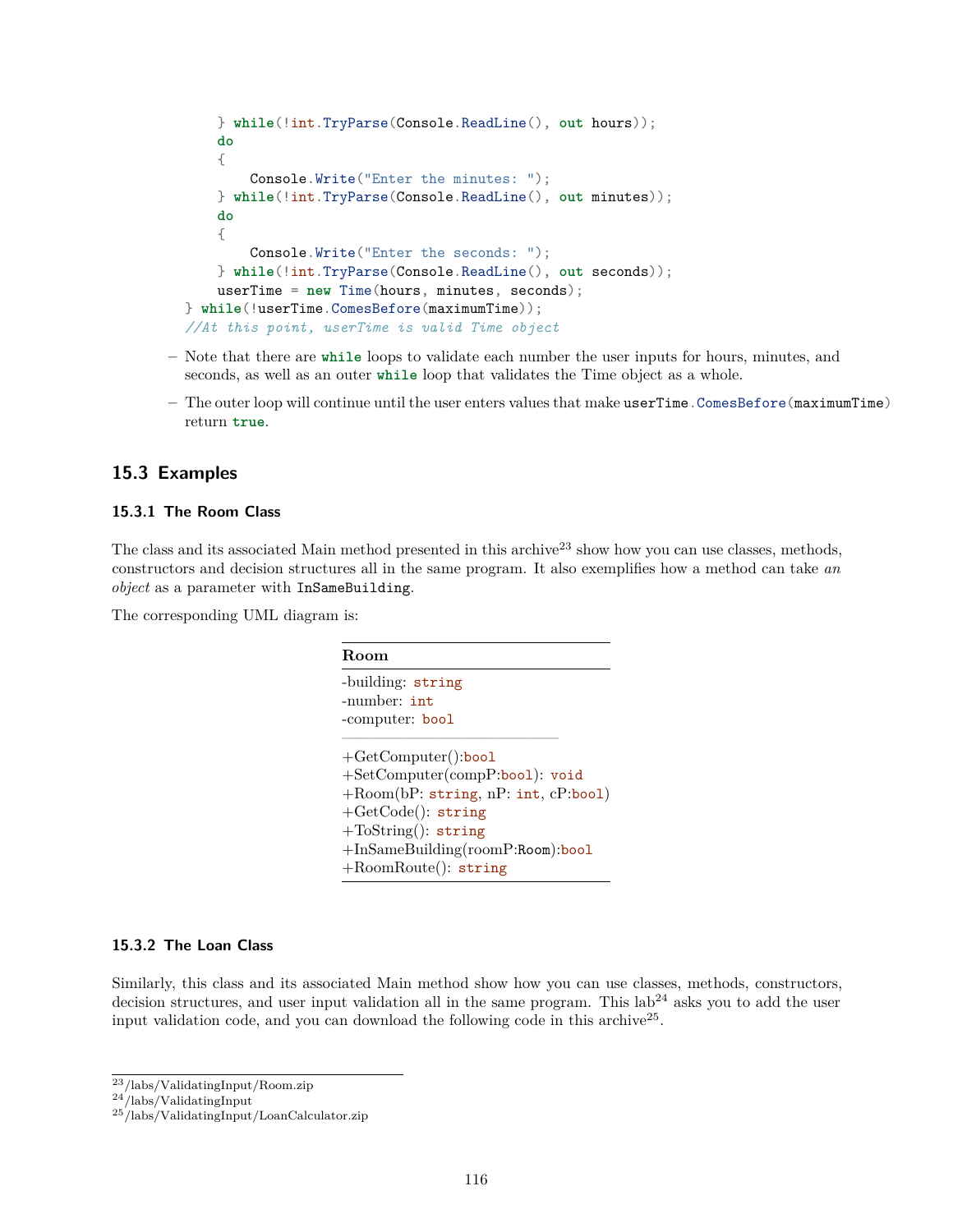```
    } while(!int.TryParse(Console.ReadLine(), out hours));
    do
    {
        Console.Write("Enter the minutes: ");
    } while(!int.TryParse(Console.ReadLine(), out minutes));
    do
    {
        Console.Write("Enter the seconds: ");
    } while(!int.TryParse(Console.ReadLine(), out seconds));
    userTime = new Time(hours, minutes, seconds);
} while(!userTime.ComesBefore(maximumTime));
//At this point, userTime is valid Time object
```

- Note that there are `while` loops to validate each number the user inputs for hours, minutes, and seconds, as well as an outer `while` loop that validates the Time object as a whole.
- The outer loop will continue until the user enters values that make `userTime.ComesBefore(maximumTime)` return `true`.

## 15.3 Examples

### 15.3.1 The Room Class

The class and its associated Main method presented in this archive[23] show how you can use classes, methods, constructors and decision structures all in the same program. It also exemplifies how a method can take *an object* as a parameter with `InSameBuilding`.

The corresponding UML diagram is:

| Room |
|---|
| -building: string<br>-number: int<br>-computer: bool |
| +GetComputer():bool<br>+SetComputer(compP:bool): void<br>+Room(bP: string, nP: int, cP:bool)<br>+GetCode(): string<br>+ToString(): string<br>+InSameBuilding(roomP:Room):bool<br>+RoomRoute(): string |

### 15.3.2 The Loan Class

Similarly, this class and its associated Main method show how you can use classes, methods, constructors, decision structures, and user input validation all in the same program. This lab[24] asks you to add the user input validation code, and you can download the following code in this archive[25].

[23] /labs/ValidatingInput/Room.zip
[24] /labs/ValidatingInput
[25] /labs/ValidatingInput/LoanCalculator.zip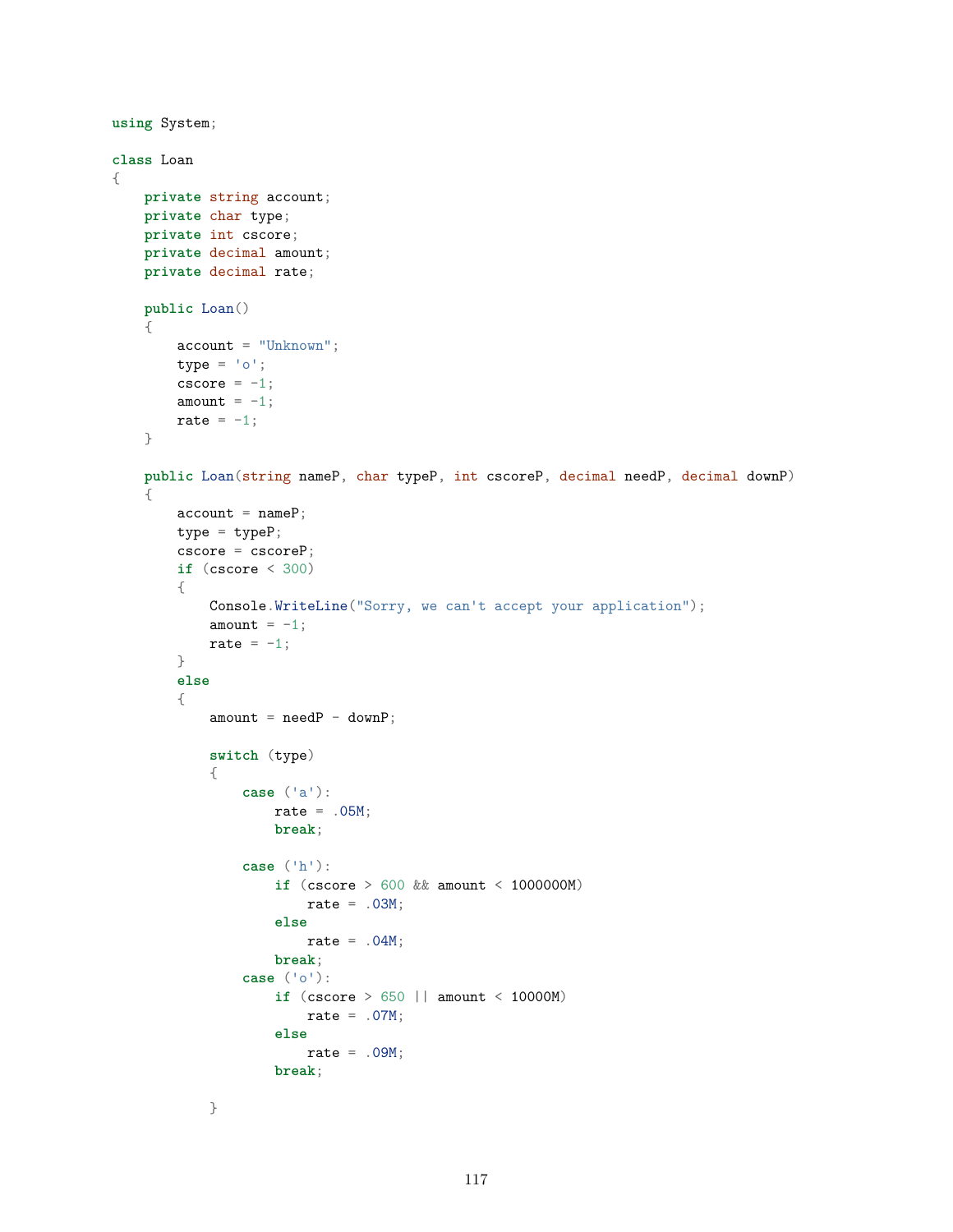```
using System;

class Loan
{
    private string account;
    private char type;
    private int cscore;
    private decimal amount;
    private decimal rate;

    public Loan()
    {
        account = "Unknown";
        type = 'o';
        cscore = -1;
        amount = -1;
        rate = -1;
    }

    public Loan(string nameP, char typeP, int cscoreP, decimal needP, decimal downP)
    {
        account = nameP;
        type = typeP;
        cscore = cscoreP;
        if (cscore < 300)
        {
            Console.WriteLine("Sorry, we can't accept your application");
            amount = -1;
            rate = -1;
        }
        else
        {
            amount = needP - downP;

            switch (type)
            {
                case ('a'):
                    rate = .05M;
                    break;

                case ('h'):
                    if (cscore > 600 && amount < 1000000M)
                        rate = .03M;
                    else
                        rate = .04M;
                    break;
                case ('o'):
                    if (cscore > 650 || amount < 10000M)
                        rate = .07M;
                    else
                        rate = .09M;
                    break;

            }
```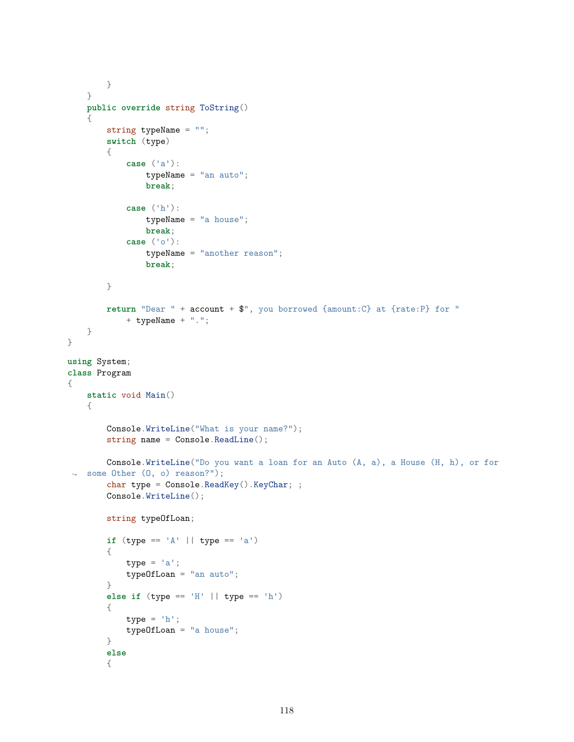```
        }
    }
    public override string ToString()
    {
        string typeName = "";
        switch (type)
        {
            case ('a'):
                typeName = "an auto";
                break;

            case ('h'):
                typeName = "a house";
                break;
            case ('o'):
                typeName = "another reason";
                break;

        }

        return "Dear " + account + $", you borrowed {amount:C} at {rate:P} for "
            + typeName + ".";
    }
}

using System;
class Program
{
    static void Main()
    {

        Console.WriteLine("What is your name?");
        string name = Console.ReadLine();

        Console.WriteLine("Do you want a loan for an Auto (A, a), a House (H, h), or for
 ↪  some Other (O, o) reason?");
        char type = Console.ReadKey().KeyChar; ;
        Console.WriteLine();

        string typeOfLoan;

        if (type == 'A' || type == 'a')
        {
            type = 'a';
            typeOfLoan = "an auto";
        }
        else if (type == 'H' || type == 'h')
        {
            type = 'h';
            typeOfLoan = "a house";
        }
        else
        {
```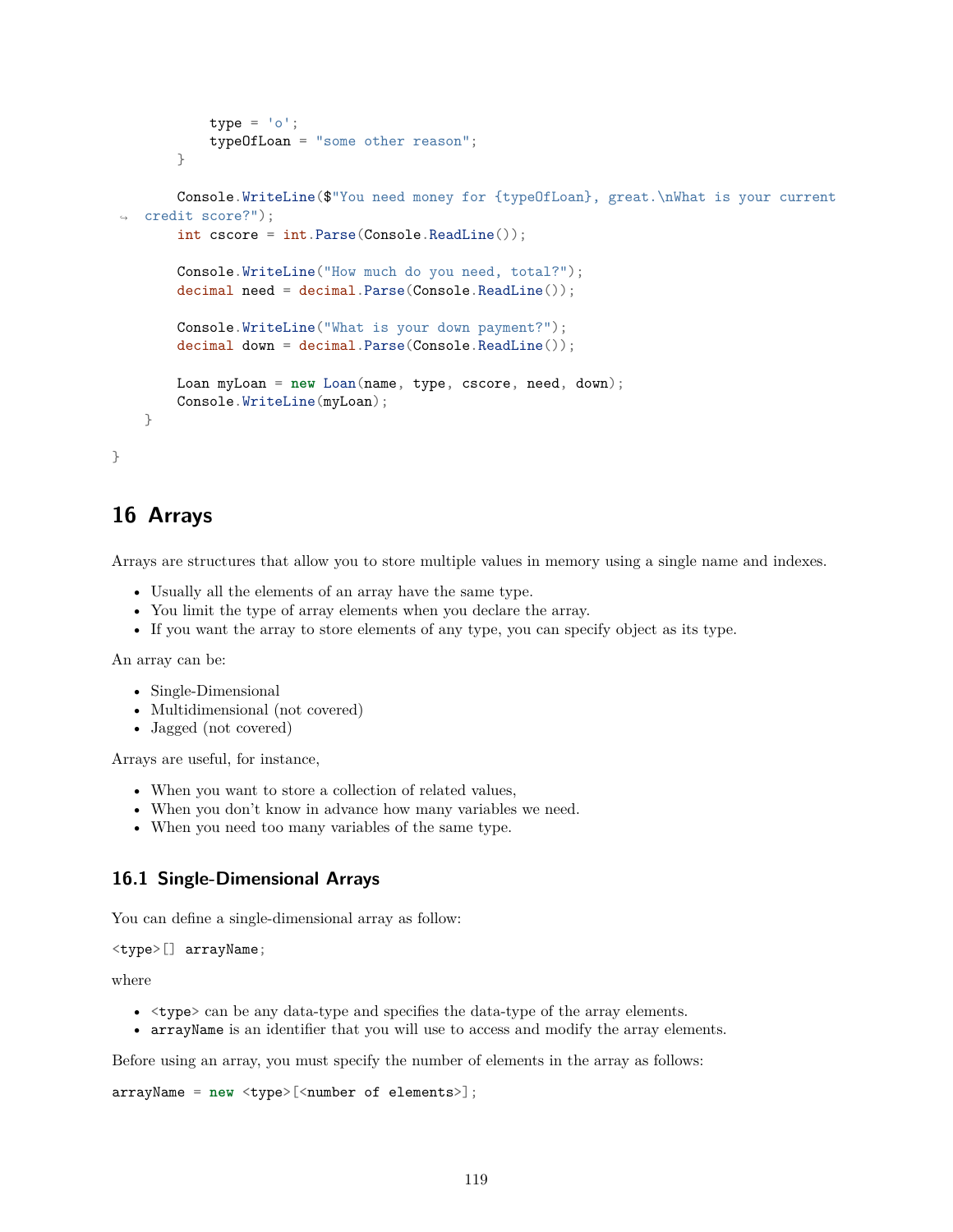```
            type = 'o';
            typeOfLoan = "some other reason";
        }

        Console.WriteLine($"You need money for {typeOfLoan}, great.\nWhat is your current credit score?");
        int cscore = int.Parse(Console.ReadLine());

        Console.WriteLine("How much do you need, total?");
        decimal need = decimal.Parse(Console.ReadLine());

        Console.WriteLine("What is your down payment?");
        decimal down = decimal.Parse(Console.ReadLine());

        Loan myLoan = new Loan(name, type, cscore, need, down);
        Console.WriteLine(myLoan);
    }

}
```

# 16 Arrays

Arrays are structures that allow you to store multiple values in memory using a single name and indexes.

- Usually all the elements of an array have the same type.
- You limit the type of array elements when you declare the array.
- If you want the array to store elements of any type, you can specify object as its type.

An array can be:

- Single-Dimensional
- Multidimensional (not covered)
- Jagged (not covered)

Arrays are useful, for instance,

- When you want to store a collection of related values,
- When you don't know in advance how many variables we need.
- When you need too many variables of the same type.

## 16.1 Single-Dimensional Arrays

You can define a single-dimensional array as follow:

```
<type>[] arrayName;
```

where

- `<type>` can be any data-type and specifies the data-type of the array elements.
- `arrayName` is an identifier that you will use to access and modify the array elements.

Before using an array, you must specify the number of elements in the array as follows:

```
arrayName = new <type>[<number of elements>];
```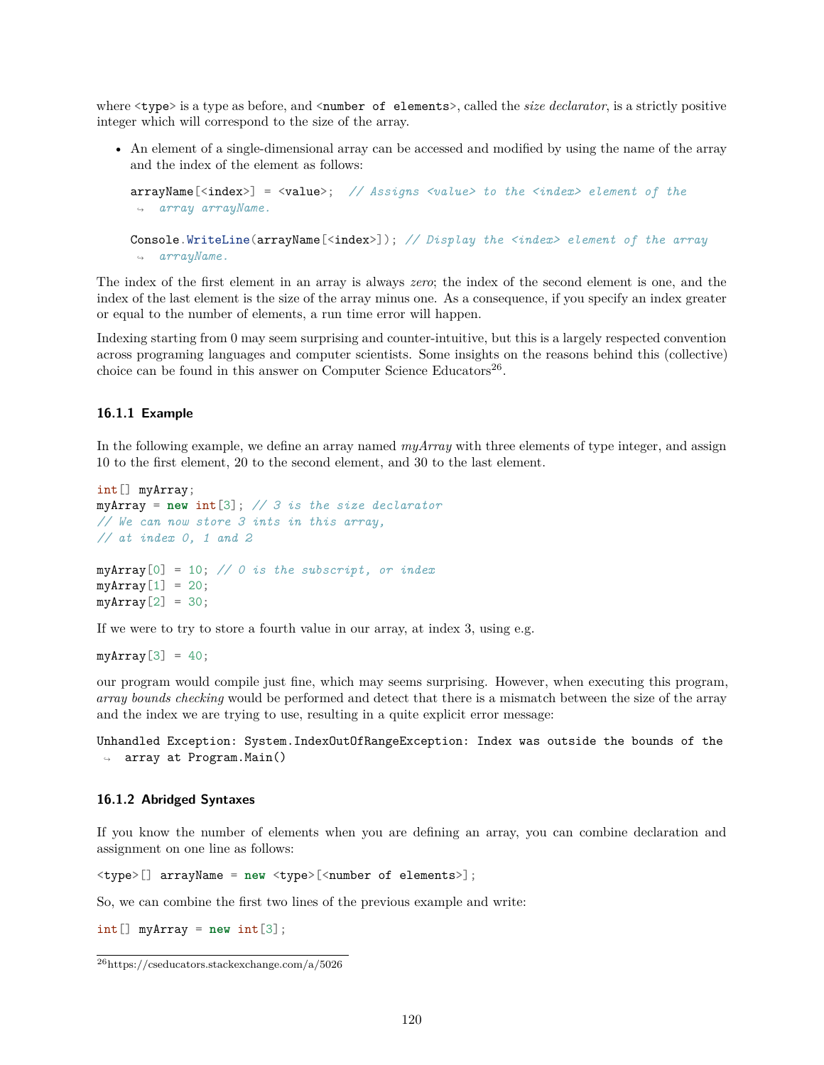where `<type>` is a type as before, and `<number of elements>`, called the *size declarator*, is a strictly positive integer which will correspond to the size of the array.

- An element of a single-dimensional array can be accessed and modified by using the name of the array and the index of the element as follows:

  ```
  arrayName[<index>] = <value>;  // Assigns <value> to the <index> element of the array arrayName.

  Console.WriteLine(arrayName[<index>]); // Display the <index> element of the array arrayName.
  ```

The index of the first element in an array is always *zero*; the index of the second element is one, and the index of the last element is the size of the array minus one. As a consequence, if you specify an index greater or equal to the number of elements, a run time error will happen.

Indexing starting from 0 may seem surprising and counter-intuitive, but this is a largely respected convention across programing languages and computer scientists. Some insights on the reasons behind this (collective) choice can be found in this answer on Computer Science Educators[26].

### 16.1.1 Example

In the following example, we define an array named *myArray* with three elements of type integer, and assign 10 to the first element, 20 to the second element, and 30 to the last element.

```
int[] myArray;
myArray = new int[3]; // 3 is the size declarator
// We can now store 3 ints in this array,
// at index 0, 1 and 2

myArray[0] = 10; // 0 is the subscript, or index
myArray[1] = 20;
myArray[2] = 30;
```

If we were to try to store a fourth value in our array, at index 3, using e.g.

```
myArray[3] = 40;
```

our program would compile just fine, which may seems surprising. However, when executing this program, *array bounds checking* would be performed and detect that there is a mismatch between the size of the array and the index we are trying to use, resulting in a quite explicit error message:

```
Unhandled Exception: System.IndexOutOfRangeException: Index was outside the bounds of the array at Program.Main()
```

### 16.1.2 Abridged Syntaxes

If you know the number of elements when you are defining an array, you can combine declaration and assignment on one line as follows:

```
<type>[] arrayName = new <type>[<number of elements>];
```

So, we can combine the first two lines of the previous example and write:

```
int[] myArray = new int[3];
```

[26] https://cseducators.stackexchange.com/a/5026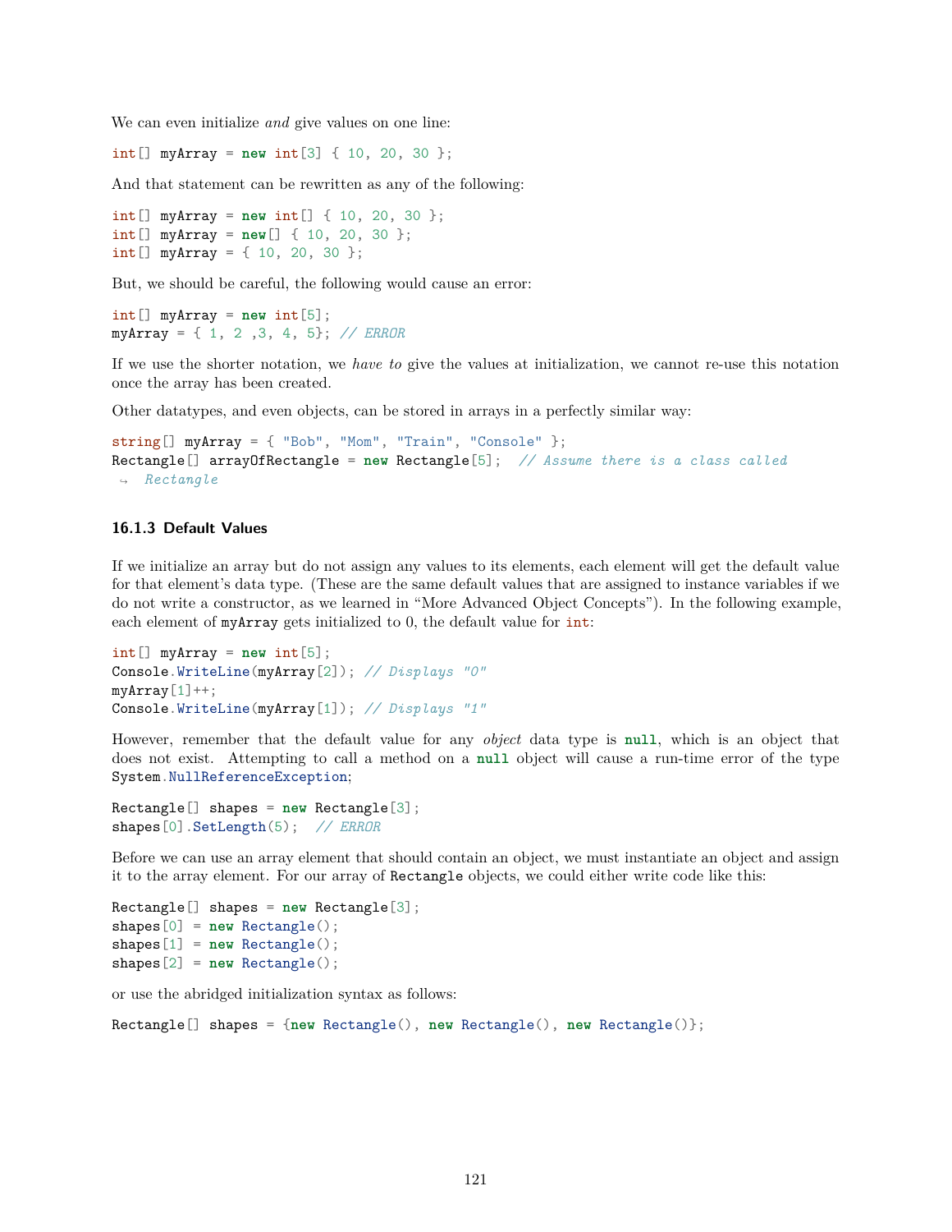We can even initialize *and* give values on one line:

```
int[] myArray = new int[3] { 10, 20, 30 };
```

And that statement can be rewritten as any of the following:

```
int[] myArray = new int[] { 10, 20, 30 };
int[] myArray = new[] { 10, 20, 30 };
int[] myArray = { 10, 20, 30 };
```

But, we should be careful, the following would cause an error:

```
int[] myArray = new int[5];
myArray = { 1, 2 ,3, 4, 5}; // ERROR
```

If we use the shorter notation, we *have to* give the values at initialization, we cannot re-use this notation once the array has been created.

Other datatypes, and even objects, can be stored in arrays in a perfectly similar way:

```
string[] myArray = { "Bob", "Mom", "Train", "Console" };
Rectangle[] arrayOfRectangle = new Rectangle[5];  // Assume there is a class called
 ↪  Rectangle
```

### 16.1.3 Default Values

If we initialize an array but do not assign any values to its elements, each element will get the default value for that element's data type. (These are the same default values that are assigned to instance variables if we do not write a constructor, as we learned in "More Advanced Object Concepts"). In the following example, each element of `myArray` gets initialized to 0, the default value for `int`:

```
int[] myArray = new int[5];
Console.WriteLine(myArray[2]); // Displays "0"
myArray[1]++;
Console.WriteLine(myArray[1]); // Displays "1"
```

However, remember that the default value for any *object* data type is `null`, which is an object that does not exist. Attempting to call a method on a `null` object will cause a run-time error of the type `System.NullReferenceException`;

```
Rectangle[] shapes = new Rectangle[3];
shapes[0].SetLength(5);  // ERROR
```

Before we can use an array element that should contain an object, we must instantiate an object and assign it to the array element. For our array of `Rectangle` objects, we could either write code like this:

```
Rectangle[] shapes = new Rectangle[3];
shapes[0] = new Rectangle();
shapes[1] = new Rectangle();
shapes[2] = new Rectangle();
```

or use the abridged initialization syntax as follows:

```
Rectangle[] shapes = {new Rectangle(), new Rectangle(), new Rectangle()};
```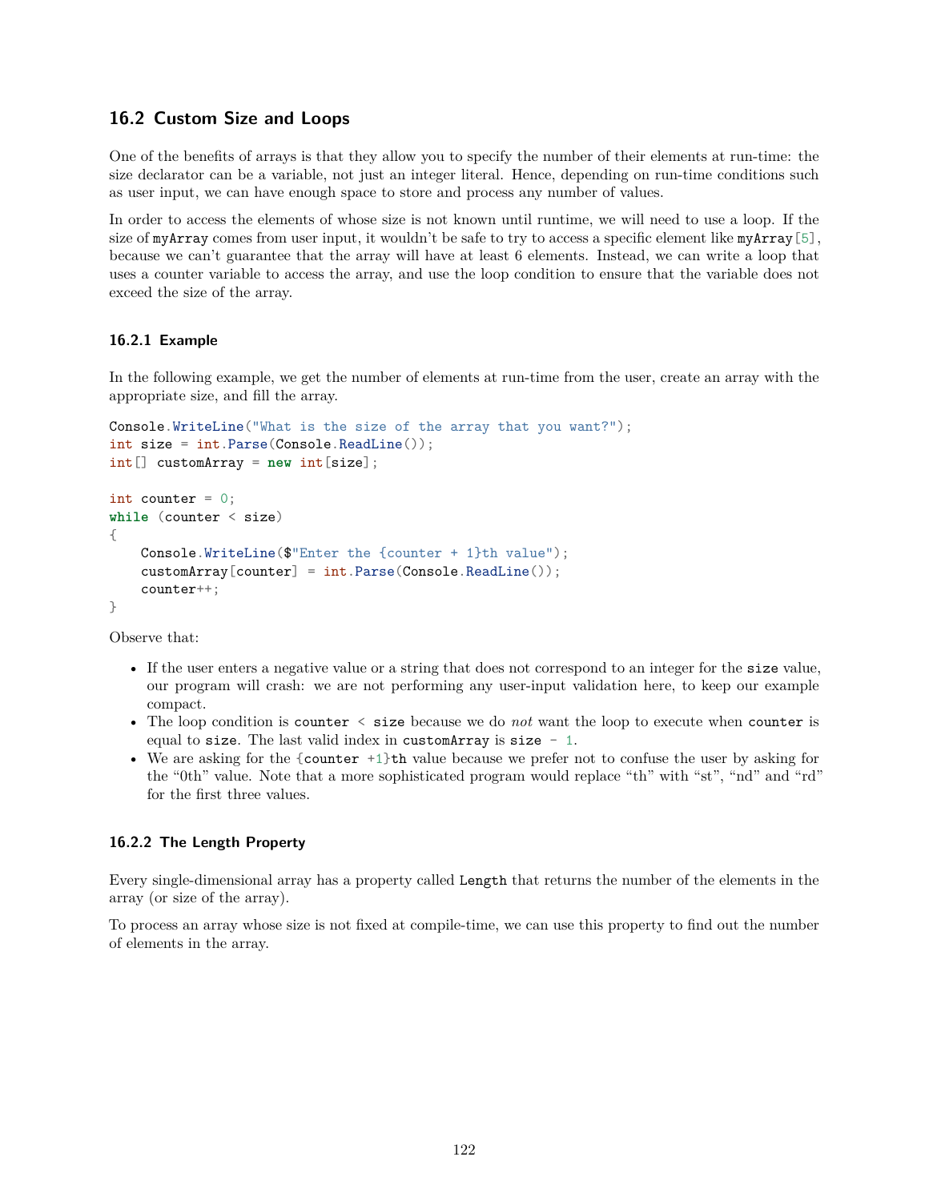## 16.2 Custom Size and Loops

One of the benefits of arrays is that they allow you to specify the number of their elements at run-time: the size declarator can be a variable, not just an integer literal. Hence, depending on run-time conditions such as user input, we can have enough space to store and process any number of values.

In order to access the elements of whose size is not known until runtime, we will need to use a loop. If the size of `myArray` comes from user input, it wouldn't be safe to try to access a specific element like `myArray[5]`, because we can't guarantee that the array will have at least 6 elements. Instead, we can write a loop that uses a counter variable to access the array, and use the loop condition to ensure that the variable does not exceed the size of the array.

### 16.2.1 Example

In the following example, we get the number of elements at run-time from the user, create an array with the appropriate size, and fill the array.

```
Console.WriteLine("What is the size of the array that you want?");
int size = int.Parse(Console.ReadLine());
int[] customArray = new int[size];

int counter = 0;
while (counter < size)
{
    Console.WriteLine($"Enter the {counter + 1}th value");
    customArray[counter] = int.Parse(Console.ReadLine());
    counter++;
}
```

Observe that:

- If the user enters a negative value or a string that does not correspond to an integer for the `size` value, our program will crash: we are not performing any user-input validation here, to keep our example compact.
- The loop condition is `counter < size` because we do *not* want the loop to execute when `counter` is equal to `size`. The last valid index in `customArray` is `size - 1`.
- We are asking for the `{counter +1}th` value because we prefer not to confuse the user by asking for the "0th" value. Note that a more sophisticated program would replace "th" with "st", "nd" and "rd" for the first three values.

### 16.2.2 The Length Property

Every single-dimensional array has a property called `Length` that returns the number of the elements in the array (or size of the array).

To process an array whose size is not fixed at compile-time, we can use this property to find out the number of elements in the array.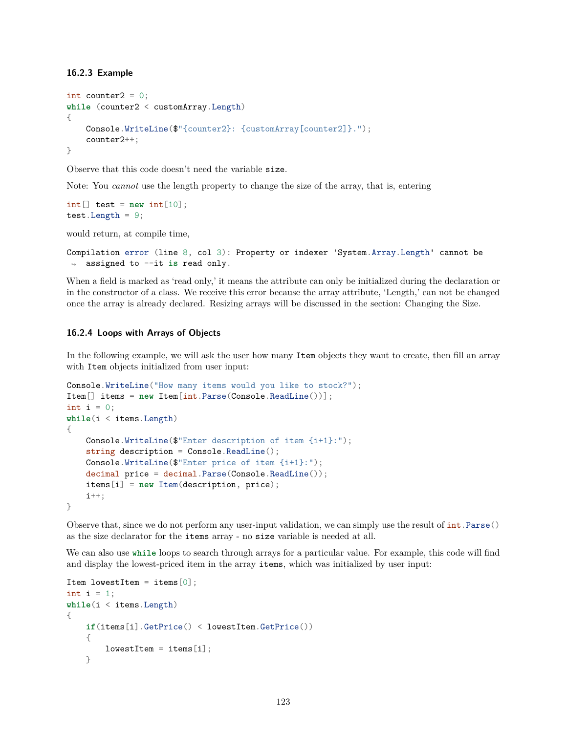### 16.2.3 Example

```
int counter2 = 0;
while (counter2 < customArray.Length)
{
    Console.WriteLine($"{counter2}: {customArray[counter2]}.");
    counter2++;
}
```

Observe that this code doesn't need the variable `size`.

Note: You *cannot* use the length property to change the size of the array, that is, entering

```
int[] test = new int[10];
test.Length = 9;
```

would return, at compile time,

```
Compilation error (line 8, col 3): Property or indexer 'System.Array.Length' cannot be
 ↪  assigned to --it is read only.
```

When a field is marked as 'read only,' it means the attribute can only be initialized during the declaration or in the constructor of a class. We receive this error because the array attribute, 'Length,' can not be changed once the array is already declared. Resizing arrays will be discussed in the section: Changing the Size.

### 16.2.4 Loops with Arrays of Objects

In the following example, we will ask the user how many `Item` objects they want to create, then fill an array with `Item` objects initialized from user input:

```
Console.WriteLine("How many items would you like to stock?");
Item[] items = new Item[int.Parse(Console.ReadLine())];
int i = 0;
while(i < items.Length)
{
    Console.WriteLine($"Enter description of item {i+1}:");
    string description = Console.ReadLine();
    Console.WriteLine($"Enter price of item {i+1}:");
    decimal price = decimal.Parse(Console.ReadLine());
    items[i] = new Item(description, price);
    i++;
}
```

Observe that, since we do not perform any user-input validation, we can simply use the result of `int.Parse()` as the size declarator for the `items` array - no `size` variable is needed at all.

We can also use `while` loops to search through arrays for a particular value. For example, this code will find and display the lowest-priced item in the array `items`, which was initialized by user input:

```
Item lowestItem = items[0];
int i = 1;
while(i < items.Length)
{
    if(items[i].GetPrice() < lowestItem.GetPrice())
    {
        lowestItem = items[i];
    }
```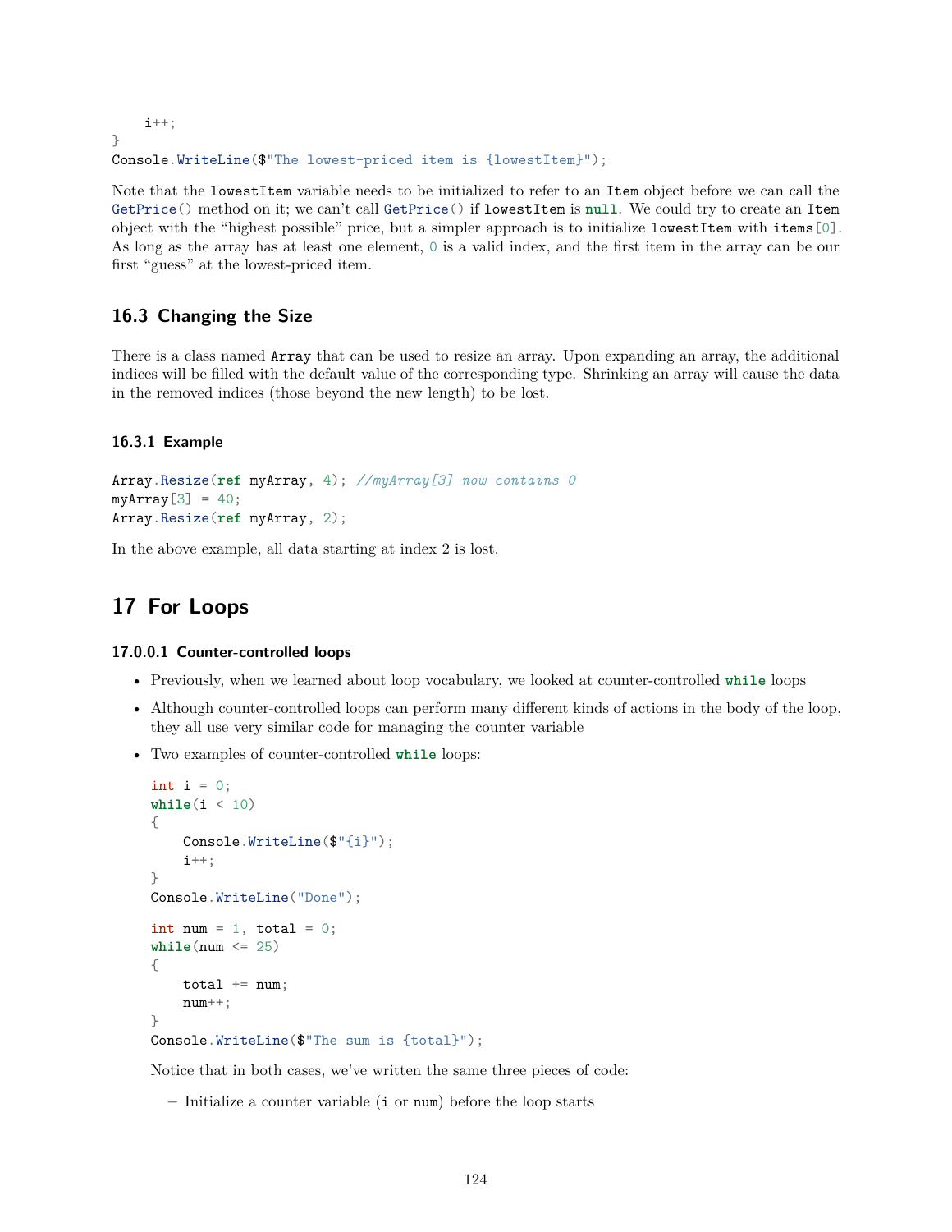```
    i++;
}
Console.WriteLine($"The lowest-priced item is {lowestItem}");
```

Note that the `lowestItem` variable needs to be initialized to refer to an `Item` object before we can call the `GetPrice()` method on it; we can't call `GetPrice()` if `lowestItem` is `null`. We could try to create an `Item` object with the "highest possible" price, but a simpler approach is to initialize `lowestItem` with `items[0]`. As long as the array has at least one element, `0` is a valid index, and the first item in the array can be our first "guess" at the lowest-priced item.

## 16.3 Changing the Size

There is a class named `Array` that can be used to resize an array. Upon expanding an array, the additional indices will be filled with the default value of the corresponding type. Shrinking an array will cause the data in the removed indices (those beyond the new length) to be lost.

### 16.3.1 Example

```
Array.Resize(ref myArray, 4); //myArray[3] now contains 0
myArray[3] = 40;
Array.Resize(ref myArray, 2);
```

In the above example, all data starting at index 2 is lost.

# 17 For Loops

#### 17.0.0.1 Counter-controlled loops

- Previously, when we learned about loop vocabulary, we looked at counter-controlled `while` loops
- Although counter-controlled loops can perform many different kinds of actions in the body of the loop, they all use very similar code for managing the counter variable
- Two examples of counter-controlled `while` loops:

  ```
  int i = 0;
  while(i < 10)
  {
      Console.WriteLine($"{i}");
      i++;
  }
  Console.WriteLine("Done");
  ```

  ```
  int num = 1, total = 0;
  while(num <= 25)
  {
      total += num;
      num++;
  }
  Console.WriteLine($"The sum is {total}");
  ```

  Notice that in both cases, we've written the same three pieces of code:

  - Initialize a counter variable (`i` or `num`) before the loop starts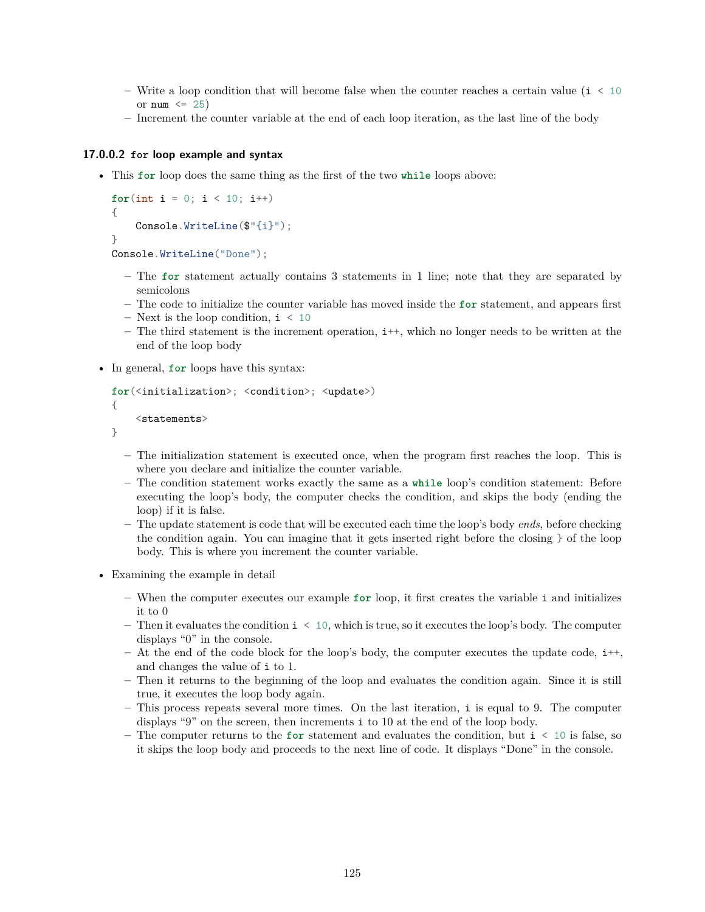- Write a loop condition that will become false when the counter reaches a certain value (`i < 10` or `num <= 25`)
  - Increment the counter variable at the end of each loop iteration, as the last line of the body

#### 17.0.0.2 `for` loop example and syntax

- This `for` loop does the same thing as the first of the two `while` loops above:

```
for(int i = 0; i < 10; i++)
{
    Console.WriteLine($"{i}");
}
Console.WriteLine("Done");
```

  - The `for` statement actually contains 3 statements in 1 line; note that they are separated by semicolons
  - The code to initialize the counter variable has moved inside the `for` statement, and appears first
  - Next is the loop condition, `i < 10`
  - The third statement is the increment operation, `i++`, which no longer needs to be written at the end of the loop body

- In general, `for` loops have this syntax:

```
for(<initialization>; <condition>; <update>)
{
    <statements>
}
```

  - The initialization statement is executed once, when the program first reaches the loop. This is where you declare and initialize the counter variable.
  - The condition statement works exactly the same as a `while` loop's condition statement: Before executing the loop's body, the computer checks the condition, and skips the body (ending the loop) if it is false.
  - The update statement is code that will be executed each time the loop's body *ends*, before checking the condition again. You can imagine that it gets inserted right before the closing `}` of the loop body. This is where you increment the counter variable.

- Examining the example in detail
  - When the computer executes our example `for` loop, it first creates the variable `i` and initializes it to 0
  - Then it evaluates the condition `i < 10`, which is true, so it executes the loop's body. The computer displays "0" in the console.
  - At the end of the code block for the loop's body, the computer executes the update code, `i++`, and changes the value of `i` to 1.
  - Then it returns to the beginning of the loop and evaluates the condition again. Since it is still true, it executes the loop body again.
  - This process repeats several more times. On the last iteration, `i` is equal to 9. The computer displays "9" on the screen, then increments `i` to 10 at the end of the loop body.
  - The computer returns to the `for` statement and evaluates the condition, but `i < 10` is false, so it skips the loop body and proceeds to the next line of code. It displays "Done" in the console.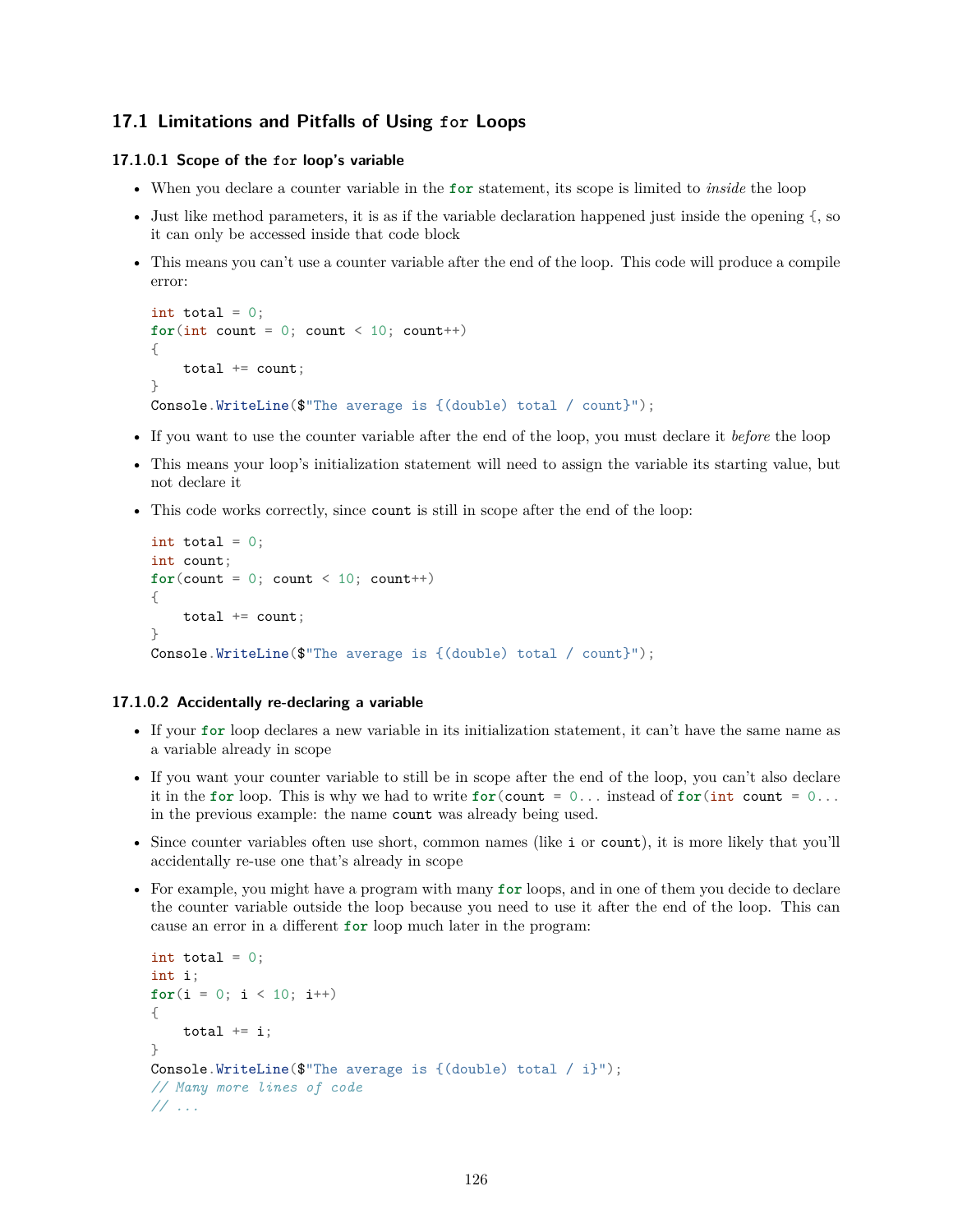## 17.1 Limitations and Pitfalls of Using `for` Loops

#### 17.1.0.1 Scope of the `for` loop's variable

- When you declare a counter variable in the `for` statement, its scope is limited to *inside* the loop
- Just like method parameters, it is as if the variable declaration happened just inside the opening {, so it can only be accessed inside that code block
- This means you can't use a counter variable after the end of the loop. This code will produce a compile error:

```
int total = 0;
for(int count = 0; count < 10; count++)
{
    total += count;
}
Console.WriteLine($"The average is {(double) total / count}");
```

- If you want to use the counter variable after the end of the loop, you must declare it *before* the loop
- This means your loop's initialization statement will need to assign the variable its starting value, but not declare it
- This code works correctly, since `count` is still in scope after the end of the loop:

```
int total = 0;
int count;
for(count = 0; count < 10; count++)
{
    total += count;
}
Console.WriteLine($"The average is {(double) total / count}");
```

#### 17.1.0.2 Accidentally re-declaring a variable

- If your `for` loop declares a new variable in its initialization statement, it can't have the same name as a variable already in scope
- If you want your counter variable to still be in scope after the end of the loop, you can't also declare it in the `for` loop. This is why we had to write `for(count = 0...` instead of `for(int count = 0...` in the previous example: the name `count` was already being used.
- Since counter variables often use short, common names (like `i` or `count`), it is more likely that you'll accidentally re-use one that's already in scope
- For example, you might have a program with many `for` loops, and in one of them you decide to declare the counter variable outside the loop because you need to use it after the end of the loop. This can cause an error in a different `for` loop much later in the program:

```
int total = 0;
int i;
for(i = 0; i < 10; i++)
{
    total += i;
}
Console.WriteLine($"The average is {(double) total / i}");
// Many more lines of code
// ...
```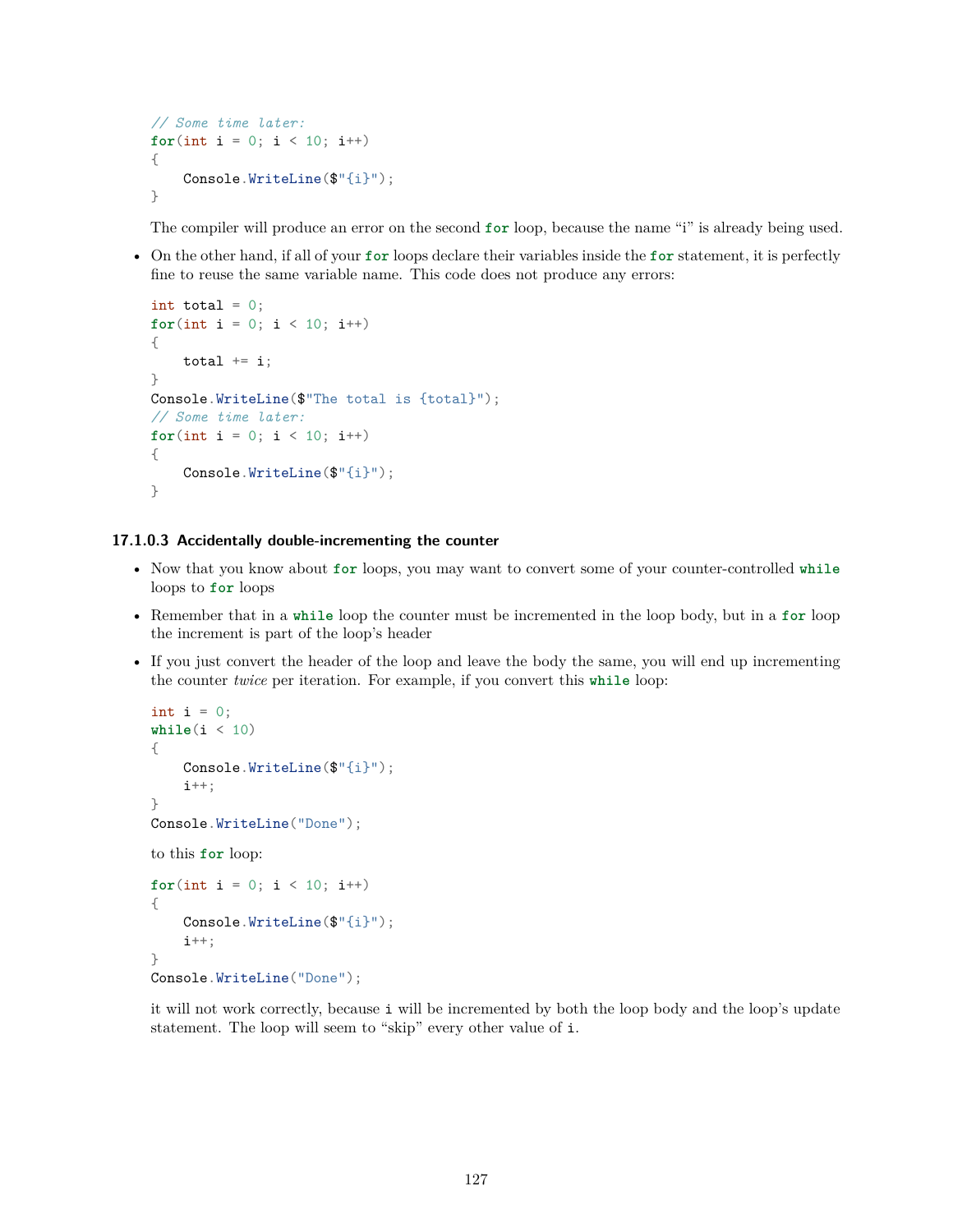```
// Some time later:
for(int i = 0; i < 10; i++)
{
    Console.WriteLine($"{i}");
}
```

The compiler will produce an error on the second `for` loop, because the name "i" is already being used.

- On the other hand, if all of your `for` loops declare their variables inside the `for` statement, it is perfectly fine to reuse the same variable name. This code does not produce any errors:

```
int total = 0;
for(int i = 0; i < 10; i++)
{
    total += i;
}
Console.WriteLine($"The total is {total}");
// Some time later:
for(int i = 0; i < 10; i++)
{
    Console.WriteLine($"{i}");
}
```

#### 17.1.0.3 Accidentally double-incrementing the counter

- Now that you know about `for` loops, you may want to convert some of your counter-controlled `while` loops to `for` loops
- Remember that in a `while` loop the counter must be incremented in the loop body, but in a `for` loop the increment is part of the loop's header
- If you just convert the header of the loop and leave the body the same, you will end up incrementing the counter *twice* per iteration. For example, if you convert this `while` loop:

```
int i = 0;
while(i < 10)
{
    Console.WriteLine($"{i}");
    i++;
}
Console.WriteLine("Done");
```

to this `for` loop:

```
for(int i = 0; i < 10; i++)
{
    Console.WriteLine($"{i}");
    i++;
}
Console.WriteLine("Done");
```

it will not work correctly, because `i` will be incremented by both the loop body and the loop's update statement. The loop will seem to "skip" every other value of `i`.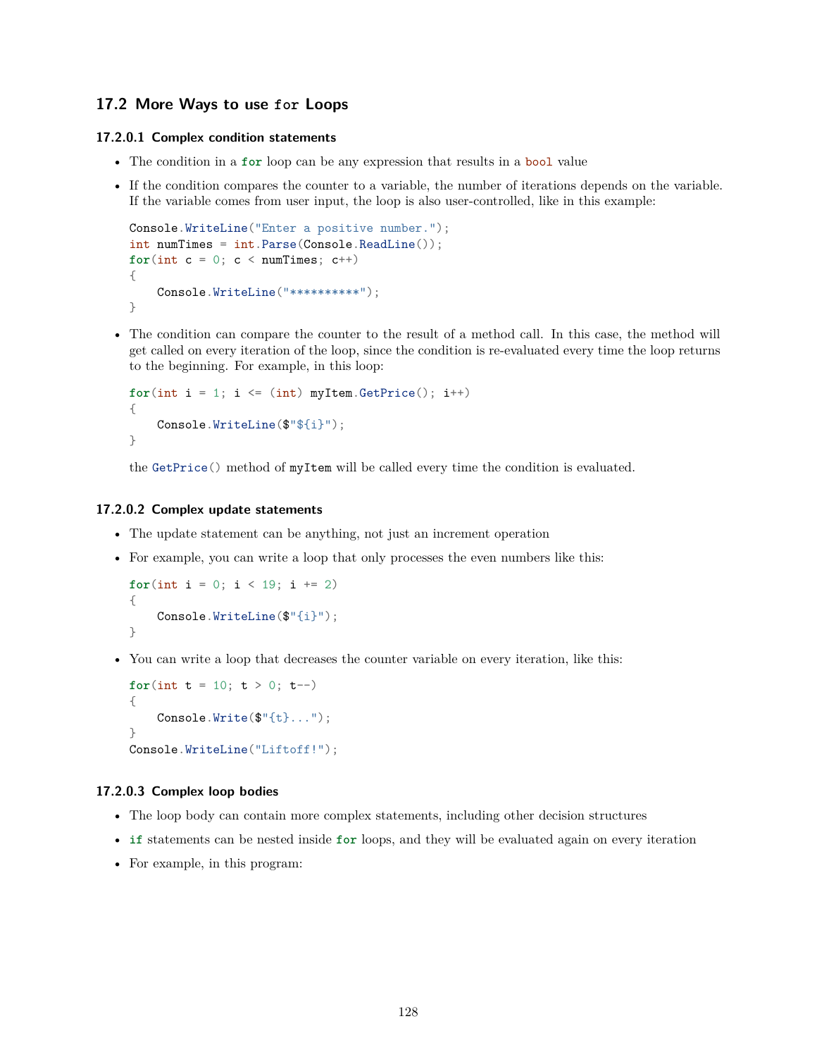## 17.2 More Ways to use `for` Loops

#### 17.2.0.1 Complex condition statements

- The condition in a `for` loop can be any expression that results in a `bool` value
- If the condition compares the counter to a variable, the number of iterations depends on the variable. If the variable comes from user input, the loop is also user-controlled, like in this example:

  ```
  Console.WriteLine("Enter a positive number.");
  int numTimes = int.Parse(Console.ReadLine());
  for(int c = 0; c < numTimes; c++)
  {
      Console.WriteLine("**********");
  }
  ```

- The condition can compare the counter to the result of a method call. In this case, the method will get called on every iteration of the loop, since the condition is re-evaluated every time the loop returns to the beginning. For example, in this loop:

  ```
  for(int i = 1; i <= (int) myItem.GetPrice(); i++)
  {
      Console.WriteLine($"${i}");
  }
  ```

  the `GetPrice()` method of `myItem` will be called every time the condition is evaluated.

#### 17.2.0.2 Complex update statements

- The update statement can be anything, not just an increment operation
- For example, you can write a loop that only processes the even numbers like this:

  ```
  for(int i = 0; i < 19; i += 2)
  {
      Console.WriteLine($"{i}");
  }
  ```

- You can write a loop that decreases the counter variable on every iteration, like this:

  ```
  for(int t = 10; t > 0; t--)
  {
      Console.Write($"{t}...");
  }
  Console.WriteLine("Liftoff!");
  ```

#### 17.2.0.3 Complex loop bodies

- The loop body can contain more complex statements, including other decision structures
- `if` statements can be nested inside `for` loops, and they will be evaluated again on every iteration
- For example, in this program: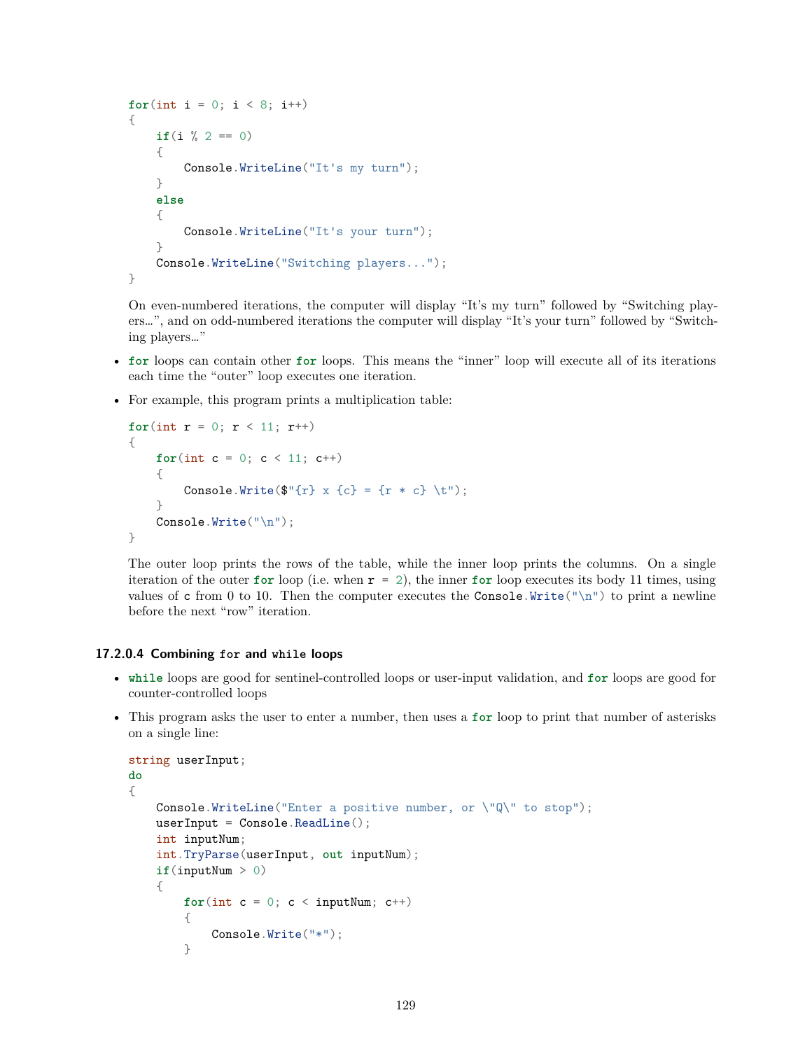```
for(int i = 0; i < 8; i++)
{
    if(i % 2 == 0)
    {
        Console.WriteLine("It's my turn");
    }
    else
    {
        Console.WriteLine("It's your turn");
    }
    Console.WriteLine("Switching players...");
}
```

On even-numbered iterations, the computer will display "It's my turn" followed by "Switching players…", and on odd-numbered iterations the computer will display "It's your turn" followed by "Switching players…"

- `for` loops can contain other `for` loops. This means the "inner" loop will execute all of its iterations each time the "outer" loop executes one iteration.
- For example, this program prints a multiplication table:

```
for(int r = 0; r < 11; r++)
{
    for(int c = 0; c < 11; c++)
    {
        Console.Write($"{r} x {c} = {r * c} \t");
    }
    Console.Write("\n");
}
```

The outer loop prints the rows of the table, while the inner loop prints the columns. On a single iteration of the outer `for` loop (i.e. when `r = 2`), the inner `for` loop executes its body 11 times, using values of `c` from 0 to 10. Then the computer executes the `Console.Write("\n")` to print a newline before the next "row" iteration.

#### 17.2.0.4 Combining `for` and `while` loops

- `while` loops are good for sentinel-controlled loops or user-input validation, and `for` loops are good for counter-controlled loops
- This program asks the user to enter a number, then uses a `for` loop to print that number of asterisks on a single line:

```
string userInput;
do
{
    Console.WriteLine("Enter a positive number, or \"Q\" to stop");
    userInput = Console.ReadLine();
    int inputNum;
    int.TryParse(userInput, out inputNum);
    if(inputNum > 0)
    {
        for(int c = 0; c < inputNum; c++)
        {
            Console.Write("*");
        }
```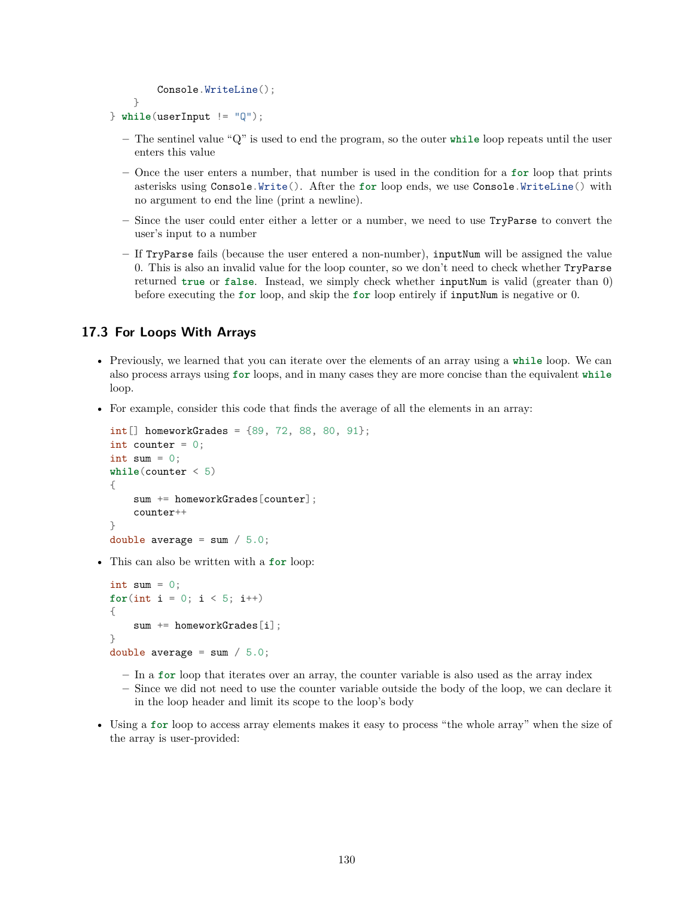```
        Console.WriteLine();
    }
} while(userInput != "Q");
```

  - The sentinel value "Q" is used to end the program, so the outer **while** loop repeats until the user enters this value
  - Once the user enters a number, that number is used in the condition for a **for** loop that prints asterisks using `Console.Write()`. After the **for** loop ends, we use `Console.WriteLine()` with no argument to end the line (print a newline).
  - Since the user could enter either a letter or a number, we need to use `TryParse` to convert the user's input to a number
  - If `TryParse` fails (because the user entered a non-number), `inputNum` will be assigned the value 0. This is also an invalid value for the loop counter, so we don't need to check whether `TryParse` returned **true** or **false**. Instead, we simply check whether `inputNum` is valid (greater than 0) before executing the **for** loop, and skip the **for** loop entirely if `inputNum` is negative or 0.

## 17.3 For Loops With Arrays

- Previously, we learned that you can iterate over the elements of an array using a **while** loop. We can also process arrays using **for** loops, and in many cases they are more concise than the equivalent **while** loop.
- For example, consider this code that finds the average of all the elements in an array:

```
int[] homeworkGrades = {89, 72, 88, 80, 91};
int counter = 0;
int sum = 0;
while(counter < 5)
{
    sum += homeworkGrades[counter];
    counter++
}
double average = sum / 5.0;
```

- This can also be written with a **for** loop:

```
int sum = 0;
for(int i = 0; i < 5; i++)
{
    sum += homeworkGrades[i];
}
double average = sum / 5.0;
```

  - In a **for** loop that iterates over an array, the counter variable is also used as the array index
  - Since we did not need to use the counter variable outside the body of the loop, we can declare it in the loop header and limit its scope to the loop's body

- Using a **for** loop to access array elements makes it easy to process "the whole array" when the size of the array is user-provided: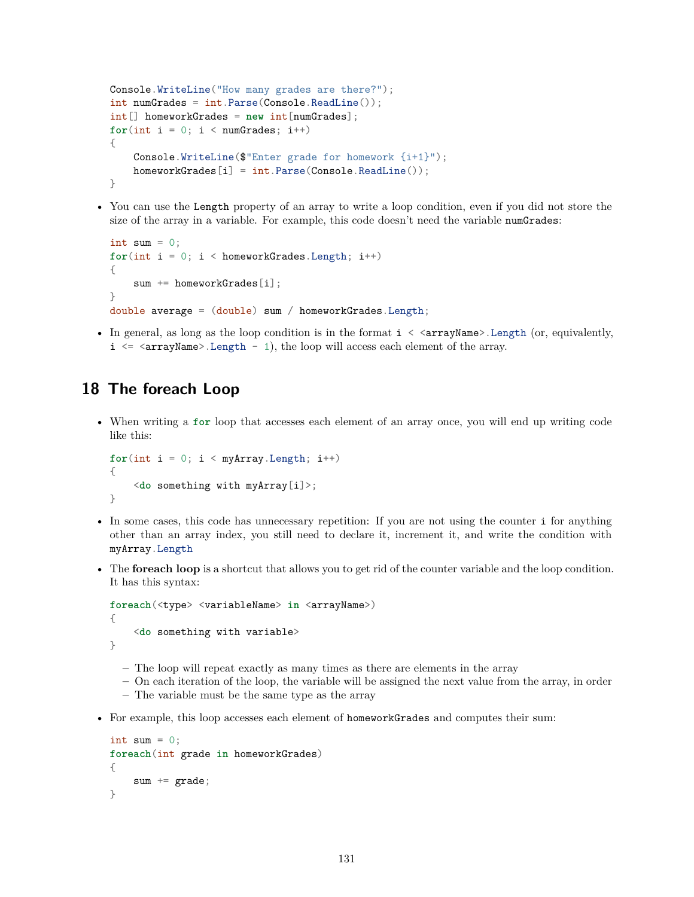```
Console.WriteLine("How many grades are there?");
int numGrades = int.Parse(Console.ReadLine());
int[] homeworkGrades = new int[numGrades];
for(int i = 0; i < numGrades; i++)
{
    Console.WriteLine($"Enter grade for homework {i+1}");
    homeworkGrades[i] = int.Parse(Console.ReadLine());
}
```

- You can use the `Length` property of an array to write a loop condition, even if you did not store the size of the array in a variable. For example, this code doesn't need the variable `numGrades`:

```
int sum = 0;
for(int i = 0; i < homeworkGrades.Length; i++)
{
    sum += homeworkGrades[i];
}
double average = (double) sum / homeworkGrades.Length;
```

- In general, as long as the loop condition is in the format `i < <arrayName>.Length` (or, equivalently, `i <= <arrayName>.Length - 1`), the loop will access each element of the array.

## 18 The foreach Loop

- When writing a `for` loop that accesses each element of an array once, you will end up writing code like this:

```
for(int i = 0; i < myArray.Length; i++)
{
    <do something with myArray[i]>;
}
```

- In some cases, this code has unnecessary repetition: If you are not using the counter `i` for anything other than an array index, you still need to declare it, increment it, and write the condition with `myArray.Length`
- The **foreach loop** is a shortcut that allows you to get rid of the counter variable and the loop condition. It has this syntax:

```
foreach(<type> <variableName> in <arrayName>)
{
    <do something with variable>
}
```

  - The loop will repeat exactly as many times as there are elements in the array
  - On each iteration of the loop, the variable will be assigned the next value from the array, in order
  - The variable must be the same type as the array

- For example, this loop accesses each element of `homeworkGrades` and computes their sum:

```
int sum = 0;
foreach(int grade in homeworkGrades)
{
    sum += grade;
}
```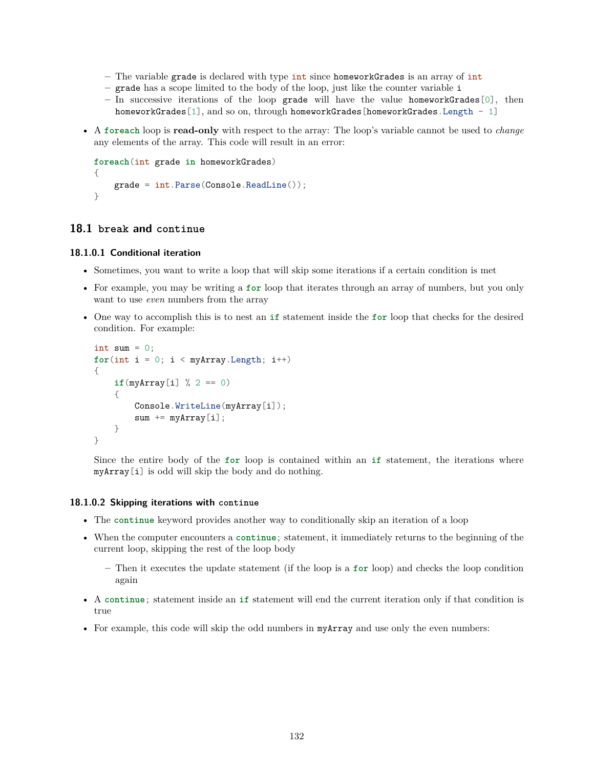- The variable `grade` is declared with type `int` since `homeworkGrades` is an array of `int`
  - `grade` has a scope limited to the body of the loop, just like the counter variable `i`
  - In successive iterations of the loop `grade` will have the value `homeworkGrades[0]`, then `homeworkGrades[1]`, and so on, through `homeworkGrades[homeworkGrades.Length - 1]`

- A `foreach` loop is **read-only** with respect to the array: The loop's variable cannot be used to *change* any elements of the array. This code will result in an error:

```
foreach(int grade in homeworkGrades)
{
    grade = int.Parse(Console.ReadLine());
}
```

## 18.1 `break` and `continue`

#### 18.1.0.1 Conditional iteration

- Sometimes, you want to write a loop that will skip some iterations if a certain condition is met
- For example, you may be writing a `for` loop that iterates through an array of numbers, but you only want to use *even* numbers from the array
- One way to accomplish this is to nest an `if` statement inside the `for` loop that checks for the desired condition. For example:

```
int sum = 0;
for(int i = 0; i < myArray.Length; i++)
{
    if(myArray[i] % 2 == 0)
    {
        Console.WriteLine(myArray[i]);
        sum += myArray[i];
    }
}
```

  Since the entire body of the `for` loop is contained within an `if` statement, the iterations where `myArray[i]` is odd will skip the body and do nothing.

#### 18.1.0.2 Skipping iterations with `continue`

- The `continue` keyword provides another way to conditionally skip an iteration of a loop
- When the computer encounters a `continue;` statement, it immediately returns to the beginning of the current loop, skipping the rest of the loop body
  - Then it executes the update statement (if the loop is a `for` loop) and checks the loop condition again
- A `continue;` statement inside an `if` statement will end the current iteration only if that condition is true
- For example, this code will skip the odd numbers in `myArray` and use only the even numbers: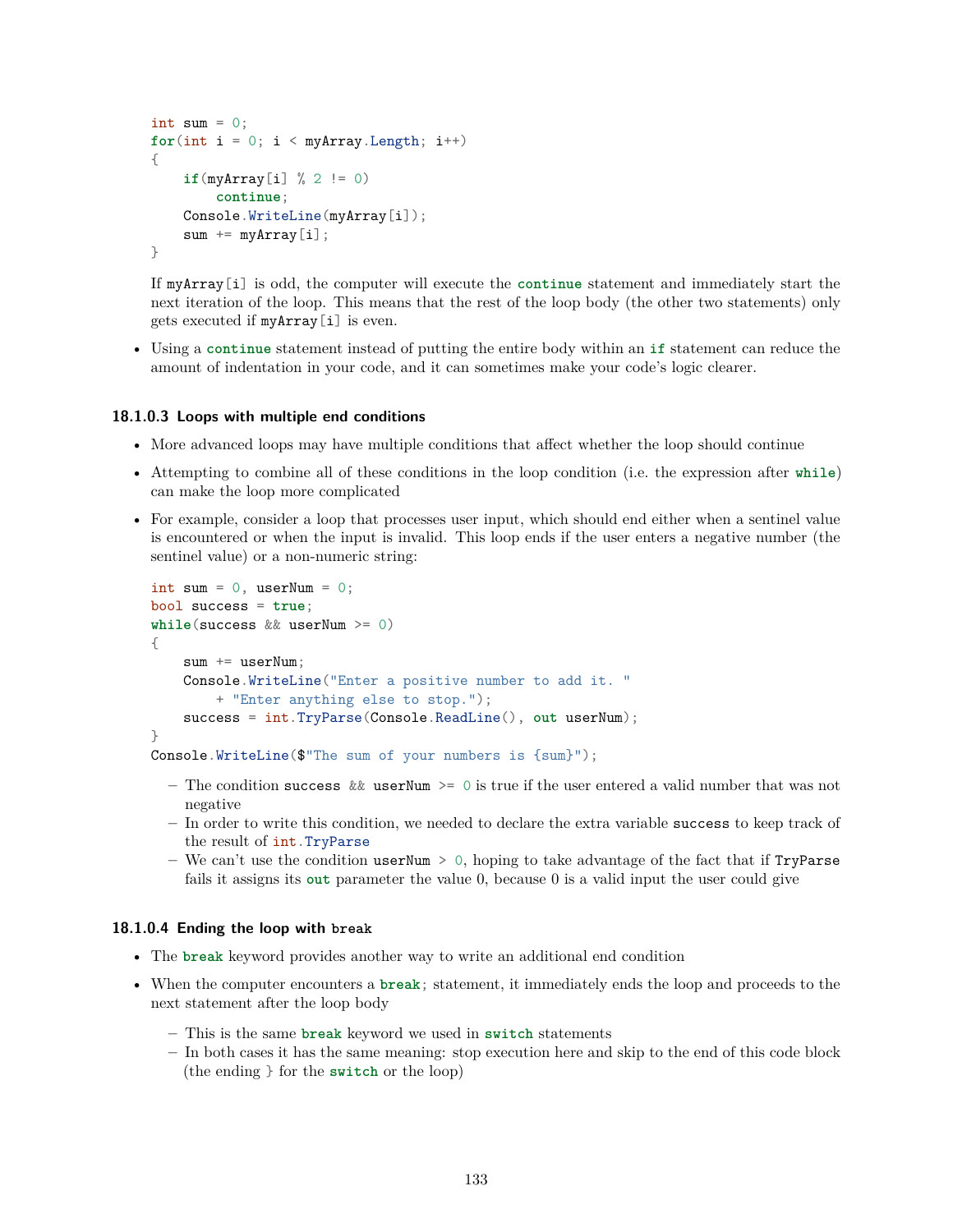```
int sum = 0;
for(int i = 0; i < myArray.Length; i++)
{
    if(myArray[i] % 2 != 0)
        continue;
    Console.WriteLine(myArray[i]);
    sum += myArray[i];
}
```

If `myArray[i]` is odd, the computer will execute the `continue` statement and immediately start the next iteration of the loop. This means that the rest of the loop body (the other two statements) only gets executed if `myArray[i]` is even.

- Using a `continue` statement instead of putting the entire body within an `if` statement can reduce the amount of indentation in your code, and it can sometimes make your code's logic clearer.

#### 18.1.0.3 Loops with multiple end conditions

- More advanced loops may have multiple conditions that affect whether the loop should continue
- Attempting to combine all of these conditions in the loop condition (i.e. the expression after `while`) can make the loop more complicated
- For example, consider a loop that processes user input, which should end either when a sentinel value is encountered or when the input is invalid. This loop ends if the user enters a negative number (the sentinel value) or a non-numeric string:

```
int sum = 0, userNum = 0;
bool success = true;
while(success && userNum >= 0)
{
    sum += userNum;
    Console.WriteLine("Enter a positive number to add it. "
        + "Enter anything else to stop.");
    success = int.TryParse(Console.ReadLine(), out userNum);
}
Console.WriteLine($"The sum of your numbers is {sum}");
```

  - The condition `success && userNum >= 0` is true if the user entered a valid number that was not negative
  - In order to write this condition, we needed to declare the extra variable `success` to keep track of the result of `int.TryParse`
  - We can't use the condition `userNum > 0`, hoping to take advantage of the fact that if `TryParse` fails it assigns its `out` parameter the value 0, because 0 is a valid input the user could give

#### 18.1.0.4 Ending the loop with `break`

- The `break` keyword provides another way to write an additional end condition
- When the computer encounters a `break;` statement, it immediately ends the loop and proceeds to the next statement after the loop body
  - This is the same `break` keyword we used in `switch` statements
  - In both cases it has the same meaning: stop execution here and skip to the end of this code block (the ending } for the `switch` or the loop)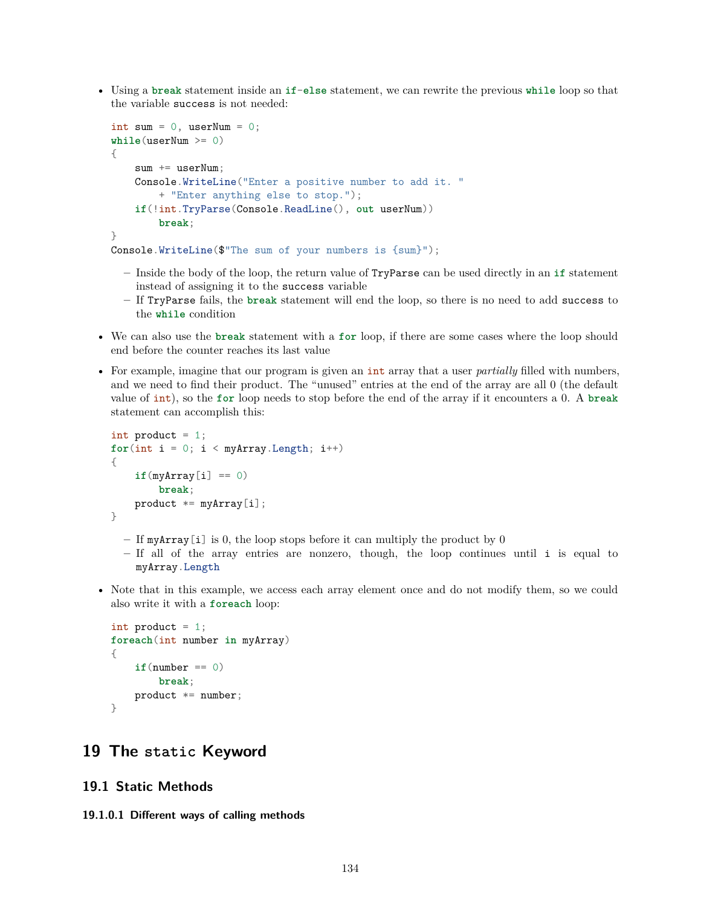- Using a `break` statement inside an `if-else` statement, we can rewrite the previous `while` loop so that the variable `success` is not needed:

```
int sum = 0, userNum = 0;
while(userNum >= 0)
{
    sum += userNum;
    Console.WriteLine("Enter a positive number to add it. "
        + "Enter anything else to stop.");
    if(!int.TryParse(Console.ReadLine(), out userNum))
        break;
}
Console.WriteLine($"The sum of your numbers is {sum}");
```

  - Inside the body of the loop, the return value of `TryParse` can be used directly in an `if` statement instead of assigning it to the `success` variable
  - If `TryParse` fails, the `break` statement will end the loop, so there is no need to add `success` to the `while` condition

- We can also use the `break` statement with a `for` loop, if there are some cases where the loop should end before the counter reaches its last value

- For example, imagine that our program is given an `int` array that a user *partially* filled with numbers, and we need to find their product. The "unused" entries at the end of the array are all 0 (the default value of `int`), so the `for` loop needs to stop before the end of the array if it encounters a 0. A `break` statement can accomplish this:

```
int product = 1;
for(int i = 0; i < myArray.Length; i++)
{
    if(myArray[i] == 0)
        break;
    product *= myArray[i];
}
```

  - If `myArray[i]` is 0, the loop stops before it can multiply the product by 0
  - If all of the array entries are nonzero, though, the loop continues until `i` is equal to `myArray.Length`

- Note that in this example, we access each array element once and do not modify them, so we could also write it with a `foreach` loop:

```
int product = 1;
foreach(int number in myArray)
{
    if(number == 0)
        break;
    product *= number;
}
```

# 19 The `static` Keyword

## 19.1 Static Methods

#### 19.1.0.1 Different ways of calling methods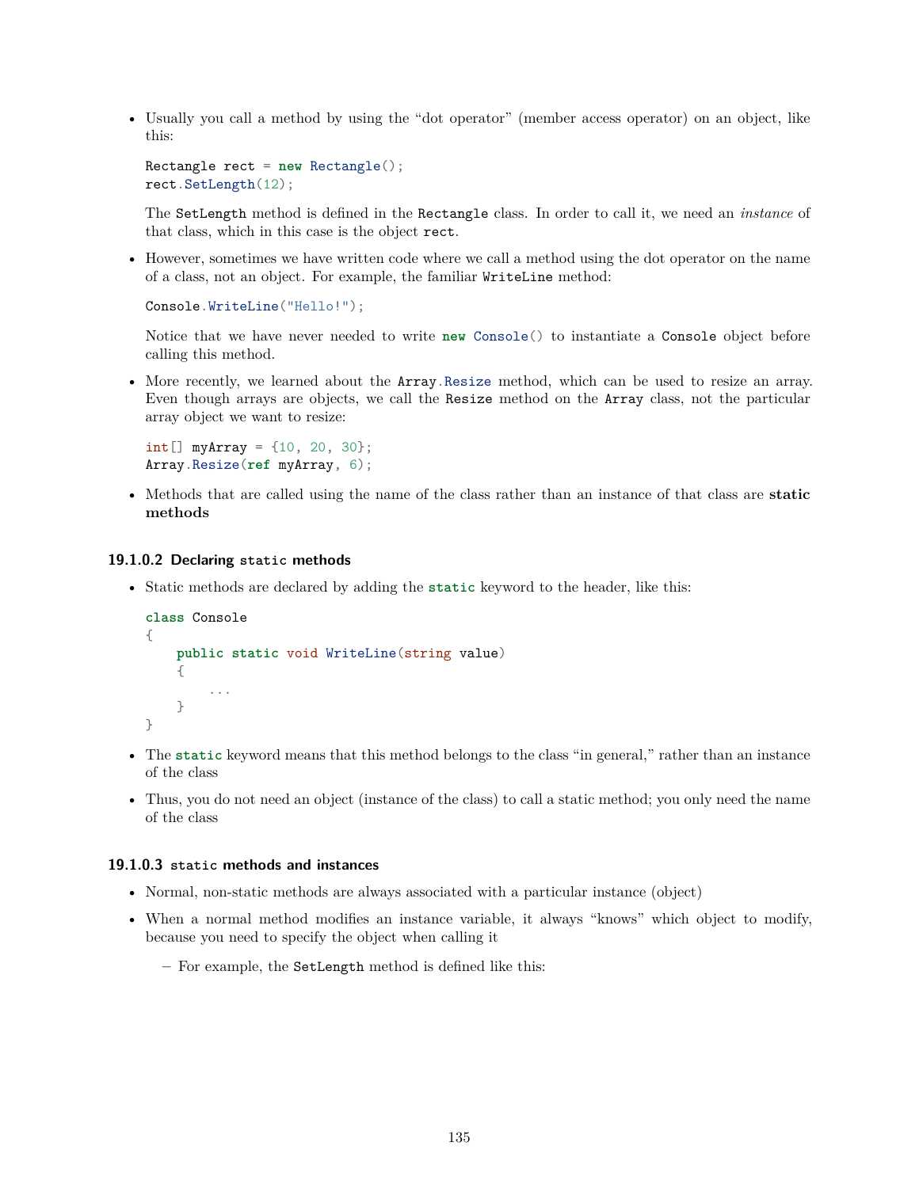- Usually you call a method by using the "dot operator" (member access operator) on an object, like this:

  ```
  Rectangle rect = new Rectangle();
  rect.SetLength(12);
  ```

  The `SetLength` method is defined in the `Rectangle` class. In order to call it, we need an *instance* of that class, which in this case is the object `rect`.

- However, sometimes we have written code where we call a method using the dot operator on the name of a class, not an object. For example, the familiar `WriteLine` method:

  ```
  Console.WriteLine("Hello!");
  ```

  Notice that we have never needed to write `new Console()` to instantiate a `Console` object before calling this method.

- More recently, we learned about the `Array.Resize` method, which can be used to resize an array. Even though arrays are objects, we call the `Resize` method on the `Array` class, not the particular array object we want to resize:

  ```
  int[] myArray = {10, 20, 30};
  Array.Resize(ref myArray, 6);
  ```

- Methods that are called using the name of the class rather than an instance of that class are **static methods**

#### 19.1.0.2 Declaring `static` methods

- Static methods are declared by adding the `static` keyword to the header, like this:

  ```
  class Console
  {
      public static void WriteLine(string value)
      {
          ...
      }
  }
  ```

- The `static` keyword means that this method belongs to the class "in general," rather than an instance of the class
- Thus, you do not need an object (instance of the class) to call a static method; you only need the name of the class

#### 19.1.0.3 `static` methods and instances

- Normal, non-static methods are always associated with a particular instance (object)
- When a normal method modifies an instance variable, it always "knows" which object to modify, because you need to specify the object when calling it
  - For example, the `SetLength` method is defined like this: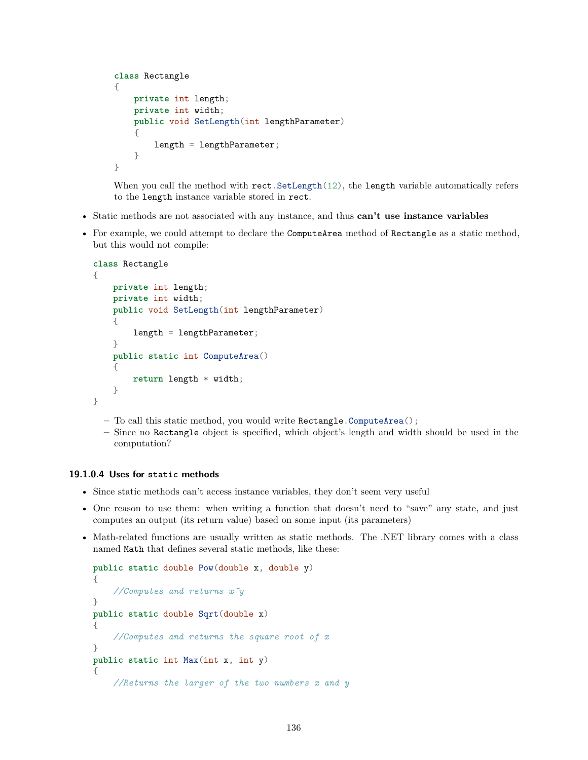```
class Rectangle
{
    private int length;
    private int width;
    public void SetLength(int lengthParameter)
    {
        length = lengthParameter;
    }
}
```

When you call the method with `rect.SetLength(12)`, the `length` variable automatically refers to the `length` instance variable stored in `rect`.

- Static methods are not associated with any instance, and thus **can't use instance variables**
- For example, we could attempt to declare the `ComputeArea` method of `Rectangle` as a static method, but this would not compile:

```
class Rectangle
{
    private int length;
    private int width;
    public void SetLength(int lengthParameter)
    {
        length = lengthParameter;
    }
    public static int ComputeArea()
    {
        return length * width;
    }
}
```

  - To call this static method, you would write `Rectangle.ComputeArea();`
  - Since no `Rectangle` object is specified, which object's length and width should be used in the computation?

#### 19.1.0.4 Uses for `static` methods

- Since static methods can't access instance variables, they don't seem very useful
- One reason to use them: when writing a function that doesn't need to "save" any state, and just computes an output (its return value) based on some input (its parameters)
- Math-related functions are usually written as static methods. The .NET library comes with a class named `Math` that defines several static methods, like these:

```
public static double Pow(double x, double y)
{
    //Computes and returns x^y
}
public static double Sqrt(double x)
{
    //Computes and returns the square root of x
}
public static int Max(int x, int y)
{
    //Returns the larger of the two numbers x and y
```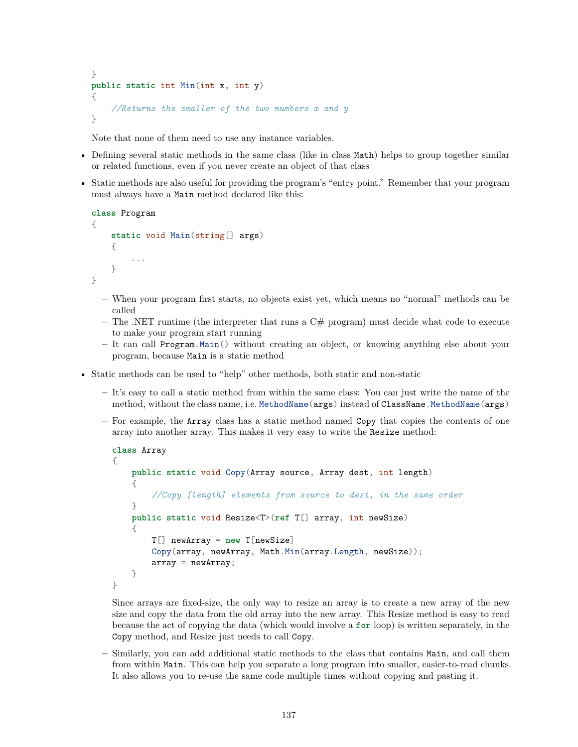```
}
public static int Min(int x, int y)
{
    //Returns the smaller of the two numbers x and y
}
```

Note that none of them need to use any instance variables.

- Defining several static methods in the same class (like in class `Math`) helps to group together similar or related functions, even if you never create an object of that class
- Static methods are also useful for providing the program's "entry point." Remember that your program must always have a `Main` method declared like this:

  ```
  class Program
  {
      static void Main(string[] args)
      {
          ...
      }
  }
  ```

  - When your program first starts, no objects exist yet, which means no "normal" methods can be called
  - The .NET runtime (the interpreter that runs a C# program) must decide what code to execute to make your program start running
  - It can call `Program.Main()` without creating an object, or knowing anything else about your program, because `Main` is a static method

- Static methods can be used to "help" other methods, both static and non-static
  - It's easy to call a static method from within the same class: You can just write the name of the method, without the class name, i.e. `MethodName(args)` instead of `ClassName.MethodName(args)`
  - For example, the `Array` class has a static method named `Copy` that copies the contents of one array into another array. This makes it very easy to write the `Resize` method:

    ```
    class Array
    {
        public static void Copy(Array source, Array dest, int length)
        {
            //Copy [length] elements from source to dest, in the same order
        }
        public static void Resize<T>(ref T[] array, int newSize)
        {
            T[] newArray = new T[newSize]
            Copy(array, newArray, Math.Min(array.Length, newSize));
            array = newArray;
        }
    }
    ```

    Since arrays are fixed-size, the only way to resize an array is to create a new array of the new size and copy the data from the old array into the new array. This Resize method is easy to read because the act of copying the data (which would involve a `for` loop) is written separately, in the `Copy` method, and Resize just needs to call `Copy`.

  - Similarly, you can add additional static methods to the class that contains `Main`, and call them from within `Main`. This can help you separate a long program into smaller, easier-to-read chunks. It also allows you to re-use the same code multiple times without copying and pasting it.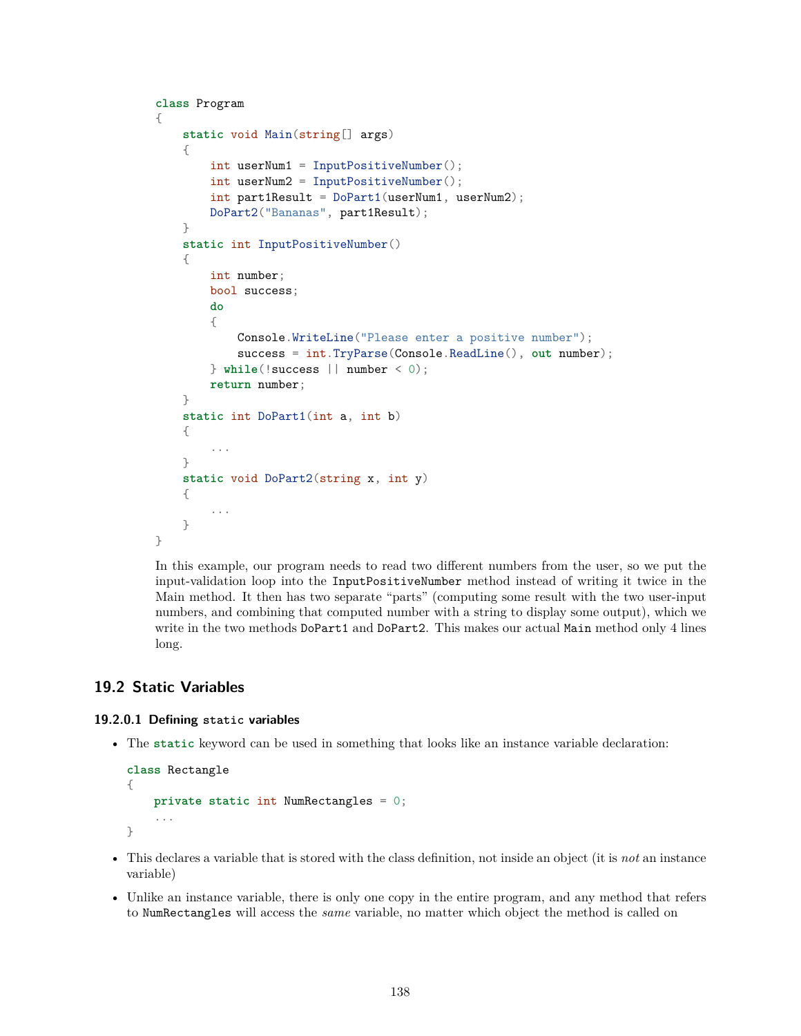```
class Program
{
    static void Main(string[] args)
    {
        int userNum1 = InputPositiveNumber();
        int userNum2 = InputPositiveNumber();
        int part1Result = DoPart1(userNum1, userNum2);
        DoPart2("Bananas", part1Result);
    }
    static int InputPositiveNumber()
    {
        int number;
        bool success;
        do
        {
            Console.WriteLine("Please enter a positive number");
            success = int.TryParse(Console.ReadLine(), out number);
        } while(!success || number < 0);
        return number;
    }
    static int DoPart1(int a, int b)
    {
        ...
    }
    static void DoPart2(string x, int y)
    {
        ...
    }
}
```

In this example, our program needs to read two different numbers from the user, so we put the input-validation loop into the `InputPositiveNumber` method instead of writing it twice in the Main method. It then has two separate "parts" (computing some result with the two user-input numbers, and combining that computed number with a string to display some output), which we write in the two methods `DoPart1` and `DoPart2`. This makes our actual `Main` method only 4 lines long.

## 19.2 Static Variables

#### 19.2.0.1 Defining `static` variables

- The `static` keyword can be used in something that looks like an instance variable declaration:

```
class Rectangle
{
    private static int NumRectangles = 0;
    ...
}
```

- This declares a variable that is stored with the class definition, not inside an object (it is *not* an instance variable)
- Unlike an instance variable, there is only one copy in the entire program, and any method that refers to `NumRectangles` will access the *same* variable, no matter which object the method is called on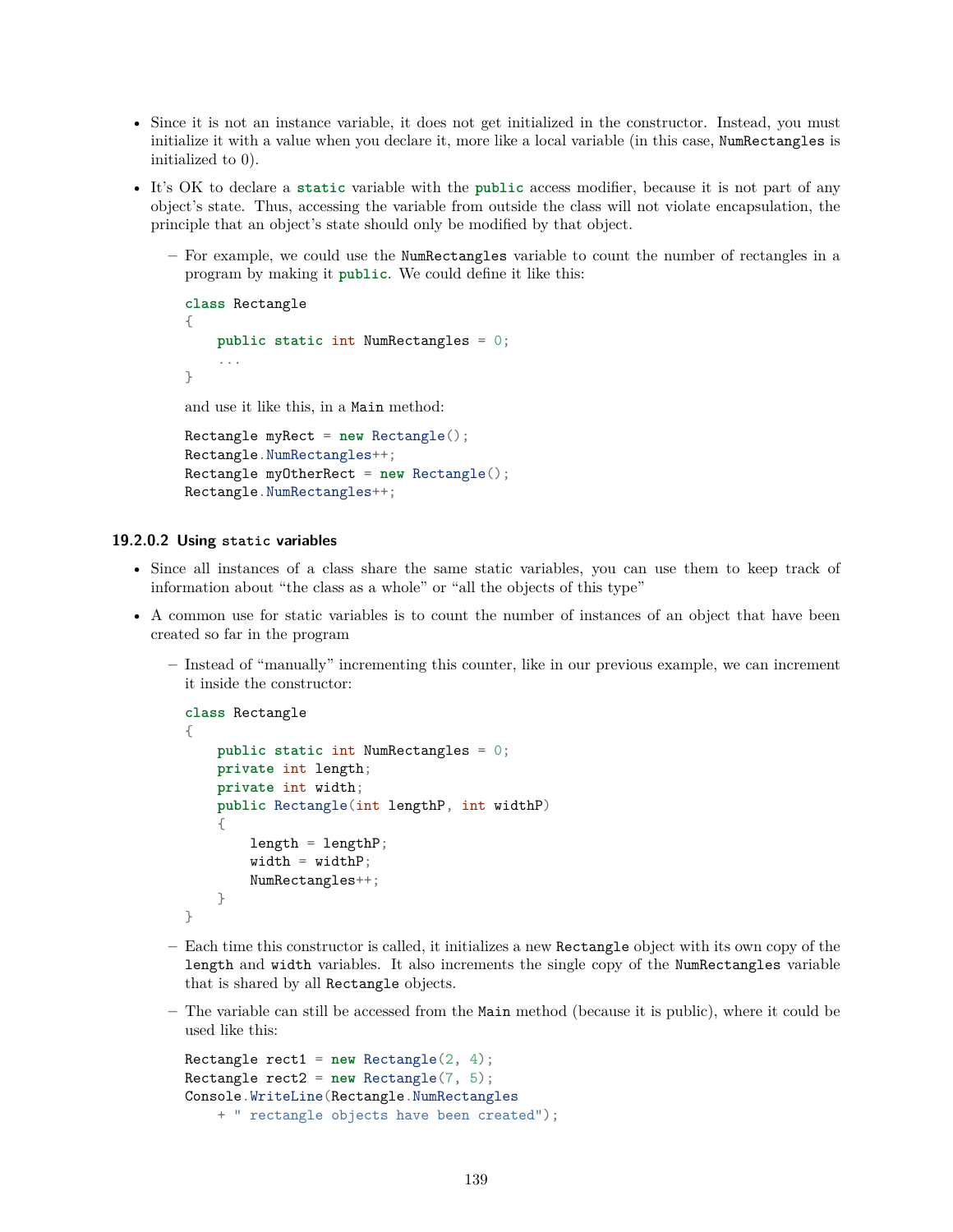- Since it is not an instance variable, it does not get initialized in the constructor. Instead, you must initialize it with a value when you declare it, more like a local variable (in this case, `NumRectangles` is initialized to 0).
- It's OK to declare a **static** variable with the **public** access modifier, because it is not part of any object's state. Thus, accessing the variable from outside the class will not violate encapsulation, the principle that an object's state should only be modified by that object.
  - For example, we could use the `NumRectangles` variable to count the number of rectangles in a program by making it **public**. We could define it like this:

    ```
    class Rectangle
    {
        public static int NumRectangles = 0;
        ...
    }
    ```

    and use it like this, in a `Main` method:

    ```
    Rectangle myRect = new Rectangle();
    Rectangle.NumRectangles++;
    Rectangle myOtherRect = new Rectangle();
    Rectangle.NumRectangles++;
    ```

#### 19.2.0.2 Using `static` variables

- Since all instances of a class share the same static variables, you can use them to keep track of information about "the class as a whole" or "all the objects of this type"
- A common use for static variables is to count the number of instances of an object that have been created so far in the program
  - Instead of "manually" incrementing this counter, like in our previous example, we can increment it inside the constructor:

    ```
    class Rectangle
    {
        public static int NumRectangles = 0;
        private int length;
        private int width;
        public Rectangle(int lengthP, int widthP)
        {
            length = lengthP;
            width = widthP;
            NumRectangles++;
        }
    }
    ```

  - Each time this constructor is called, it initializes a new `Rectangle` object with its own copy of the `length` and `width` variables. It also increments the single copy of the `NumRectangles` variable that is shared by all `Rectangle` objects.
  - The variable can still be accessed from the `Main` method (because it is public), where it could be used like this:

    ```
    Rectangle rect1 = new Rectangle(2, 4);
    Rectangle rect2 = new Rectangle(7, 5);
    Console.WriteLine(Rectangle.NumRectangles
        + " rectangle objects have been created");
    ```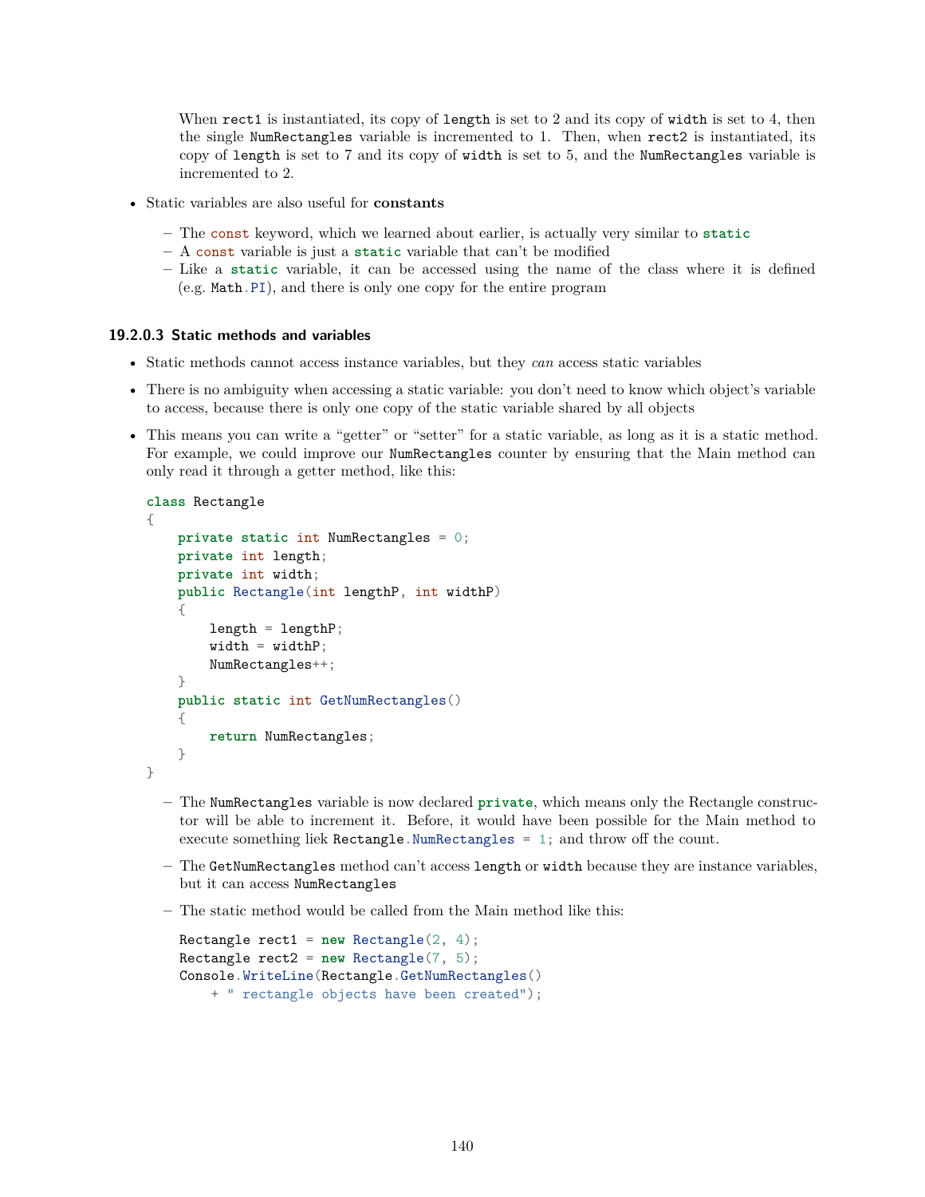When `rect1` is instantiated, its copy of `length` is set to 2 and its copy of `width` is set to 4, then the single `NumRectangles` variable is incremented to 1. Then, when `rect2` is instantiated, its copy of `length` is set to 7 and its copy of `width` is set to 5, and the `NumRectangles` variable is incremented to 2.

- Static variables are also useful for **constants**
  - The `const` keyword, which we learned about earlier, is actually very similar to `static`
  - A `const` variable is just a `static` variable that can't be modified
  - Like a `static` variable, it can be accessed using the name of the class where it is defined (e.g. `Math.PI`), and there is only one copy for the entire program

#### 19.2.0.3 Static methods and variables

- Static methods cannot access instance variables, but they *can* access static variables
- There is no ambiguity when accessing a static variable: you don't need to know which object's variable to access, because there is only one copy of the static variable shared by all objects
- This means you can write a "getter" or "setter" for a static variable, as long as it is a static method. For example, we could improve our `NumRectangles` counter by ensuring that the Main method can only read it through a getter method, like this:

```
class Rectangle
{
    private static int NumRectangles = 0;
    private int length;
    private int width;
    public Rectangle(int lengthP, int widthP)
    {
        length = lengthP;
        width = widthP;
        NumRectangles++;
    }
    public static int GetNumRectangles()
    {
        return NumRectangles;
    }
}
```

  - The `NumRectangles` variable is now declared `private`, which means only the Rectangle constructor will be able to increment it. Before, it would have been possible for the Main method to execute something liek `Rectangle.NumRectangles = 1;` and throw off the count.
  - The `GetNumRectangles` method can't access `length` or `width` because they are instance variables, but it can access `NumRectangles`
  - The static method would be called from the Main method like this:

```
Rectangle rect1 = new Rectangle(2, 4);
Rectangle rect2 = new Rectangle(7, 5);
Console.WriteLine(Rectangle.GetNumRectangles()
    + " rectangle objects have been created");
```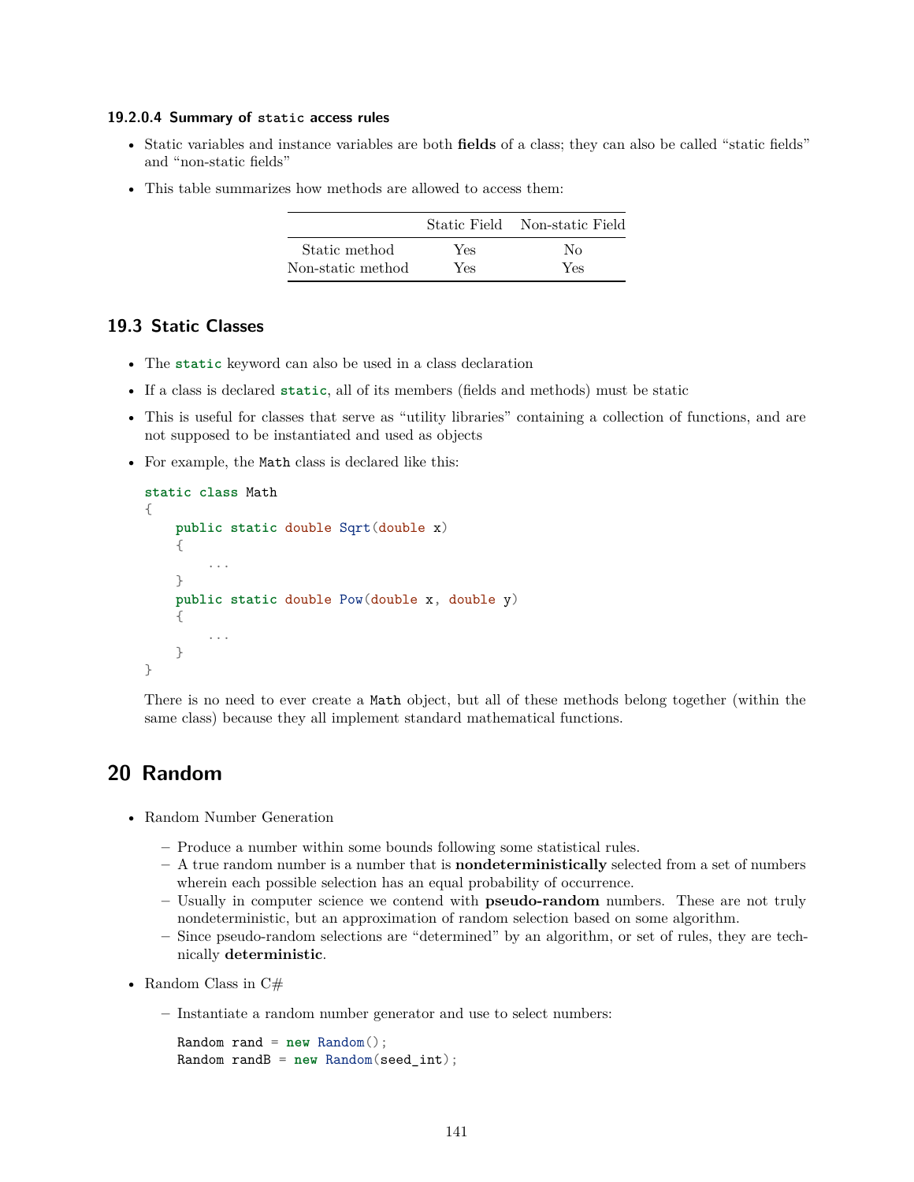#### 19.2.0.4 Summary of `static` access rules

- Static variables and instance variables are both **fields** of a class; they can also be called "static fields" and "non-static fields"
- This table summarizes how methods are allowed to access them:

| | Static Field | Non-static Field |
|---|---|---|
| Static method | Yes | No |
| Non-static method | Yes | Yes |

## 19.3 Static Classes

- The `static` keyword can also be used in a class declaration
- If a class is declared `static`, all of its members (fields and methods) must be static
- This is useful for classes that serve as "utility libraries" containing a collection of functions, and are not supposed to be instantiated and used as objects
- For example, the `Math` class is declared like this:

```
static class Math
{
    public static double Sqrt(double x)
    {
        ...
    }
    public static double Pow(double x, double y)
    {
        ...
    }
}
```

There is no need to ever create a `Math` object, but all of these methods belong together (within the same class) because they all implement standard mathematical functions.

# 20 Random

- Random Number Generation
  - Produce a number within some bounds following some statistical rules.
  - A true random number is a number that is **nondeterministically** selected from a set of numbers wherein each possible selection has an equal probability of occurrence.
  - Usually in computer science we contend with **pseudo-random** numbers. These are not truly nondeterministic, but an approximation of random selection based on some algorithm.
  - Since pseudo-random selections are "determined" by an algorithm, or set of rules, they are technically **deterministic**.
- Random Class in C#
  - Instantiate a random number generator and use to select numbers:

```
Random rand = new Random();
Random randB = new Random(seed_int);
```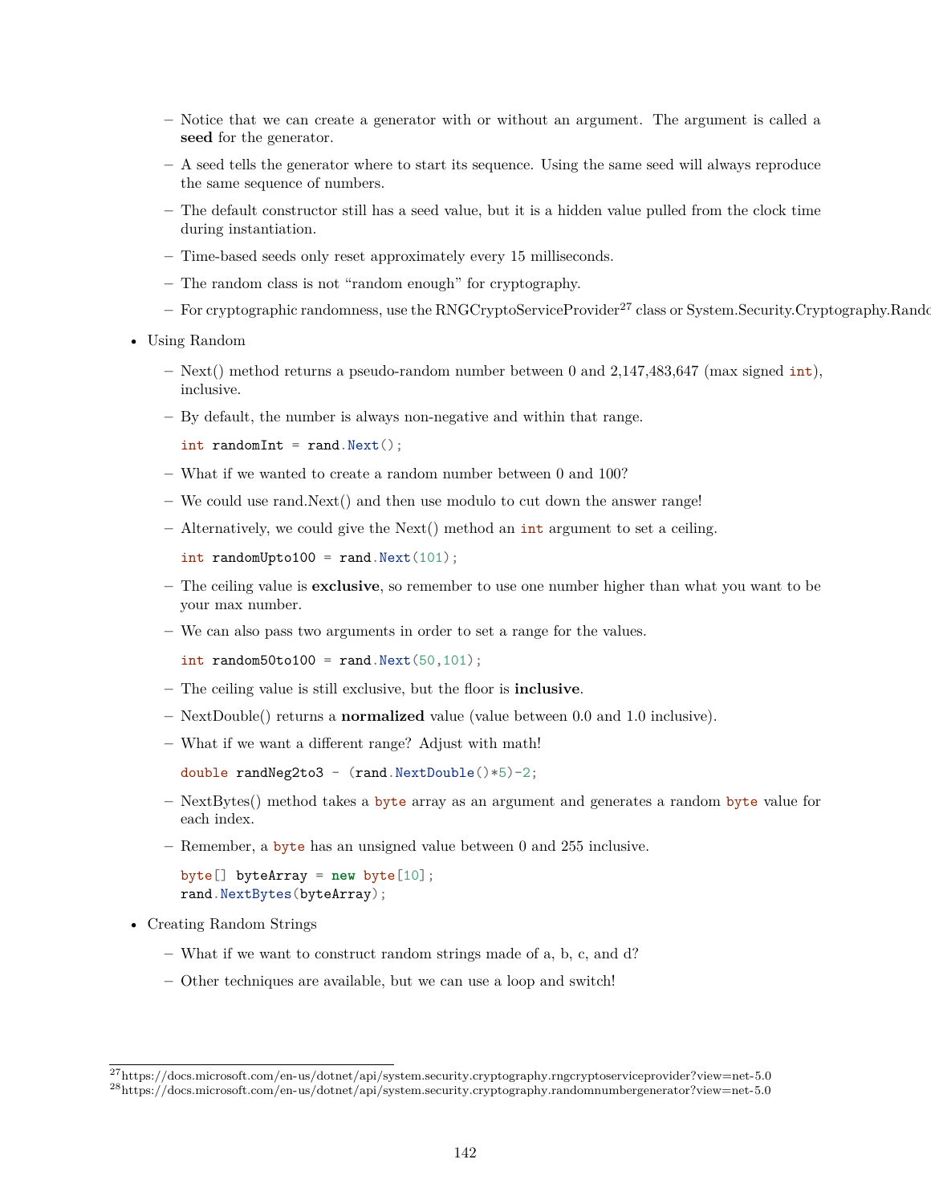- Notice that we can create a generator with or without an argument. The argument is called a **seed** for the generator.
  - A seed tells the generator where to start its sequence. Using the same seed will always reproduce the same sequence of numbers.
  - The default constructor still has a seed value, but it is a hidden value pulled from the clock time during instantiation.
  - Time-based seeds only reset approximately every 15 milliseconds.
  - The random class is not "random enough" for cryptography.
  - For cryptographic randomness, use the RNGCryptoServiceProvider[27] class or System.Security.Cryptography.Rando

- Using Random
  - Next() method returns a pseudo-random number between 0 and 2,147,483,647 (max signed int), inclusive.
  - By default, the number is always non-negative and within that range.

    ```
    int randomInt = rand.Next();
    ```

  - What if we wanted to create a random number between 0 and 100?
  - We could use rand.Next() and then use modulo to cut down the answer range!
  - Alternatively, we could give the Next() method an int argument to set a ceiling.

    ```
    int randomUpto100 = rand.Next(101);
    ```

  - The ceiling value is **exclusive**, so remember to use one number higher than what you want to be your max number.
  - We can also pass two arguments in order to set a range for the values.

    ```
    int random50to100 = rand.Next(50,101);
    ```

  - The ceiling value is still exclusive, but the floor is **inclusive**.
  - NextDouble() returns a **normalized** value (value between 0.0 and 1.0 inclusive).
  - What if we want a different range? Adjust with math!

    ```
    double randNeg2to3 - (rand.NextDouble()*5)-2;
    ```

  - NextBytes() method takes a byte array as an argument and generates a random byte value for each index.
  - Remember, a byte has an unsigned value between 0 and 255 inclusive.

    ```
    byte[] byteArray = new byte[10];
    rand.NextBytes(byteArray);
    ```

- Creating Random Strings
  - What if we want to construct random strings made of a, b, c, and d?
  - Other techniques are available, but we can use a loop and switch!

---

[27] https://docs.microsoft.com/en-us/dotnet/api/system.security.cryptography.rngcryptoserviceprovider?view=net-5.0

[28] https://docs.microsoft.com/en-us/dotnet/api/system.security.cryptography.randomnumbergenerator?view=net-5.0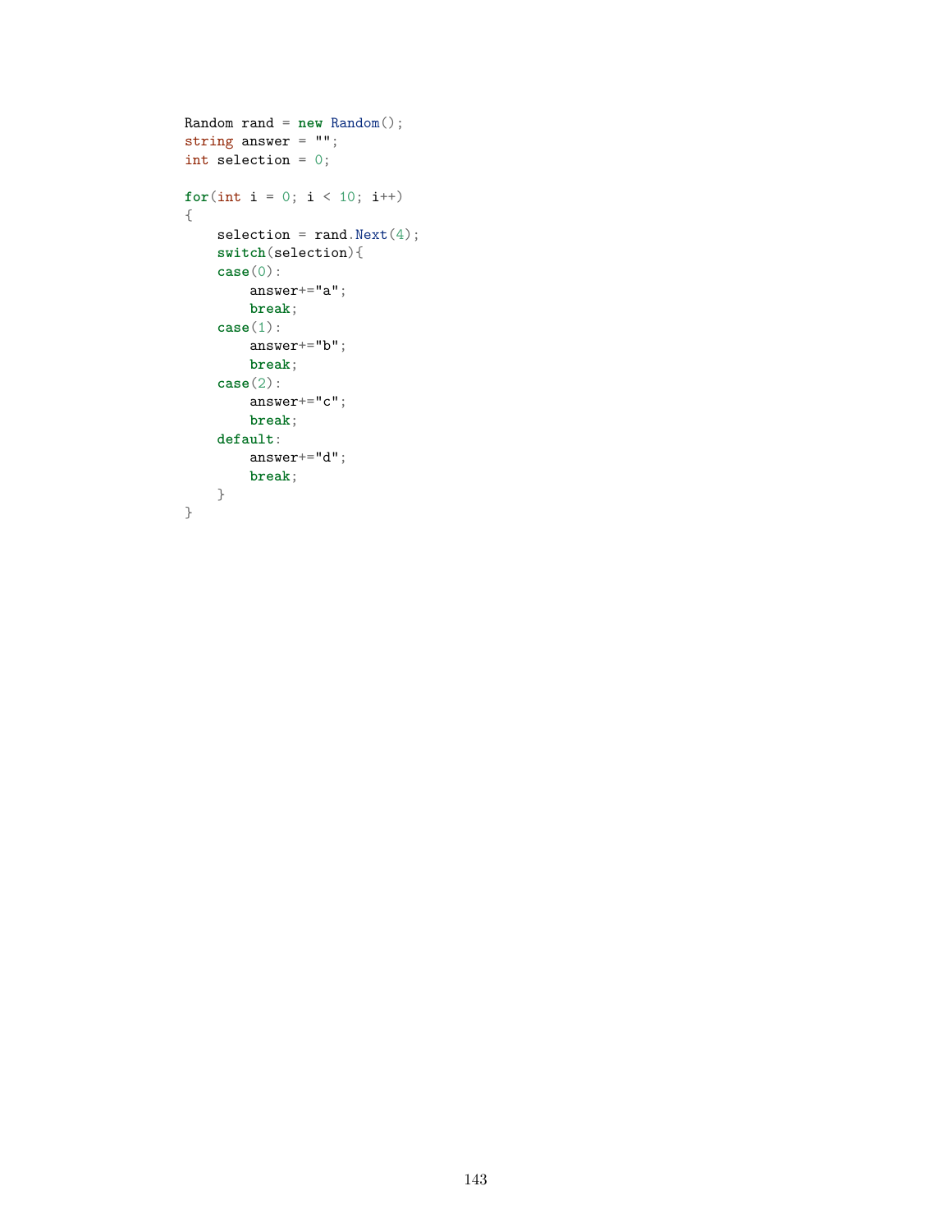```
Random rand = new Random();
string answer = "";
int selection = 0;

for(int i = 0; i < 10; i++)
{
    selection = rand.Next(4);
    switch(selection){
    case(0):
        answer+="a";
        break;
    case(1):
        answer+="b";
        break;
    case(2):
        answer+="c";
        break;
    default:
        answer+="d";
        break;
    }
}
```